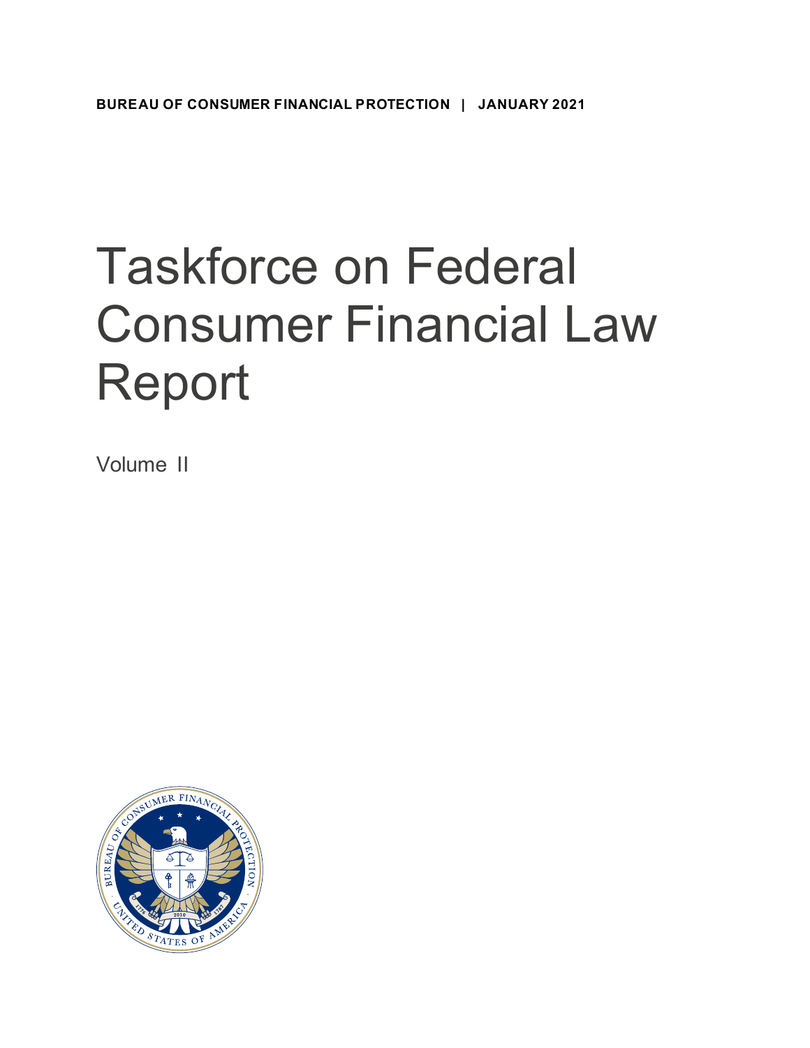**BUREAU OF CONSUMER FINANCIAL PROTECTION | JANUARY 2021**

# Taskforce on Federal Consumer Financial Law Report

Volume II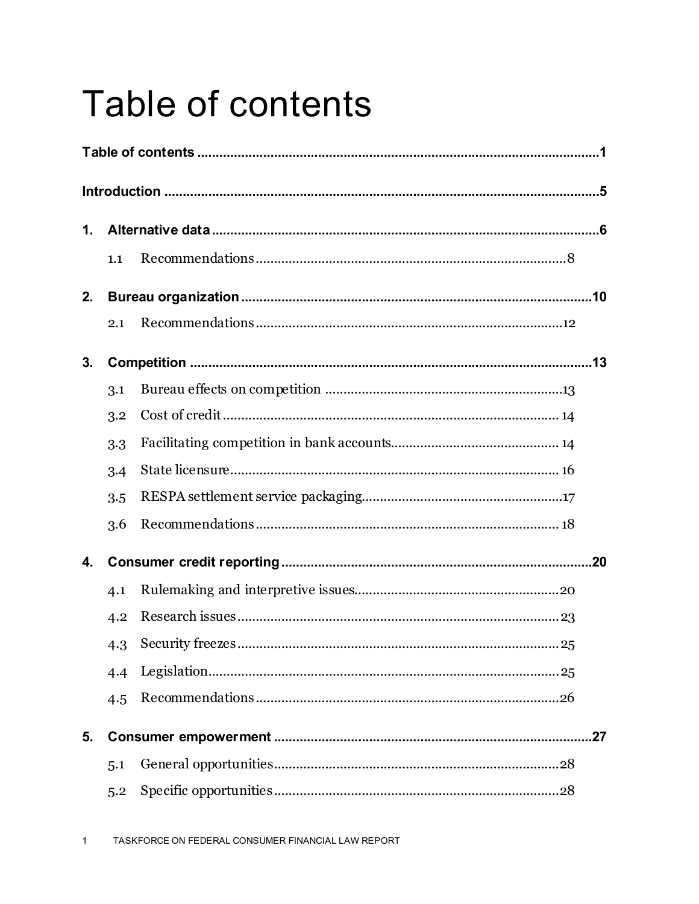# Table of contents

**Table of contents** ..... **1**

**Introduction** ..... **5**

**1. Alternative data** ..... **6**

- 1.1 Recommendations ..... 8

**2. Bureau organization** ..... **10**

- 2.1 Recommendations ..... 12

**3. Competition** ..... **13**

- 3.1 Bureau effects on competition ..... 13
- 3.2 Cost of credit ..... 14
- 3.3 Facilitating competition in bank accounts ..... 14
- 3.4 State licensure ..... 16
- 3.5 RESPA settlement service packaging ..... 17
- 3.6 Recommendations ..... 18

**4. Consumer credit reporting** ..... **20**

- 4.1 Rulemaking and interpretive issues ..... 20
- 4.2 Research issues ..... 23
- 4.3 Security freezes ..... 25
- 4.4 Legislation ..... 25
- 4.5 Recommendations ..... 26

**5. Consumer empowerment** ..... **27**

- 5.1 General opportunities ..... 28
- 5.2 Specific opportunities ..... 28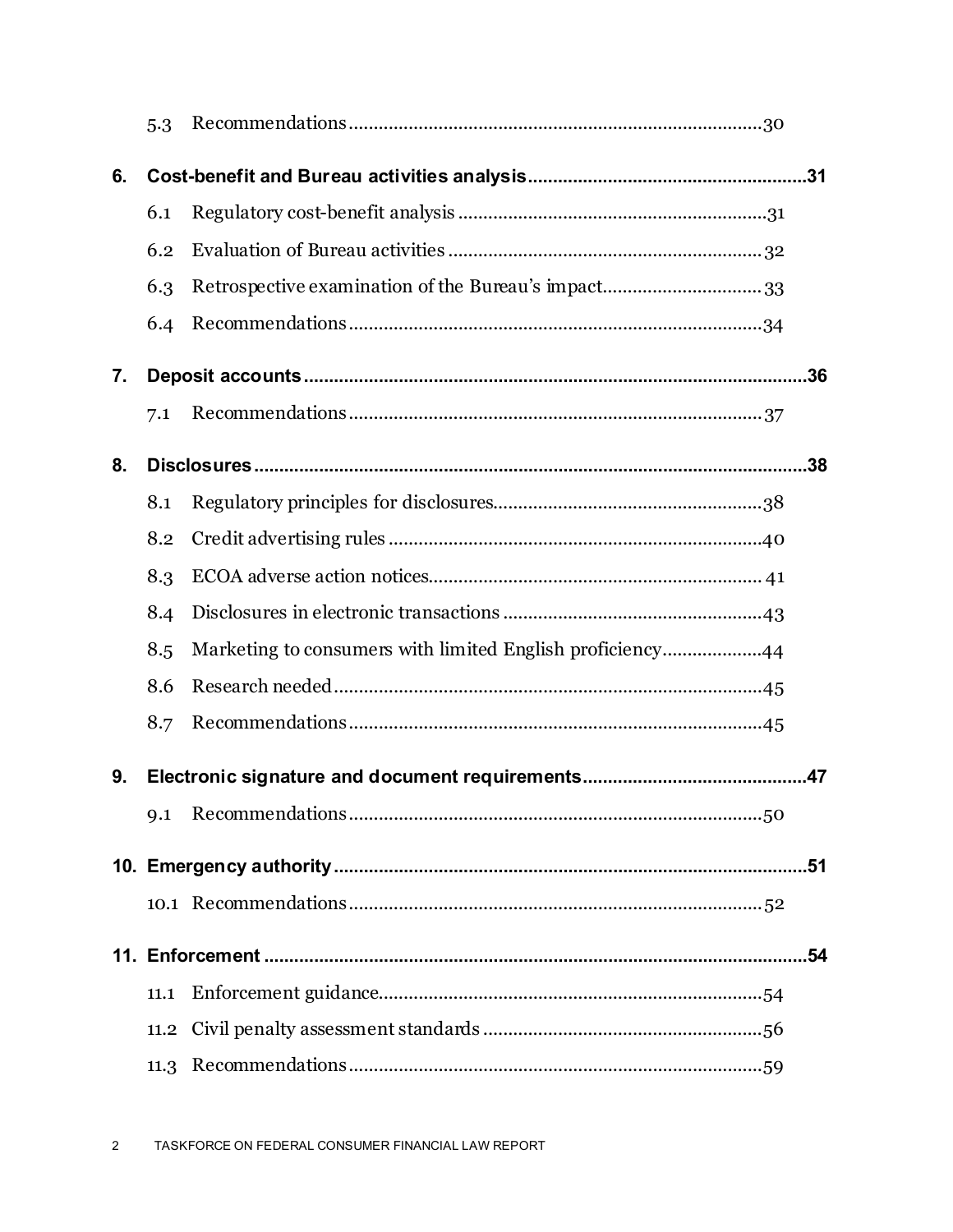5.3 Recommendations....................................................................................30

6. **Cost-benefit and Bureau activities analysis**........................................................31

6.1 Regulatory cost-benefit analysis ..............................................................31

6.2 Evaluation of Bureau activities ...............................................................32

6.3 Retrospective examination of the Bureau's impact................................33

6.4 Recommendations....................................................................................34

7. **Deposit accounts**..........................................................................................36

7.1 Recommendations....................................................................................37

8. **Disclosures**...................................................................................................38

8.1 Regulatory principles for disclosures......................................................38

8.2 Credit advertising rules ...........................................................................40

8.3 ECOA adverse action notices.................................................................41

8.4 Disclosures in electronic transactions ....................................................43

8.5 Marketing to consumers with limited English proficiency....................44

8.6 Research needed.......................................................................................45

8.7 Recommendations....................................................................................45

9. **Electronic signature and document requirements**.............................................47

9.1 Recommendations....................................................................................50

10. **Emergency authority**....................................................................................51

10.1 Recommendations....................................................................................52

11. **Enforcement**..................................................................................................54

11.1 Enforcement guidance.............................................................................54

11.2 Civil penalty assessment standards ........................................................56

11.3 Recommendations....................................................................................59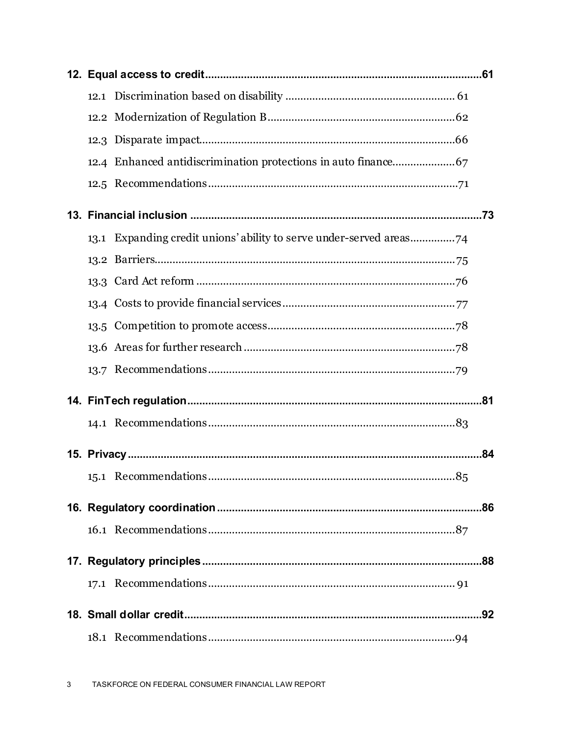**12. Equal access to credit** .......... **61**

- 12.1 Discrimination based on disability .......... 61
- 12.2 Modernization of Regulation B .......... 62
- 12.3 Disparate impact .......... 66
- 12.4 Enhanced antidiscrimination protections in auto finance .......... 67
- 12.5 Recommendations .......... 71

**13. Financial inclusion** .......... **73**

- 13.1 Expanding credit unions' ability to serve under-served areas .......... 74
- 13.2 Barriers .......... 75
- 13.3 Card Act reform .......... 76
- 13.4 Costs to provide financial services .......... 77
- 13.5 Competition to promote access .......... 78
- 13.6 Areas for further research .......... 78
- 13.7 Recommendations .......... 79

**14. FinTech regulation** .......... **81**

- 14.1 Recommendations .......... 83

**15. Privacy** .......... **84**

- 15.1 Recommendations .......... 85

**16. Regulatory coordination** .......... **86**

- 16.1 Recommendations .......... 87

**17. Regulatory principles** .......... **88**

- 17.1 Recommendations .......... 91

**18. Small dollar credit** .......... **92**

- 18.1 Recommendations .......... 94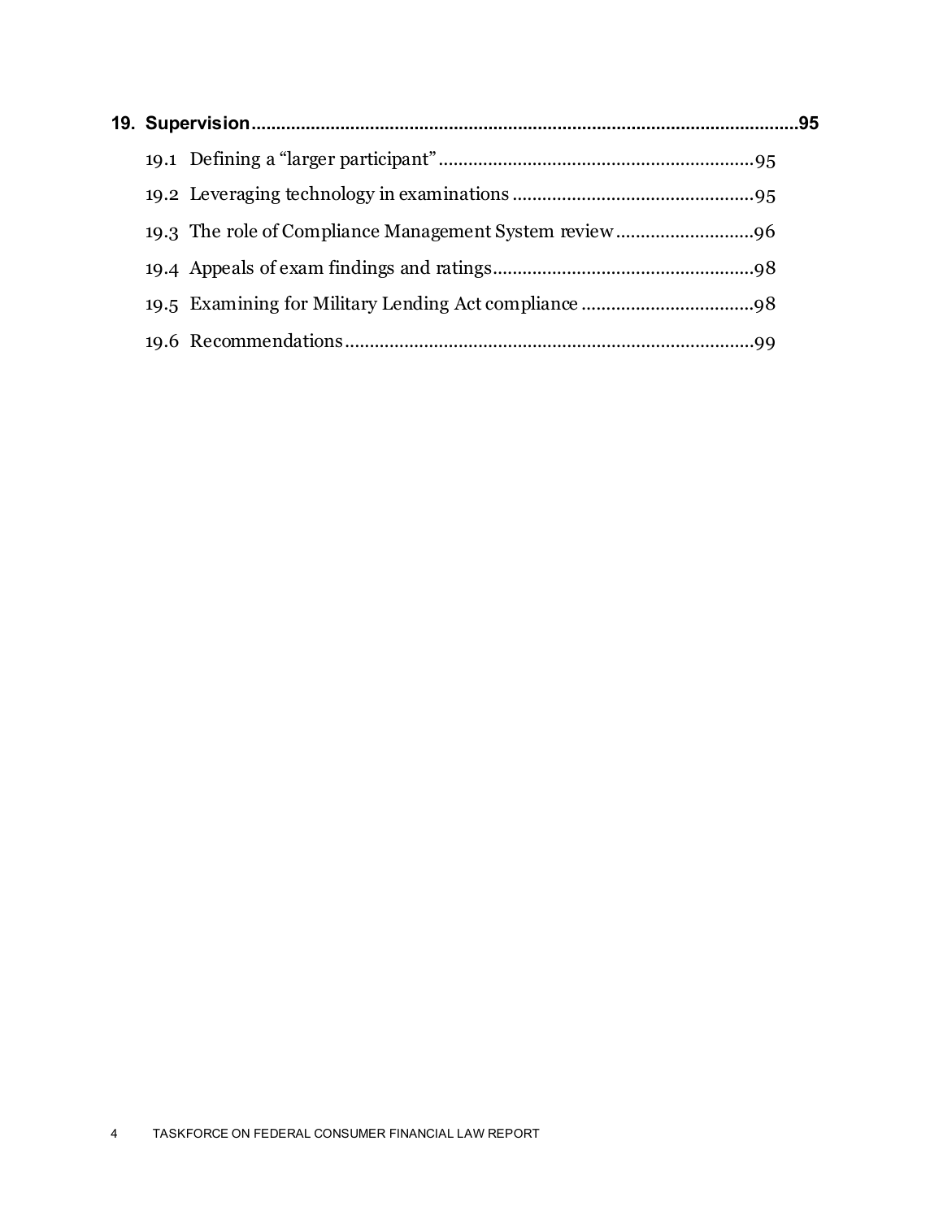**19. Supervision ........................................................................................................ 95**

19.1 Defining a "larger participant" ............................................................. 95

19.2 Leveraging technology in examinations ............................................. 95

19.3 The role of Compliance Management System review ......................... 96

19.4 Appeals of exam findings and ratings .................................................. 98

19.5 Examining for Military Lending Act compliance ................................ 98

19.6 Recommendations ................................................................................. 99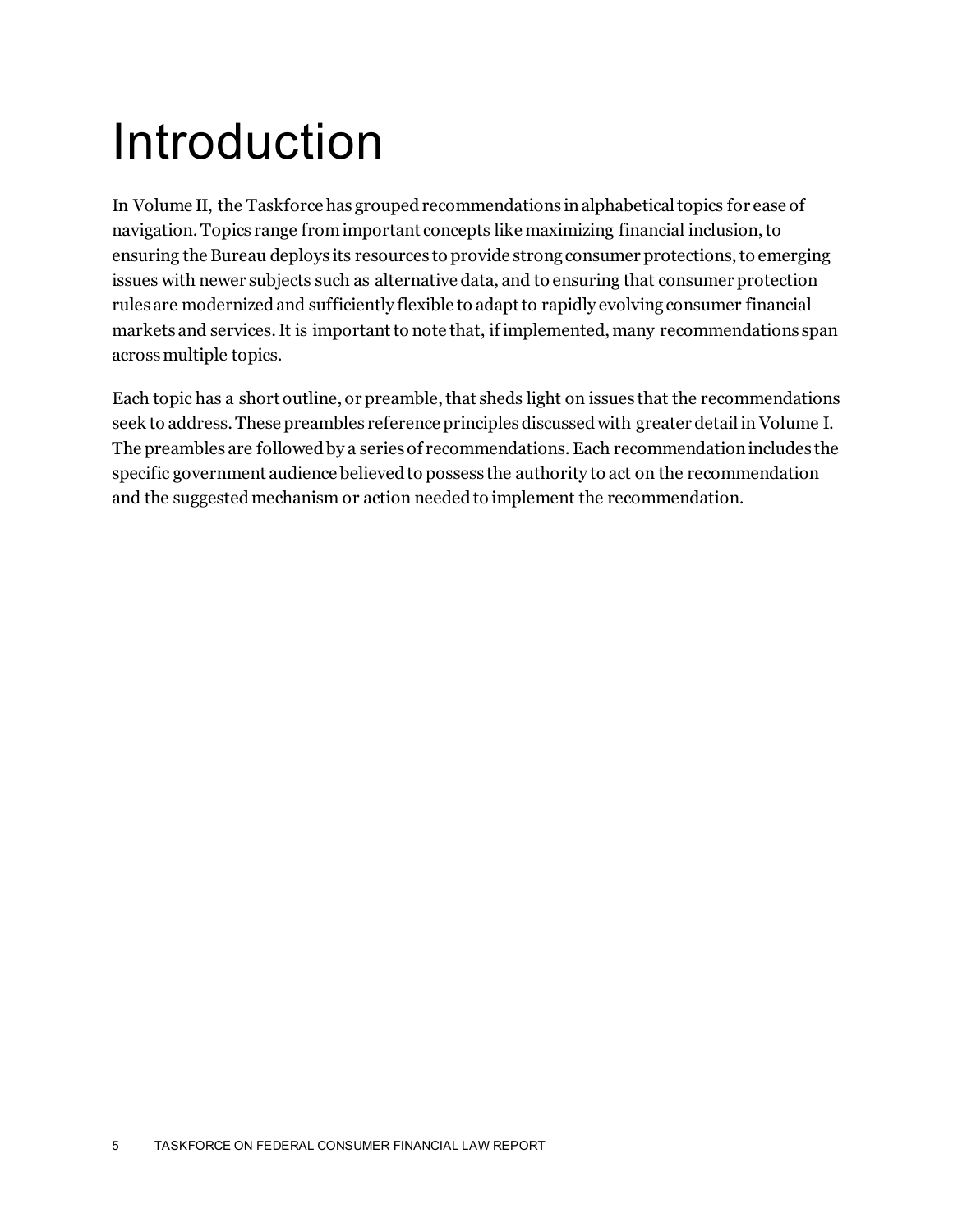# Introduction

In Volume II, the Taskforce has grouped recommendations in alphabetical topics for ease of navigation. Topics range from important concepts like maximizing financial inclusion, to ensuring the Bureau deploys its resources to provide strong consumer protections, to emerging issues with newer subjects such as alternative data, and to ensuring that consumer protection rules are modernized and sufficiently flexible to adapt to rapidly evolving consumer financial markets and services. It is important to note that, if implemented, many recommendations span across multiple topics.

Each topic has a short outline, or preamble, that sheds light on issues that the recommendations seek to address. These preambles reference principles discussed with greater detail in Volume I. The preambles are followed by a series of recommendations. Each recommendation includes the specific government audience believed to possess the authority to act on the recommendation and the suggested mechanism or action needed to implement the recommendation.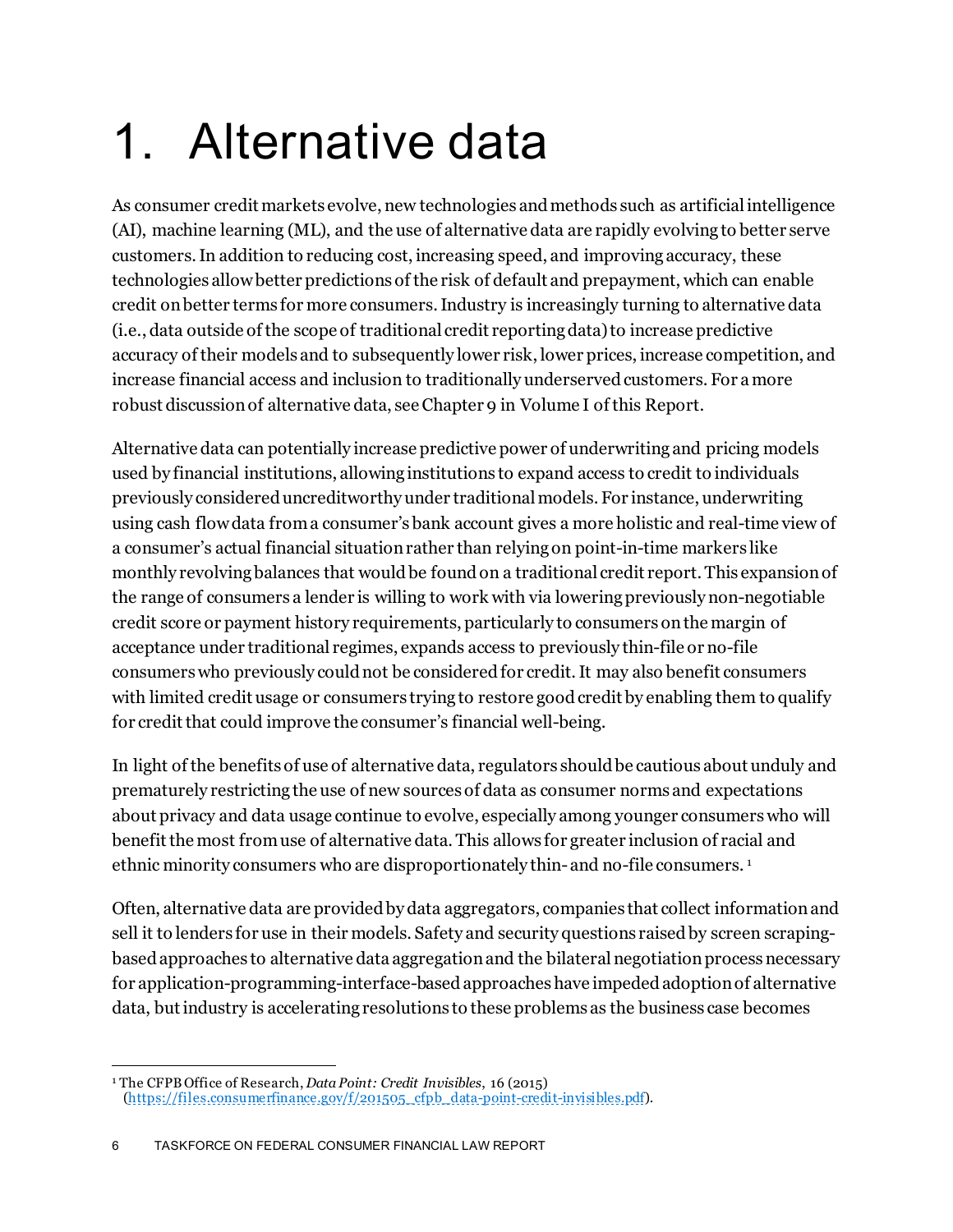# 1. Alternative data

As consumer credit markets evolve, new technologies and methods such as artificial intelligence (AI), machine learning (ML), and the use of alternative data are rapidly evolving to better serve customers. In addition to reducing cost, increasing speed, and improving accuracy, these technologies allow better predictions of the risk of default and prepayment, which can enable credit on better terms for more consumers. Industry is increasingly turning to alternative data (i.e., data outside of the scope of traditional credit reporting data) to increase predictive accuracy of their models and to subsequently lower risk, lower prices, increase competition, and increase financial access and inclusion to traditionally underserved customers. For a more robust discussion of alternative data, see Chapter 9 in Volume I of this Report.

Alternative data can potentially increase predictive power of underwriting and pricing models used by financial institutions, allowing institutions to expand access to credit to individuals previously considered uncreditworthy under traditional models. For instance, underwriting using cash flow data from a consumer's bank account gives a more holistic and real-time view of a consumer's actual financial situation rather than relying on point-in-time markers like monthly revolving balances that would be found on a traditional credit report. This expansion of the range of consumers a lender is willing to work with via lowering previously non-negotiable credit score or payment history requirements, particularly to consumers on the margin of acceptance under traditional regimes, expands access to previously thin-file or no-file consumers who previously could not be considered for credit. It may also benefit consumers with limited credit usage or consumers trying to restore good credit by enabling them to qualify for credit that could improve the consumer's financial well-being.

In light of the benefits of use of alternative data, regulators should be cautious about unduly and prematurely restricting the use of new sources of data as consumer norms and expectations about privacy and data usage continue to evolve, especially among younger consumers who will benefit the most from use of alternative data. This allows for greater inclusion of racial and ethnic minority consumers who are disproportionately thin- and no-file consumers. [1]

Often, alternative data are provided by data aggregators, companies that collect information and sell it to lenders for use in their models. Safety and security questions raised by screen scraping-based approaches to alternative data aggregation and the bilateral negotiation process necessary for application-programming-interface-based approaches have impeded adoption of alternative data, but industry is accelerating resolutions to these problems as the business case becomes

---

[1] The CFPB Office of Research, *Data Point: Credit Invisibles*, 16 (2015) (https://files.consumerfinance.gov/f/201505_cfpb_data-point-credit-invisibles.pdf).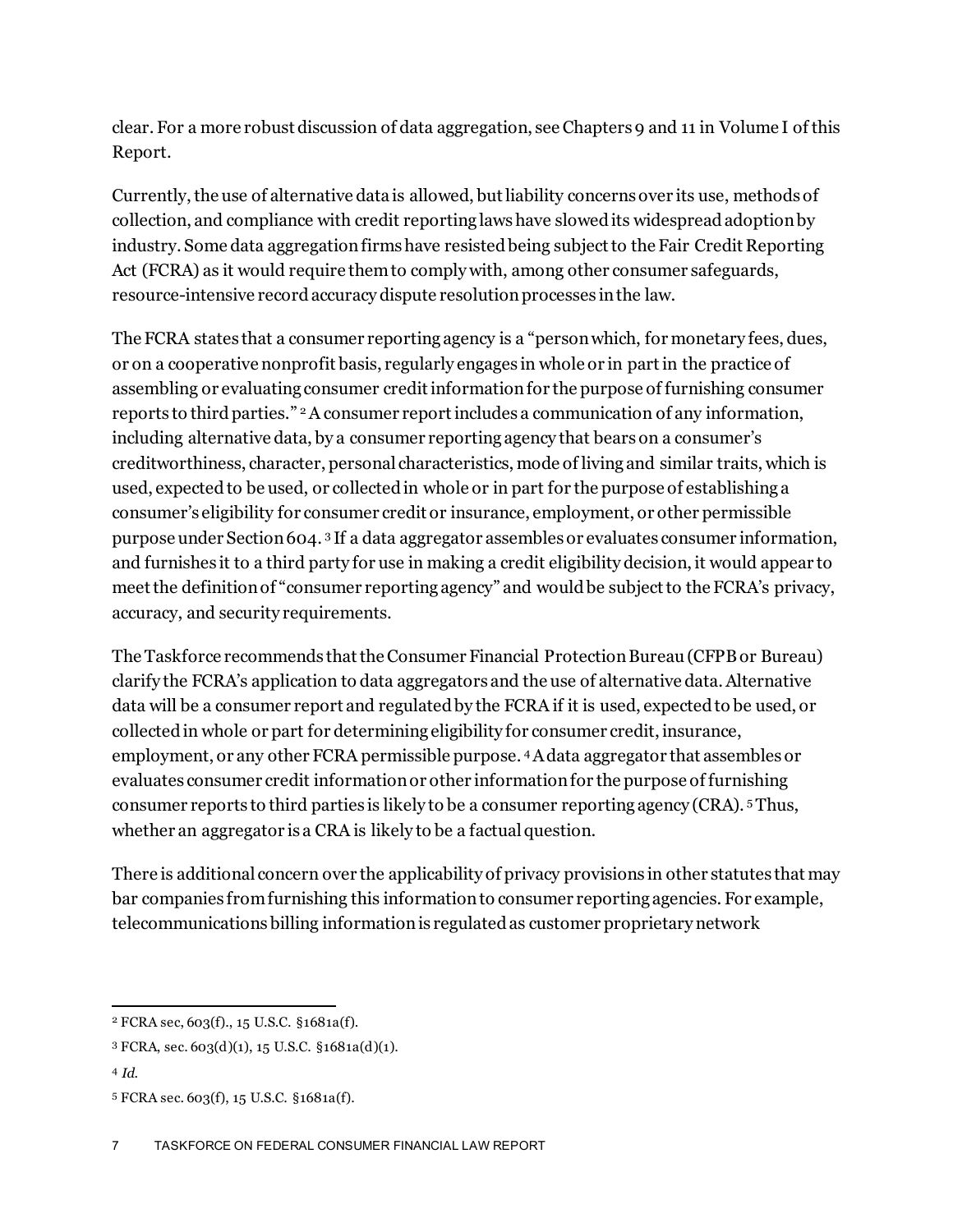clear. For a more robust discussion of data aggregation, see Chapters 9 and 11 in Volume I of this Report.

Currently, the use of alternative data is allowed, but liability concerns over its use, methods of collection, and compliance with credit reporting laws have slowed its widespread adoption by industry. Some data aggregation firms have resisted being subject to the Fair Credit Reporting Act (FCRA) as it would require them to comply with, among other consumer safeguards, resource-intensive record accuracy dispute resolution processes in the law.

The FCRA states that a consumer reporting agency is a "person which, for monetary fees, dues, or on a cooperative nonprofit basis, regularly engages in whole or in part in the practice of assembling or evaluating consumer credit information for the purpose of furnishing consumer reports to third parties."[2] A consumer report includes a communication of any information, including alternative data, by a consumer reporting agency that bears on a consumer's creditworthiness, character, personal characteristics, mode of living and similar traits, which is used, expected to be used, or collected in whole or in part for the purpose of establishing a consumer's eligibility for consumer credit or insurance, employment, or other permissible purpose under Section 604.[3] If a data aggregator assembles or evaluates consumer information, and furnishes it to a third party for use in making a credit eligibility decision, it would appear to meet the definition of "consumer reporting agency" and would be subject to the FCRA's privacy, accuracy, and security requirements.

The Taskforce recommends that the Consumer Financial Protection Bureau (CFPB or Bureau) clarify the FCRA's application to data aggregators and the use of alternative data. Alternative data will be a consumer report and regulated by the FCRA if it is used, expected to be used, or collected in whole or part for determining eligibility for consumer credit, insurance, employment, or any other FCRA permissible purpose.[4] A data aggregator that assembles or evaluates consumer credit information or other information for the purpose of furnishing consumer reports to third parties is likely to be a consumer reporting agency (CRA).[5] Thus, whether an aggregator is a CRA is likely to be a factual question.

There is additional concern over the applicability of privacy provisions in other statutes that may bar companies from furnishing this information to consumer reporting agencies. For example, telecommunications billing information is regulated as customer proprietary network

---

[2] FCRA sec, 603(f)., 15 U.S.C. §1681a(f).

[3] FCRA, sec. 603(d)(1), 15 U.S.C. §1681a(d)(1).

[4] *Id.*

[5] FCRA sec. 603(f), 15 U.S.C. §1681a(f).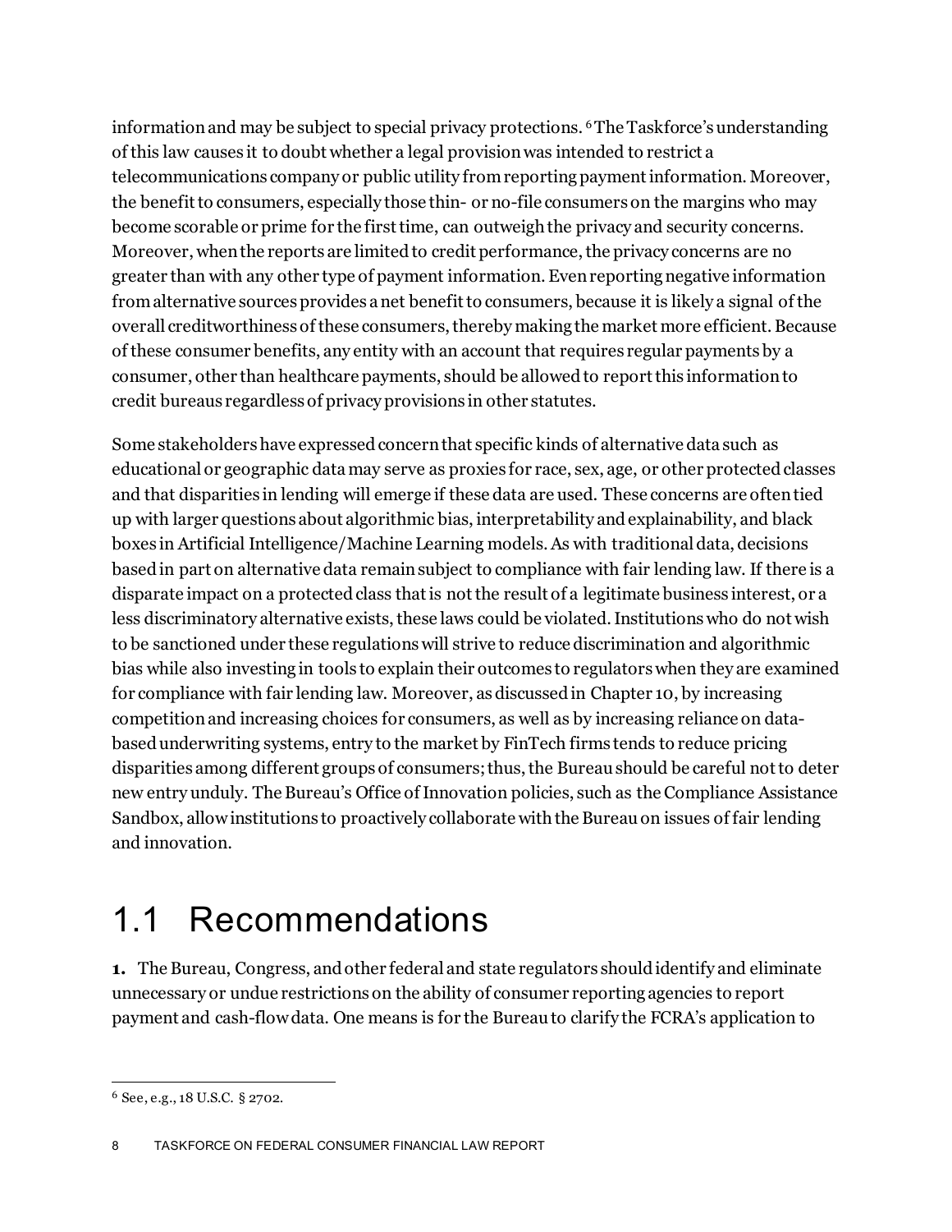information and may be subject to special privacy protections.[6] The Taskforce's understanding of this law causes it to doubt whether a legal provision was intended to restrict a telecommunications company or public utility from reporting payment information. Moreover, the benefit to consumers, especially those thin- or no-file consumers on the margins who may become scorable or prime for the first time, can outweigh the privacy and security concerns. Moreover, when the reports are limited to credit performance, the privacy concerns are no greater than with any other type of payment information. Even reporting negative information from alternative sources provides a net benefit to consumers, because it is likely a signal of the overall creditworthiness of these consumers, thereby making the market more efficient. Because of these consumer benefits, any entity with an account that requires regular payments by a consumer, other than healthcare payments, should be allowed to report this information to credit bureaus regardless of privacy provisions in other statutes.

Some stakeholders have expressed concern that specific kinds of alternative data such as educational or geographic data may serve as proxies for race, sex, age, or other protected classes and that disparities in lending will emerge if these data are used. These concerns are often tied up with larger questions about algorithmic bias, interpretability and explainability, and black boxes in Artificial Intelligence/Machine Learning models. As with traditional data, decisions based in part on alternative data remain subject to compliance with fair lending law. If there is a disparate impact on a protected class that is not the result of a legitimate business interest, or a less discriminatory alternative exists, these laws could be violated. Institutions who do not wish to be sanctioned under these regulations will strive to reduce discrimination and algorithmic bias while also investing in tools to explain their outcomes to regulators when they are examined for compliance with fair lending law. Moreover, as discussed in Chapter 10, by increasing competition and increasing choices for consumers, as well as by increasing reliance on data-based underwriting systems, entry to the market by FinTech firms tends to reduce pricing disparities among different groups of consumers; thus, the Bureau should be careful not to deter new entry unduly. The Bureau's Office of Innovation policies, such as the Compliance Assistance Sandbox, allow institutions to proactively collaborate with the Bureau on issues of fair lending and innovation.

## 1.1 Recommendations

**1.** The Bureau, Congress, and other federal and state regulators should identify and eliminate unnecessary or undue restrictions on the ability of consumer reporting agencies to report payment and cash-flow data. One means is for the Bureau to clarify the FCRA's application to

[6] See, e.g., 18 U.S.C. § 2702.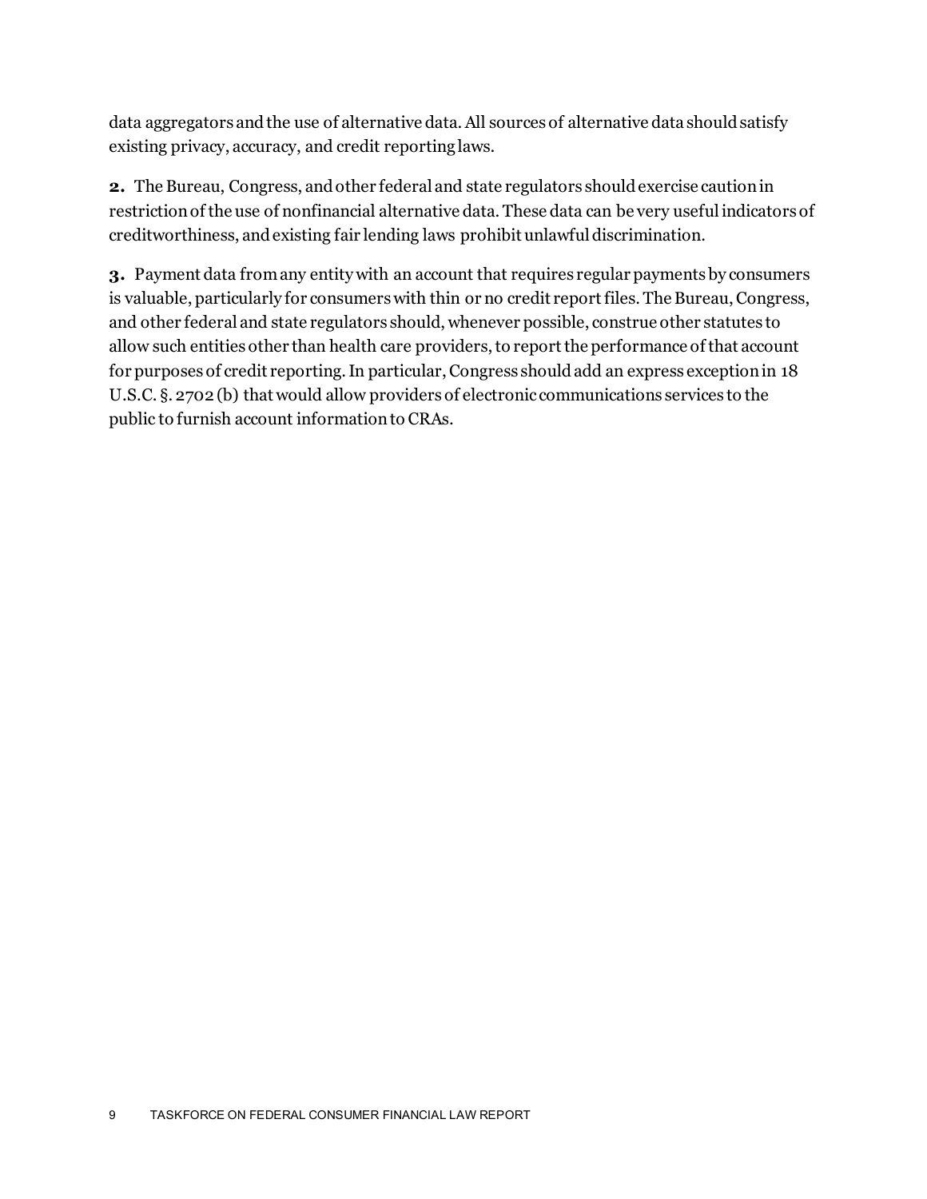data aggregators and the use of alternative data. All sources of alternative data should satisfy existing privacy, accuracy, and credit reporting laws.

**2.** The Bureau, Congress, and other federal and state regulators should exercise caution in restriction of the use of nonfinancial alternative data. These data can be very useful indicators of creditworthiness, and existing fair lending laws prohibit unlawful discrimination.

**3.** Payment data from any entity with an account that requires regular payments by consumers is valuable, particularly for consumers with thin or no credit report files. The Bureau, Congress, and other federal and state regulators should, whenever possible, construe other statutes to allow such entities other than health care providers, to report the performance of that account for purposes of credit reporting. In particular, Congress should add an express exception in 18 U.S.C. §. 2702 (b) that would allow providers of electronic communications services to the public to furnish account information to CRAs.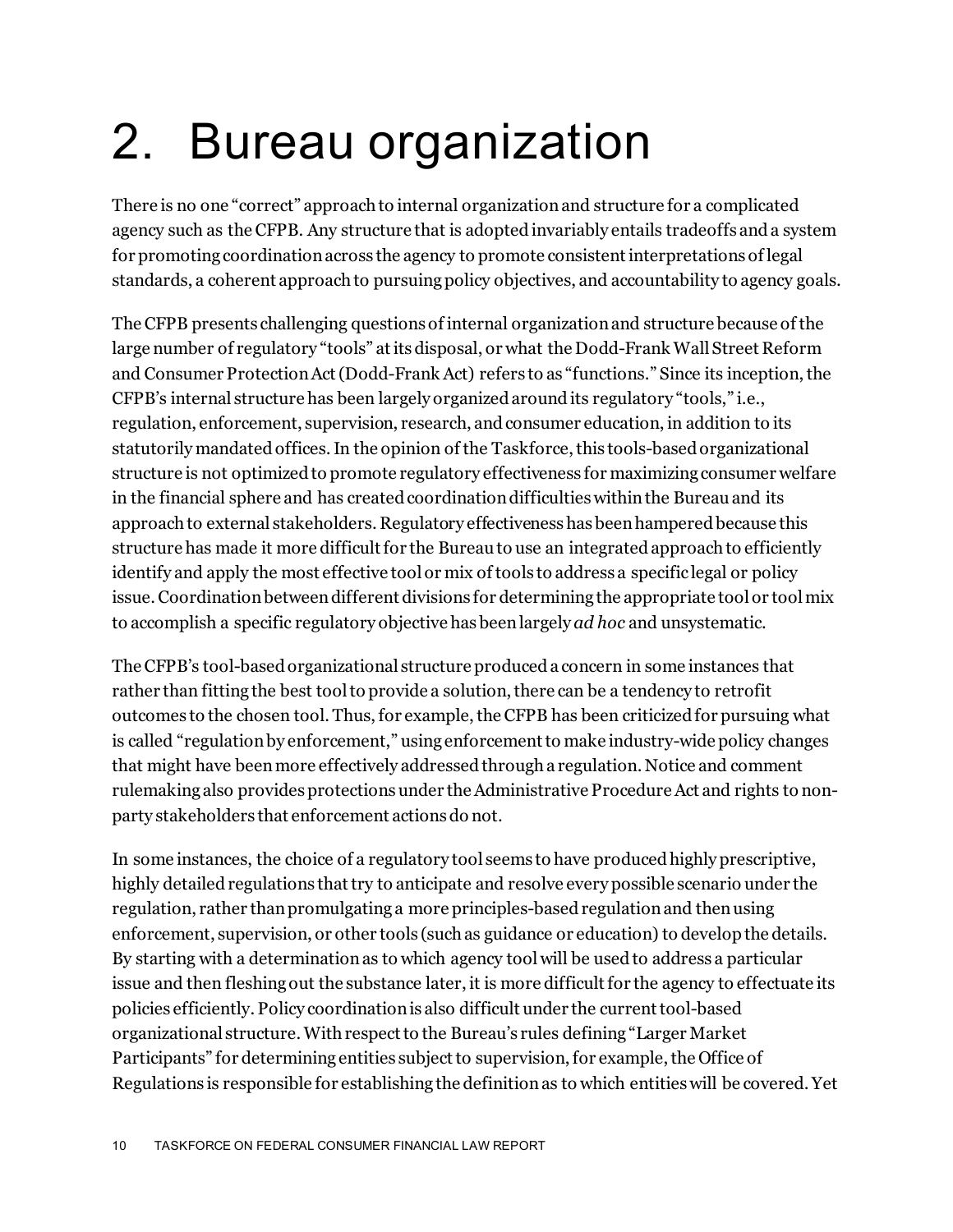# 2. Bureau organization

There is no one "correct" approach to internal organization and structure for a complicated agency such as the CFPB. Any structure that is adopted invariably entails tradeoffs and a system for promoting coordination across the agency to promote consistent interpretations of legal standards, a coherent approach to pursuing policy objectives, and accountability to agency goals.

The CFPB presents challenging questions of internal organization and structure because of the large number of regulatory "tools" at its disposal, or what the Dodd-Frank Wall Street Reform and Consumer Protection Act (Dodd-Frank Act) refers to as "functions." Since its inception, the CFPB's internal structure has been largely organized around its regulatory "tools," i.e., regulation, enforcement, supervision, research, and consumer education, in addition to its statutorily mandated offices. In the opinion of the Taskforce, this tools-based organizational structure is not optimized to promote regulatory effectiveness for maximizing consumer welfare in the financial sphere and has created coordination difficulties within the Bureau and its approach to external stakeholders. Regulatory effectiveness has been hampered because this structure has made it more difficult for the Bureau to use an integrated approach to efficiently identify and apply the most effective tool or mix of tools to address a specific legal or policy issue. Coordination between different divisions for determining the appropriate tool or tool mix to accomplish a specific regulatory objective has been largely *ad hoc* and unsystematic.

The CFPB's tool-based organizational structure produced a concern in some instances that rather than fitting the best tool to provide a solution, there can be a tendency to retrofit outcomes to the chosen tool. Thus, for example, the CFPB has been criticized for pursuing what is called "regulation by enforcement," using enforcement to make industry-wide policy changes that might have been more effectively addressed through a regulation. Notice and comment rulemaking also provides protections under the Administrative Procedure Act and rights to non-party stakeholders that enforcement actions do not.

In some instances, the choice of a regulatory tool seems to have produced highly prescriptive, highly detailed regulations that try to anticipate and resolve every possible scenario under the regulation, rather than promulgating a more principles-based regulation and then using enforcement, supervision, or other tools (such as guidance or education) to develop the details. By starting with a determination as to which agency tool will be used to address a particular issue and then fleshing out the substance later, it is more difficult for the agency to effectuate its policies efficiently. Policy coordination is also difficult under the current tool-based organizational structure. With respect to the Bureau's rules defining "Larger Market Participants" for determining entities subject to supervision, for example, the Office of Regulations is responsible for establishing the definition as to which entities will be covered. Yet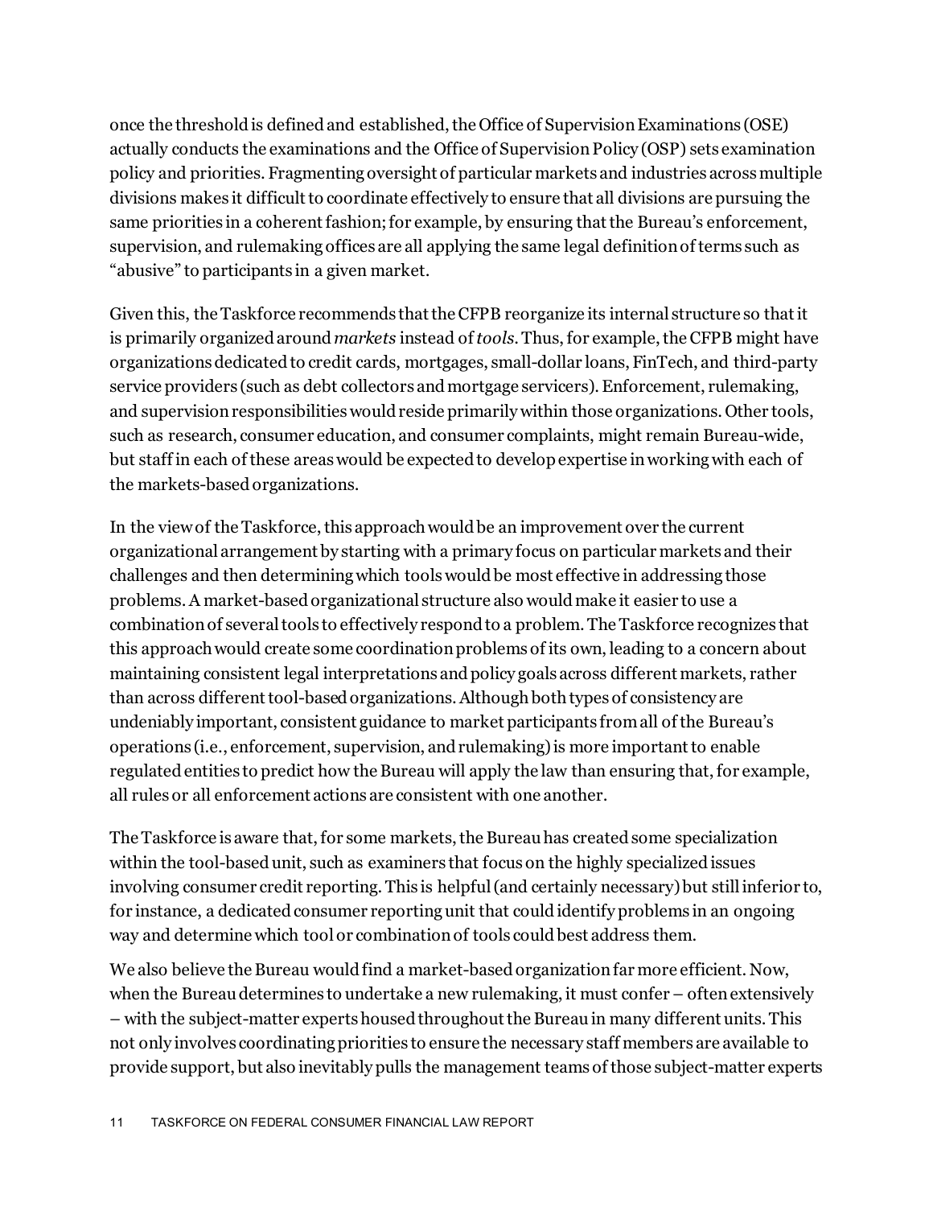once the threshold is defined and established, the Office of Supervision Examinations (OSE) actually conducts the examinations and the Office of Supervision Policy (OSP) sets examination policy and priorities. Fragmenting oversight of particular markets and industries across multiple divisions makes it difficult to coordinate effectively to ensure that all divisions are pursuing the same priorities in a coherent fashion; for example, by ensuring that the Bureau's enforcement, supervision, and rulemaking offices are all applying the same legal definition of terms such as "abusive" to participants in a given market.

Given this, the Taskforce recommends that the CFPB reorganize its internal structure so that it is primarily organized around *markets* instead of *tools*. Thus, for example, the CFPB might have organizations dedicated to credit cards, mortgages, small-dollar loans, FinTech, and third-party service providers (such as debt collectors and mortgage servicers). Enforcement, rulemaking, and supervision responsibilities would reside primarily within those organizations. Other tools, such as research, consumer education, and consumer complaints, might remain Bureau-wide, but staff in each of these areas would be expected to develop expertise in working with each of the markets-based organizations.

In the view of the Taskforce, this approach would be an improvement over the current organizational arrangement by starting with a primary focus on particular markets and their challenges and then determining which tools would be most effective in addressing those problems. A market-based organizational structure also would make it easier to use a combination of several tools to effectively respond to a problem. The Taskforce recognizes that this approach would create some coordination problems of its own, leading to a concern about maintaining consistent legal interpretations and policy goals across different markets, rather than across different tool-based organizations. Although both types of consistency are undeniably important, consistent guidance to market participants from all of the Bureau's operations (i.e., enforcement, supervision, and rulemaking) is more important to enable regulated entities to predict how the Bureau will apply the law than ensuring that, for example, all rules or all enforcement actions are consistent with one another.

The Taskforce is aware that, for some markets, the Bureau has created some specialization within the tool-based unit, such as examiners that focus on the highly specialized issues involving consumer credit reporting. This is helpful (and certainly necessary) but still inferior to, for instance, a dedicated consumer reporting unit that could identify problems in an ongoing way and determine which tool or combination of tools could best address them.

We also believe the Bureau would find a market-based organization far more efficient. Now, when the Bureau determines to undertake a new rulemaking, it must confer – often extensively – with the subject-matter experts housed throughout the Bureau in many different units. This not only involves coordinating priorities to ensure the necessary staff members are available to provide support, but also inevitably pulls the management teams of those subject-matter experts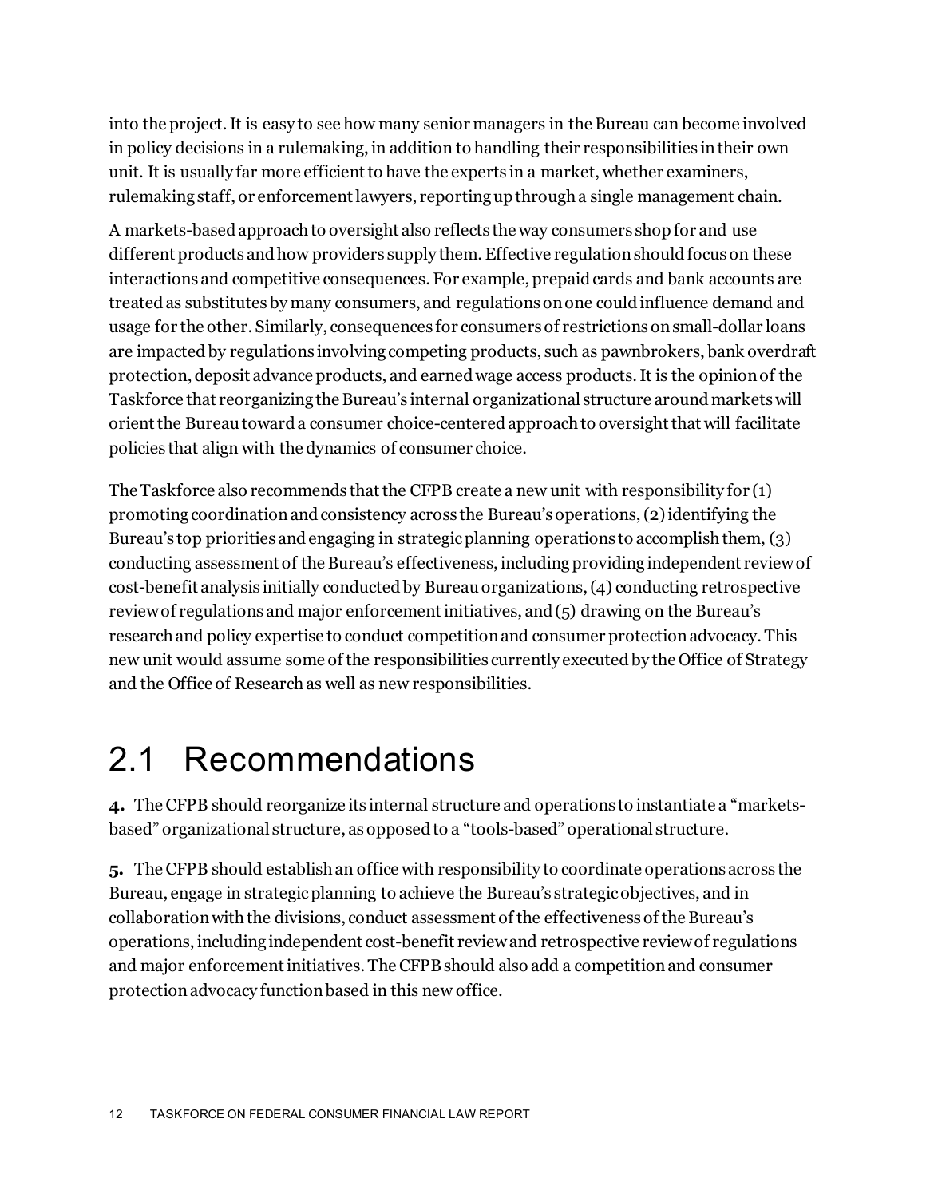into the project. It is easy to see how many senior managers in the Bureau can become involved in policy decisions in a rulemaking, in addition to handling their responsibilities in their own unit. It is usually far more efficient to have the experts in a market, whether examiners, rulemaking staff, or enforcement lawyers, reporting up through a single management chain.

A markets-based approach to oversight also reflects the way consumers shop for and use different products and how providers supply them. Effective regulation should focus on these interactions and competitive consequences. For example, prepaid cards and bank accounts are treated as substitutes by many consumers, and regulations on one could influence demand and usage for the other. Similarly, consequences for consumers of restrictions on small-dollar loans are impacted by regulations involving competing products, such as pawnbrokers, bank overdraft protection, deposit advance products, and earned wage access products. It is the opinion of the Taskforce that reorganizing the Bureau's internal organizational structure around markets will orient the Bureau toward a consumer choice-centered approach to oversight that will facilitate policies that align with the dynamics of consumer choice.

The Taskforce also recommends that the CFPB create a new unit with responsibility for (1) promoting coordination and consistency across the Bureau's operations, (2) identifying the Bureau's top priorities and engaging in strategic planning operations to accomplish them, (3) conducting assessment of the Bureau's effectiveness, including providing independent review of cost-benefit analysis initially conducted by Bureau organizations, (4) conducting retrospective review of regulations and major enforcement initiatives, and (5) drawing on the Bureau's research and policy expertise to conduct competition and consumer protection advocacy. This new unit would assume some of the responsibilities currently executed by the Office of Strategy and the Office of Research as well as new responsibilities.

## 2.1 Recommendations

**4.** The CFPB should reorganize its internal structure and operations to instantiate a "markets-based" organizational structure, as opposed to a "tools-based" operational structure.

**5.** The CFPB should establish an office with responsibility to coordinate operations across the Bureau, engage in strategic planning to achieve the Bureau's strategic objectives, and in collaboration with the divisions, conduct assessment of the effectiveness of the Bureau's operations, including independent cost-benefit review and retrospective review of regulations and major enforcement initiatives. The CFPB should also add a competition and consumer protection advocacy function based in this new office.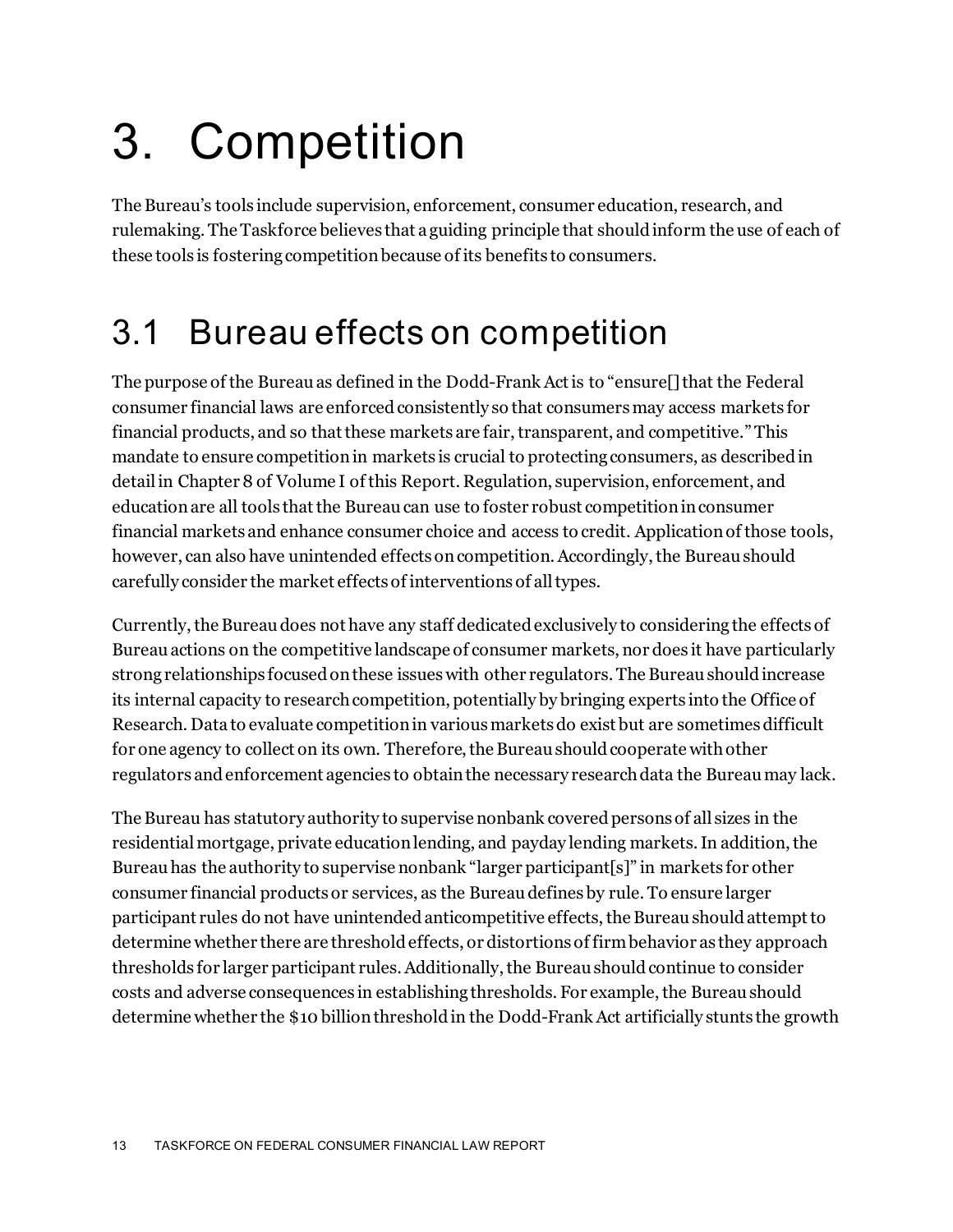# 3. Competition

The Bureau's tools include supervision, enforcement, consumer education, research, and rulemaking. The Taskforce believes that a guiding principle that should inform the use of each of these tools is fostering competition because of its benefits to consumers.

## 3.1 Bureau effects on competition

The purpose of the Bureau as defined in the Dodd-Frank Act is to "ensure[] that the Federal consumer financial laws are enforced consistently so that consumers may access markets for financial products, and so that these markets are fair, transparent, and competitive." This mandate to ensure competition in markets is crucial to protecting consumers, as described in detail in Chapter 8 of Volume I of this Report. Regulation, supervision, enforcement, and education are all tools that the Bureau can use to foster robust competition in consumer financial markets and enhance consumer choice and access to credit. Application of those tools, however, can also have unintended effects on competition. Accordingly, the Bureau should carefully consider the market effects of interventions of all types.

Currently, the Bureau does not have any staff dedicated exclusively to considering the effects of Bureau actions on the competitive landscape of consumer markets, nor does it have particularly strong relationships focused on these issues with other regulators. The Bureau should increase its internal capacity to research competition, potentially by bringing experts into the Office of Research. Data to evaluate competition in various markets do exist but are sometimes difficult for one agency to collect on its own. Therefore, the Bureau should cooperate with other regulators and enforcement agencies to obtain the necessary research data the Bureau may lack.

The Bureau has statutory authority to supervise nonbank covered persons of all sizes in the residential mortgage, private education lending, and payday lending markets. In addition, the Bureau has the authority to supervise nonbank "larger participant[s]" in markets for other consumer financial products or services, as the Bureau defines by rule. To ensure larger participant rules do not have unintended anticompetitive effects, the Bureau should attempt to determine whether there are threshold effects, or distortions of firm behavior as they approach thresholds for larger participant rules. Additionally, the Bureau should continue to consider costs and adverse consequences in establishing thresholds. For example, the Bureau should determine whether the $10 billion threshold in the Dodd-Frank Act artificially stunts the growth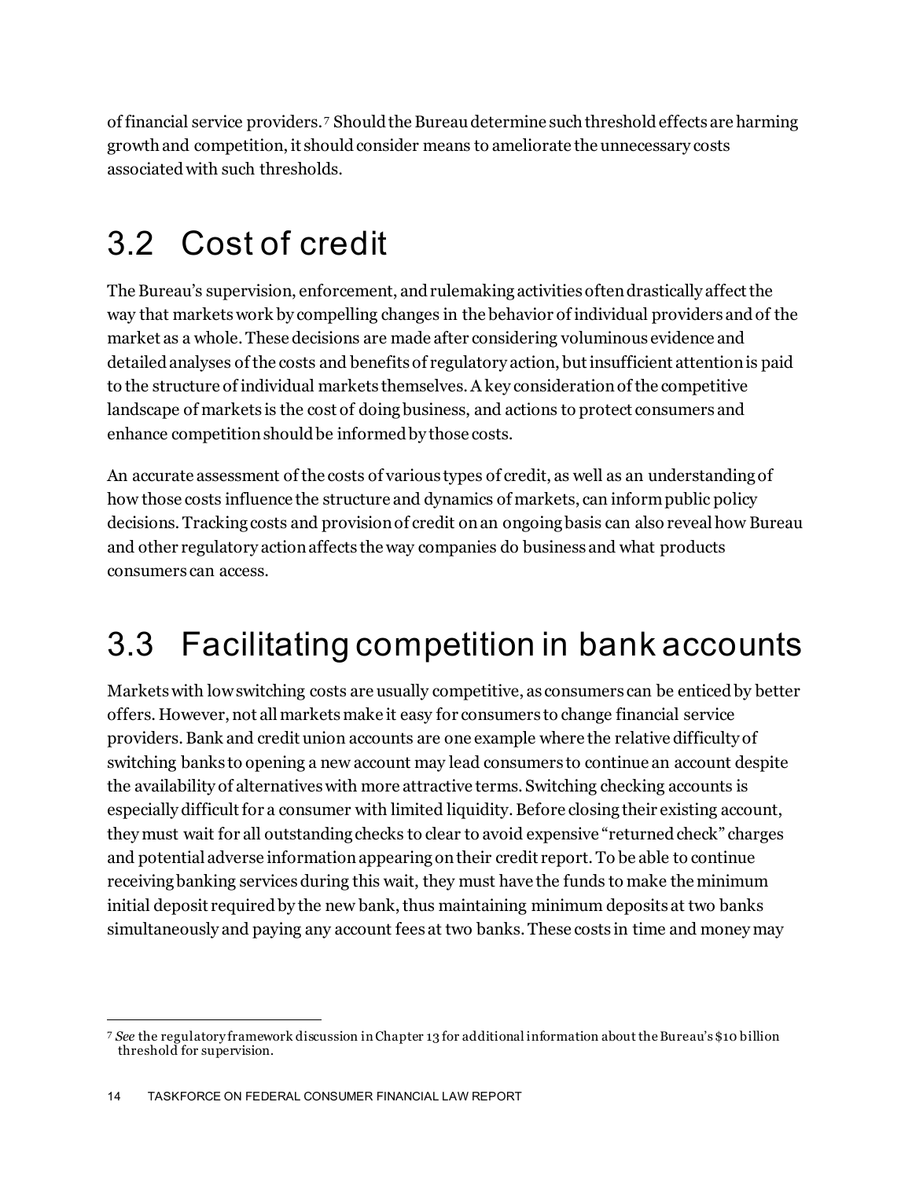of financial service providers.[7] Should the Bureau determine such threshold effects are harming growth and competition, it should consider means to ameliorate the unnecessary costs associated with such thresholds.

## 3.2 Cost of credit

The Bureau's supervision, enforcement, and rulemaking activities often drastically affect the way that markets work by compelling changes in the behavior of individual providers and of the market as a whole. These decisions are made after considering voluminous evidence and detailed analyses of the costs and benefits of regulatory action, but insufficient attention is paid to the structure of individual markets themselves. A key consideration of the competitive landscape of markets is the cost of doing business, and actions to protect consumers and enhance competition should be informed by those costs.

An accurate assessment of the costs of various types of credit, as well as an understanding of how those costs influence the structure and dynamics of markets, can inform public policy decisions. Tracking costs and provision of credit on an ongoing basis can also reveal how Bureau and other regulatory action affects the way companies do business and what products consumers can access.

## 3.3 Facilitating competition in bank accounts

Markets with low switching costs are usually competitive, as consumers can be enticed by better offers. However, not all markets make it easy for consumers to change financial service providers. Bank and credit union accounts are one example where the relative difficulty of switching banks to opening a new account may lead consumers to continue an account despite the availability of alternatives with more attractive terms. Switching checking accounts is especially difficult for a consumer with limited liquidity. Before closing their existing account, they must wait for all outstanding checks to clear to avoid expensive "returned check" charges and potential adverse information appearing on their credit report. To be able to continue receiving banking services during this wait, they must have the funds to make the minimum initial deposit required by the new bank, thus maintaining minimum deposits at two banks simultaneously and paying any account fees at two banks. These costs in time and money may

---

[7] *See* the regulatory framework discussion in Chapter 13 for additional information about the Bureau's $10 billion threshold for supervision.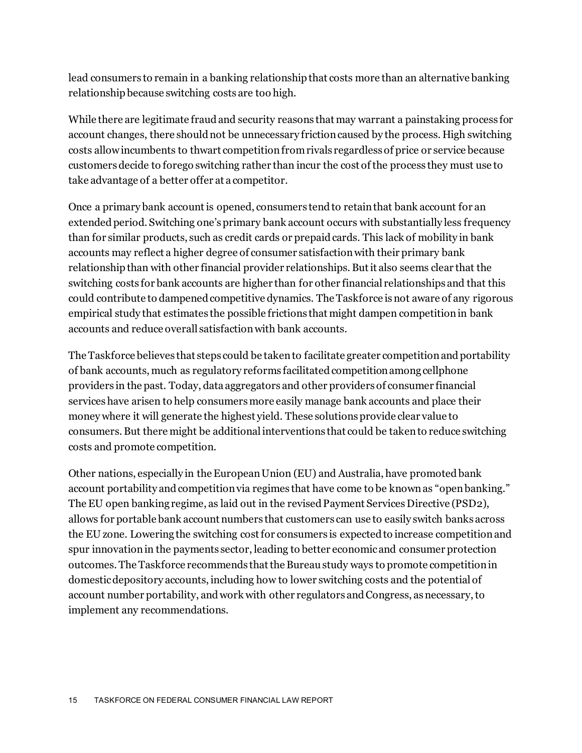lead consumers to remain in a banking relationship that costs more than an alternative banking relationship because switching costs are too high.

While there are legitimate fraud and security reasons that may warrant a painstaking process for account changes, there should not be unnecessary friction caused by the process. High switching costs allow incumbents to thwart competition from rivals regardless of price or service because customers decide to forego switching rather than incur the cost of the process they must use to take advantage of a better offer at a competitor.

Once a primary bank account is opened, consumers tend to retain that bank account for an extended period. Switching one's primary bank account occurs with substantially less frequency than for similar products, such as credit cards or prepaid cards. This lack of mobility in bank accounts may reflect a higher degree of consumer satisfaction with their primary bank relationship than with other financial provider relationships. But it also seems clear that the switching costs for bank accounts are higher than for other financial relationships and that this could contribute to dampened competitive dynamics. The Taskforce is not aware of any rigorous empirical study that estimates the possible frictions that might dampen competition in bank accounts and reduce overall satisfaction with bank accounts.

The Taskforce believes that steps could be taken to facilitate greater competition and portability of bank accounts, much as regulatory reforms facilitated competition among cellphone providers in the past. Today, data aggregators and other providers of consumer financial services have arisen to help consumers more easily manage bank accounts and place their money where it will generate the highest yield. These solutions provide clear value to consumers. But there might be additional interventions that could be taken to reduce switching costs and promote competition.

Other nations, especially in the European Union (EU) and Australia, have promoted bank account portability and competition via regimes that have come to be known as "open banking." The EU open banking regime, as laid out in the revised Payment Services Directive (PSD2), allows for portable bank account numbers that customers can use to easily switch banks across the EU zone. Lowering the switching cost for consumers is expected to increase competition and spur innovation in the payments sector, leading to better economic and consumer protection outcomes. The Taskforce recommends that the Bureau study ways to promote competition in domestic depository accounts, including how to lower switching costs and the potential of account number portability, and work with other regulators and Congress, as necessary, to implement any recommendations.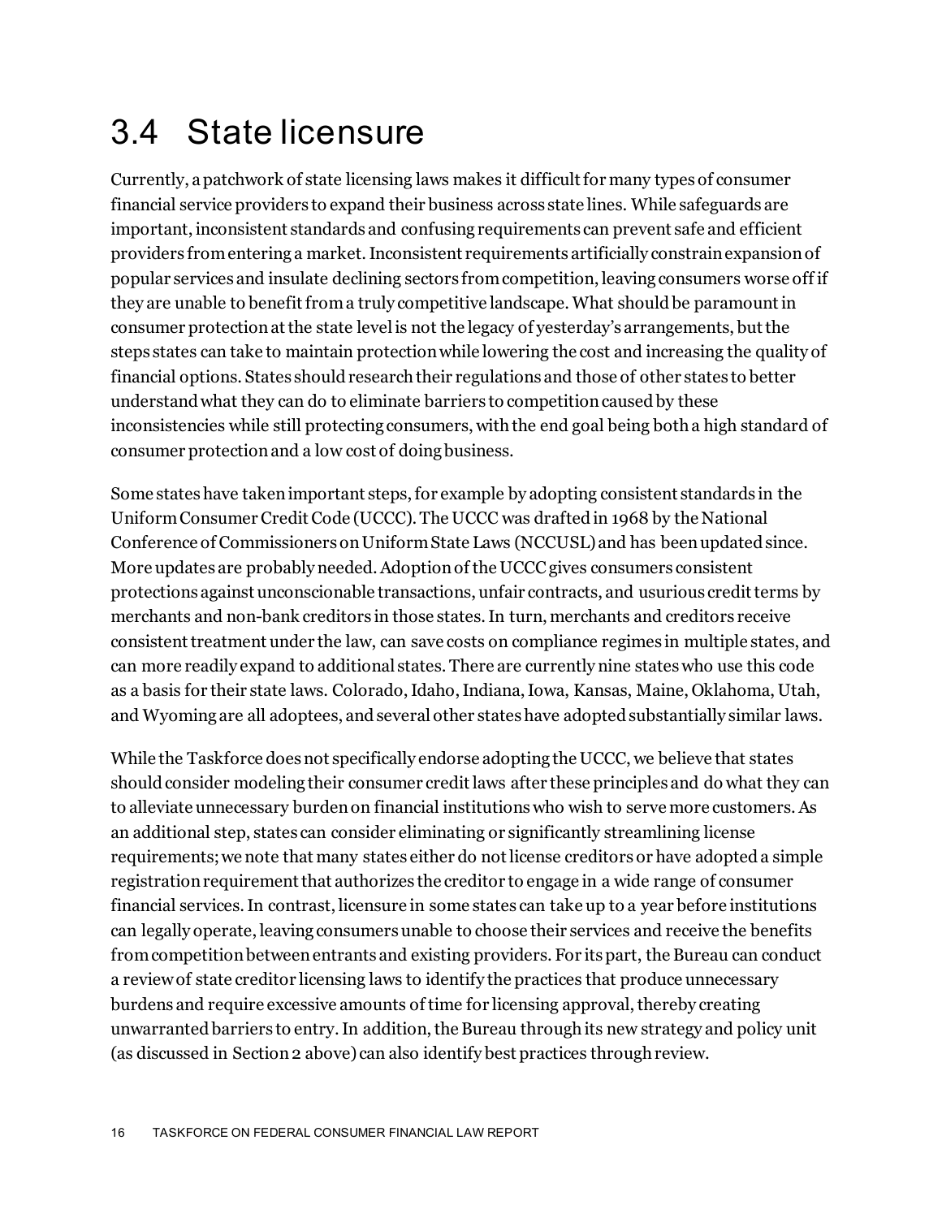## 3.4 State licensure

Currently, a patchwork of state licensing laws makes it difficult for many types of consumer financial service providers to expand their business across state lines. While safeguards are important, inconsistent standards and confusing requirements can prevent safe and efficient providers from entering a market. Inconsistent requirements artificially constrain expansion of popular services and insulate declining sectors from competition, leaving consumers worse off if they are unable to benefit from a truly competitive landscape. What should be paramount in consumer protection at the state level is not the legacy of yesterday's arrangements, but the steps states can take to maintain protection while lowering the cost and increasing the quality of financial options. States should research their regulations and those of other states to better understand what they can do to eliminate barriers to competition caused by these inconsistencies while still protecting consumers, with the end goal being both a high standard of consumer protection and a low cost of doing business.

Some states have taken important steps, for example by adopting consistent standards in the Uniform Consumer Credit Code (UCCC). The UCCC was drafted in 1968 by the National Conference of Commissioners on Uniform State Laws (NCCUSL) and has been updated since. More updates are probably needed. Adoption of the UCCC gives consumers consistent protections against unconscionable transactions, unfair contracts, and usurious credit terms by merchants and non-bank creditors in those states. In turn, merchants and creditors receive consistent treatment under the law, can save costs on compliance regimes in multiple states, and can more readily expand to additional states. There are currently nine states who use this code as a basis for their state laws. Colorado, Idaho, Indiana, Iowa, Kansas, Maine, Oklahoma, Utah, and Wyoming are all adoptees, and several other states have adopted substantially similar laws.

While the Taskforce does not specifically endorse adopting the UCCC, we believe that states should consider modeling their consumer credit laws after these principles and do what they can to alleviate unnecessary burden on financial institutions who wish to serve more customers. As an additional step, states can consider eliminating or significantly streamlining license requirements; we note that many states either do not license creditors or have adopted a simple registration requirement that authorizes the creditor to engage in a wide range of consumer financial services. In contrast, licensure in some states can take up to a year before institutions can legally operate, leaving consumers unable to choose their services and receive the benefits from competition between entrants and existing providers. For its part, the Bureau can conduct a review of state creditor licensing laws to identify the practices that produce unnecessary burdens and require excessive amounts of time for licensing approval, thereby creating unwarranted barriers to entry. In addition, the Bureau through its new strategy and policy unit (as discussed in Section 2 above) can also identify best practices through review.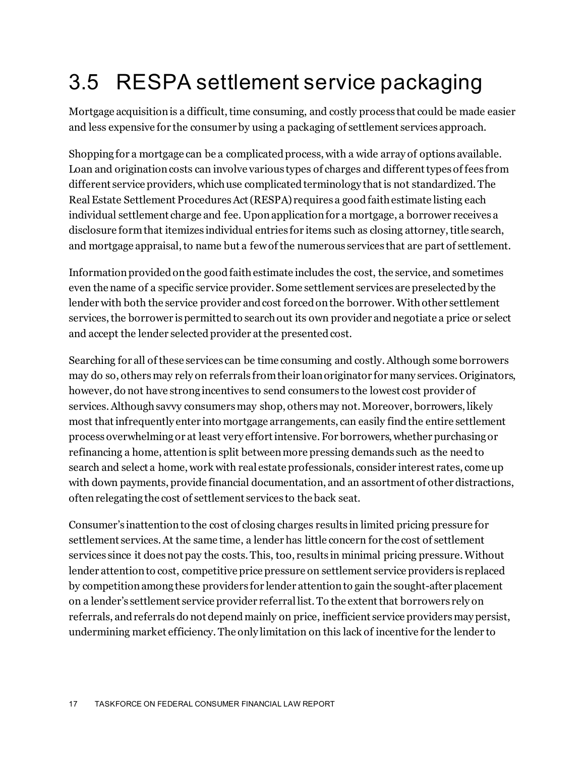## 3.5 RESPA settlement service packaging

Mortgage acquisition is a difficult, time consuming, and costly process that could be made easier and less expensive for the consumer by using a packaging of settlement services approach.

Shopping for a mortgage can be a complicated process, with a wide array of options available. Loan and origination costs can involve various types of charges and different types of fees from different service providers, which use complicated terminology that is not standardized. The Real Estate Settlement Procedures Act (RESPA) requires a good faith estimate listing each individual settlement charge and fee. Upon application for a mortgage, a borrower receives a disclosure form that itemizes individual entries for items such as closing attorney, title search, and mortgage appraisal, to name but a few of the numerous services that are part of settlement.

Information provided on the good faith estimate includes the cost, the service, and sometimes even the name of a specific service provider. Some settlement services are preselected by the lender with both the service provider and cost forced on the borrower. With other settlement services, the borrower is permitted to search out its own provider and negotiate a price or select and accept the lender selected provider at the presented cost.

Searching for all of these services can be time consuming and costly. Although some borrowers may do so, others may rely on referrals from their loan originator for many services. Originators, however, do not have strong incentives to send consumers to the lowest cost provider of services. Although savvy consumers may shop, others may not. Moreover, borrowers, likely most that infrequently enter into mortgage arrangements, can easily find the entire settlement process overwhelming or at least very effort intensive. For borrowers, whether purchasing or refinancing a home, attention is split between more pressing demands such as the need to search and select a home, work with real estate professionals, consider interest rates, come up with down payments, provide financial documentation, and an assortment of other distractions, often relegating the cost of settlement services to the back seat.

Consumer's inattention to the cost of closing charges results in limited pricing pressure for settlement services. At the same time, a lender has little concern for the cost of settlement services since it does not pay the costs. This, too, results in minimal pricing pressure. Without lender attention to cost, competitive price pressure on settlement service providers is replaced by competition among these providers for lender attention to gain the sought-after placement on a lender's settlement service provider referral list. To the extent that borrowers rely on referrals, and referrals do not depend mainly on price, inefficient service providers may persist, undermining market efficiency. The only limitation on this lack of incentive for the lender to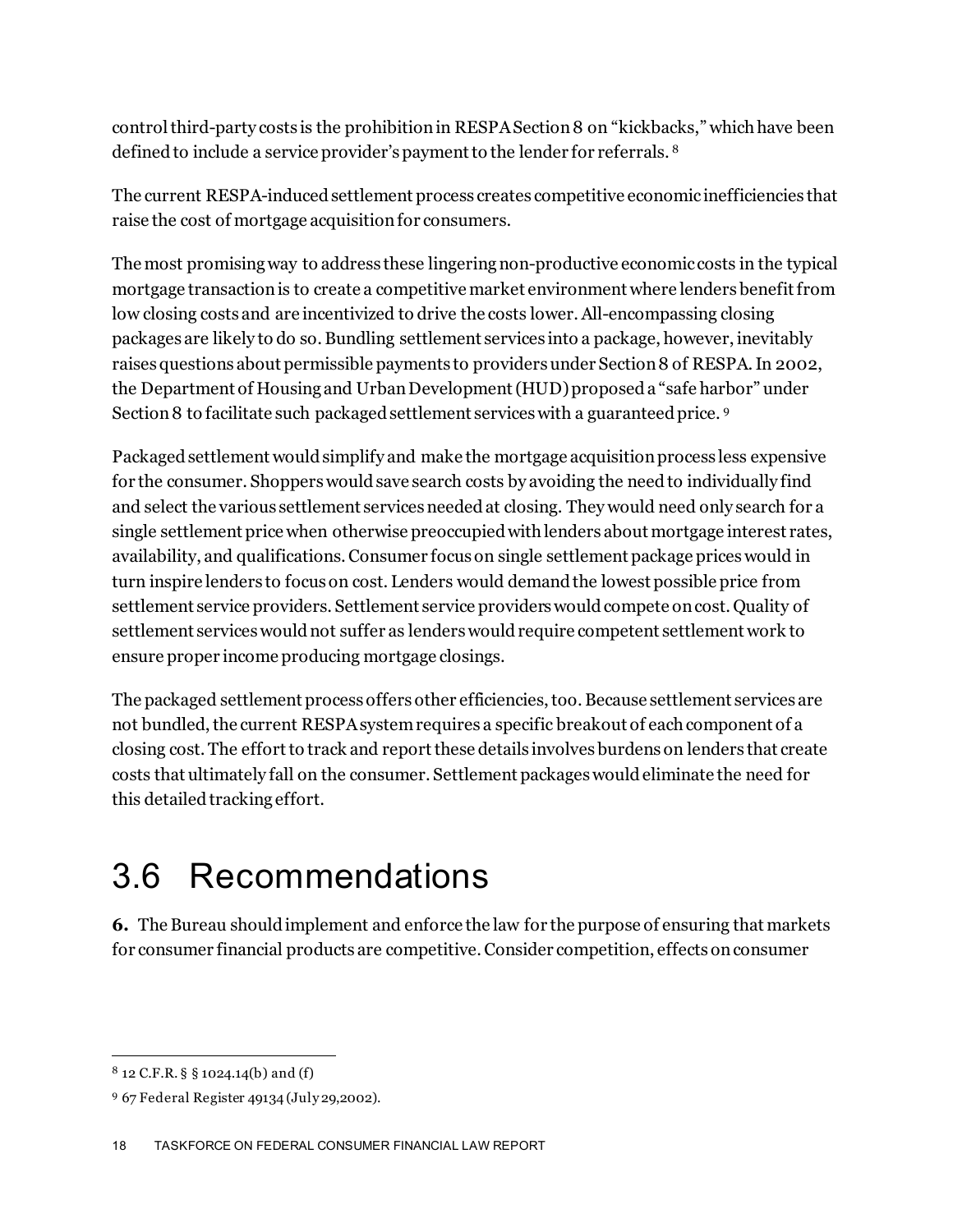control third-party costs is the prohibition in RESPA Section 8 on "kickbacks," which have been defined to include a service provider's payment to the lender for referrals. [8]

The current RESPA-induced settlement process creates competitive economic inefficiencies that raise the cost of mortgage acquisition for consumers.

The most promising way to address these lingering non-productive economic costs in the typical mortgage transaction is to create a competitive market environment where lenders benefit from low closing costs and are incentivized to drive the costs lower. All-encompassing closing packages are likely to do so. Bundling settlement services into a package, however, inevitably raises questions about permissible payments to providers under Section 8 of RESPA. In 2002, the Department of Housing and Urban Development (HUD) proposed a "safe harbor" under Section 8 to facilitate such packaged settlement services with a guaranteed price. [9]

Packaged settlement would simplify and make the mortgage acquisition process less expensive for the consumer. Shoppers would save search costs by avoiding the need to individually find and select the various settlement services needed at closing. They would need only search for a single settlement price when otherwise preoccupied with lenders about mortgage interest rates, availability, and qualifications. Consumer focus on single settlement package prices would in turn inspire lenders to focus on cost. Lenders would demand the lowest possible price from settlement service providers. Settlement service providers would compete on cost. Quality of settlement services would not suffer as lenders would require competent settlement work to ensure proper income producing mortgage closings.

The packaged settlement process offers other efficiencies, too. Because settlement services are not bundled, the current RESPA system requires a specific breakout of each component of a closing cost. The effort to track and report these details involves burdens on lenders that create costs that ultimately fall on the consumer. Settlement packages would eliminate the need for this detailed tracking effort.

## 3.6 Recommendations

**6.** The Bureau should implement and enforce the law for the purpose of ensuring that markets for consumer financial products are competitive. Consider competition, effects on consumer

---

[8] 12 C.F.R. § § 1024.14(b) and (f)

[9] 67 Federal Register 49134 (July 29,2002).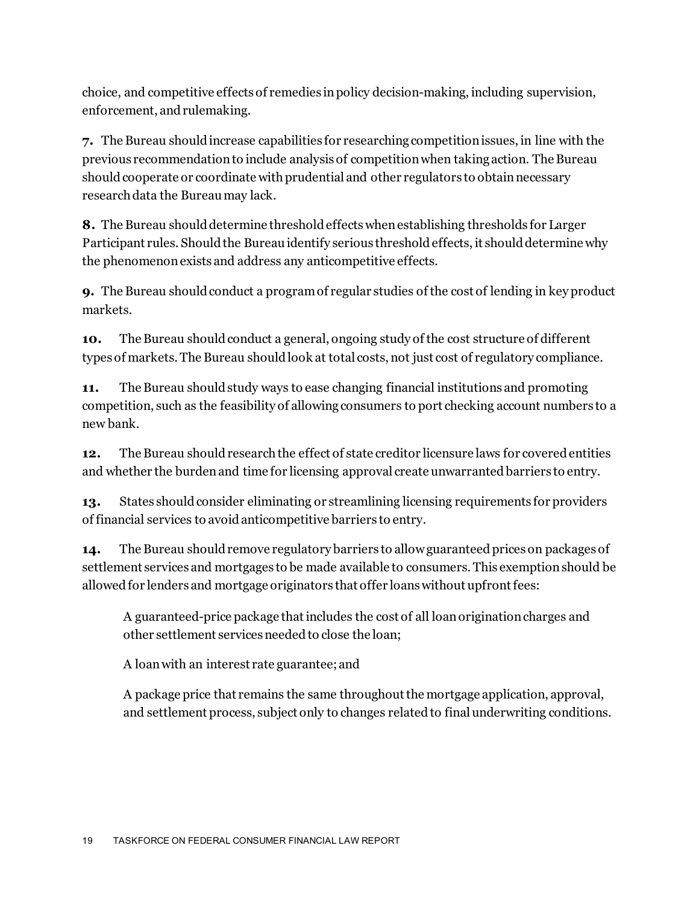choice, and competitive effects of remedies in policy decision-making, including supervision, enforcement, and rulemaking.

**7.** The Bureau should increase capabilities for researching competition issues, in line with the previous recommendation to include analysis of competition when taking action. The Bureau should cooperate or coordinate with prudential and other regulators to obtain necessary research data the Bureau may lack.

**8.** The Bureau should determine threshold effects when establishing thresholds for Larger Participant rules. Should the Bureau identify serious threshold effects, it should determine why the phenomenon exists and address any anticompetitive effects.

**9.** The Bureau should conduct a program of regular studies of the cost of lending in key product markets.

**10.** The Bureau should conduct a general, ongoing study of the cost structure of different types of markets. The Bureau should look at total costs, not just cost of regulatory compliance.

**11.** The Bureau should study ways to ease changing financial institutions and promoting competition, such as the feasibility of allowing consumers to port checking account numbers to a new bank.

**12.** The Bureau should research the effect of state creditor licensure laws for covered entities and whether the burden and time for licensing approval create unwarranted barriers to entry.

**13.** States should consider eliminating or streamlining licensing requirements for providers of financial services to avoid anticompetitive barriers to entry.

**14.** The Bureau should remove regulatory barriers to allow guaranteed prices on packages of settlement services and mortgages to be made available to consumers. This exemption should be allowed for lenders and mortgage originators that offer loans without upfront fees:

> A guaranteed-price package that includes the cost of all loan origination charges and other settlement services needed to close the loan;
>
> A loan with an interest rate guarantee; and
>
> A package price that remains the same throughout the mortgage application, approval, and settlement process, subject only to changes related to final underwriting conditions.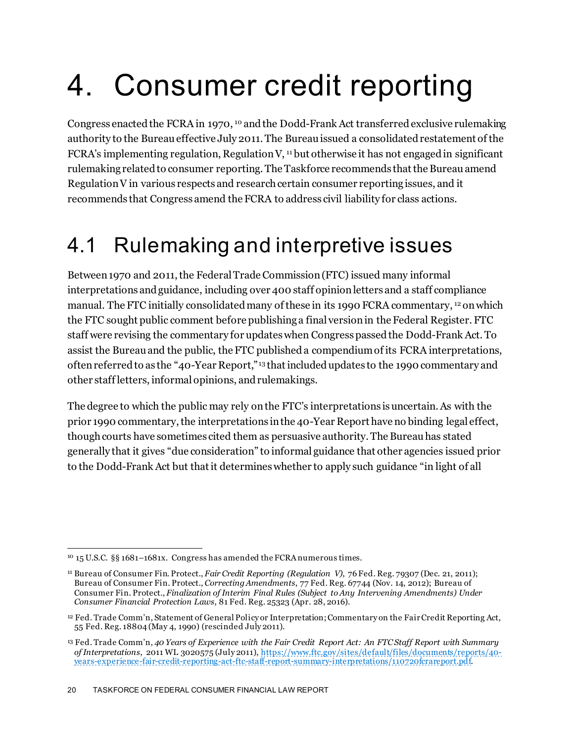# 4. Consumer credit reporting

Congress enacted the FCRA in 1970, [10] and the Dodd-Frank Act transferred exclusive rulemaking authority to the Bureau effective July 2011. The Bureau issued a consolidated restatement of the FCRA's implementing regulation, Regulation V, [11] but otherwise it has not engaged in significant rulemaking related to consumer reporting. The Taskforce recommends that the Bureau amend Regulation V in various respects and research certain consumer reporting issues, and it recommends that Congress amend the FCRA to address civil liability for class actions.

## 4.1 Rulemaking and interpretive issues

Between 1970 and 2011, the Federal Trade Commission (FTC) issued many informal interpretations and guidance, including over 400 staff opinion letters and a staff compliance manual. The FTC initially consolidated many of these in its 1990 FCRA commentary, [12] on which the FTC sought public comment before publishing a final version in the Federal Register. FTC staff were revising the commentary for updates when Congress passed the Dodd-Frank Act. To assist the Bureau and the public, the FTC published a compendium of its FCRA interpretations, often referred to as the "40-Year Report," [13] that included updates to the 1990 commentary and other staff letters, informal opinions, and rulemakings.

The degree to which the public may rely on the FTC's interpretations is uncertain. As with the prior 1990 commentary, the interpretations in the 40-Year Report have no binding legal effect, though courts have sometimes cited them as persuasive authority. The Bureau has stated generally that it gives "due consideration" to informal guidance that other agencies issued prior to the Dodd-Frank Act but that it determines whether to apply such guidance "in light of all

---

[10] 15 U.S.C. §§ 1681–1681x. Congress has amended the FCRA numerous times.

[11] Bureau of Consumer Fin. Protect., *Fair Credit Reporting (Regulation V)*, 76 Fed. Reg. 79307 (Dec. 21, 2011); Bureau of Consumer Fin. Protect., *Correcting Amendments*, 77 Fed. Reg. 67744 (Nov. 14, 2012); Bureau of Consumer Fin. Protect., *Finalization of Interim Final Rules (Subject to Any Intervening Amendments) Under Consumer Financial Protection Laws*, 81 Fed. Reg. 25323 (Apr. 28, 2016).

[12] Fed. Trade Comm'n, Statement of General Policy or Interpretation; Commentary on the Fair Credit Reporting Act, 55 Fed. Reg. 18804 (May 4, 1990) (rescinded July 2011).

[13] Fed. Trade Comm'n, *40 Years of Experience with the Fair Credit Report Act: An FTC Staff Report with Summary of Interpretations*, 2011 WL 3020575 (July 2011), https://www.ftc.gov/sites/default/files/documents/reports/40-years-experience-fair-credit-reporting-act-ftc-staff-report-summary-interpretations/110720fcrareport.pdf.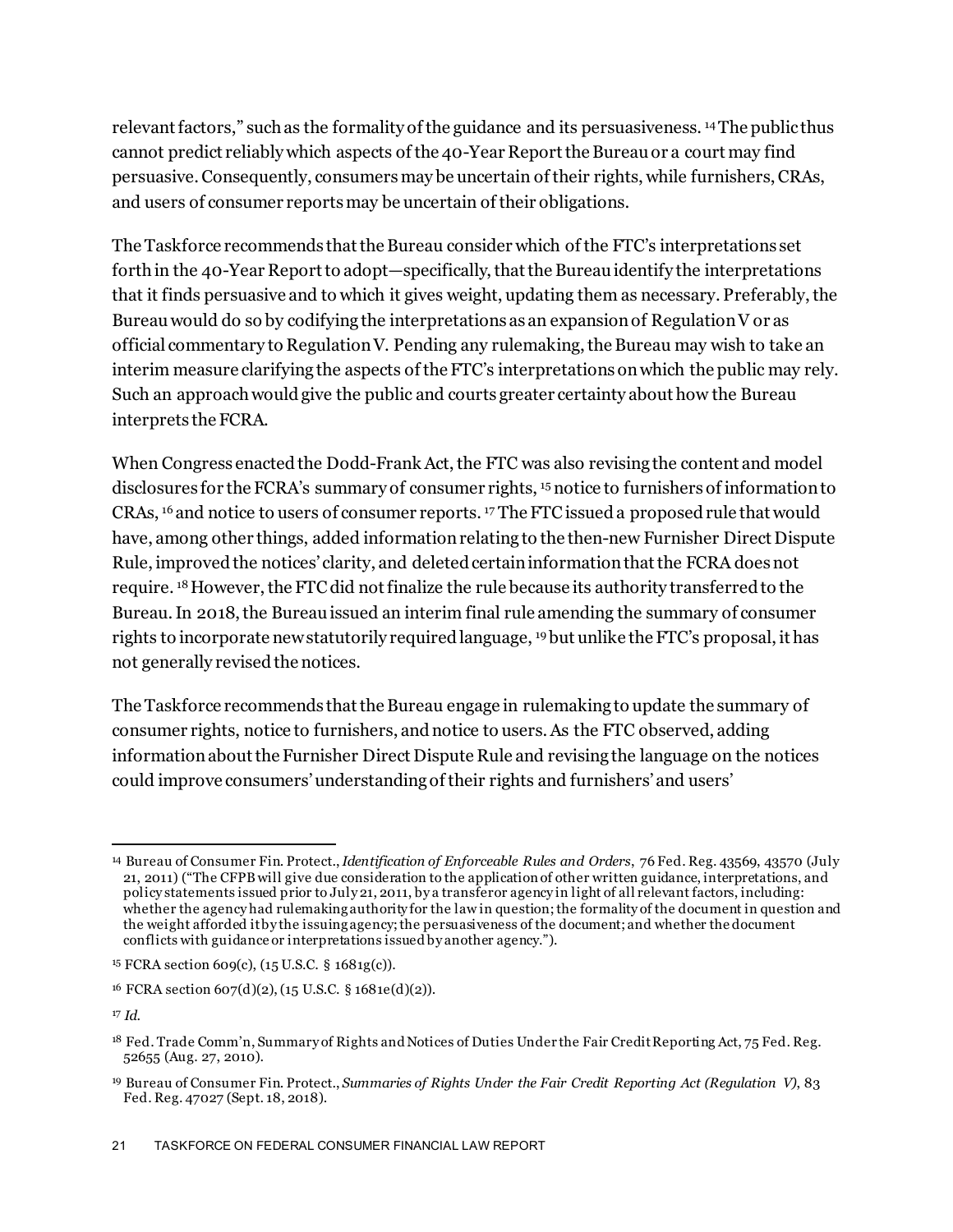relevant factors," such as the formality of the guidance and its persuasiveness.[14] The public thus cannot predict reliably which aspects of the 40-Year Report the Bureau or a court may find persuasive. Consequently, consumers may be uncertain of their rights, while furnishers, CRAs, and users of consumer reports may be uncertain of their obligations.

The Taskforce recommends that the Bureau consider which of the FTC's interpretations set forth in the 40-Year Report to adopt—specifically, that the Bureau identify the interpretations that it finds persuasive and to which it gives weight, updating them as necessary. Preferably, the Bureau would do so by codifying the interpretations as an expansion of Regulation V or as official commentary to Regulation V. Pending any rulemaking, the Bureau may wish to take an interim measure clarifying the aspects of the FTC's interpretations on which the public may rely. Such an approach would give the public and courts greater certainty about how the Bureau interprets the FCRA.

When Congress enacted the Dodd-Frank Act, the FTC was also revising the content and model disclosures for the FCRA's summary of consumer rights,[15] notice to furnishers of information to CRAs,[16] and notice to users of consumer reports.[17] The FTC issued a proposed rule that would have, among other things, added information relating to the then-new Furnisher Direct Dispute Rule, improved the notices' clarity, and deleted certain information that the FCRA does not require.[18] However, the FTC did not finalize the rule because its authority transferred to the Bureau. In 2018, the Bureau issued an interim final rule amending the summary of consumer rights to incorporate new statutorily required language,[19] but unlike the FTC's proposal, it has not generally revised the notices.

The Taskforce recommends that the Bureau engage in rulemaking to update the summary of consumer rights, notice to furnishers, and notice to users. As the FTC observed, adding information about the Furnisher Direct Dispute Rule and revising the language on the notices could improve consumers' understanding of their rights and furnishers' and users'

---

[14] Bureau of Consumer Fin. Protect., *Identification of Enforceable Rules and Orders*, 76 Fed. Reg. 43569, 43570 (July 21, 2011) ("The CFPB will give due consideration to the application of other written guidance, interpretations, and policy statements issued prior to July 21, 2011, by a transferor agency in light of all relevant factors, including: whether the agency had rulemaking authority for the law in question; the formality of the document in question and the weight afforded it by the issuing agency; the persuasiveness of the document; and whether the document conflicts with guidance or interpretations issued by another agency.").

[15] FCRA section 609(c), (15 U.S.C. § 1681g(c)).

[16] FCRA section 607(d)(2), (15 U.S.C. § 1681e(d)(2)).

[17] *Id.*

[18] Fed. Trade Comm'n, Summary of Rights and Notices of Duties Under the Fair Credit Reporting Act, 75 Fed. Reg. 52655 (Aug. 27, 2010).

[19] Bureau of Consumer Fin. Protect., *Summaries of Rights Under the Fair Credit Reporting Act (Regulation V)*, 83 Fed. Reg. 47027 (Sept. 18, 2018).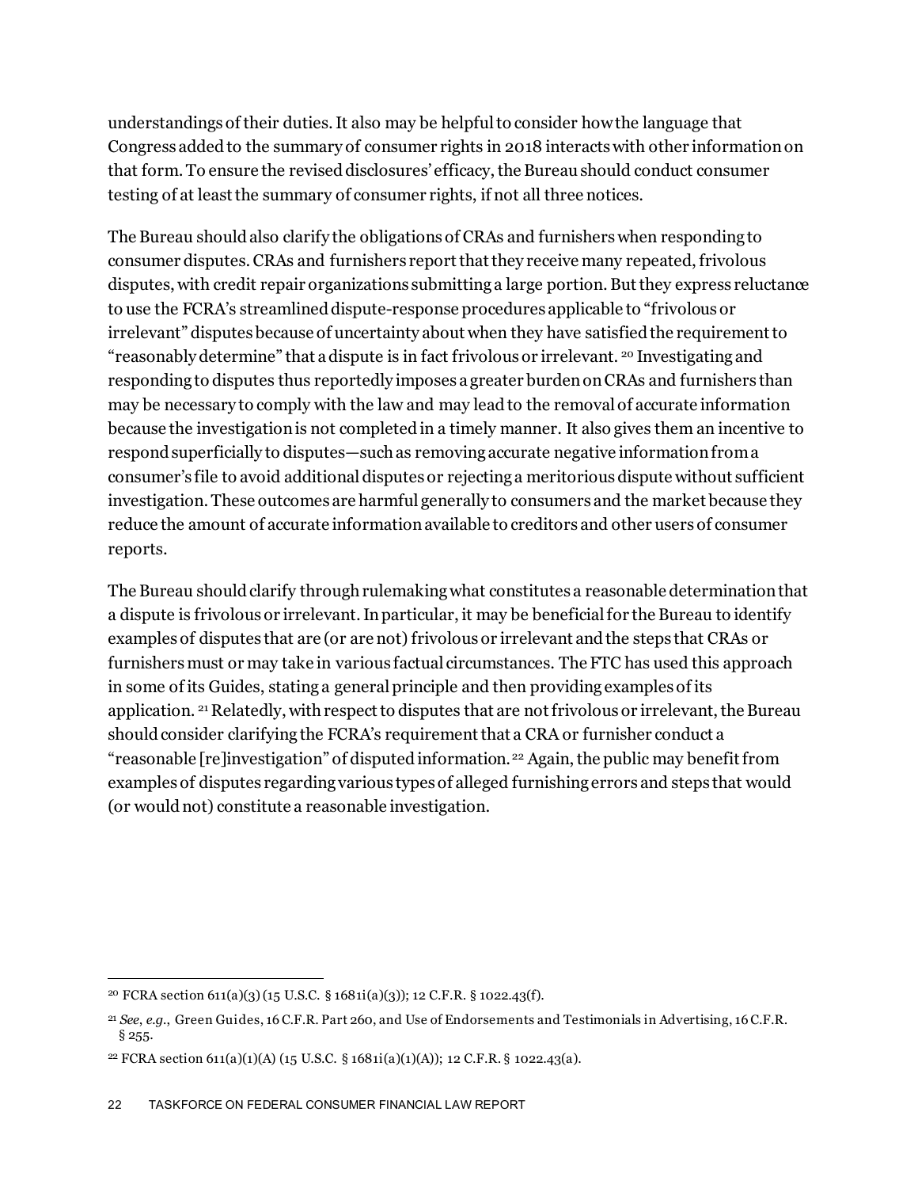understandings of their duties. It also may be helpful to consider how the language that Congress added to the summary of consumer rights in 2018 interacts with other information on that form. To ensure the revised disclosures' efficacy, the Bureau should conduct consumer testing of at least the summary of consumer rights, if not all three notices.

The Bureau should also clarify the obligations of CRAs and furnishers when responding to consumer disputes. CRAs and furnishers report that they receive many repeated, frivolous disputes, with credit repair organizations submitting a large portion. But they express reluctance to use the FCRA's streamlined dispute-response procedures applicable to "frivolous or irrelevant" disputes because of uncertainty about when they have satisfied the requirement to "reasonably determine" that a dispute is in fact frivolous or irrelevant.[20] Investigating and responding to disputes thus reportedly imposes a greater burden on CRAs and furnishers than may be necessary to comply with the law and may lead to the removal of accurate information because the investigation is not completed in a timely manner. It also gives them an incentive to respond superficially to disputes—such as removing accurate negative information from a consumer's file to avoid additional disputes or rejecting a meritorious dispute without sufficient investigation. These outcomes are harmful generally to consumers and the market because they reduce the amount of accurate information available to creditors and other users of consumer reports.

The Bureau should clarify through rulemaking what constitutes a reasonable determination that a dispute is frivolous or irrelevant. In particular, it may be beneficial for the Bureau to identify examples of disputes that are (or are not) frivolous or irrelevant and the steps that CRAs or furnishers must or may take in various factual circumstances. The FTC has used this approach in some of its Guides, stating a general principle and then providing examples of its application.[21] Relatedly, with respect to disputes that are not frivolous or irrelevant, the Bureau should consider clarifying the FCRA's requirement that a CRA or furnisher conduct a "reasonable [re]investigation" of disputed information.[22] Again, the public may benefit from examples of disputes regarding various types of alleged furnishing errors and steps that would (or would not) constitute a reasonable investigation.

---

[20] FCRA section 611(a)(3) (15 U.S.C. § 1681i(a)(3)); 12 C.F.R. § 1022.43(f).

[21] *See, e.g.*, Green Guides, 16 C.F.R. Part 260, and Use of Endorsements and Testimonials in Advertising, 16 C.F.R. § 255.

[22] FCRA section 611(a)(1)(A) (15 U.S.C. § 1681i(a)(1)(A)); 12 C.F.R. § 1022.43(a).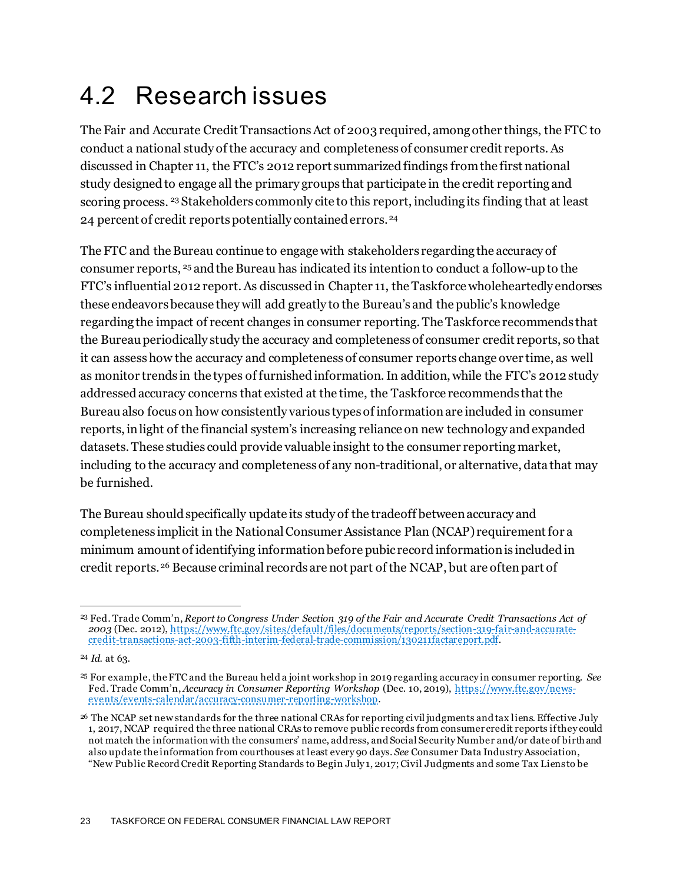## 4.2 Research issues

The Fair and Accurate Credit Transactions Act of 2003 required, among other things, the FTC to conduct a national study of the accuracy and completeness of consumer credit reports. As discussed in Chapter 11, the FTC's 2012 report summarized findings from the first national study designed to engage all the primary groups that participate in the credit reporting and scoring process.[23] Stakeholders commonly cite to this report, including its finding that at least 24 percent of credit reports potentially contained errors.[24]

The FTC and the Bureau continue to engage with stakeholders regarding the accuracy of consumer reports,[25] and the Bureau has indicated its intention to conduct a follow-up to the FTC's influential 2012 report. As discussed in Chapter 11, the Taskforce wholeheartedly endorses these endeavors because they will add greatly to the Bureau's and the public's knowledge regarding the impact of recent changes in consumer reporting. The Taskforce recommends that the Bureau periodically study the accuracy and completeness of consumer credit reports, so that it can assess how the accuracy and completeness of consumer reports change over time, as well as monitor trends in the types of furnished information. In addition, while the FTC's 2012 study addressed accuracy concerns that existed at the time, the Taskforce recommends that the Bureau also focus on how consistently various types of information are included in consumer reports, in light of the financial system's increasing reliance on new technology and expanded datasets. These studies could provide valuable insight to the consumer reporting market, including to the accuracy and completeness of any non-traditional, or alternative, data that may be furnished.

The Bureau should specifically update its study of the tradeoff between accuracy and completeness implicit in the National Consumer Assistance Plan (NCAP) requirement for a minimum amount of identifying information before pubic record information is included in credit reports.[26] Because criminal records are not part of the NCAP, but are often part of

---

[23] Fed. Trade Comm'n, *Report to Congress Under Section 319 of the Fair and Accurate Credit Transactions Act of 2003* (Dec. 2012), https://www.ftc.gov/sites/default/files/documents/reports/section-319-fair-and-accurate-credit-transactions-act-2003-fifth-interim-federal-trade-commission/130211factareport.pdf.

[24] *Id.* at 63.

[25] For example, the FTC and the Bureau held a joint workshop in 2019 regarding accuracy in consumer reporting. *See* Fed. Trade Comm'n, *Accuracy in Consumer Reporting Workshop* (Dec. 10, 2019), https://www.ftc.gov/news-events/events-calendar/accuracy-consumer-reporting-workshop.

[26] The NCAP set new standards for the three national CRAs for reporting civil judgments and tax liens. Effective July 1, 2017, NCAP required the three national CRAs to remove public records from consumer credit reports if they could not match the information with the consumers' name, address, and Social Security Number and/or date of birth and also update the information from courthouses at least every 90 days. *See* Consumer Data Industry Association, "New Public Record Credit Reporting Standards to Begin July 1, 2017; Civil Judgments and some Tax Liens to be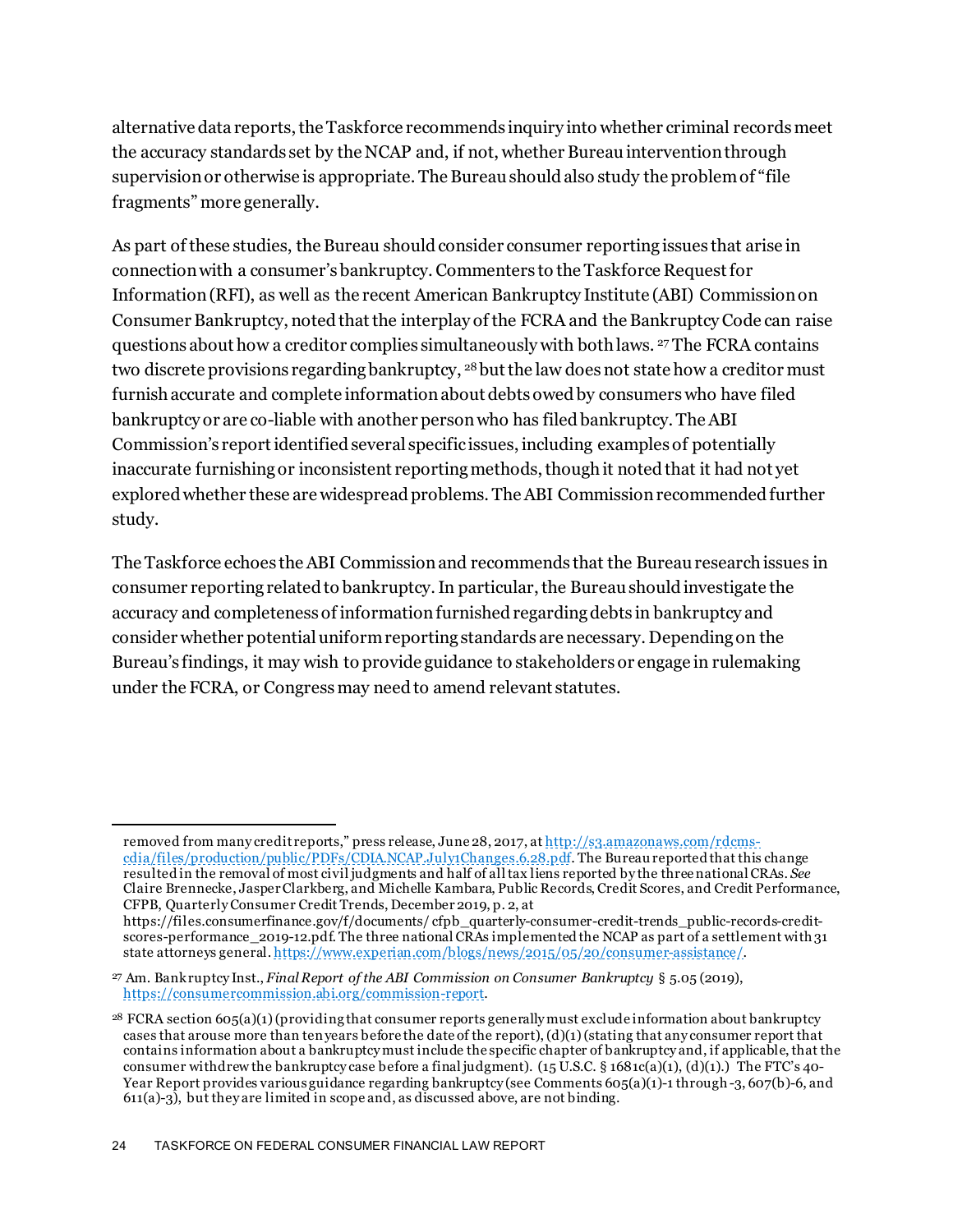alternative data reports, the Taskforce recommends inquiry into whether criminal records meet the accuracy standards set by the NCAP and, if not, whether Bureau intervention through supervision or otherwise is appropriate. The Bureau should also study the problem of "file fragments" more generally.

As part of these studies, the Bureau should consider consumer reporting issues that arise in connection with a consumer's bankruptcy. Commenters to the Taskforce Request for Information (RFI), as well as the recent American Bankruptcy Institute (ABI) Commission on Consumer Bankruptcy, noted that the interplay of the FCRA and the Bankruptcy Code can raise questions about how a creditor complies simultaneously with both laws. [27] The FCRA contains two discrete provisions regarding bankruptcy, [28] but the law does not state how a creditor must furnish accurate and complete information about debts owed by consumers who have filed bankruptcy or are co-liable with another person who has filed bankruptcy. The ABI Commission's report identified several specific issues, including examples of potentially inaccurate furnishing or inconsistent reporting methods, though it noted that it had not yet explored whether these are widespread problems. The ABI Commission recommended further study.

The Taskforce echoes the ABI Commission and recommends that the Bureau research issues in consumer reporting related to bankruptcy. In particular, the Bureau should investigate the accuracy and completeness of information furnished regarding debts in bankruptcy and consider whether potential uniform reporting standards are necessary. Depending on the Bureau's findings, it may wish to provide guidance to stakeholders or engage in rulemaking under the FCRA, or Congress may need to amend relevant statutes.

---

removed from many credit reports," press release, June 28, 2017, at http://s3.amazonaws.com/rdcms-cdia/files/production/public/PDFs/CDIA.NCAP.July1Changes.6.28.pdf. The Bureau reported that this change resulted in the removal of most civil judgments and half of all tax liens reported by the three national CRAs. *See* Claire Brennecke, Jasper Clarkberg, and Michelle Kambara, Public Records, Credit Scores, and Credit Performance, CFPB, Quarterly Consumer Credit Trends, December 2019, p. 2, at https://files.consumerfinance.gov/f/documents/ cfpb_quarterly-consumer-credit-trends_public-records-credit-scores-performance_2019-12.pdf. The three national CRAs implemented the NCAP as part of a settlement with 31 state attorneys general. https://www.experian.com/blogs/news/2015/05/20/consumer-assistance/.

[27] Am. Bankruptcy Inst., *Final Report of the ABI Commission on Consumer Bankruptcy* § 5.05 (2019), https://consumercommission.abi.org/commission-report.

[28] FCRA section 605(a)(1) (providing that consumer reports generally must exclude information about bankruptcy cases that arouse more than ten years before the date of the report), (d)(1) (stating that any consumer report that contains information about a bankruptcy must include the specific chapter of bankruptcy and, if applicable, that the consumer withdrew the bankruptcy case before a final judgment). (15 U.S.C. § 1681c(a)(1), (d)(1).) The FTC's 40-Year Report provides various guidance regarding bankruptcy (see Comments 605(a)(1)-1 through -3, 607(b)-6, and 611(a)-3), but they are limited in scope and, as discussed above, are not binding.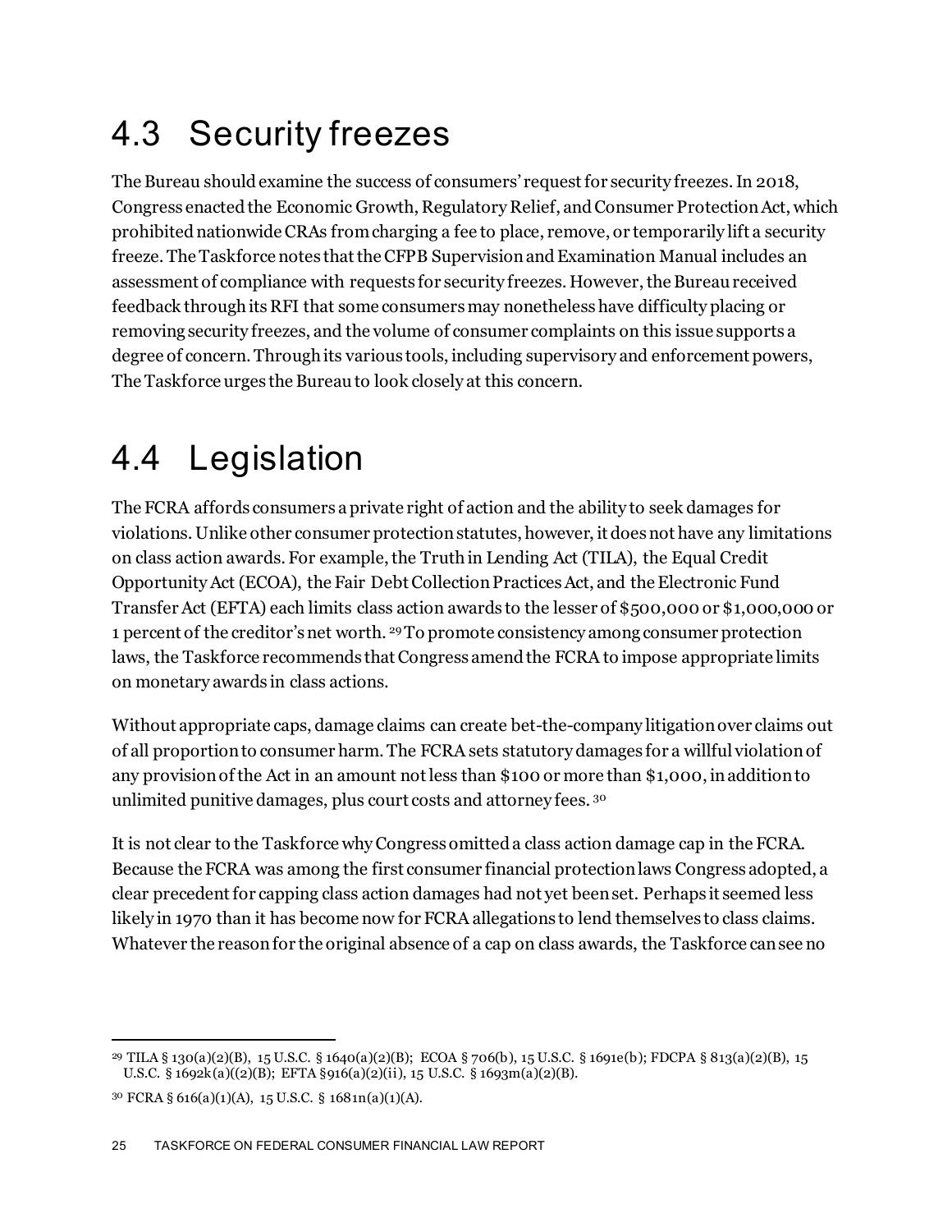## 4.3 Security freezes

The Bureau should examine the success of consumers' request for security freezes. In 2018, Congress enacted the Economic Growth, Regulatory Relief, and Consumer Protection Act, which prohibited nationwide CRAs from charging a fee to place, remove, or temporarily lift a security freeze. The Taskforce notes that the CFPB Supervision and Examination Manual includes an assessment of compliance with requests for security freezes. However, the Bureau received feedback through its RFI that some consumers may nonetheless have difficulty placing or removing security freezes, and the volume of consumer complaints on this issue supports a degree of concern. Through its various tools, including supervisory and enforcement powers, The Taskforce urges the Bureau to look closely at this concern.

## 4.4 Legislation

The FCRA affords consumers a private right of action and the ability to seek damages for violations. Unlike other consumer protection statutes, however, it does not have any limitations on class action awards. For example, the Truth in Lending Act (TILA), the Equal Credit Opportunity Act (ECOA), the Fair Debt Collection Practices Act, and the Electronic Fund Transfer Act (EFTA) each limits class action awards to the lesser of $500,000 or $1,000,000 or 1 percent of the creditor's net worth. [29] To promote consistency among consumer protection laws, the Taskforce recommends that Congress amend the FCRA to impose appropriate limits on monetary awards in class actions.

Without appropriate caps, damage claims can create bet-the-company litigation over claims out of all proportion to consumer harm. The FCRA sets statutory damages for a willful violation of any provision of the Act in an amount not less than $100 or more than $1,000, in addition to unlimited punitive damages, plus court costs and attorney fees. [30]

It is not clear to the Taskforce why Congress omitted a class action damage cap in the FCRA. Because the FCRA was among the first consumer financial protection laws Congress adopted, a clear precedent for capping class action damages had not yet been set. Perhaps it seemed less likely in 1970 than it has become now for FCRA allegations to lend themselves to class claims. Whatever the reason for the original absence of a cap on class awards, the Taskforce can see no

---

[29] TILA § 130(a)(2)(B), 15 U.S.C. § 1640(a)(2)(B); ECOA § 706(b), 15 U.S.C. § 1691e(b); FDCPA § 813(a)(2)(B), 15 U.S.C. § 1692k(a)((2)(B); EFTA §916(a)(2)(ii), 15 U.S.C. § 1693m(a)(2)(B).

[30] FCRA § 616(a)(1)(A), 15 U.S.C. § 1681n(a)(1)(A).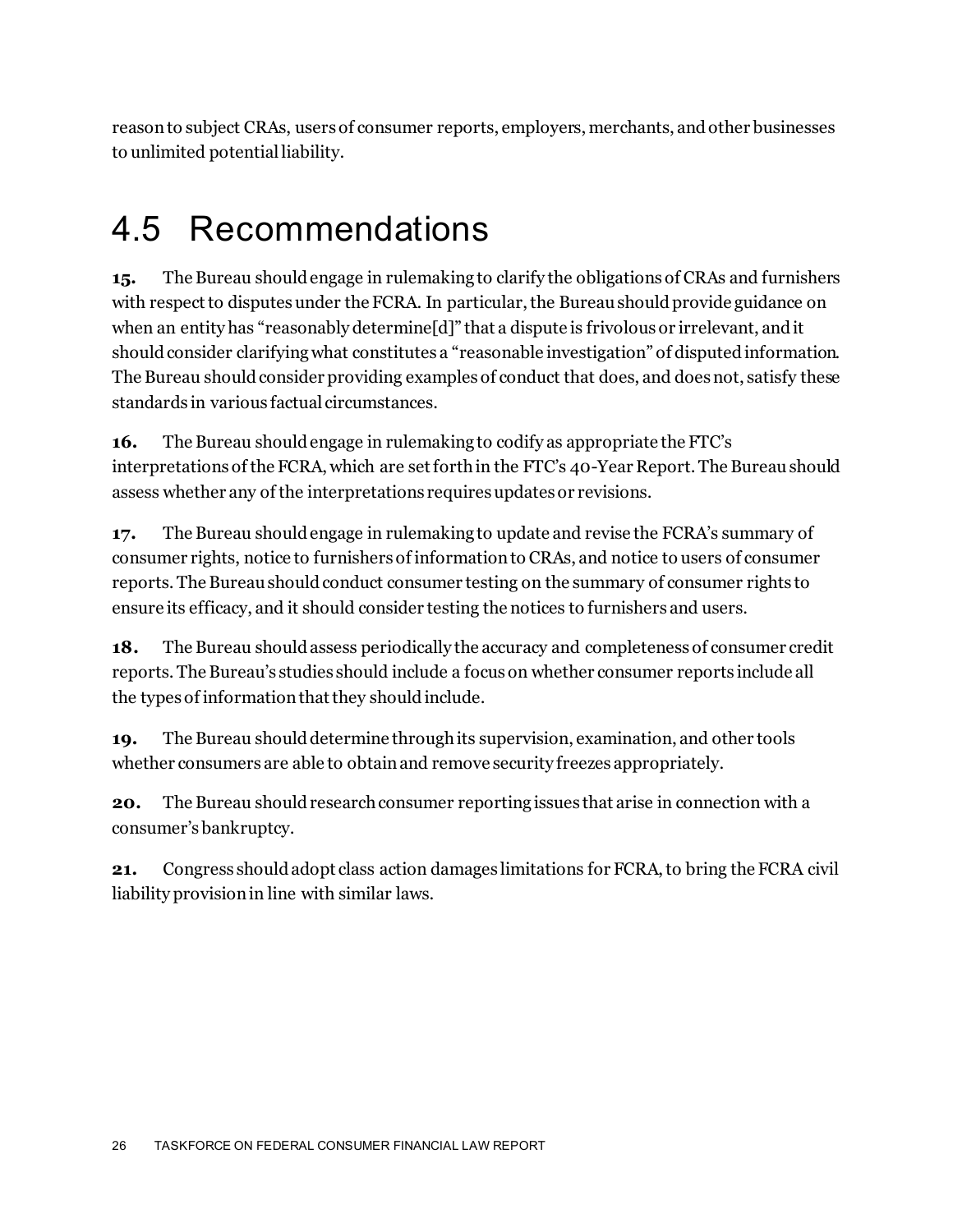reason to subject CRAs, users of consumer reports, employers, merchants, and other businesses to unlimited potential liability.

## 4.5 Recommendations

**15.** The Bureau should engage in rulemaking to clarify the obligations of CRAs and furnishers with respect to disputes under the FCRA. In particular, the Bureau should provide guidance on when an entity has "reasonably determine[d]" that a dispute is frivolous or irrelevant, and it should consider clarifying what constitutes a "reasonable investigation" of disputed information. The Bureau should consider providing examples of conduct that does, and does not, satisfy these standards in various factual circumstances.

**16.** The Bureau should engage in rulemaking to codify as appropriate the FTC's interpretations of the FCRA, which are set forth in the FTC's 40-Year Report. The Bureau should assess whether any of the interpretations requires updates or revisions.

**17.** The Bureau should engage in rulemaking to update and revise the FCRA's summary of consumer rights, notice to furnishers of information to CRAs, and notice to users of consumer reports. The Bureau should conduct consumer testing on the summary of consumer rights to ensure its efficacy, and it should consider testing the notices to furnishers and users.

**18.** The Bureau should assess periodically the accuracy and completeness of consumer credit reports. The Bureau's studies should include a focus on whether consumer reports include all the types of information that they should include.

**19.** The Bureau should determine through its supervision, examination, and other tools whether consumers are able to obtain and remove security freezes appropriately.

**20.** The Bureau should research consumer reporting issues that arise in connection with a consumer's bankruptcy.

**21.** Congress should adopt class action damages limitations for FCRA, to bring the FCRA civil liability provision in line with similar laws.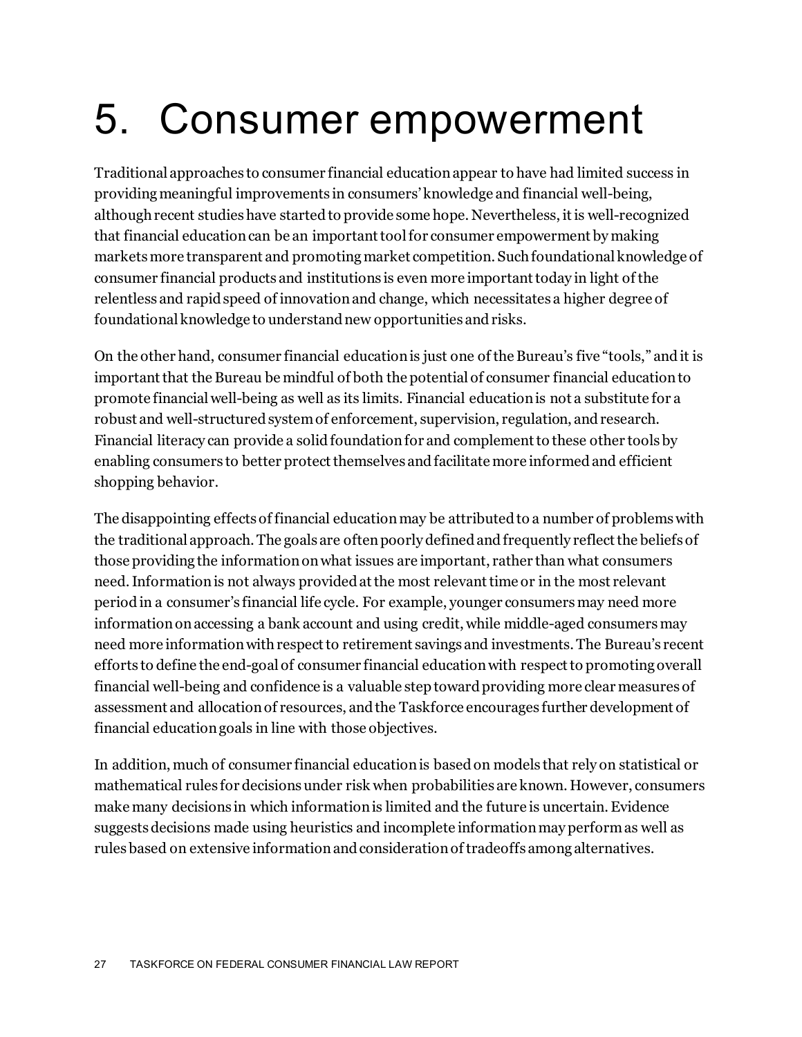# 5. Consumer empowerment

Traditional approaches to consumer financial education appear to have had limited success in providing meaningful improvements in consumers' knowledge and financial well-being, although recent studies have started to provide some hope. Nevertheless, it is well-recognized that financial education can be an important tool for consumer empowerment by making markets more transparent and promoting market competition. Such foundational knowledge of consumer financial products and institutions is even more important today in light of the relentless and rapid speed of innovation and change, which necessitates a higher degree of foundational knowledge to understand new opportunities and risks.

On the other hand, consumer financial education is just one of the Bureau's five "tools," and it is important that the Bureau be mindful of both the potential of consumer financial education to promote financial well-being as well as its limits. Financial education is not a substitute for a robust and well-structured system of enforcement, supervision, regulation, and research. Financial literacy can provide a solid foundation for and complement to these other tools by enabling consumers to better protect themselves and facilitate more informed and efficient shopping behavior.

The disappointing effects of financial education may be attributed to a number of problems with the traditional approach. The goals are often poorly defined and frequently reflect the beliefs of those providing the information on what issues are important, rather than what consumers need. Information is not always provided at the most relevant time or in the most relevant period in a consumer's financial life cycle. For example, younger consumers may need more information on accessing a bank account and using credit, while middle-aged consumers may need more information with respect to retirement savings and investments. The Bureau's recent efforts to define the end-goal of consumer financial education with respect to promoting overall financial well-being and confidence is a valuable step toward providing more clear measures of assessment and allocation of resources, and the Taskforce encourages further development of financial education goals in line with those objectives.

In addition, much of consumer financial education is based on models that rely on statistical or mathematical rules for decisions under risk when probabilities are known. However, consumers make many decisions in which information is limited and the future is uncertain. Evidence suggests decisions made using heuristics and incomplete information may perform as well as rules based on extensive information and consideration of tradeoffs among alternatives.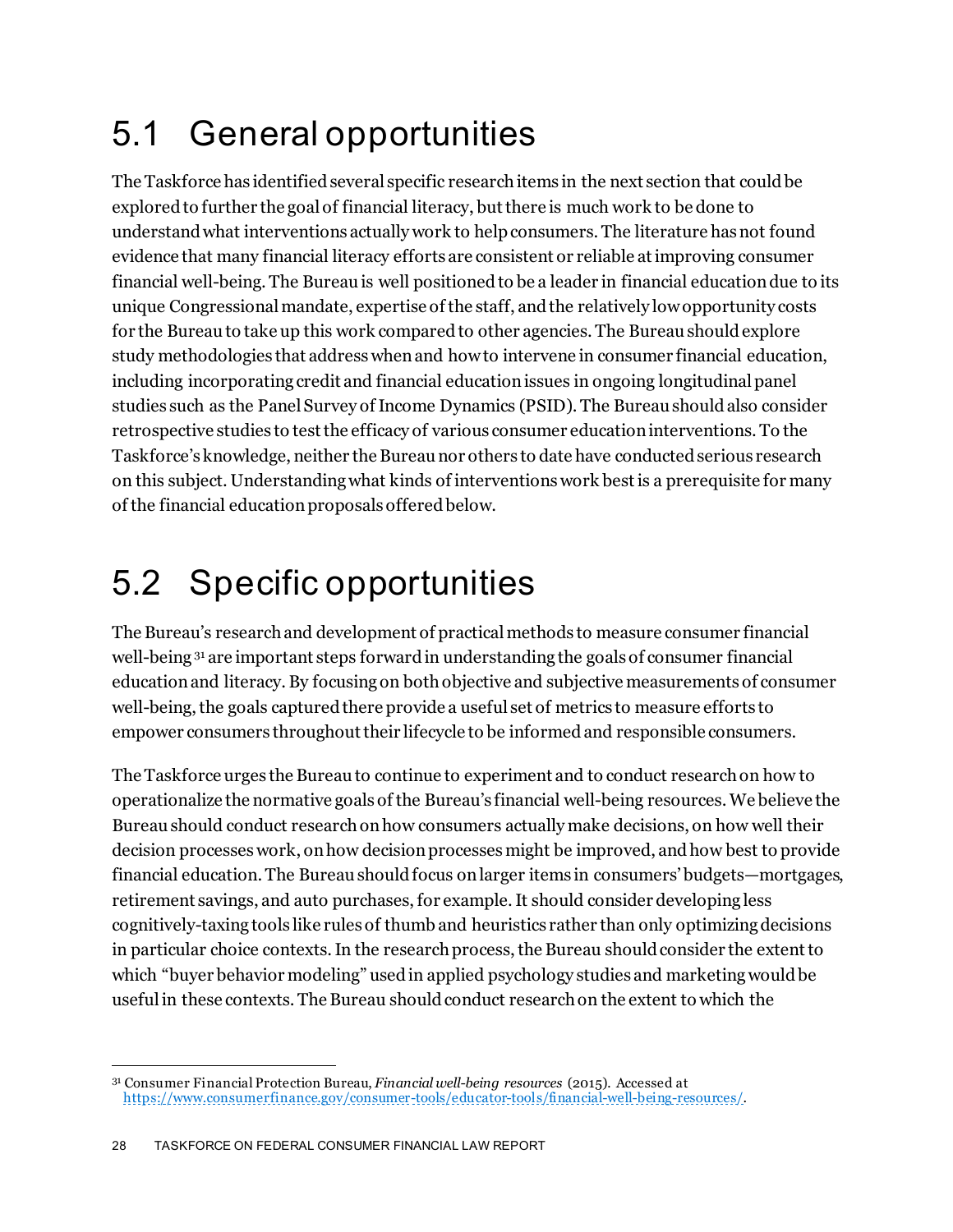## 5.1 General opportunities

The Taskforce has identified several specific research items in the next section that could be explored to further the goal of financial literacy, but there is much work to be done to understand what interventions actually work to help consumers. The literature has not found evidence that many financial literacy efforts are consistent or reliable at improving consumer financial well-being. The Bureau is well positioned to be a leader in financial education due to its unique Congressional mandate, expertise of the staff, and the relatively low opportunity costs for the Bureau to take up this work compared to other agencies. The Bureau should explore study methodologies that address when and how to intervene in consumer financial education, including incorporating credit and financial education issues in ongoing longitudinal panel studies such as the Panel Survey of Income Dynamics (PSID). The Bureau should also consider retrospective studies to test the efficacy of various consumer education interventions. To the Taskforce's knowledge, neither the Bureau nor others to date have conducted serious research on this subject. Understanding what kinds of interventions work best is a prerequisite for many of the financial education proposals offered below.

## 5.2 Specific opportunities

The Bureau's research and development of practical methods to measure consumer financial well-being [31] are important steps forward in understanding the goals of consumer financial education and literacy. By focusing on both objective and subjective measurements of consumer well-being, the goals captured there provide a useful set of metrics to measure efforts to empower consumers throughout their lifecycle to be informed and responsible consumers.

The Taskforce urges the Bureau to continue to experiment and to conduct research on how to operationalize the normative goals of the Bureau's financial well-being resources. We believe the Bureau should conduct research on how consumers actually make decisions, on how well their decision processes work, on how decision processes might be improved, and how best to provide financial education. The Bureau should focus on larger items in consumers' budgets—mortgages, retirement savings, and auto purchases, for example. It should consider developing less cognitively-taxing tools like rules of thumb and heuristics rather than only optimizing decisions in particular choice contexts. In the research process, the Bureau should consider the extent to which "buyer behavior modeling" used in applied psychology studies and marketing would be useful in these contexts. The Bureau should conduct research on the extent to which the

---

[31] Consumer Financial Protection Bureau, *Financial well-being resources* (2015). Accessed at https://www.consumerfinance.gov/consumer-tools/educator-tools/financial-well-being-resources/.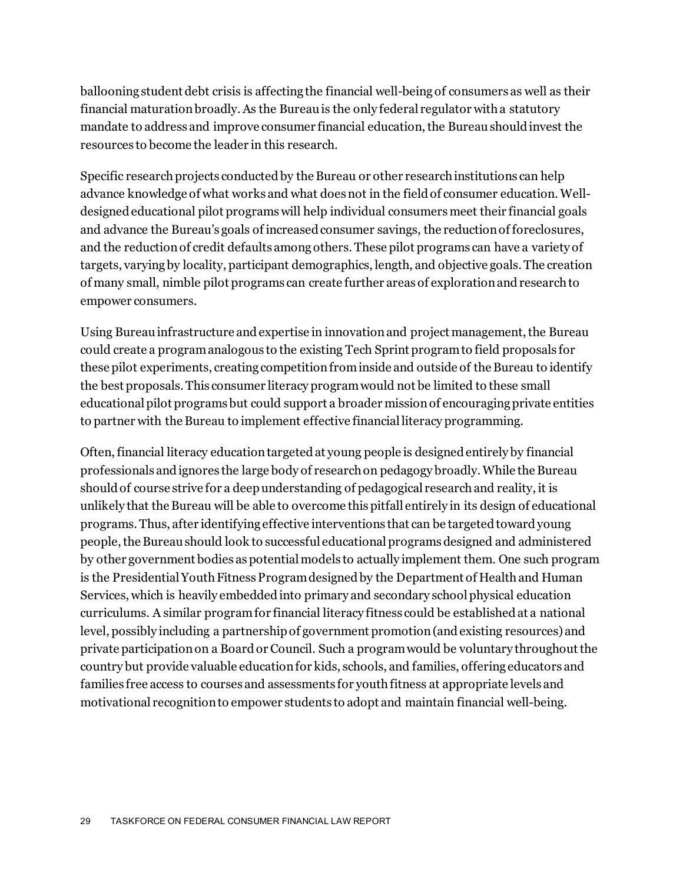ballooning student debt crisis is affecting the financial well-being of consumers as well as their financial maturation broadly. As the Bureau is the only federal regulator with a statutory mandate to address and improve consumer financial education, the Bureau should invest the resources to become the leader in this research.

Specific research projects conducted by the Bureau or other research institutions can help advance knowledge of what works and what does not in the field of consumer education. Well-designed educational pilot programs will help individual consumers meet their financial goals and advance the Bureau's goals of increased consumer savings, the reduction of foreclosures, and the reduction of credit defaults among others. These pilot programs can have a variety of targets, varying by locality, participant demographics, length, and objective goals. The creation of many small, nimble pilot programs can create further areas of exploration and research to empower consumers.

Using Bureau infrastructure and expertise in innovation and project management, the Bureau could create a program analogous to the existing Tech Sprint program to field proposals for these pilot experiments, creating competition from inside and outside of the Bureau to identify the best proposals. This consumer literacy program would not be limited to these small educational pilot programs but could support a broader mission of encouraging private entities to partner with the Bureau to implement effective financial literacy programming.

Often, financial literacy education targeted at young people is designed entirely by financial professionals and ignores the large body of research on pedagogy broadly. While the Bureau should of course strive for a deep understanding of pedagogical research and reality, it is unlikely that the Bureau will be able to overcome this pitfall entirely in its design of educational programs. Thus, after identifying effective interventions that can be targeted toward young people, the Bureau should look to successful educational programs designed and administered by other government bodies as potential models to actually implement them. One such program is the Presidential Youth Fitness Program designed by the Department of Health and Human Services, which is heavily embedded into primary and secondary school physical education curriculums. A similar program for financial literacy fitness could be established at a national level, possibly including a partnership of government promotion (and existing resources) and private participation on a Board or Council. Such a program would be voluntary throughout the country but provide valuable education for kids, schools, and families, offering educators and families free access to courses and assessments for youth fitness at appropriate levels and motivational recognition to empower students to adopt and maintain financial well-being.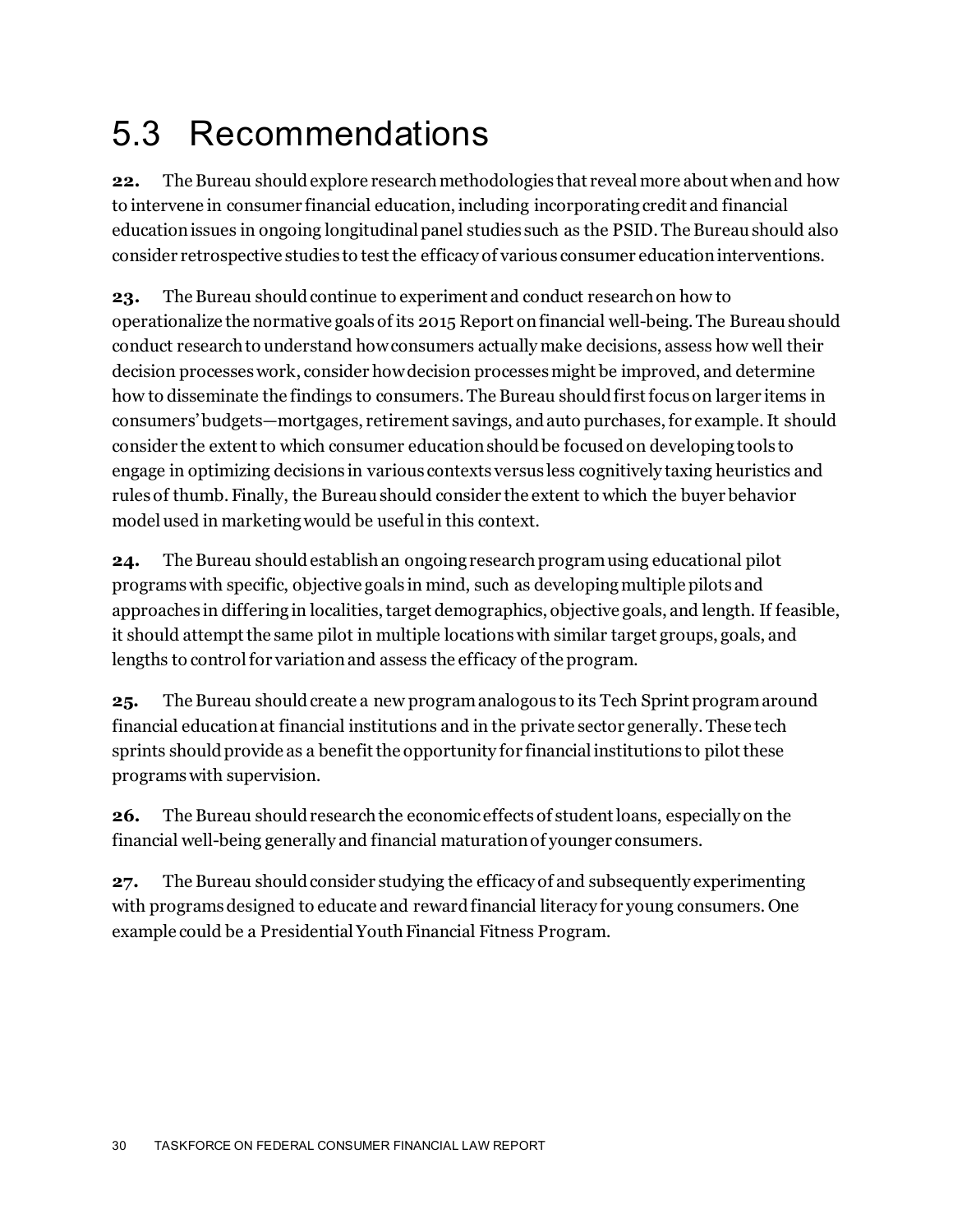## 5.3 Recommendations

**22.** The Bureau should explore research methodologies that reveal more about when and how to intervene in consumer financial education, including incorporating credit and financial education issues in ongoing longitudinal panel studies such as the PSID. The Bureau should also consider retrospective studies to test the efficacy of various consumer education interventions.

**23.** The Bureau should continue to experiment and conduct research on how to operationalize the normative goals of its 2015 Report on financial well-being. The Bureau should conduct research to understand how consumers actually make decisions, assess how well their decision processes work, consider how decision processes might be improved, and determine how to disseminate the findings to consumers. The Bureau should first focus on larger items in consumers' budgets—mortgages, retirement savings, and auto purchases, for example. It should consider the extent to which consumer education should be focused on developing tools to engage in optimizing decisions in various contexts versus less cognitively taxing heuristics and rules of thumb. Finally, the Bureau should consider the extent to which the buyer behavior model used in marketing would be useful in this context.

**24.** The Bureau should establish an ongoing research program using educational pilot programs with specific, objective goals in mind, such as developing multiple pilots and approaches in differing in localities, target demographics, objective goals, and length. If feasible, it should attempt the same pilot in multiple locations with similar target groups, goals, and lengths to control for variation and assess the efficacy of the program.

**25.** The Bureau should create a new program analogous to its Tech Sprint program around financial education at financial institutions and in the private sector generally. These tech sprints should provide as a benefit the opportunity for financial institutions to pilot these programs with supervision.

**26.** The Bureau should research the economic effects of student loans, especially on the financial well-being generally and financial maturation of younger consumers.

**27.** The Bureau should consider studying the efficacy of and subsequently experimenting with programs designed to educate and reward financial literacy for young consumers. One example could be a Presidential Youth Financial Fitness Program.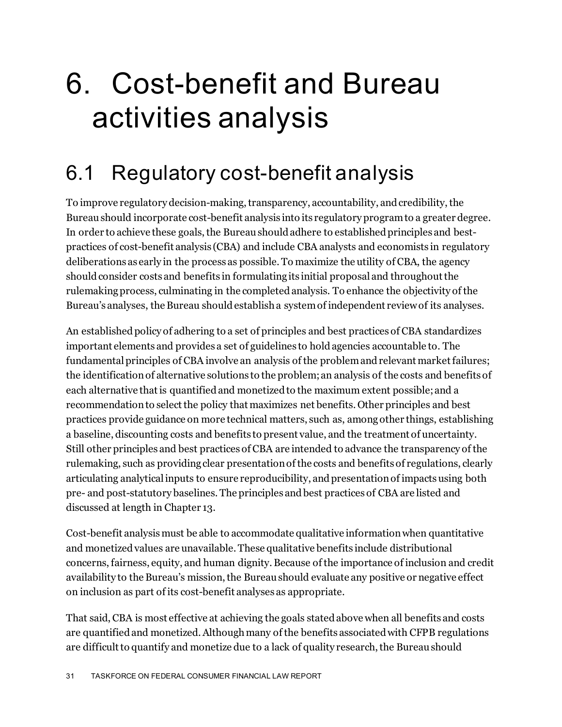# 6. Cost-benefit and Bureau activities analysis

## 6.1 Regulatory cost-benefit analysis

To improve regulatory decision-making, transparency, accountability, and credibility, the Bureau should incorporate cost-benefit analysis into its regulatory program to a greater degree. In order to achieve these goals, the Bureau should adhere to established principles and best-practices of cost-benefit analysis (CBA) and include CBA analysts and economists in regulatory deliberations as early in the process as possible. To maximize the utility of CBA, the agency should consider costs and benefits in formulating its initial proposal and throughout the rulemaking process, culminating in the completed analysis. To enhance the objectivity of the Bureau's analyses, the Bureau should establish a system of independent review of its analyses.

An established policy of adhering to a set of principles and best practices of CBA standardizes important elements and provides a set of guidelines to hold agencies accountable to. The fundamental principles of CBA involve an analysis of the problem and relevant market failures; the identification of alternative solutions to the problem; an analysis of the costs and benefits of each alternative that is quantified and monetized to the maximum extent possible; and a recommendation to select the policy that maximizes net benefits. Other principles and best practices provide guidance on more technical matters, such as, among other things, establishing a baseline, discounting costs and benefits to present value, and the treatment of uncertainty. Still other principles and best practices of CBA are intended to advance the transparency of the rulemaking, such as providing clear presentation of the costs and benefits of regulations, clearly articulating analytical inputs to ensure reproducibility, and presentation of impacts using both pre- and post-statutory baselines. The principles and best practices of CBA are listed and discussed at length in Chapter 13.

Cost-benefit analysis must be able to accommodate qualitative information when quantitative and monetized values are unavailable. These qualitative benefits include distributional concerns, fairness, equity, and human dignity. Because of the importance of inclusion and credit availability to the Bureau's mission, the Bureau should evaluate any positive or negative effect on inclusion as part of its cost-benefit analyses as appropriate.

That said, CBA is most effective at achieving the goals stated above when all benefits and costs are quantified and monetized. Although many of the benefits associated with CFPB regulations are difficult to quantify and monetize due to a lack of quality research, the Bureau should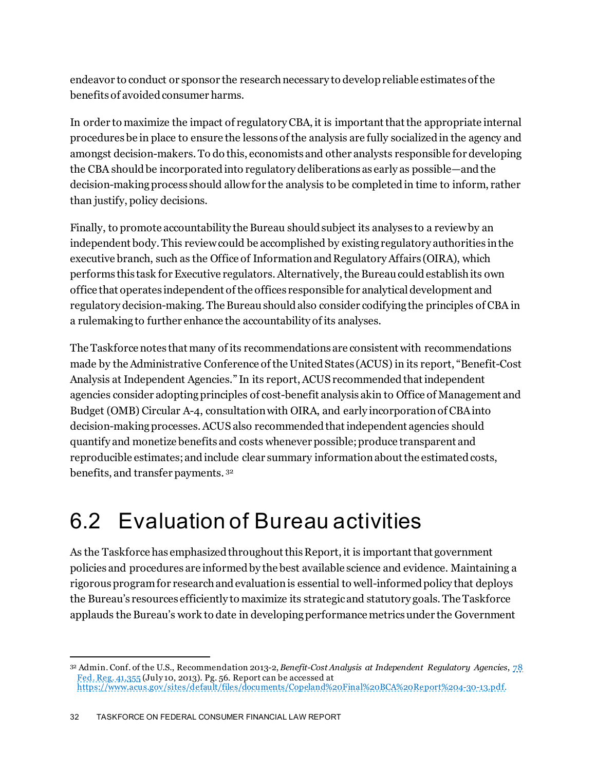endeavor to conduct or sponsor the research necessary to develop reliable estimates of the benefits of avoided consumer harms.

In order to maximize the impact of regulatory CBA, it is important that the appropriate internal procedures be in place to ensure the lessons of the analysis are fully socialized in the agency and amongst decision-makers. To do this, economists and other analysts responsible for developing the CBA should be incorporated into regulatory deliberations as early as possible—and the decision-making process should allow for the analysis to be completed in time to inform, rather than justify, policy decisions.

Finally, to promote accountability the Bureau should subject its analyses to a review by an independent body. This review could be accomplished by existing regulatory authorities in the executive branch, such as the Office of Information and Regulatory Affairs (OIRA), which performs this task for Executive regulators. Alternatively, the Bureau could establish its own office that operates independent of the offices responsible for analytical development and regulatory decision-making. The Bureau should also consider codifying the principles of CBA in a rulemaking to further enhance the accountability of its analyses.

The Taskforce notes that many of its recommendations are consistent with recommendations made by the Administrative Conference of the United States (ACUS) in its report, "Benefit-Cost Analysis at Independent Agencies." In its report, ACUS recommended that independent agencies consider adopting principles of cost-benefit analysis akin to Office of Management and Budget (OMB) Circular A-4, consultation with OIRA, and early incorporation of CBA into decision-making processes. ACUS also recommended that independent agencies should quantify and monetize benefits and costs whenever possible; produce transparent and reproducible estimates; and include clear summary information about the estimated costs, benefits, and transfer payments. [32]

## 6.2 Evaluation of Bureau activities

As the Taskforce has emphasized throughout this Report, it is important that government policies and procedures are informed by the best available science and evidence. Maintaining a rigorous program for research and evaluation is essential to well-informed policy that deploys the Bureau's resources efficiently to maximize its strategic and statutory goals. The Taskforce applauds the Bureau's work to date in developing performance metrics under the Government

---

[32] Admin. Conf. of the U.S., Recommendation 2013-2, *Benefit-Cost Analysis at Independent Regulatory Agencies*, 78 Fed. Reg. 41,355 (July 10, 2013). Pg. 56. Report can be accessed at https://www.acus.gov/sites/default/files/documents/Copeland%20Final%20BCA%20Report%204-30-13.pdf.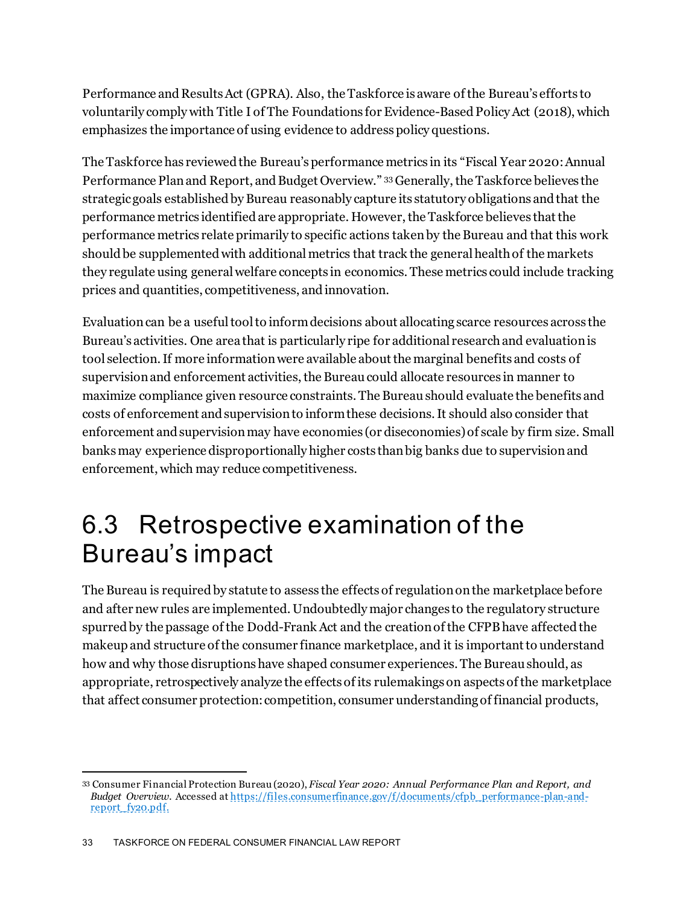Performance and Results Act (GPRA). Also, the Taskforce is aware of the Bureau's efforts to voluntarily comply with Title I of The Foundations for Evidence-Based Policy Act (2018), which emphasizes the importance of using evidence to address policy questions.

The Taskforce has reviewed the Bureau's performance metrics in its "Fiscal Year 2020: Annual Performance Plan and Report, and Budget Overview."[33] Generally, the Taskforce believes the strategic goals established by Bureau reasonably capture its statutory obligations and that the performance metrics identified are appropriate. However, the Taskforce believes that the performance metrics relate primarily to specific actions taken by the Bureau and that this work should be supplemented with additional metrics that track the general health of the markets they regulate using general welfare concepts in economics. These metrics could include tracking prices and quantities, competitiveness, and innovation.

Evaluation can be a useful tool to inform decisions about allocating scarce resources across the Bureau's activities. One area that is particularly ripe for additional research and evaluation is tool selection. If more information were available about the marginal benefits and costs of supervision and enforcement activities, the Bureau could allocate resources in manner to maximize compliance given resource constraints. The Bureau should evaluate the benefits and costs of enforcement and supervision to inform these decisions. It should also consider that enforcement and supervision may have economies (or diseconomies) of scale by firm size. Small banks may experience disproportionally higher costs than big banks due to supervision and enforcement, which may reduce competitiveness.

## 6.3 Retrospective examination of the Bureau's impact

The Bureau is required by statute to assess the effects of regulation on the marketplace before and after new rules are implemented. Undoubtedly major changes to the regulatory structure spurred by the passage of the Dodd-Frank Act and the creation of the CFPB have affected the makeup and structure of the consumer finance marketplace, and it is important to understand how and why those disruptions have shaped consumer experiences. The Bureau should, as appropriate, retrospectively analyze the effects of its rulemakings on aspects of the marketplace that affect consumer protection: competition, consumer understanding of financial products,

---

[33] Consumer Financial Protection Bureau (2020), *Fiscal Year 2020: Annual Performance Plan and Report, and Budget Overview*. Accessed at https://files.consumerfinance.gov/f/documents/cfpb_performance-plan-and-report_fy20.pdf.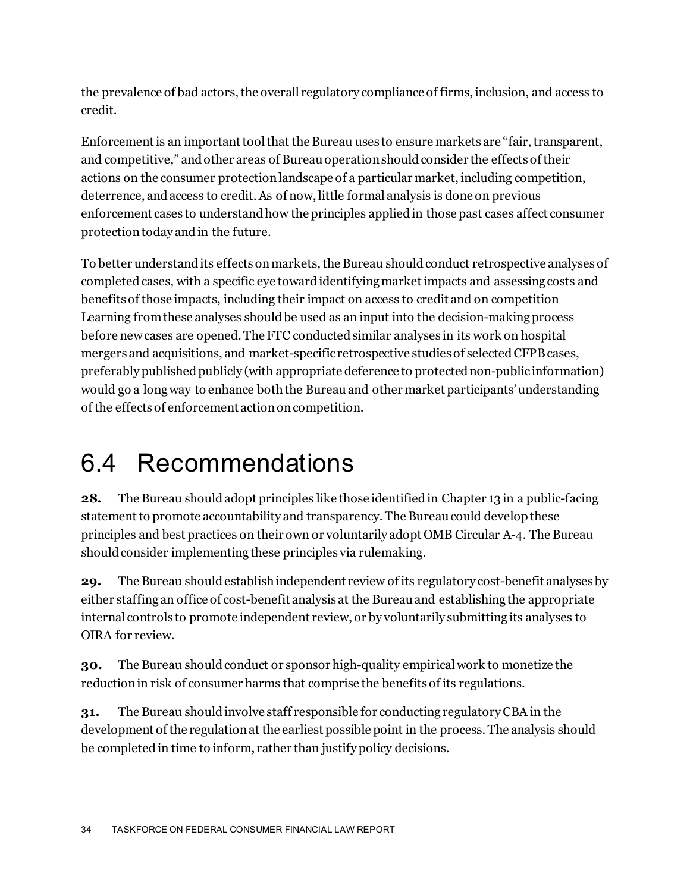the prevalence of bad actors, the overall regulatory compliance of firms, inclusion, and access to credit.

Enforcement is an important tool that the Bureau uses to ensure markets are "fair, transparent, and competitive," and other areas of Bureau operation should consider the effects of their actions on the consumer protection landscape of a particular market, including competition, deterrence, and access to credit. As of now, little formal analysis is done on previous enforcement cases to understand how the principles applied in those past cases affect consumer protection today and in the future.

To better understand its effects on markets, the Bureau should conduct retrospective analyses of completed cases, with a specific eye toward identifying market impacts and assessing costs and benefits of those impacts, including their impact on access to credit and on competition Learning from these analyses should be used as an input into the decision-making process before new cases are opened. The FTC conducted similar analyses in its work on hospital mergers and acquisitions, and market-specific retrospective studies of selected CFPB cases, preferably published publicly (with appropriate deference to protected non-public information) would go a long way to enhance both the Bureau and other market participants' understanding of the effects of enforcement action on competition.

# 6.4 Recommendations

**28.** The Bureau should adopt principles like those identified in Chapter 13 in a public-facing statement to promote accountability and transparency. The Bureau could develop these principles and best practices on their own or voluntarily adopt OMB Circular A-4. The Bureau should consider implementing these principles via rulemaking.

**29.** The Bureau should establish independent review of its regulatory cost-benefit analyses by either staffing an office of cost-benefit analysis at the Bureau and establishing the appropriate internal controls to promote independent review, or by voluntarily submitting its analyses to OIRA for review.

**30.** The Bureau should conduct or sponsor high-quality empirical work to monetize the reduction in risk of consumer harms that comprise the benefits of its regulations.

**31.** The Bureau should involve staff responsible for conducting regulatory CBA in the development of the regulation at the earliest possible point in the process. The analysis should be completed in time to inform, rather than justify policy decisions.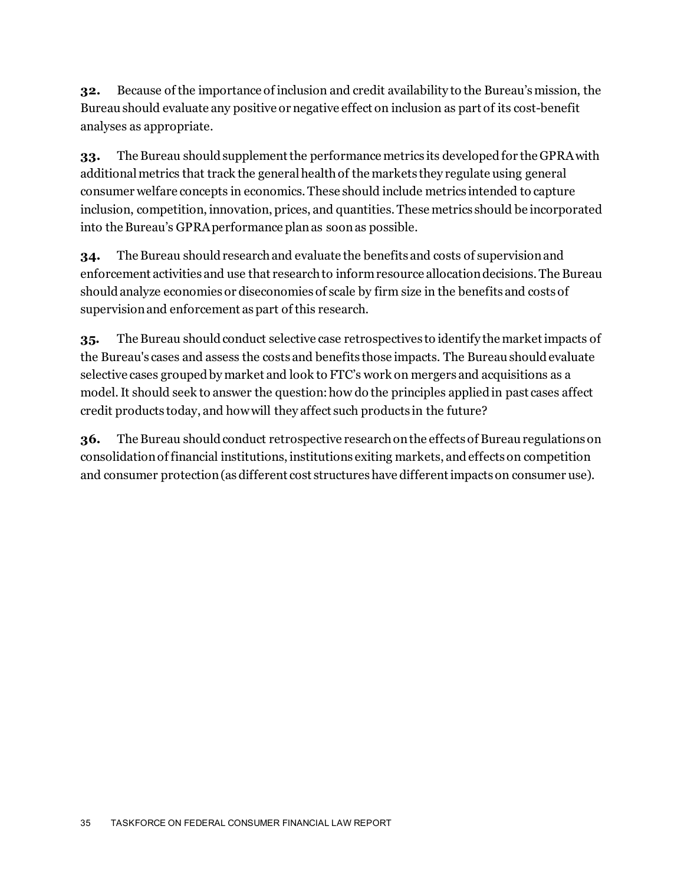**32.** Because of the importance of inclusion and credit availability to the Bureau's mission, the Bureau should evaluate any positive or negative effect on inclusion as part of its cost-benefit analyses as appropriate.

**33.** The Bureau should supplement the performance metrics its developed for the GPRA with additional metrics that track the general health of the markets they regulate using general consumer welfare concepts in economics. These should include metrics intended to capture inclusion, competition, innovation, prices, and quantities. These metrics should be incorporated into the Bureau's GPRA performance plan as soon as possible.

**34.** The Bureau should research and evaluate the benefits and costs of supervision and enforcement activities and use that research to inform resource allocation decisions. The Bureau should analyze economies or diseconomies of scale by firm size in the benefits and costs of supervision and enforcement as part of this research.

**35.** The Bureau should conduct selective case retrospectives to identify the market impacts of the Bureau's cases and assess the costs and benefits those impacts. The Bureau should evaluate selective cases grouped by market and look to FTC's work on mergers and acquisitions as a model. It should seek to answer the question: how do the principles applied in past cases affect credit products today, and how will they affect such products in the future?

**36.** The Bureau should conduct retrospective research on the effects of Bureau regulations on consolidation of financial institutions, institutions exiting markets, and effects on competition and consumer protection (as different cost structures have different impacts on consumer use).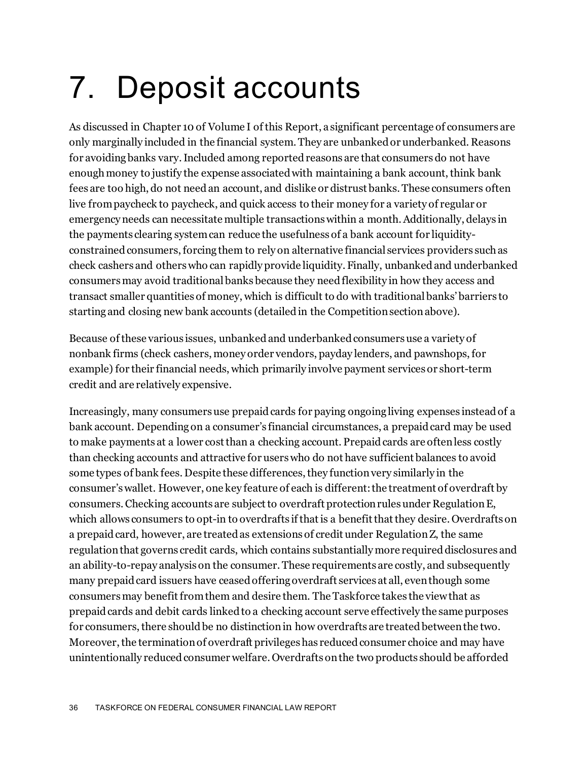# 7. Deposit accounts

As discussed in Chapter 10 of Volume I of this Report, a significant percentage of consumers are only marginally included in the financial system. They are unbanked or underbanked. Reasons for avoiding banks vary. Included among reported reasons are that consumers do not have enough money to justify the expense associated with maintaining a bank account, think bank fees are too high, do not need an account, and dislike or distrust banks. These consumers often live from paycheck to paycheck, and quick access to their money for a variety of regular or emergency needs can necessitate multiple transactions within a month. Additionally, delays in the payments clearing system can reduce the usefulness of a bank account for liquidity-constrained consumers, forcing them to rely on alternative financial services providers such as check cashers and others who can rapidly provide liquidity. Finally, unbanked and underbanked consumers may avoid traditional banks because they need flexibility in how they access and transact smaller quantities of money, which is difficult to do with traditional banks' barriers to starting and closing new bank accounts (detailed in the Competition section above).

Because of these various issues, unbanked and underbanked consumers use a variety of nonbank firms (check cashers, money order vendors, payday lenders, and pawnshops, for example) for their financial needs, which primarily involve payment services or short-term credit and are relatively expensive.

Increasingly, many consumers use prepaid cards for paying ongoing living expenses instead of a bank account. Depending on a consumer's financial circumstances, a prepaid card may be used to make payments at a lower cost than a checking account. Prepaid cards are often less costly than checking accounts and attractive for users who do not have sufficient balances to avoid some types of bank fees. Despite these differences, they function very similarly in the consumer's wallet. However, one key feature of each is different: the treatment of overdraft by consumers. Checking accounts are subject to overdraft protection rules under Regulation E, which allows consumers to opt-in to overdrafts if that is a benefit that they desire. Overdrafts on a prepaid card, however, are treated as extensions of credit under Regulation Z, the same regulation that governs credit cards, which contains substantially more required disclosures and an ability-to-repay analysis on the consumer. These requirements are costly, and subsequently many prepaid card issuers have ceased offering overdraft services at all, even though some consumers may benefit from them and desire them. The Taskforce takes the view that as prepaid cards and debit cards linked to a checking account serve effectively the same purposes for consumers, there should be no distinction in how overdrafts are treated between the two. Moreover, the termination of overdraft privileges has reduced consumer choice and may have unintentionally reduced consumer welfare. Overdrafts on the two products should be afforded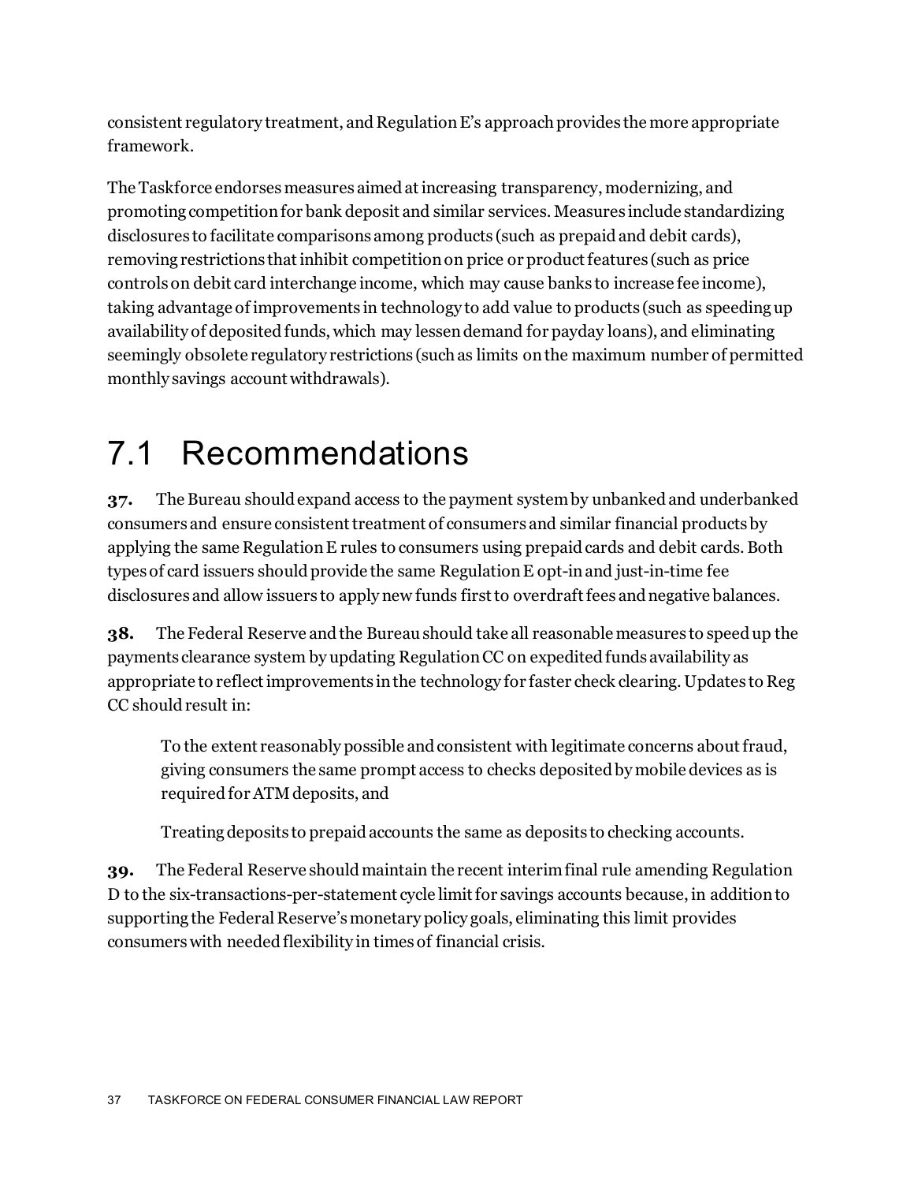consistent regulatory treatment, and Regulation E's approach provides the more appropriate framework.

The Taskforce endorses measures aimed at increasing transparency, modernizing, and promoting competition for bank deposit and similar services. Measures include standardizing disclosures to facilitate comparisons among products (such as prepaid and debit cards), removing restrictions that inhibit competition on price or product features (such as price controls on debit card interchange income, which may cause banks to increase fee income), taking advantage of improvements in technology to add value to products (such as speeding up availability of deposited funds, which may lessen demand for payday loans), and eliminating seemingly obsolete regulatory restrictions (such as limits on the maximum number of permitted monthly savings account withdrawals).

# 7.1 Recommendations

**37.** The Bureau should expand access to the payment system by unbanked and underbanked consumers and ensure consistent treatment of consumers and similar financial products by applying the same Regulation E rules to consumers using prepaid cards and debit cards. Both types of card issuers should provide the same Regulation E opt-in and just-in-time fee disclosures and allow issuers to apply new funds first to overdraft fees and negative balances.

**38.** The Federal Reserve and the Bureau should take all reasonable measures to speed up the payments clearance system by updating Regulation CC on expedited funds availability as appropriate to reflect improvements in the technology for faster check clearing. Updates to Reg CC should result in:

> To the extent reasonably possible and consistent with legitimate concerns about fraud, giving consumers the same prompt access to checks deposited by mobile devices as is required for ATM deposits, and
>
> Treating deposits to prepaid accounts the same as deposits to checking accounts.

**39.** The Federal Reserve should maintain the recent interim final rule amending Regulation D to the six-transactions-per-statement cycle limit for savings accounts because, in addition to supporting the Federal Reserve's monetary policy goals, eliminating this limit provides consumers with needed flexibility in times of financial crisis.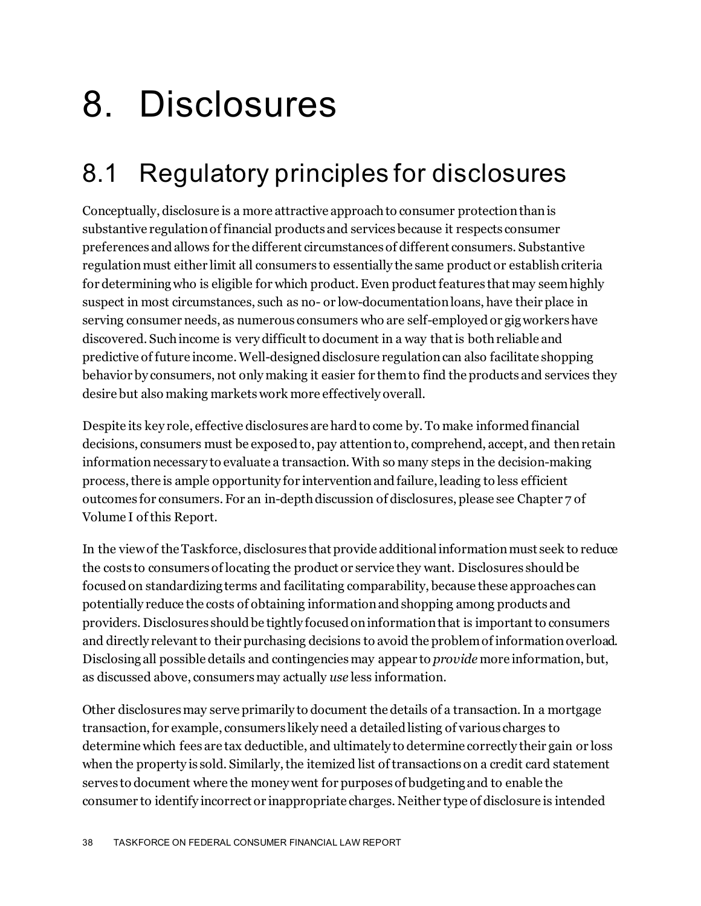# 8. Disclosures

## 8.1 Regulatory principles for disclosures

Conceptually, disclosure is a more attractive approach to consumer protection than is substantive regulation of financial products and services because it respects consumer preferences and allows for the different circumstances of different consumers. Substantive regulation must either limit all consumers to essentially the same product or establish criteria for determining who is eligible for which product. Even product features that may seem highly suspect in most circumstances, such as no- or low-documentation loans, have their place in serving consumer needs, as numerous consumers who are self-employed or gig workers have discovered. Such income is very difficult to document in a way that is both reliable and predictive of future income. Well-designed disclosure regulation can also facilitate shopping behavior by consumers, not only making it easier for them to find the products and services they desire but also making markets work more effectively overall.

Despite its key role, effective disclosures are hard to come by. To make informed financial decisions, consumers must be exposed to, pay attention to, comprehend, accept, and then retain information necessary to evaluate a transaction. With so many steps in the decision-making process, there is ample opportunity for intervention and failure, leading to less efficient outcomes for consumers. For an in-depth discussion of disclosures, please see Chapter 7 of Volume I of this Report.

In the view of the Taskforce, disclosures that provide additional information must seek to reduce the costs to consumers of locating the product or service they want. Disclosures should be focused on standardizing terms and facilitating comparability, because these approaches can potentially reduce the costs of obtaining information and shopping among products and providers. Disclosures should be tightly focused on information that is important to consumers and directly relevant to their purchasing decisions to avoid the problem of information overload. Disclosing all possible details and contingencies may appear to *provide* more information, but, as discussed above, consumers may actually *use* less information.

Other disclosures may serve primarily to document the details of a transaction. In a mortgage transaction, for example, consumers likely need a detailed listing of various charges to determine which fees are tax deductible, and ultimately to determine correctly their gain or loss when the property is sold. Similarly, the itemized list of transactions on a credit card statement serves to document where the money went for purposes of budgeting and to enable the consumer to identify incorrect or inappropriate charges. Neither type of disclosure is intended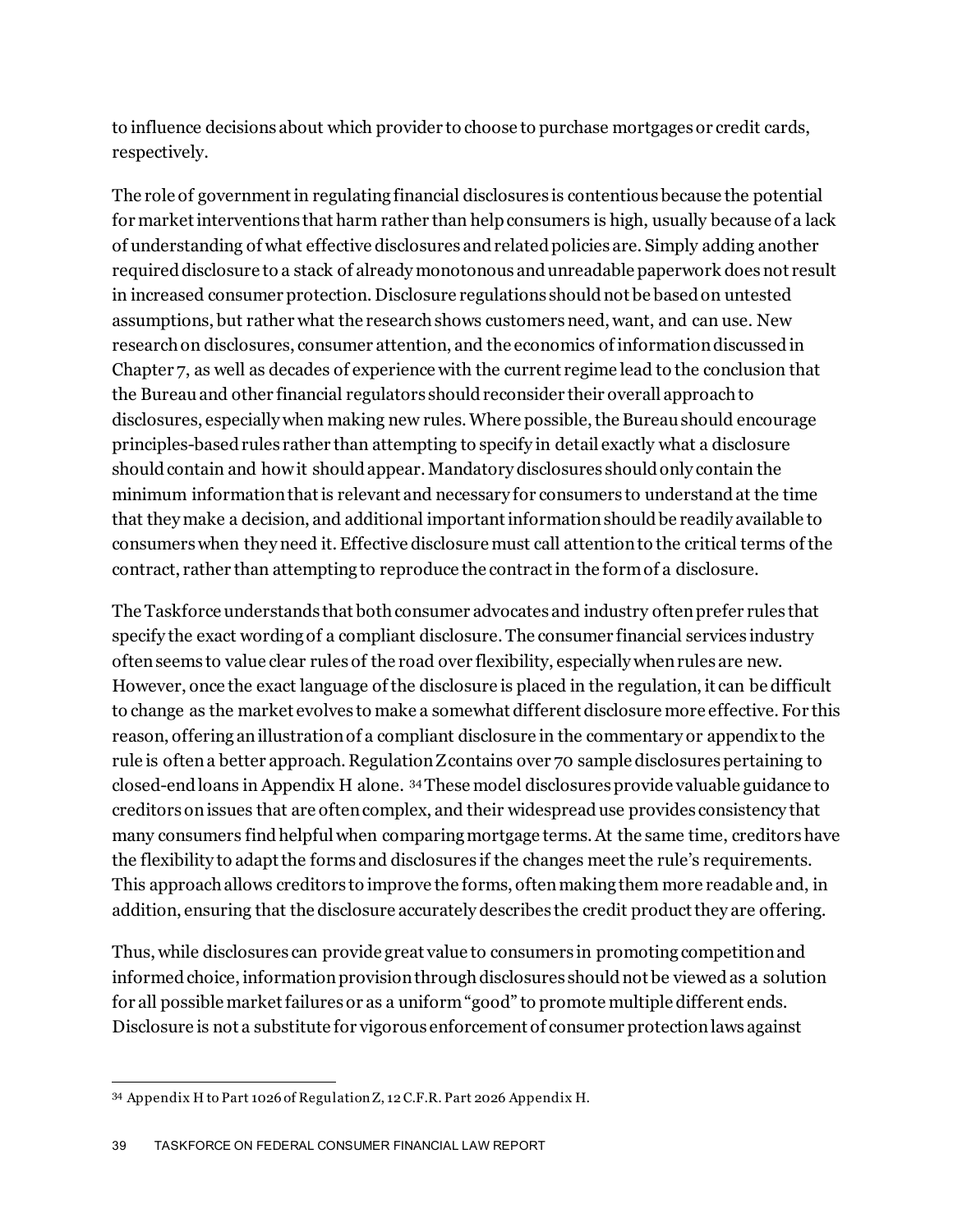to influence decisions about which provider to choose to purchase mortgages or credit cards, respectively.

The role of government in regulating financial disclosures is contentious because the potential for market interventions that harm rather than help consumers is high, usually because of a lack of understanding of what effective disclosures and related policies are. Simply adding another required disclosure to a stack of already monotonous and unreadable paperwork does not result in increased consumer protection. Disclosure regulations should not be based on untested assumptions, but rather what the research shows customers need, want, and can use. New research on disclosures, consumer attention, and the economics of information discussed in Chapter 7, as well as decades of experience with the current regime lead to the conclusion that the Bureau and other financial regulators should reconsider their overall approach to disclosures, especially when making new rules. Where possible, the Bureau should encourage principles-based rules rather than attempting to specify in detail exactly what a disclosure should contain and how it should appear. Mandatory disclosures should only contain the minimum information that is relevant and necessary for consumers to understand at the time that they make a decision, and additional important information should be readily available to consumers when they need it. Effective disclosure must call attention to the critical terms of the contract, rather than attempting to reproduce the contract in the form of a disclosure.

The Taskforce understands that both consumer advocates and industry often prefer rules that specify the exact wording of a compliant disclosure. The consumer financial services industry often seems to value clear rules of the road over flexibility, especially when rules are new. However, once the exact language of the disclosure is placed in the regulation, it can be difficult to change as the market evolves to make a somewhat different disclosure more effective. For this reason, offering an illustration of a compliant disclosure in the commentary or appendix to the rule is often a better approach. Regulation Z contains over 70 sample disclosures pertaining to closed-end loans in Appendix H alone. [34] These model disclosures provide valuable guidance to creditors on issues that are often complex, and their widespread use provides consistency that many consumers find helpful when comparing mortgage terms. At the same time, creditors have the flexibility to adapt the forms and disclosures if the changes meet the rule's requirements. This approach allows creditors to improve the forms, often making them more readable and, in addition, ensuring that the disclosure accurately describes the credit product they are offering.

Thus, while disclosures can provide great value to consumers in promoting competition and informed choice, information provision through disclosures should not be viewed as a solution for all possible market failures or as a uniform "good" to promote multiple different ends. Disclosure is not a substitute for vigorous enforcement of consumer protection laws against

---

[34] Appendix H to Part 1026 of Regulation Z, 12 C.F.R. Part 2026 Appendix H.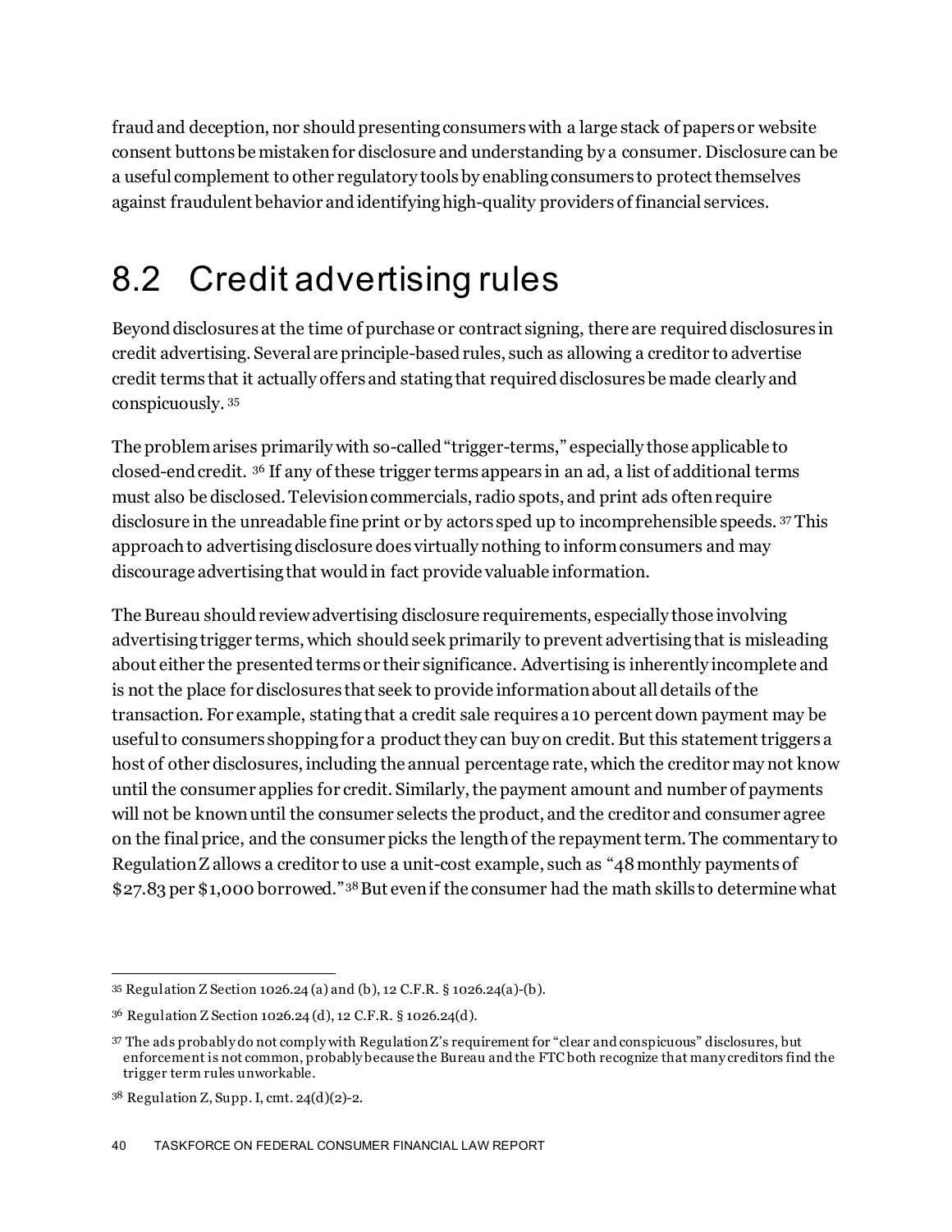fraud and deception, nor should presenting consumers with a large stack of papers or website consent buttons be mistaken for disclosure and understanding by a consumer. Disclosure can be a useful complement to other regulatory tools by enabling consumers to protect themselves against fraudulent behavior and identifying high-quality providers of financial services.

## 8.2 Credit advertising rules

Beyond disclosures at the time of purchase or contract signing, there are required disclosures in credit advertising. Several are principle-based rules, such as allowing a creditor to advertise credit terms that it actually offers and stating that required disclosures be made clearly and conspicuously.[35]

The problem arises primarily with so-called "trigger-terms," especially those applicable to closed-end credit.[36] If any of these trigger terms appears in an ad, a list of additional terms must also be disclosed. Television commercials, radio spots, and print ads often require disclosure in the unreadable fine print or by actors sped up to incomprehensible speeds.[37] This approach to advertising disclosure does virtually nothing to inform consumers and may discourage advertising that would in fact provide valuable information.

The Bureau should review advertising disclosure requirements, especially those involving advertising trigger terms, which should seek primarily to prevent advertising that is misleading about either the presented terms or their significance. Advertising is inherently incomplete and is not the place for disclosures that seek to provide information about all details of the transaction. For example, stating that a credit sale requires a 10 percent down payment may be useful to consumers shopping for a product they can buy on credit. But this statement triggers a host of other disclosures, including the annual percentage rate, which the creditor may not know until the consumer applies for credit. Similarly, the payment amount and number of payments will not be known until the consumer selects the product, and the creditor and consumer agree on the final price, and the consumer picks the length of the repayment term. The commentary to Regulation Z allows a creditor to use a unit-cost example, such as "48 monthly payments of $27.83 per $1,000 borrowed."[38] But even if the consumer had the math skills to determine what

---

[35] Regulation Z Section 1026.24 (a) and (b), 12 C.F.R. § 1026.24(a)-(b).

[36] Regulation Z Section 1026.24 (d), 12 C.F.R. § 1026.24(d).

[37] The ads probably do not comply with Regulation Z's requirement for "clear and conspicuous" disclosures, but enforcement is not common, probably because the Bureau and the FTC both recognize that many creditors find the trigger term rules unworkable.

[38] Regulation Z, Supp. I, cmt. 24(d)(2)-2.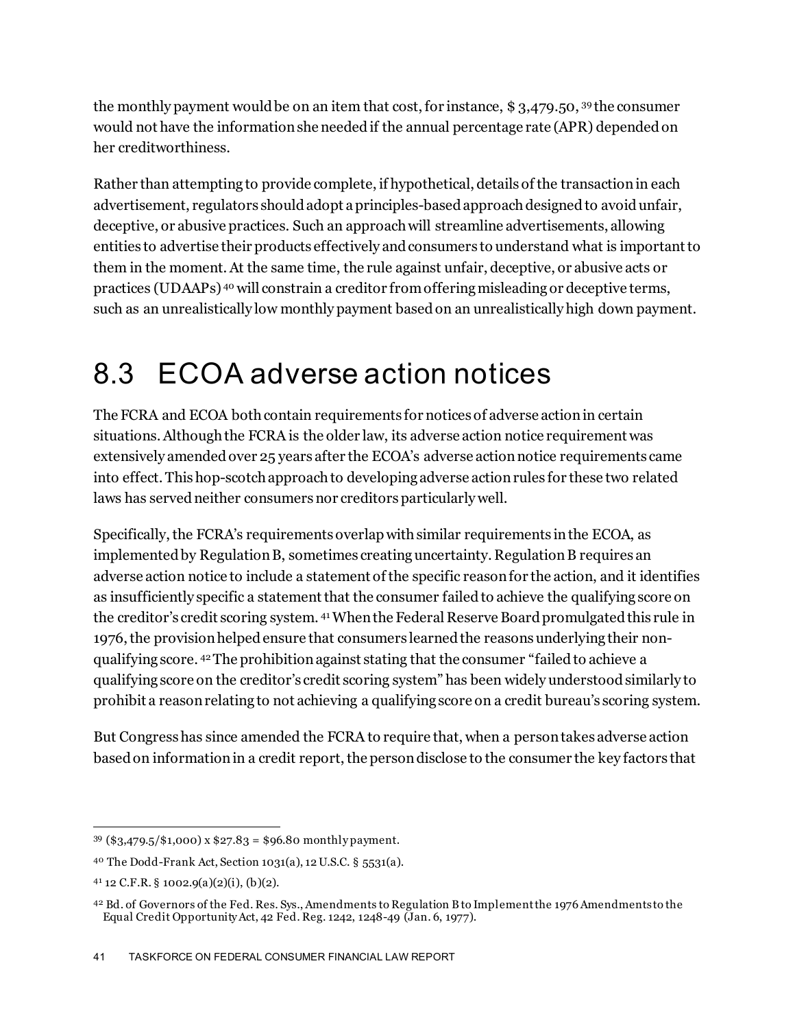the monthly payment would be on an item that cost, for instance, $ 3,479.50, [39] the consumer would not have the information she needed if the annual percentage rate (APR) depended on her creditworthiness.

Rather than attempting to provide complete, if hypothetical, details of the transaction in each advertisement, regulators should adopt a principles-based approach designed to avoid unfair, deceptive, or abusive practices. Such an approach will streamline advertisements, allowing entities to advertise their products effectively and consumers to understand what is important to them in the moment. At the same time, the rule against unfair, deceptive, or abusive acts or practices (UDAAPs) [40] will constrain a creditor from offering misleading or deceptive terms, such as an unrealistically low monthly payment based on an unrealistically high down payment.

## 8.3 ECOA adverse action notices

The FCRA and ECOA both contain requirements for notices of adverse action in certain situations. Although the FCRA is the older law, its adverse action notice requirement was extensively amended over 25 years after the ECOA's adverse action notice requirements came into effect. This hop-scotch approach to developing adverse action rules for these two related laws has served neither consumers nor creditors particularly well.

Specifically, the FCRA's requirements overlap with similar requirements in the ECOA, as implemented by Regulation B, sometimes creating uncertainty. Regulation B requires an adverse action notice to include a statement of the specific reason for the action, and it identifies as insufficiently specific a statement that the consumer failed to achieve the qualifying score on the creditor's credit scoring system. [41] When the Federal Reserve Board promulgated this rule in 1976, the provision helped ensure that consumers learned the reasons underlying their non-qualifying score. [42] The prohibition against stating that the consumer "failed to achieve a qualifying score on the creditor's credit scoring system" has been widely understood similarly to prohibit a reason relating to not achieving a qualifying score on a credit bureau's scoring system.

But Congress has since amended the FCRA to require that, when a person takes adverse action based on information in a credit report, the person disclose to the consumer the key factors that

---

[39] ($3,479.5/$1,000) x $27.83 = $96.80 monthly payment.

[40] The Dodd-Frank Act, Section 1031(a), 12 U.S.C. § 5531(a).

[41] 12 C.F.R. § 1002.9(a)(2)(i), (b)(2).

[42] Bd. of Governors of the Fed. Res. Sys., Amendments to Regulation B to Implement the 1976 Amendments to the Equal Credit Opportunity Act, 42 Fed. Reg. 1242, 1248-49 (Jan. 6, 1977).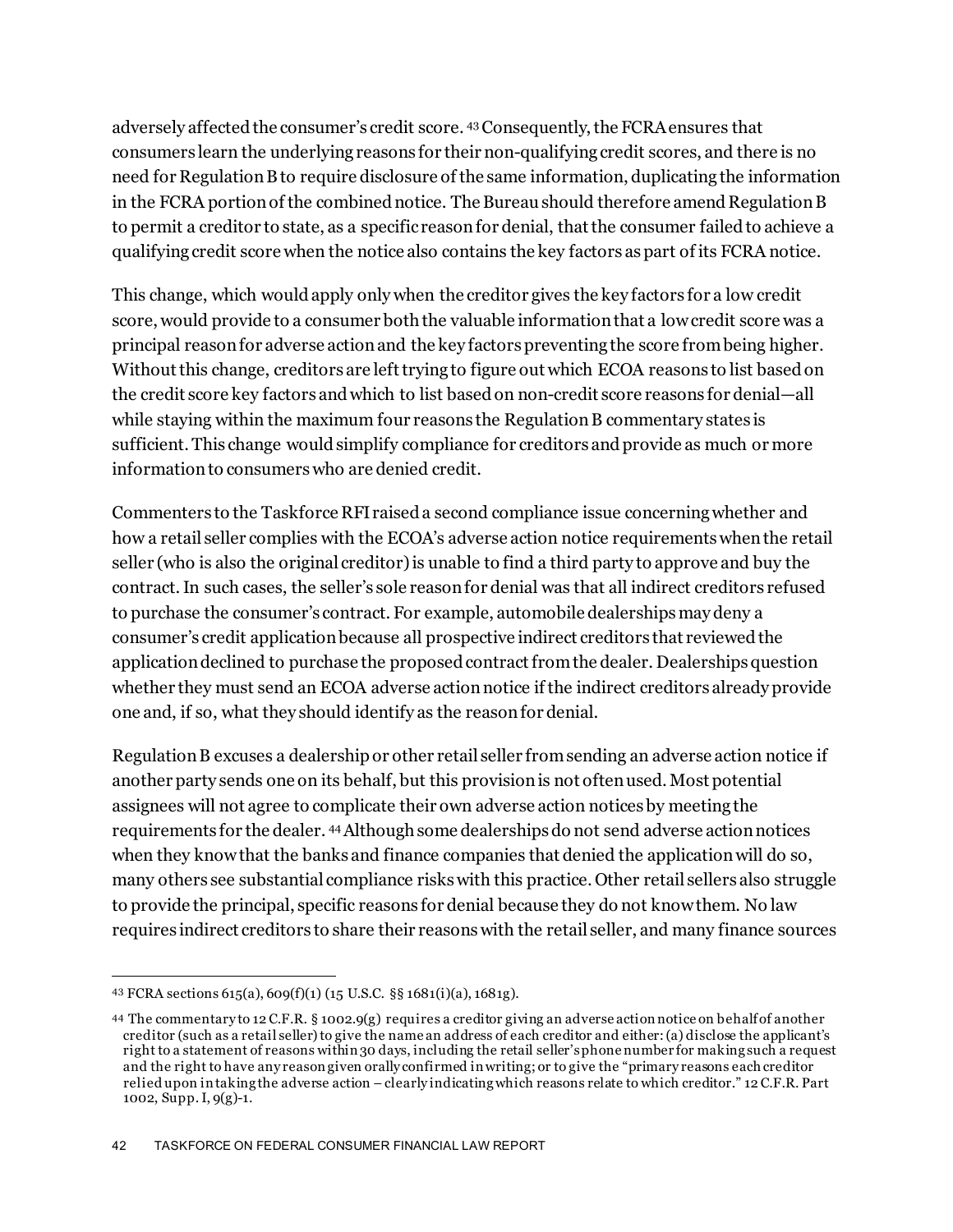adversely affected the consumer's credit score.[43] Consequently, the FCRA ensures that consumers learn the underlying reasons for their non-qualifying credit scores, and there is no need for Regulation B to require disclosure of the same information, duplicating the information in the FCRA portion of the combined notice. The Bureau should therefore amend Regulation B to permit a creditor to state, as a specific reason for denial, that the consumer failed to achieve a qualifying credit score when the notice also contains the key factors as part of its FCRA notice.

This change, which would apply only when the creditor gives the key factors for a low credit score, would provide to a consumer both the valuable information that a low credit score was a principal reason for adverse action and the key factors preventing the score from being higher. Without this change, creditors are left trying to figure out which ECOA reasons to list based on the credit score key factors and which to list based on non-credit score reasons for denial—all while staying within the maximum four reasons the Regulation B commentary states is sufficient. This change would simplify compliance for creditors and provide as much or more information to consumers who are denied credit.

Commenters to the Taskforce RFI raised a second compliance issue concerning whether and how a retail seller complies with the ECOA's adverse action notice requirements when the retail seller (who is also the original creditor) is unable to find a third party to approve and buy the contract. In such cases, the seller's sole reason for denial was that all indirect creditors refused to purchase the consumer's contract. For example, automobile dealerships may deny a consumer's credit application because all prospective indirect creditors that reviewed the application declined to purchase the proposed contract from the dealer. Dealerships question whether they must send an ECOA adverse action notice if the indirect creditors already provide one and, if so, what they should identify as the reason for denial.

Regulation B excuses a dealership or other retail seller from sending an adverse action notice if another party sends one on its behalf, but this provision is not often used. Most potential assignees will not agree to complicate their own adverse action notices by meeting the requirements for the dealer.[44] Although some dealerships do not send adverse action notices when they know that the banks and finance companies that denied the application will do so, many others see substantial compliance risks with this practice. Other retail sellers also struggle to provide the principal, specific reasons for denial because they do not know them. No law requires indirect creditors to share their reasons with the retail seller, and many finance sources

---

[43] FCRA sections 615(a), 609(f)(1) (15 U.S.C. §§ 1681(i)(a), 1681g).

[44] The commentary to 12 C.F.R. § 1002.9(g) requires a creditor giving an adverse action notice on behalf of another creditor (such as a retail seller) to give the name an address of each creditor and either: (a) disclose the applicant's right to a statement of reasons within 30 days, including the retail seller's phone number for making such a request and the right to have any reason given orally confirmed in writing; or to give the "primary reasons each creditor relied upon in taking the adverse action – clearly indicating which reasons relate to which creditor." 12 C.F.R. Part 1002, Supp. I, 9(g)-1.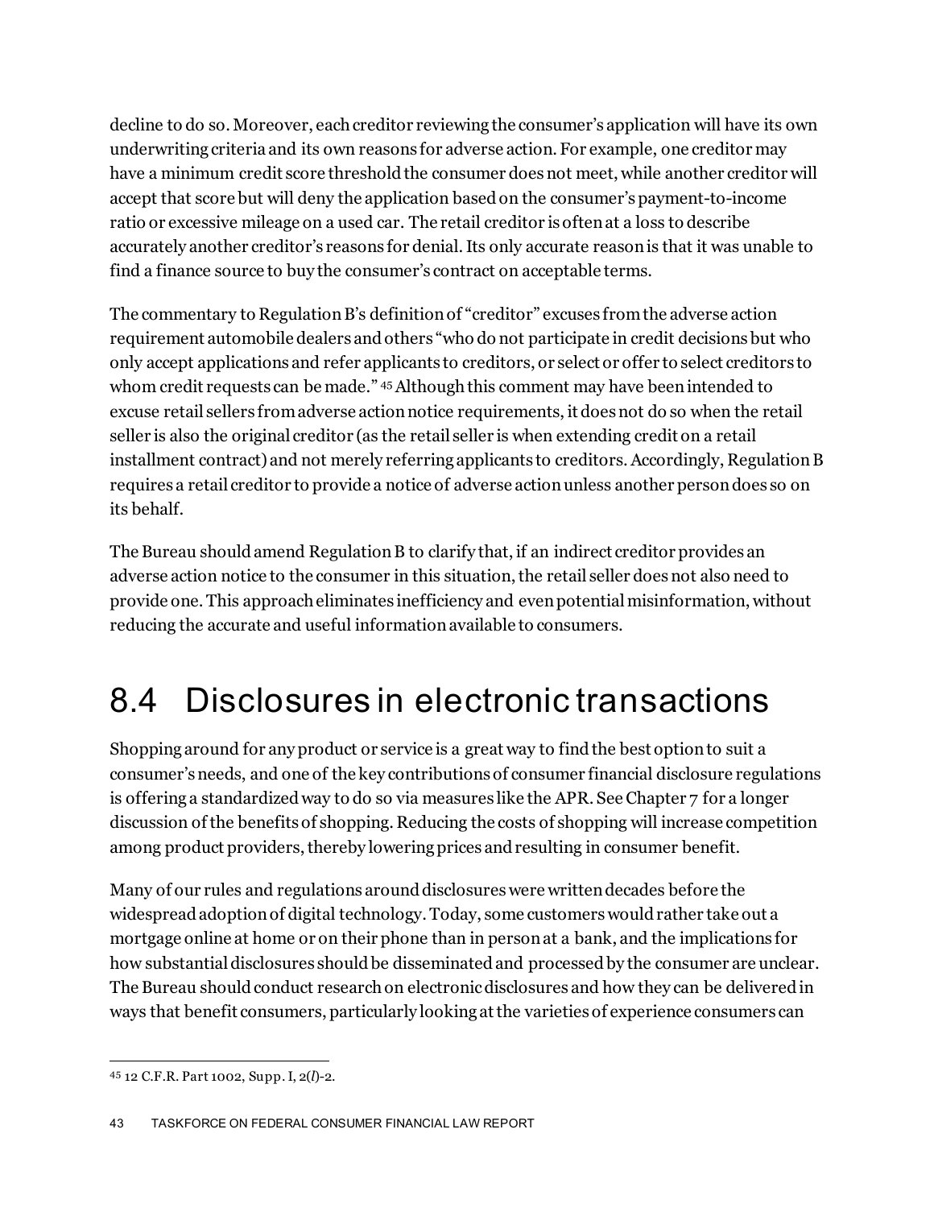decline to do so. Moreover, each creditor reviewing the consumer's application will have its own underwriting criteria and its own reasons for adverse action. For example, one creditor may have a minimum credit score threshold the consumer does not meet, while another creditor will accept that score but will deny the application based on the consumer's payment-to-income ratio or excessive mileage on a used car. The retail creditor is often at a loss to describe accurately another creditor's reasons for denial. Its only accurate reason is that it was unable to find a finance source to buy the consumer's contract on acceptable terms.

The commentary to Regulation B's definition of "creditor" excuses from the adverse action requirement automobile dealers and others "who do not participate in credit decisions but who only accept applications and refer applicants to creditors, or select or offer to select creditors to whom credit requests can be made." [45] Although this comment may have been intended to excuse retail sellers from adverse action notice requirements, it does not do so when the retail seller is also the original creditor (as the retail seller is when extending credit on a retail installment contract) and not merely referring applicants to creditors. Accordingly, Regulation B requires a retail creditor to provide a notice of adverse action unless another person does so on its behalf.

The Bureau should amend Regulation B to clarify that, if an indirect creditor provides an adverse action notice to the consumer in this situation, the retail seller does not also need to provide one. This approach eliminates inefficiency and even potential misinformation, without reducing the accurate and useful information available to consumers.

## 8.4 Disclosures in electronic transactions

Shopping around for any product or service is a great way to find the best option to suit a consumer's needs, and one of the key contributions of consumer financial disclosure regulations is offering a standardized way to do so via measures like the APR. See Chapter 7 for a longer discussion of the benefits of shopping. Reducing the costs of shopping will increase competition among product providers, thereby lowering prices and resulting in consumer benefit.

Many of our rules and regulations around disclosures were written decades before the widespread adoption of digital technology. Today, some customers would rather take out a mortgage online at home or on their phone than in person at a bank, and the implications for how substantial disclosures should be disseminated and processed by the consumer are unclear. The Bureau should conduct research on electronic disclosures and how they can be delivered in ways that benefit consumers, particularly looking at the varieties of experience consumers can

---

[45] 12 C.F.R. Part 1002, Supp. I, 2(*l*)-2.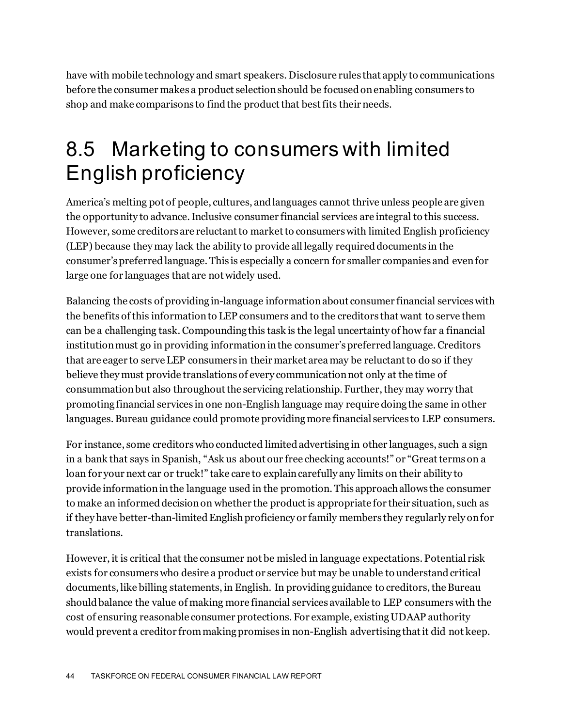have with mobile technology and smart speakers. Disclosure rules that apply to communications before the consumer makes a product selection should be focused on enabling consumers to shop and make comparisons to find the product that best fits their needs.

## 8.5 Marketing to consumers with limited English proficiency

America's melting pot of people, cultures, and languages cannot thrive unless people are given the opportunity to advance. Inclusive consumer financial services are integral to this success. However, some creditors are reluctant to market to consumers with limited English proficiency (LEP) because they may lack the ability to provide all legally required documents in the consumer's preferred language. This is especially a concern for smaller companies and even for large one for languages that are not widely used.

Balancing the costs of providing in-language information about consumer financial services with the benefits of this information to LEP consumers and to the creditors that want to serve them can be a challenging task. Compounding this task is the legal uncertainty of how far a financial institution must go in providing information in the consumer's preferred language. Creditors that are eager to serve LEP consumers in their market area may be reluctant to do so if they believe they must provide translations of every communication not only at the time of consummation but also throughout the servicing relationship. Further, they may worry that promoting financial services in one non-English language may require doing the same in other languages. Bureau guidance could promote providing more financial services to LEP consumers.

For instance, some creditors who conducted limited advertising in other languages, such a sign in a bank that says in Spanish, "Ask us about our free checking accounts!" or "Great terms on a loan for your next car or truck!" take care to explain carefully any limits on their ability to provide information in the language used in the promotion. This approach allows the consumer to make an informed decision on whether the product is appropriate for their situation, such as if they have better-than-limited English proficiency or family members they regularly rely on for translations.

However, it is critical that the consumer not be misled in language expectations. Potential risk exists for consumers who desire a product or service but may be unable to understand critical documents, like billing statements, in English. In providing guidance to creditors, the Bureau should balance the value of making more financial services available to LEP consumers with the cost of ensuring reasonable consumer protections. For example, existing UDAAP authority would prevent a creditor from making promises in non-English advertising that it did not keep.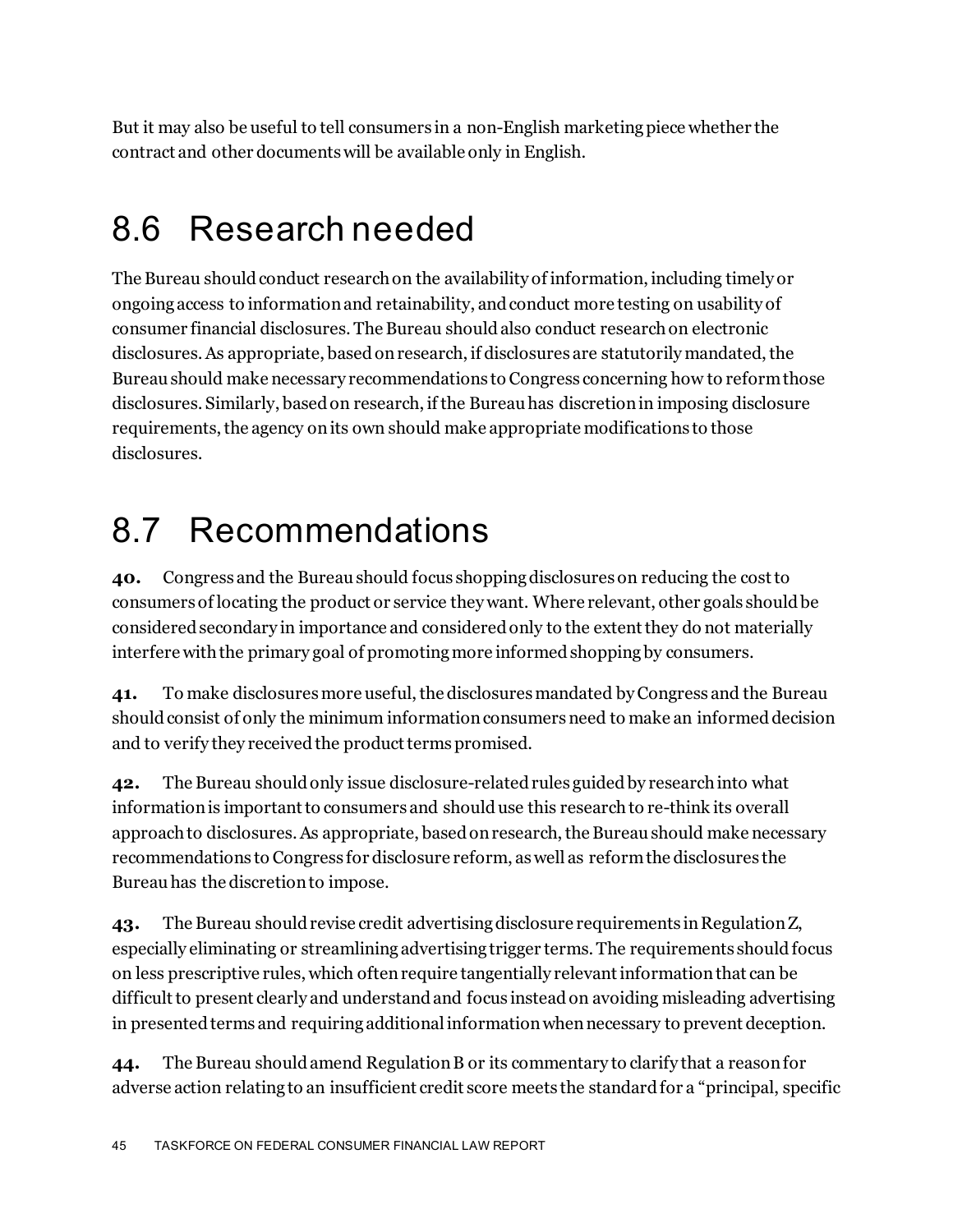But it may also be useful to tell consumers in a non-English marketing piece whether the contract and other documents will be available only in English.

## 8.6 Research needed

The Bureau should conduct research on the availability of information, including timely or ongoing access to information and retainability, and conduct more testing on usability of consumer financial disclosures. The Bureau should also conduct research on electronic disclosures. As appropriate, based on research, if disclosures are statutorily mandated, the Bureau should make necessary recommendations to Congress concerning how to reform those disclosures. Similarly, based on research, if the Bureau has discretion in imposing disclosure requirements, the agency on its own should make appropriate modifications to those disclosures.

## 8.7 Recommendations

**40.** Congress and the Bureau should focus shopping disclosures on reducing the cost to consumers of locating the product or service they want. Where relevant, other goals should be considered secondary in importance and considered only to the extent they do not materially interfere with the primary goal of promoting more informed shopping by consumers.

**41.** To make disclosures more useful, the disclosures mandated by Congress and the Bureau should consist of only the minimum information consumers need to make an informed decision and to verify they received the product terms promised.

**42.** The Bureau should only issue disclosure-related rules guided by research into what information is important to consumers and should use this research to re-think its overall approach to disclosures. As appropriate, based on research, the Bureau should make necessary recommendations to Congress for disclosure reform, as well as reform the disclosures the Bureau has the discretion to impose.

**43.** The Bureau should revise credit advertising disclosure requirements in Regulation Z, especially eliminating or streamlining advertising trigger terms. The requirements should focus on less prescriptive rules, which often require tangentially relevant information that can be difficult to present clearly and understand and focus instead on avoiding misleading advertising in presented terms and requiring additional information when necessary to prevent deception.

**44.** The Bureau should amend Regulation B or its commentary to clarify that a reason for adverse action relating to an insufficient credit score meets the standard for a "principal, specific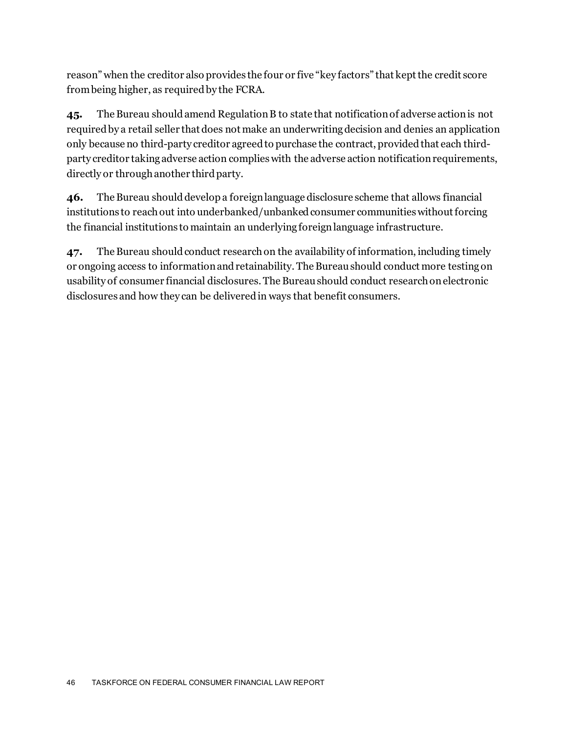reason" when the creditor also provides the four or five "key factors" that kept the credit score from being higher, as required by the FCRA.

**45.** The Bureau should amend Regulation B to state that notification of adverse action is not required by a retail seller that does not make an underwriting decision and denies an application only because no third-party creditor agreed to purchase the contract, provided that each third-party creditor taking adverse action complies with the adverse action notification requirements, directly or through another third party.

**46.** The Bureau should develop a foreign language disclosure scheme that allows financial institutions to reach out into underbanked/unbanked consumer communities without forcing the financial institutions to maintain an underlying foreign language infrastructure.

**47.** The Bureau should conduct research on the availability of information, including timely or ongoing access to information and retainability. The Bureau should conduct more testing on usability of consumer financial disclosures. The Bureau should conduct research on electronic disclosures and how they can be delivered in ways that benefit consumers.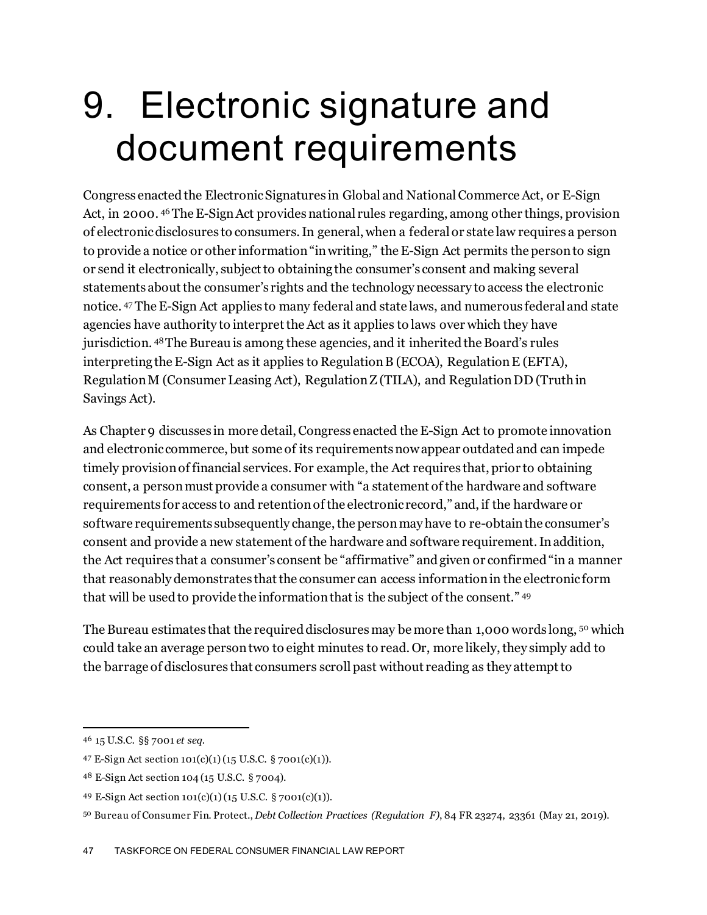# 9. Electronic signature and document requirements

Congress enacted the Electronic Signatures in Global and National Commerce Act, or E-Sign Act, in 2000.[46] The E-Sign Act provides national rules regarding, among other things, provision of electronic disclosures to consumers. In general, when a federal or state law requires a person to provide a notice or other information "in writing," the E-Sign Act permits the person to sign or send it electronically, subject to obtaining the consumer's consent and making several statements about the consumer's rights and the technology necessary to access the electronic notice.[47] The E-Sign Act applies to many federal and state laws, and numerous federal and state agencies have authority to interpret the Act as it applies to laws over which they have jurisdiction.[48] The Bureau is among these agencies, and it inherited the Board's rules interpreting the E-Sign Act as it applies to Regulation B (ECOA), Regulation E (EFTA), Regulation M (Consumer Leasing Act), Regulation Z (TILA), and Regulation DD (Truth in Savings Act).

As Chapter 9 discusses in more detail, Congress enacted the E-Sign Act to promote innovation and electronic commerce, but some of its requirements now appear outdated and can impede timely provision of financial services. For example, the Act requires that, prior to obtaining consent, a person must provide a consumer with "a statement of the hardware and software requirements for access to and retention of the electronic record," and, if the hardware or software requirements subsequently change, the person may have to re-obtain the consumer's consent and provide a new statement of the hardware and software requirement. In addition, the Act requires that a consumer's consent be "affirmative" and given or confirmed "in a manner that reasonably demonstrates that the consumer can access information in the electronic form that will be used to provide the information that is the subject of the consent."[49]

The Bureau estimates that the required disclosures may be more than 1,000 words long,[50] which could take an average person two to eight minutes to read. Or, more likely, they simply add to the barrage of disclosures that consumers scroll past without reading as they attempt to

---

[46] 15 U.S.C. §§ 7001 *et seq.*

[47] E-Sign Act section 101(c)(1) (15 U.S.C. § 7001(c)(1)).

[48] E-Sign Act section 104 (15 U.S.C. § 7004).

[49] E-Sign Act section 101(c)(1) (15 U.S.C. § 7001(c)(1)).

[50] Bureau of Consumer Fin. Protect., *Debt Collection Practices (Regulation F)*, 84 FR 23274, 23361 (May 21, 2019).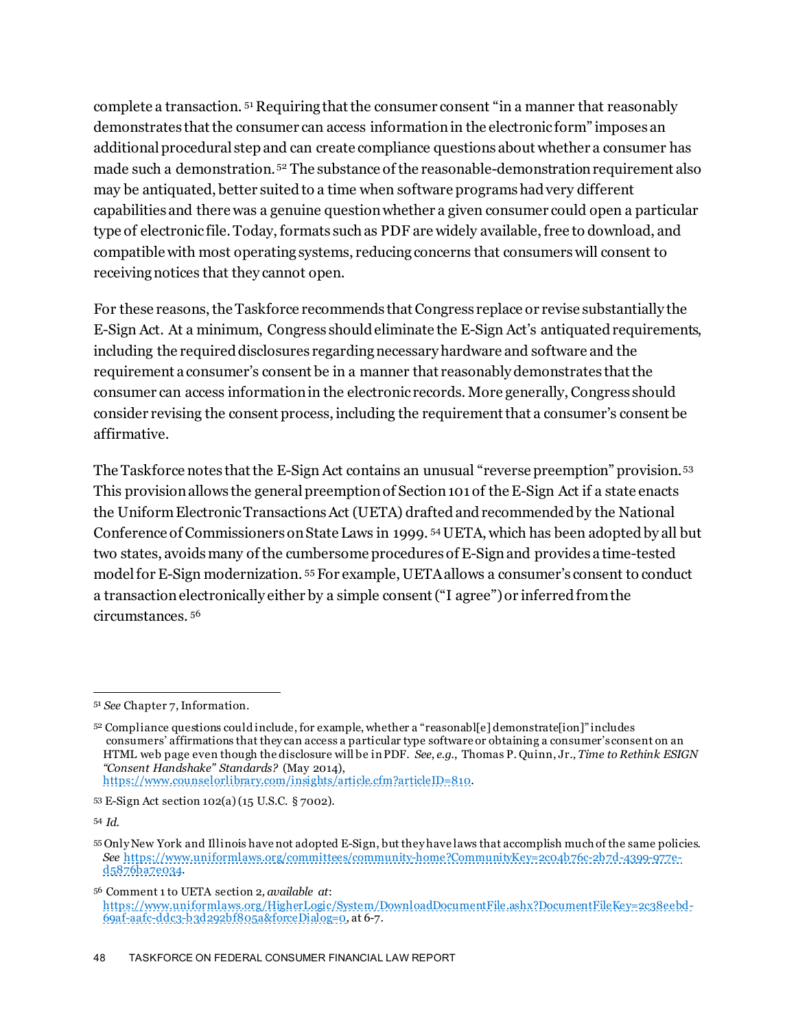complete a transaction.[51] Requiring that the consumer consent "in a manner that reasonably demonstrates that the consumer can access information in the electronic form" imposes an additional procedural step and can create compliance questions about whether a consumer has made such a demonstration.[52] The substance of the reasonable-demonstration requirement also may be antiquated, better suited to a time when software programs had very different capabilities and there was a genuine question whether a given consumer could open a particular type of electronic file. Today, formats such as PDF are widely available, free to download, and compatible with most operating systems, reducing concerns that consumers will consent to receiving notices that they cannot open.

For these reasons, the Taskforce recommends that Congress replace or revise substantially the E-Sign Act. At a minimum, Congress should eliminate the E-Sign Act's antiquated requirements, including the required disclosures regarding necessary hardware and software and the requirement a consumer's consent be in a manner that reasonably demonstrates that the consumer can access information in the electronic records. More generally, Congress should consider revising the consent process, including the requirement that a consumer's consent be affirmative.

The Taskforce notes that the E-Sign Act contains an unusual "reverse preemption" provision.[53] This provision allows the general preemption of Section 101 of the E-Sign Act if a state enacts the Uniform Electronic Transactions Act (UETA) drafted and recommended by the National Conference of Commissioners on State Laws in 1999.[54] UETA, which has been adopted by all but two states, avoids many of the cumbersome procedures of E-Sign and provides a time-tested model for E-Sign modernization.[55] For example, UETA allows a consumer's consent to conduct a transaction electronically either by a simple consent ("I agree") or inferred from the circumstances.[56]

---

[51] *See* Chapter 7, Information.

[52] Compliance questions could include, for example, whether a "reasonabl[e] demonstrat[ion]" includes consumers' affirmations that they can access a particular type software or obtaining a consumer's consent on an HTML web page even though the disclosure will be in PDF. *See*, *e.g.*, Thomas P. Quinn, Jr., *Time to Rethink ESIGN "Consent Handshake" Standards?* (May 2014), https://www.counselorlibrary.com/insights/article.cfm?articleID=810.

[53] E-Sign Act section 102(a) (15 U.S.C. § 7002).

[54] *Id.*

[55] Only New York and Illinois have not adopted E-Sign, but they have laws that accomplish much of the same policies. *See* https://www.uniformlaws.org/committees/community-home?CommunityKey=2c04b76c-2b7d-4399-977e-d5876ba7e034.

[56] Comment 1 to UETA section 2, *available at*: https://www.uniformlaws.org/HigherLogic/System/DownloadDocumentFile.ashx?DocumentFileKey=2c38eebd-69af-aafc-ddc3-b3d292bf805a&forceDialog=0, at 6-7.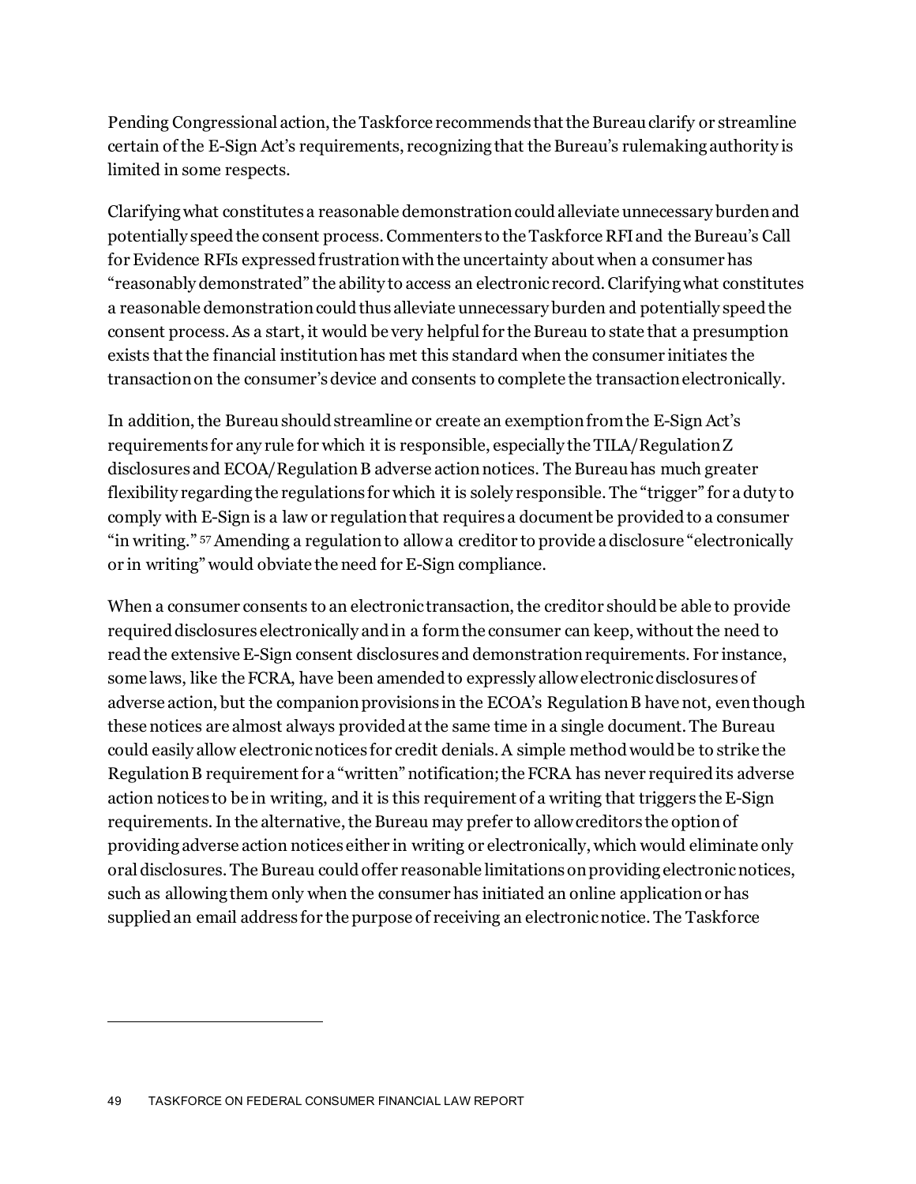Pending Congressional action, the Taskforce recommends that the Bureau clarify or streamline certain of the E-Sign Act's requirements, recognizing that the Bureau's rulemaking authority is limited in some respects.

Clarifying what constitutes a reasonable demonstration could alleviate unnecessary burden and potentially speed the consent process. Commenters to the Taskforce RFI and the Bureau's Call for Evidence RFIs expressed frustration with the uncertainty about when a consumer has "reasonably demonstrated" the ability to access an electronic record. Clarifying what constitutes a reasonable demonstration could thus alleviate unnecessary burden and potentially speed the consent process. As a start, it would be very helpful for the Bureau to state that a presumption exists that the financial institution has met this standard when the consumer initiates the transaction on the consumer's device and consents to complete the transaction electronically.

In addition, the Bureau should streamline or create an exemption from the E-Sign Act's requirements for any rule for which it is responsible, especially the TILA/Regulation Z disclosures and ECOA/Regulation B adverse action notices. The Bureau has much greater flexibility regarding the regulations for which it is solely responsible. The "trigger" for a duty to comply with E-Sign is a law or regulation that requires a document be provided to a consumer "in writing." [57] Amending a regulation to allow a creditor to provide a disclosure "electronically or in writing" would obviate the need for E-Sign compliance.

When a consumer consents to an electronic transaction, the creditor should be able to provide required disclosures electronically and in a form the consumer can keep, without the need to read the extensive E-Sign consent disclosures and demonstration requirements. For instance, some laws, like the FCRA, have been amended to expressly allow electronic disclosures of adverse action, but the companion provisions in the ECOA's Regulation B have not, even though these notices are almost always provided at the same time in a single document. The Bureau could easily allow electronic notices for credit denials. A simple method would be to strike the Regulation B requirement for a "written" notification; the FCRA has never required its adverse action notices to be in writing, and it is this requirement of a writing that triggers the E-Sign requirements. In the alternative, the Bureau may prefer to allow creditors the option of providing adverse action notices either in writing or electronically, which would eliminate only oral disclosures. The Bureau could offer reasonable limitations on providing electronic notices, such as allowing them only when the consumer has initiated an online application or has supplied an email address for the purpose of receiving an electronic notice. The Taskforce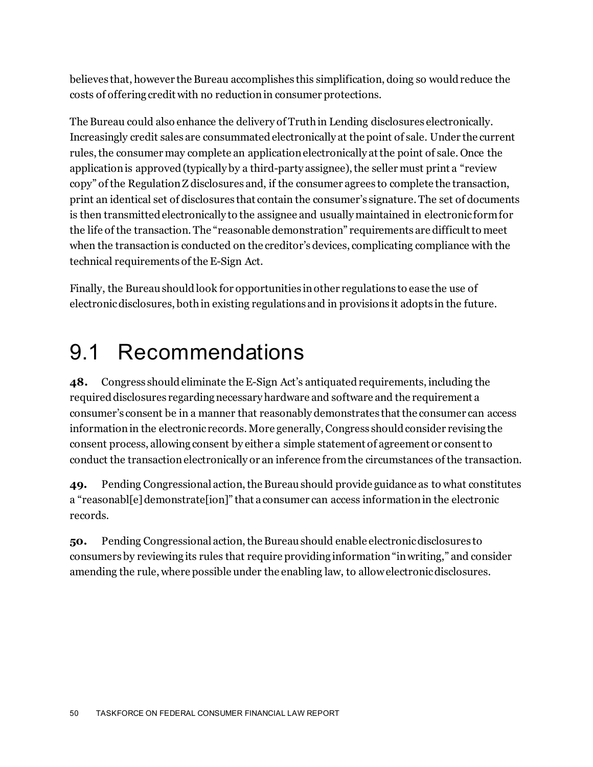believes that, however the Bureau accomplishes this simplification, doing so would reduce the costs of offering credit with no reduction in consumer protections.

The Bureau could also enhance the delivery of Truth in Lending disclosures electronically. Increasingly credit sales are consummated electronically at the point of sale. Under the current rules, the consumer may complete an application electronically at the point of sale. Once the application is approved (typically by a third-party assignee), the seller must print a "review copy" of the Regulation Z disclosures and, if the consumer agrees to complete the transaction, print an identical set of disclosures that contain the consumer's signature. The set of documents is then transmitted electronically to the assignee and usually maintained in electronic form for the life of the transaction. The "reasonable demonstration" requirements are difficult to meet when the transaction is conducted on the creditor's devices, complicating compliance with the technical requirements of the E-Sign Act.

Finally, the Bureau should look for opportunities in other regulations to ease the use of electronic disclosures, both in existing regulations and in provisions it adopts in the future.

# 9.1 Recommendations

**48.** Congress should eliminate the E-Sign Act's antiquated requirements, including the required disclosures regarding necessary hardware and software and the requirement a consumer's consent be in a manner that reasonably demonstrates that the consumer can access information in the electronic records. More generally, Congress should consider revising the consent process, allowing consent by either a simple statement of agreement or consent to conduct the transaction electronically or an inference from the circumstances of the transaction.

**49.** Pending Congressional action, the Bureau should provide guidance as to what constitutes a "reasonabl[e] demonstrate[ion]" that a consumer can access information in the electronic records.

**50.** Pending Congressional action, the Bureau should enable electronic disclosures to consumers by reviewing its rules that require providing information "in writing," and consider amending the rule, where possible under the enabling law, to allow electronic disclosures.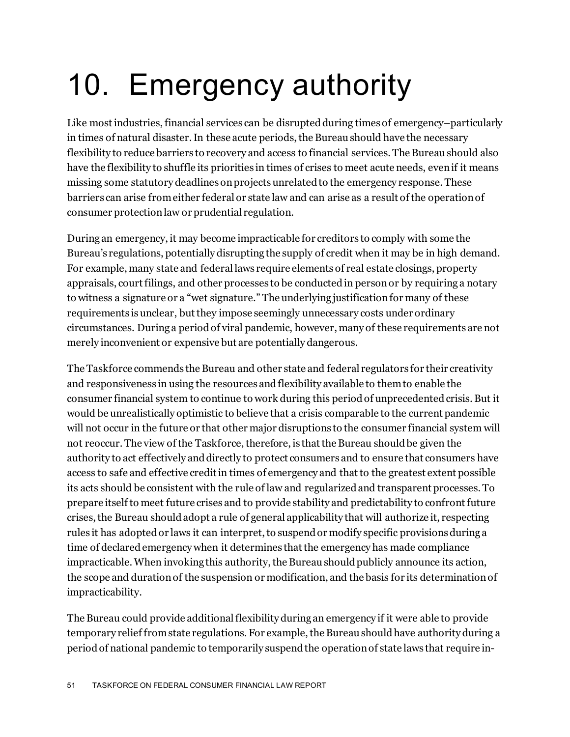# 10. Emergency authority

Like most industries, financial services can be disrupted during times of emergency–particularly in times of natural disaster. In these acute periods, the Bureau should have the necessary flexibility to reduce barriers to recovery and access to financial services. The Bureau should also have the flexibility to shuffle its priorities in times of crises to meet acute needs, even if it means missing some statutory deadlines on projects unrelated to the emergency response. These barriers can arise from either federal or state law and can arise as a result of the operation of consumer protection law or prudential regulation.

During an emergency, it may become impracticable for creditors to comply with some the Bureau's regulations, potentially disrupting the supply of credit when it may be in high demand. For example, many state and federal laws require elements of real estate closings, property appraisals, court filings, and other processes to be conducted in person or by requiring a notary to witness a signature or a "wet signature." The underlying justification for many of these requirements is unclear, but they impose seemingly unnecessary costs under ordinary circumstances. During a period of viral pandemic, however, many of these requirements are not merely inconvenient or expensive but are potentially dangerous.

The Taskforce commends the Bureau and other state and federal regulators for their creativity and responsiveness in using the resources and flexibility available to them to enable the consumer financial system to continue to work during this period of unprecedented crisis. But it would be unrealistically optimistic to believe that a crisis comparable to the current pandemic will not occur in the future or that other major disruptions to the consumer financial system will not reoccur. The view of the Taskforce, therefore, is that the Bureau should be given the authority to act effectively and directly to protect consumers and to ensure that consumers have access to safe and effective credit in times of emergency and that to the greatest extent possible its acts should be consistent with the rule of law and regularized and transparent processes. To prepare itself to meet future crises and to provide stability and predictability to confront future crises, the Bureau should adopt a rule of general applicability that will authorize it, respecting rules it has adopted or laws it can interpret, to suspend or modify specific provisions during a time of declared emergency when it determines that the emergency has made compliance impracticable. When invoking this authority, the Bureau should publicly announce its action, the scope and duration of the suspension or modification, and the basis for its determination of impracticability.

The Bureau could provide additional flexibility during an emergency if it were able to provide temporary relief from state regulations. For example, the Bureau should have authority during a period of national pandemic to temporarily suspend the operation of state laws that require in-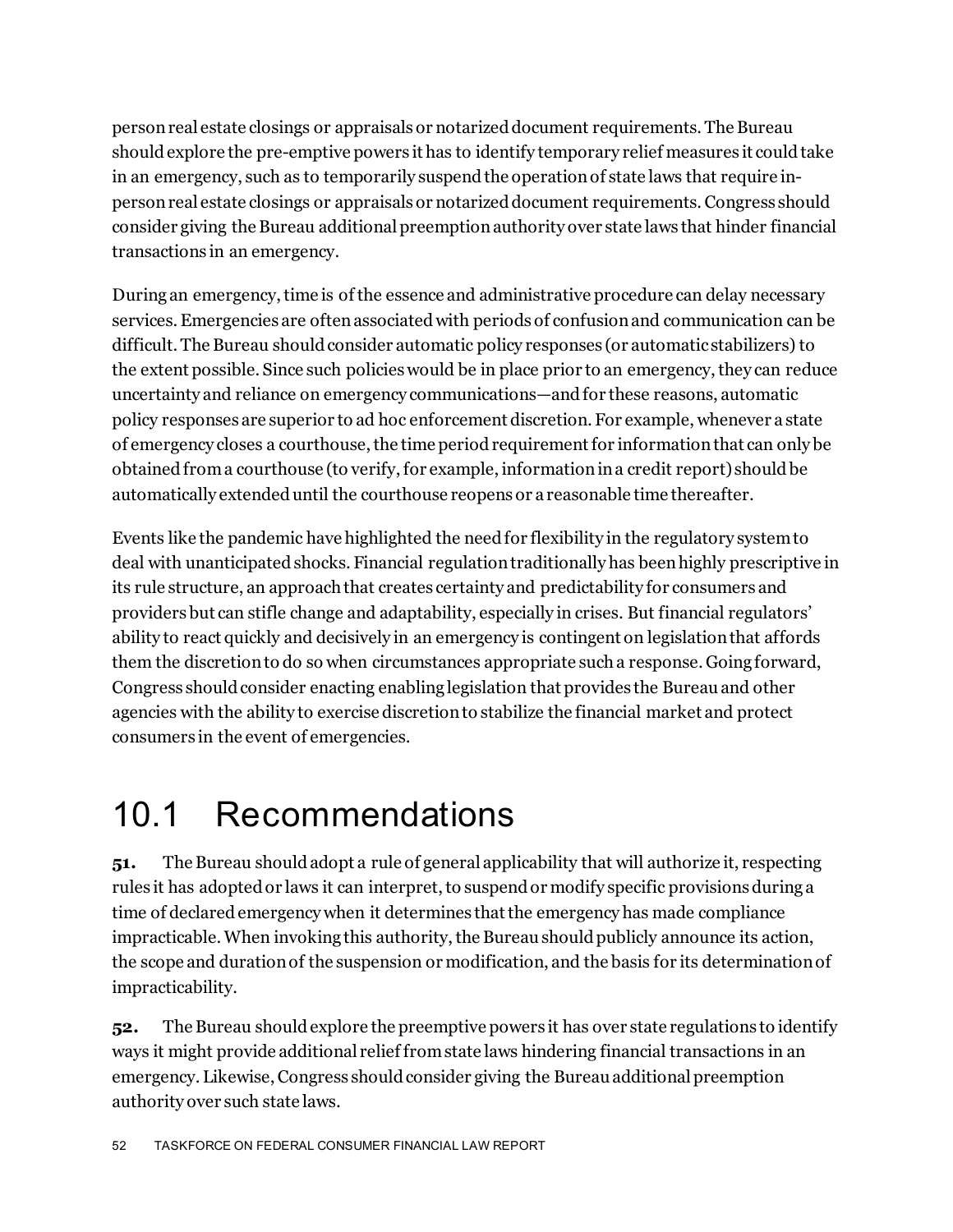person real estate closings or appraisals or notarized document requirements. The Bureau should explore the pre-emptive powers it has to identify temporary relief measures it could take in an emergency, such as to temporarily suspend the operation of state laws that require in-person real estate closings or appraisals or notarized document requirements. Congress should consider giving the Bureau additional preemption authority over state laws that hinder financial transactions in an emergency.

During an emergency, time is of the essence and administrative procedure can delay necessary services. Emergencies are often associated with periods of confusion and communication can be difficult. The Bureau should consider automatic policy responses (or automatic stabilizers) to the extent possible. Since such policies would be in place prior to an emergency, they can reduce uncertainty and reliance on emergency communications—and for these reasons, automatic policy responses are superior to ad hoc enforcement discretion. For example, whenever a state of emergency closes a courthouse, the time period requirement for information that can only be obtained from a courthouse (to verify, for example, information in a credit report) should be automatically extended until the courthouse reopens or a reasonable time thereafter.

Events like the pandemic have highlighted the need for flexibility in the regulatory system to deal with unanticipated shocks. Financial regulation traditionally has been highly prescriptive in its rule structure, an approach that creates certainty and predictability for consumers and providers but can stifle change and adaptability, especially in crises. But financial regulators' ability to react quickly and decisively in an emergency is contingent on legislation that affords them the discretion to do so when circumstances appropriate such a response. Going forward, Congress should consider enacting enabling legislation that provides the Bureau and other agencies with the ability to exercise discretion to stabilize the financial market and protect consumers in the event of emergencies.

## 10.1 Recommendations

**51.** The Bureau should adopt a rule of general applicability that will authorize it, respecting rules it has adopted or laws it can interpret, to suspend or modify specific provisions during a time of declared emergency when it determines that the emergency has made compliance impracticable. When invoking this authority, the Bureau should publicly announce its action, the scope and duration of the suspension or modification, and the basis for its determination of impracticability.

**52.** The Bureau should explore the preemptive powers it has over state regulations to identify ways it might provide additional relief from state laws hindering financial transactions in an emergency. Likewise, Congress should consider giving the Bureau additional preemption authority over such state laws.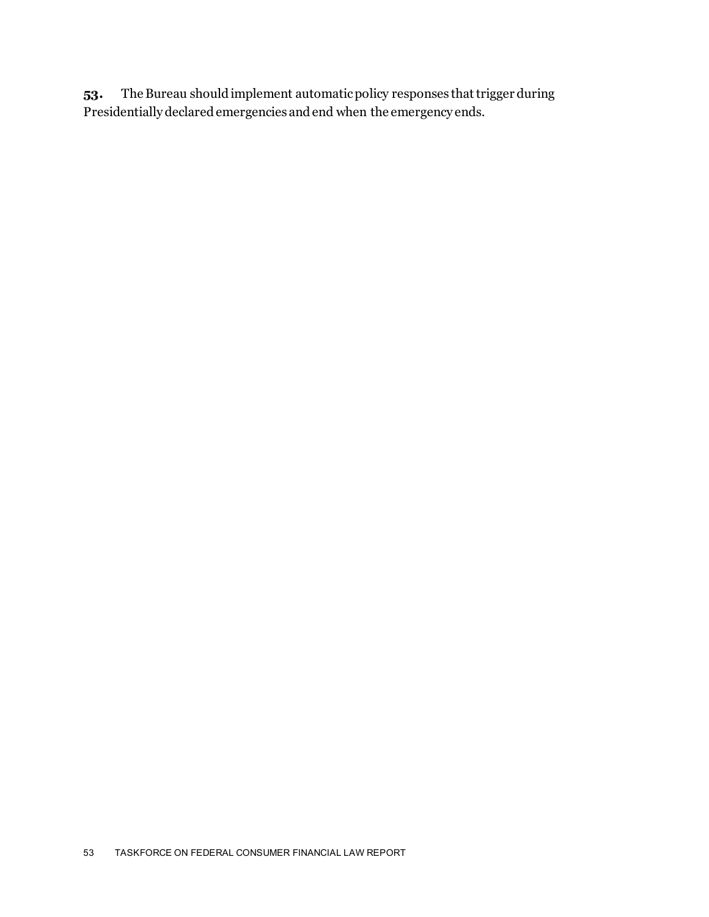**53.** The Bureau should implement automatic policy responses that trigger during Presidentially declared emergencies and end when the emergency ends.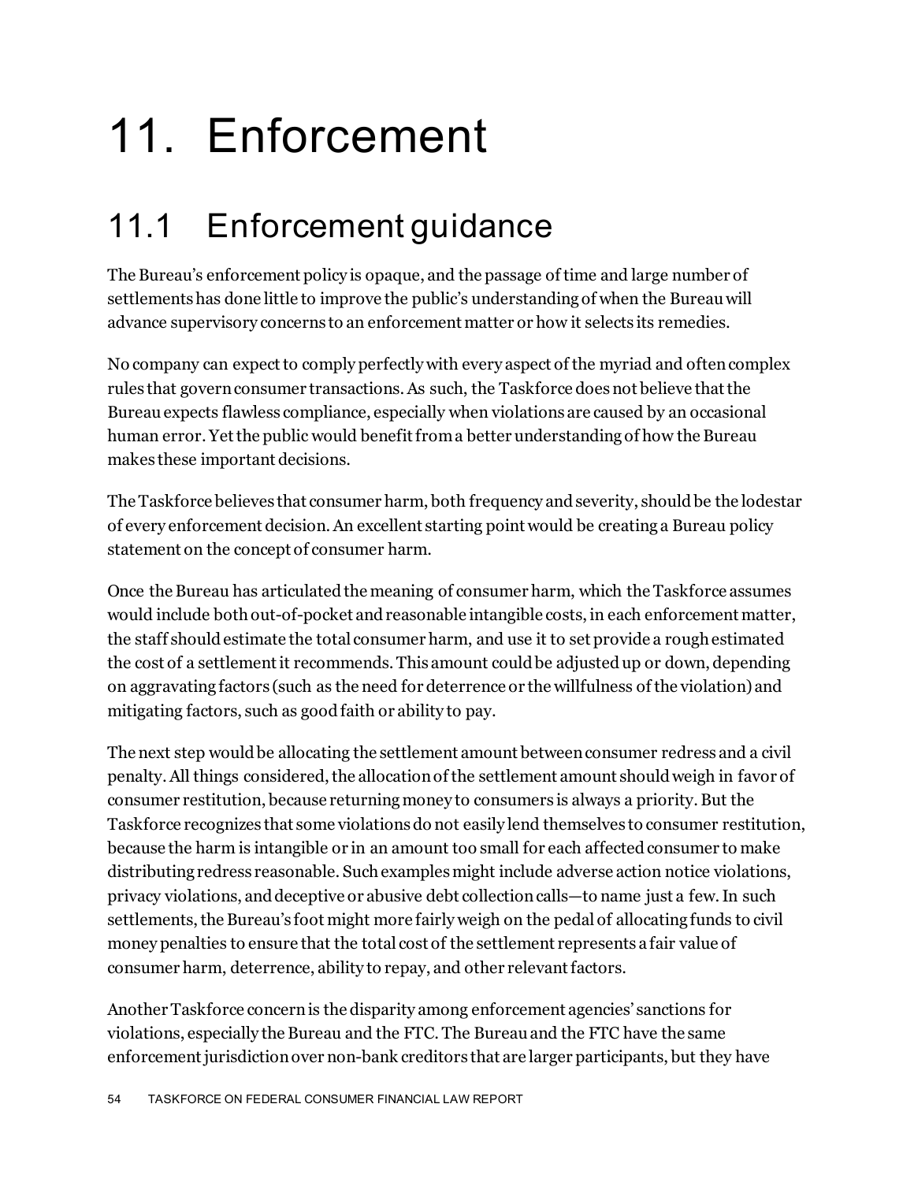# 11. Enforcement

## 11.1 Enforcement guidance

The Bureau's enforcement policy is opaque, and the passage of time and large number of settlements has done little to improve the public's understanding of when the Bureau will advance supervisory concerns to an enforcement matter or how it selects its remedies.

No company can expect to comply perfectly with every aspect of the myriad and often complex rules that govern consumer transactions. As such, the Taskforce does not believe that the Bureau expects flawless compliance, especially when violations are caused by an occasional human error. Yet the public would benefit from a better understanding of how the Bureau makes these important decisions.

The Taskforce believes that consumer harm, both frequency and severity, should be the lodestar of every enforcement decision. An excellent starting point would be creating a Bureau policy statement on the concept of consumer harm.

Once the Bureau has articulated the meaning of consumer harm, which the Taskforce assumes would include both out-of-pocket and reasonable intangible costs, in each enforcement matter, the staff should estimate the total consumer harm, and use it to set provide a rough estimated the cost of a settlement it recommends. This amount could be adjusted up or down, depending on aggravating factors (such as the need for deterrence or the willfulness of the violation) and mitigating factors, such as good faith or ability to pay.

The next step would be allocating the settlement amount between consumer redress and a civil penalty. All things considered, the allocation of the settlement amount should weigh in favor of consumer restitution, because returning money to consumers is always a priority. But the Taskforce recognizes that some violations do not easily lend themselves to consumer restitution, because the harm is intangible or in an amount too small for each affected consumer to make distributing redress reasonable. Such examples might include adverse action notice violations, privacy violations, and deceptive or abusive debt collection calls—to name just a few. In such settlements, the Bureau's foot might more fairly weigh on the pedal of allocating funds to civil money penalties to ensure that the total cost of the settlement represents a fair value of consumer harm, deterrence, ability to repay, and other relevant factors.

Another Taskforce concern is the disparity among enforcement agencies' sanctions for violations, especially the Bureau and the FTC. The Bureau and the FTC have the same enforcement jurisdiction over non-bank creditors that are larger participants, but they have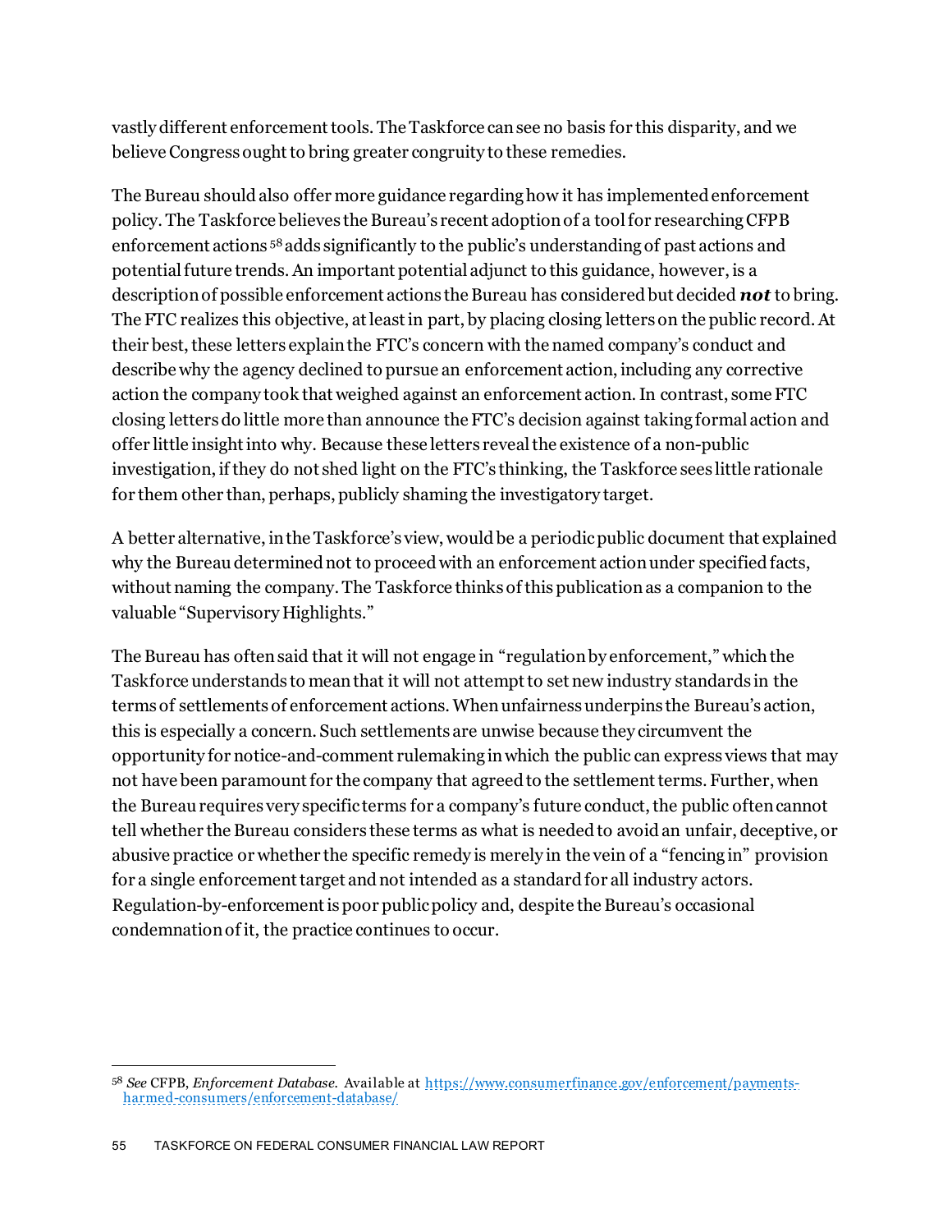vastly different enforcement tools. The Taskforce can see no basis for this disparity, and we believe Congress ought to bring greater congruity to these remedies.

The Bureau should also offer more guidance regarding how it has implemented enforcement policy. The Taskforce believes the Bureau's recent adoption of a tool for researching CFPB enforcement actions[58] adds significantly to the public's understanding of past actions and potential future trends. An important potential adjunct to this guidance, however, is a description of possible enforcement actions the Bureau has considered but decided ***not*** to bring. The FTC realizes this objective, at least in part, by placing closing letters on the public record. At their best, these letters explain the FTC's concern with the named company's conduct and describe why the agency declined to pursue an enforcement action, including any corrective action the company took that weighed against an enforcement action. In contrast, some FTC closing letters do little more than announce the FTC's decision against taking formal action and offer little insight into why. Because these letters reveal the existence of a non-public investigation, if they do not shed light on the FTC's thinking, the Taskforce sees little rationale for them other than, perhaps, publicly shaming the investigatory target.

A better alternative, in the Taskforce's view, would be a periodic public document that explained why the Bureau determined not to proceed with an enforcement action under specified facts, without naming the company. The Taskforce thinks of this publication as a companion to the valuable "Supervisory Highlights."

The Bureau has often said that it will not engage in "regulation by enforcement," which the Taskforce understands to mean that it will not attempt to set new industry standards in the terms of settlements of enforcement actions. When unfairness underpins the Bureau's action, this is especially a concern. Such settlements are unwise because they circumvent the opportunity for notice-and-comment rulemaking in which the public can express views that may not have been paramount for the company that agreed to the settlement terms. Further, when the Bureau requires very specific terms for a company's future conduct, the public often cannot tell whether the Bureau considers these terms as what is needed to avoid an unfair, deceptive, or abusive practice or whether the specific remedy is merely in the vein of a "fencing in" provision for a single enforcement target and not intended as a standard for all industry actors. Regulation-by-enforcement is poor public policy and, despite the Bureau's occasional condemnation of it, the practice continues to occur.

---

[58] *See* CFPB, *Enforcement Database*. Available at https://www.consumerfinance.gov/enforcement/payments-harmed-consumers/enforcement-database/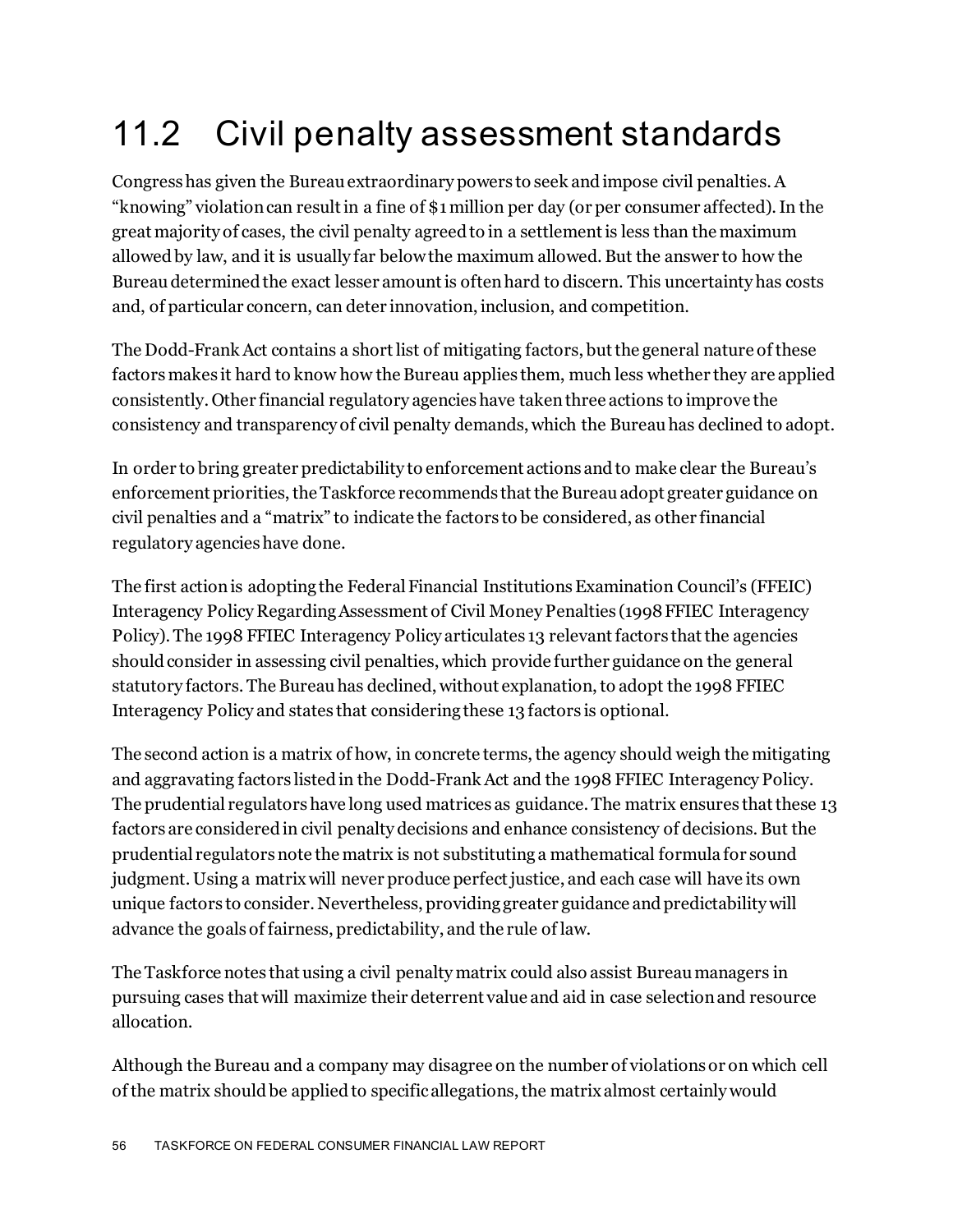# 11.2 Civil penalty assessment standards

Congress has given the Bureau extraordinary powers to seek and impose civil penalties. A "knowing" violation can result in a fine of $1 million per day (or per consumer affected). In the great majority of cases, the civil penalty agreed to in a settlement is less than the maximum allowed by law, and it is usually far below the maximum allowed. But the answer to how the Bureau determined the exact lesser amount is often hard to discern. This uncertainty has costs and, of particular concern, can deter innovation, inclusion, and competition.

The Dodd-Frank Act contains a short list of mitigating factors, but the general nature of these factors makes it hard to know how the Bureau applies them, much less whether they are applied consistently. Other financial regulatory agencies have taken three actions to improve the consistency and transparency of civil penalty demands, which the Bureau has declined to adopt.

In order to bring greater predictability to enforcement actions and to make clear the Bureau's enforcement priorities, the Taskforce recommends that the Bureau adopt greater guidance on civil penalties and a "matrix" to indicate the factors to be considered, as other financial regulatory agencies have done.

The first action is adopting the Federal Financial Institutions Examination Council's (FFEIC) Interagency Policy Regarding Assessment of Civil Money Penalties (1998 FFIEC Interagency Policy). The 1998 FFIEC Interagency Policy articulates 13 relevant factors that the agencies should consider in assessing civil penalties, which provide further guidance on the general statutory factors. The Bureau has declined, without explanation, to adopt the 1998 FFIEC Interagency Policy and states that considering these 13 factors is optional.

The second action is a matrix of how, in concrete terms, the agency should weigh the mitigating and aggravating factors listed in the Dodd-Frank Act and the 1998 FFIEC Interagency Policy. The prudential regulators have long used matrices as guidance. The matrix ensures that these 13 factors are considered in civil penalty decisions and enhance consistency of decisions. But the prudential regulators note the matrix is not substituting a mathematical formula for sound judgment. Using a matrix will never produce perfect justice, and each case will have its own unique factors to consider. Nevertheless, providing greater guidance and predictability will advance the goals of fairness, predictability, and the rule of law.

The Taskforce notes that using a civil penalty matrix could also assist Bureau managers in pursuing cases that will maximize their deterrent value and aid in case selection and resource allocation.

Although the Bureau and a company may disagree on the number of violations or on which cell of the matrix should be applied to specific allegations, the matrix almost certainly would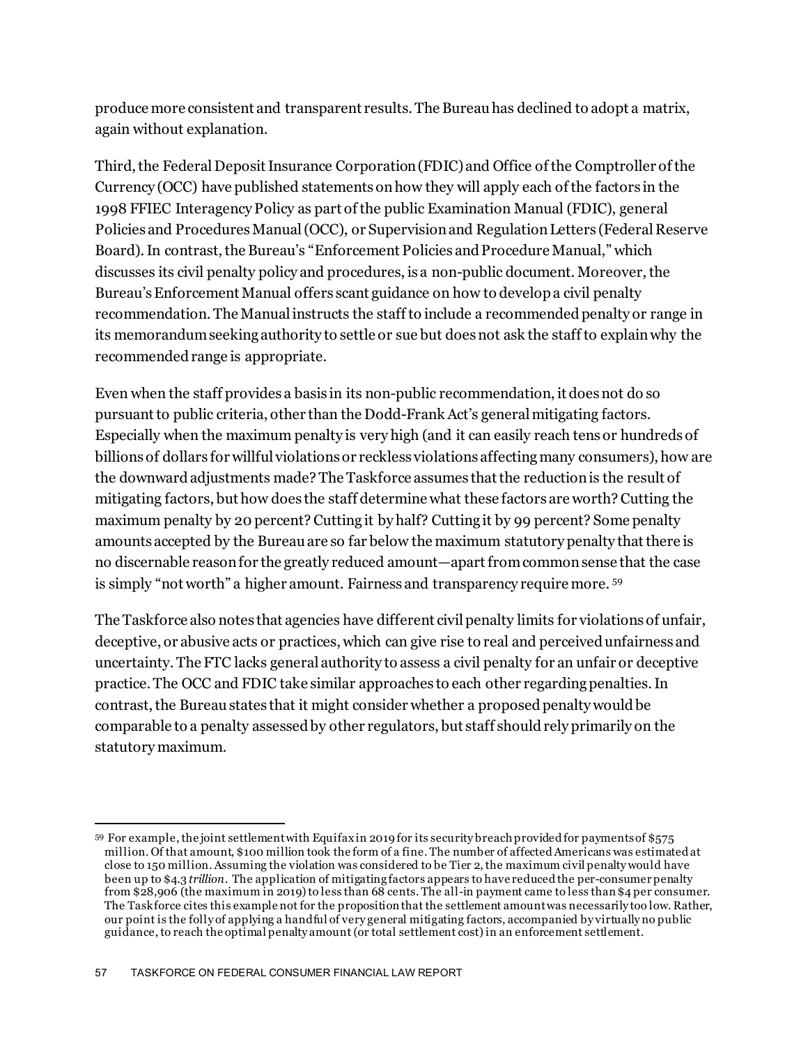produce more consistent and transparent results. The Bureau has declined to adopt a matrix, again without explanation.

Third, the Federal Deposit Insurance Corporation (FDIC) and Office of the Comptroller of the Currency (OCC) have published statements on how they will apply each of the factors in the 1998 FFIEC Interagency Policy as part of the public Examination Manual (FDIC), general Policies and Procedures Manual (OCC), or Supervision and Regulation Letters (Federal Reserve Board). In contrast, the Bureau's "Enforcement Policies and Procedure Manual," which discusses its civil penalty policy and procedures, is a non-public document. Moreover, the Bureau's Enforcement Manual offers scant guidance on how to develop a civil penalty recommendation. The Manual instructs the staff to include a recommended penalty or range in its memorandum seeking authority to settle or sue but does not ask the staff to explain why the recommended range is appropriate.

Even when the staff provides a basis in its non-public recommendation, it does not do so pursuant to public criteria, other than the Dodd-Frank Act's general mitigating factors. Especially when the maximum penalty is very high (and it can easily reach tens or hundreds of billions of dollars for willful violations or reckless violations affecting many consumers), how are the downward adjustments made? The Taskforce assumes that the reduction is the result of mitigating factors, but how does the staff determine what these factors are worth? Cutting the maximum penalty by 20 percent? Cutting it by half? Cutting it by 99 percent? Some penalty amounts accepted by the Bureau are so far below the maximum statutory penalty that there is no discernable reason for the greatly reduced amount—apart from common sense that the case is simply "not worth" a higher amount. Fairness and transparency require more.[59]

The Taskforce also notes that agencies have different civil penalty limits for violations of unfair, deceptive, or abusive acts or practices, which can give rise to real and perceived unfairness and uncertainty. The FTC lacks general authority to assess a civil penalty for an unfair or deceptive practice. The OCC and FDIC take similar approaches to each other regarding penalties. In contrast, the Bureau states that it might consider whether a proposed penalty would be comparable to a penalty assessed by other regulators, but staff should rely primarily on the statutory maximum.

---

[59] For example, the joint settlement with Equifax in 2019 for its security breach provided for payments of $575 million. Of that amount, $100 million took the form of a fine. The number of affected Americans was estimated at close to 150 million. Assuming the violation was considered to be Tier 2, the maximum civil penalty would have been up to $4.3 *trillion*. The application of mitigating factors appears to have reduced the per-consumer penalty from $28,906 (the maximum in 2019) to less than 68 cents. The all-in payment came to less than $4 per consumer. The Taskforce cites this example not for the proposition that the settlement amount was necessarily too low. Rather, our point is the folly of applying a handful of very general mitigating factors, accompanied by virtually no public guidance, to reach the optimal penalty amount (or total settlement cost) in an enforcement settlement.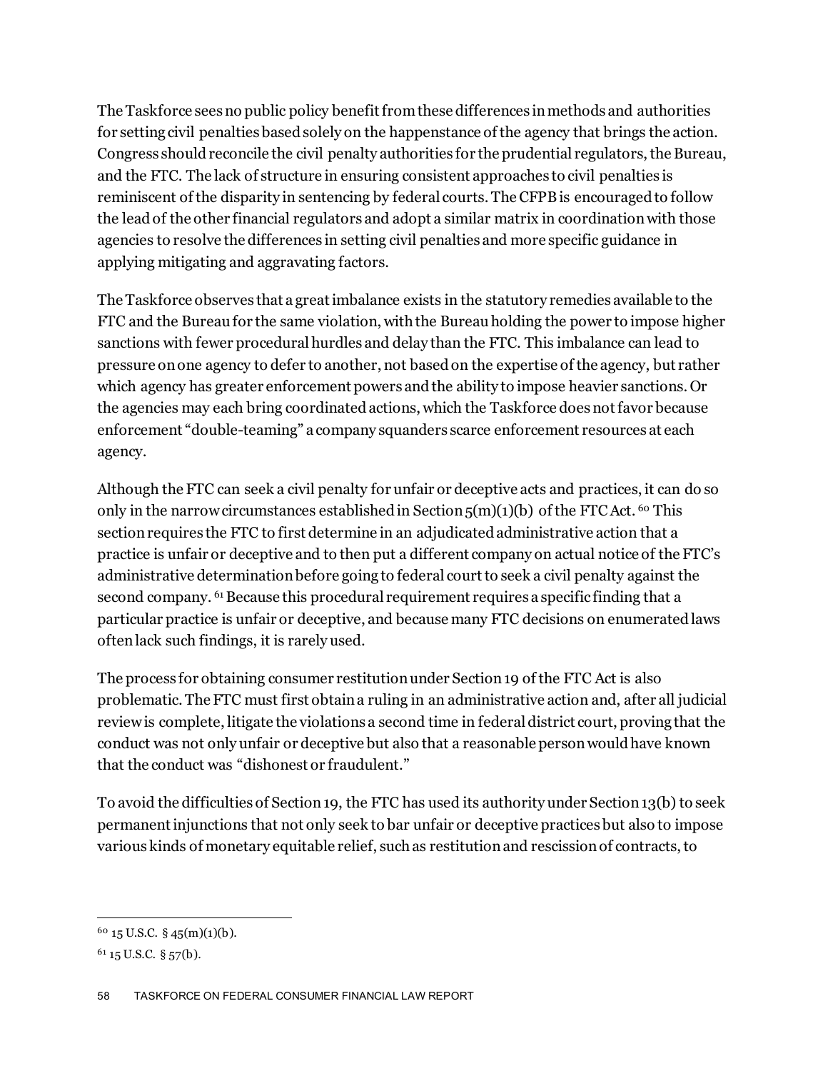The Taskforce sees no public policy benefit from these differences in methods and authorities for setting civil penalties based solely on the happenstance of the agency that brings the action. Congress should reconcile the civil penalty authorities for the prudential regulators, the Bureau, and the FTC. The lack of structure in ensuring consistent approaches to civil penalties is reminiscent of the disparity in sentencing by federal courts. The CFPB is encouraged to follow the lead of the other financial regulators and adopt a similar matrix in coordination with those agencies to resolve the differences in setting civil penalties and more specific guidance in applying mitigating and aggravating factors.

The Taskforce observes that a great imbalance exists in the statutory remedies available to the FTC and the Bureau for the same violation, with the Bureau holding the power to impose higher sanctions with fewer procedural hurdles and delay than the FTC. This imbalance can lead to pressure on one agency to defer to another, not based on the expertise of the agency, but rather which agency has greater enforcement powers and the ability to impose heavier sanctions. Or the agencies may each bring coordinated actions, which the Taskforce does not favor because enforcement "double-teaming" a company squanders scarce enforcement resources at each agency.

Although the FTC can seek a civil penalty for unfair or deceptive acts and practices, it can do so only in the narrow circumstances established in Section 5(m)(1)(b) of the FTC Act. [60] This section requires the FTC to first determine in an adjudicated administrative action that a practice is unfair or deceptive and to then put a different company on actual notice of the FTC's administrative determination before going to federal court to seek a civil penalty against the second company. [61] Because this procedural requirement requires a specific finding that a particular practice is unfair or deceptive, and because many FTC decisions on enumerated laws often lack such findings, it is rarely used.

The process for obtaining consumer restitution under Section 19 of the FTC Act is also problematic. The FTC must first obtain a ruling in an administrative action and, after all judicial review is complete, litigate the violations a second time in federal district court, proving that the conduct was not only unfair or deceptive but also that a reasonable person would have known that the conduct was "dishonest or fraudulent."

To avoid the difficulties of Section 19, the FTC has used its authority under Section 13(b) to seek permanent injunctions that not only seek to bar unfair or deceptive practices but also to impose various kinds of monetary equitable relief, such as restitution and rescission of contracts, to

---

[60] 15 U.S.C. § 45(m)(1)(b).

[61] 15 U.S.C. § 57(b).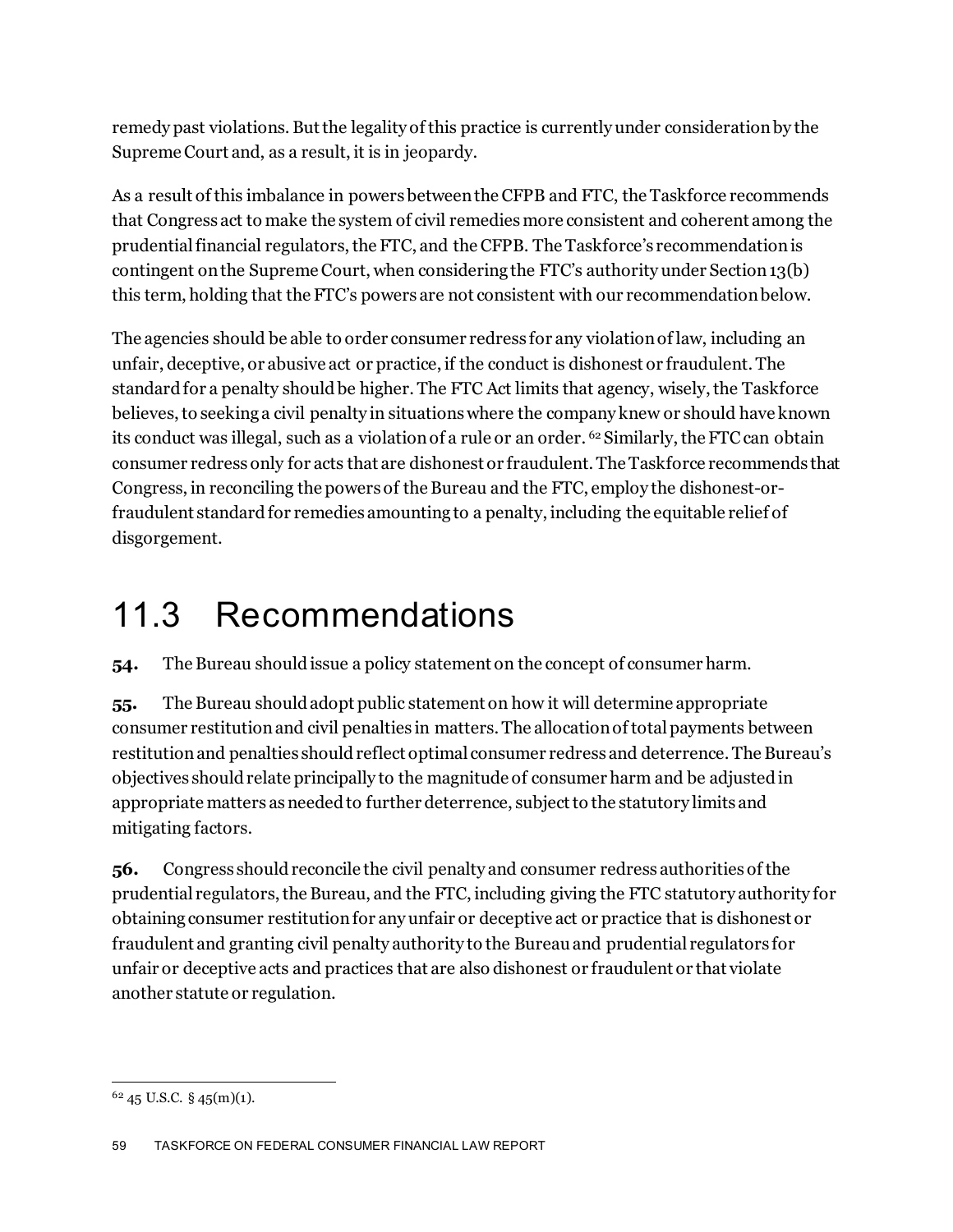remedy past violations. But the legality of this practice is currently under consideration by the Supreme Court and, as a result, it is in jeopardy.

As a result of this imbalance in powers between the CFPB and FTC, the Taskforce recommends that Congress act to make the system of civil remedies more consistent and coherent among the prudential financial regulators, the FTC, and the CFPB. The Taskforce's recommendation is contingent on the Supreme Court, when considering the FTC's authority under Section 13(b) this term, holding that the FTC's powers are not consistent with our recommendation below.

The agencies should be able to order consumer redress for any violation of law, including an unfair, deceptive, or abusive act or practice, if the conduct is dishonest or fraudulent. The standard for a penalty should be higher. The FTC Act limits that agency, wisely, the Taskforce believes, to seeking a civil penalty in situations where the company knew or should have known its conduct was illegal, such as a violation of a rule or an order. [62] Similarly, the FTC can obtain consumer redress only for acts that are dishonest or fraudulent. The Taskforce recommends that Congress, in reconciling the powers of the Bureau and the FTC, employ the dishonest-or-fraudulent standard for remedies amounting to a penalty, including the equitable relief of disgorgement.

# 11.3 Recommendations

**54.** The Bureau should issue a policy statement on the concept of consumer harm.

**55.** The Bureau should adopt public statement on how it will determine appropriate consumer restitution and civil penalties in matters. The allocation of total payments between restitution and penalties should reflect optimal consumer redress and deterrence. The Bureau's objectives should relate principally to the magnitude of consumer harm and be adjusted in appropriate matters as needed to further deterrence, subject to the statutory limits and mitigating factors.

**56.** Congress should reconcile the civil penalty and consumer redress authorities of the prudential regulators, the Bureau, and the FTC, including giving the FTC statutory authority for obtaining consumer restitution for any unfair or deceptive act or practice that is dishonest or fraudulent and granting civil penalty authority to the Bureau and prudential regulators for unfair or deceptive acts and practices that are also dishonest or fraudulent or that violate another statute or regulation.

---

[62] 45 U.S.C. § 45(m)(1).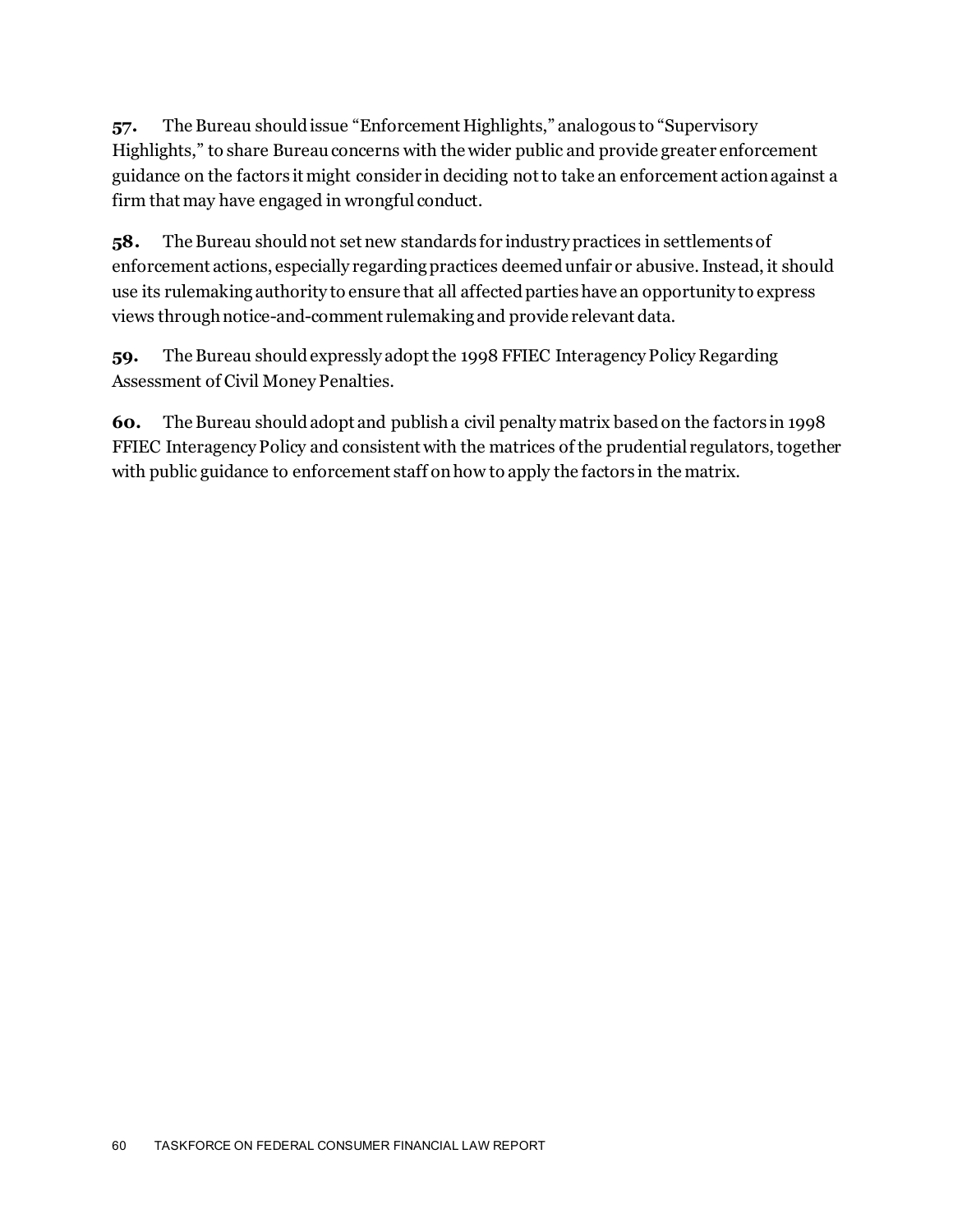**57.** The Bureau should issue "Enforcement Highlights," analogous to "Supervisory Highlights," to share Bureau concerns with the wider public and provide greater enforcement guidance on the factors it might consider in deciding not to take an enforcement action against a firm that may have engaged in wrongful conduct.

**58.** The Bureau should not set new standards for industry practices in settlements of enforcement actions, especially regarding practices deemed unfair or abusive. Instead, it should use its rulemaking authority to ensure that all affected parties have an opportunity to express views through notice-and-comment rulemaking and provide relevant data.

**59.** The Bureau should expressly adopt the 1998 FFIEC Interagency Policy Regarding Assessment of Civil Money Penalties.

**60.** The Bureau should adopt and publish a civil penalty matrix based on the factors in 1998 FFIEC Interagency Policy and consistent with the matrices of the prudential regulators, together with public guidance to enforcement staff on how to apply the factors in the matrix.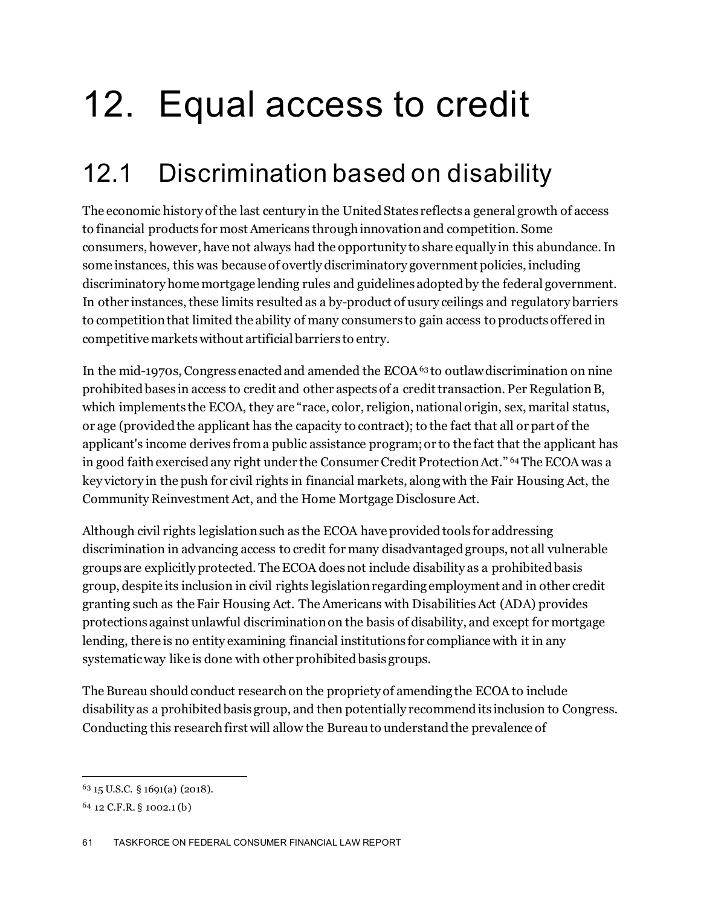# 12. Equal access to credit

## 12.1 Discrimination based on disability

The economic history of the last century in the United States reflects a general growth of access to financial products for most Americans through innovation and competition. Some consumers, however, have not always had the opportunity to share equally in this abundance. In some instances, this was because of overtly discriminatory government policies, including discriminatory home mortgage lending rules and guidelines adopted by the federal government. In other instances, these limits resulted as a by-product of usury ceilings and regulatory barriers to competition that limited the ability of many consumers to gain access to products offered in competitive markets without artificial barriers to entry.

In the mid-1970s, Congress enacted and amended the ECOA[63] to outlaw discrimination on nine prohibited bases in access to credit and other aspects of a credit transaction. Per Regulation B, which implements the ECOA, they are "race, color, religion, national origin, sex, marital status, or age (provided the applicant has the capacity to contract); to the fact that all or part of the applicant's income derives from a public assistance program; or to the fact that the applicant has in good faith exercised any right under the Consumer Credit Protection Act."[64] The ECOA was a key victory in the push for civil rights in financial markets, along with the Fair Housing Act, the Community Reinvestment Act, and the Home Mortgage Disclosure Act.

Although civil rights legislation such as the ECOA have provided tools for addressing discrimination in advancing access to credit for many disadvantaged groups, not all vulnerable groups are explicitly protected. The ECOA does not include disability as a prohibited basis group, despite its inclusion in civil rights legislation regarding employment and in other credit granting such as the Fair Housing Act. The Americans with Disabilities Act (ADA) provides protections against unlawful discrimination on the basis of disability, and except for mortgage lending, there is no entity examining financial institutions for compliance with it in any systematic way like is done with other prohibited basis groups.

The Bureau should conduct research on the propriety of amending the ECOA to include disability as a prohibited basis group, and then potentially recommend its inclusion to Congress. Conducting this research first will allow the Bureau to understand the prevalence of

---

[63] 15 U.S.C. § 1691(a) (2018).

[64] 12 C.F.R. § 1002.1 (b)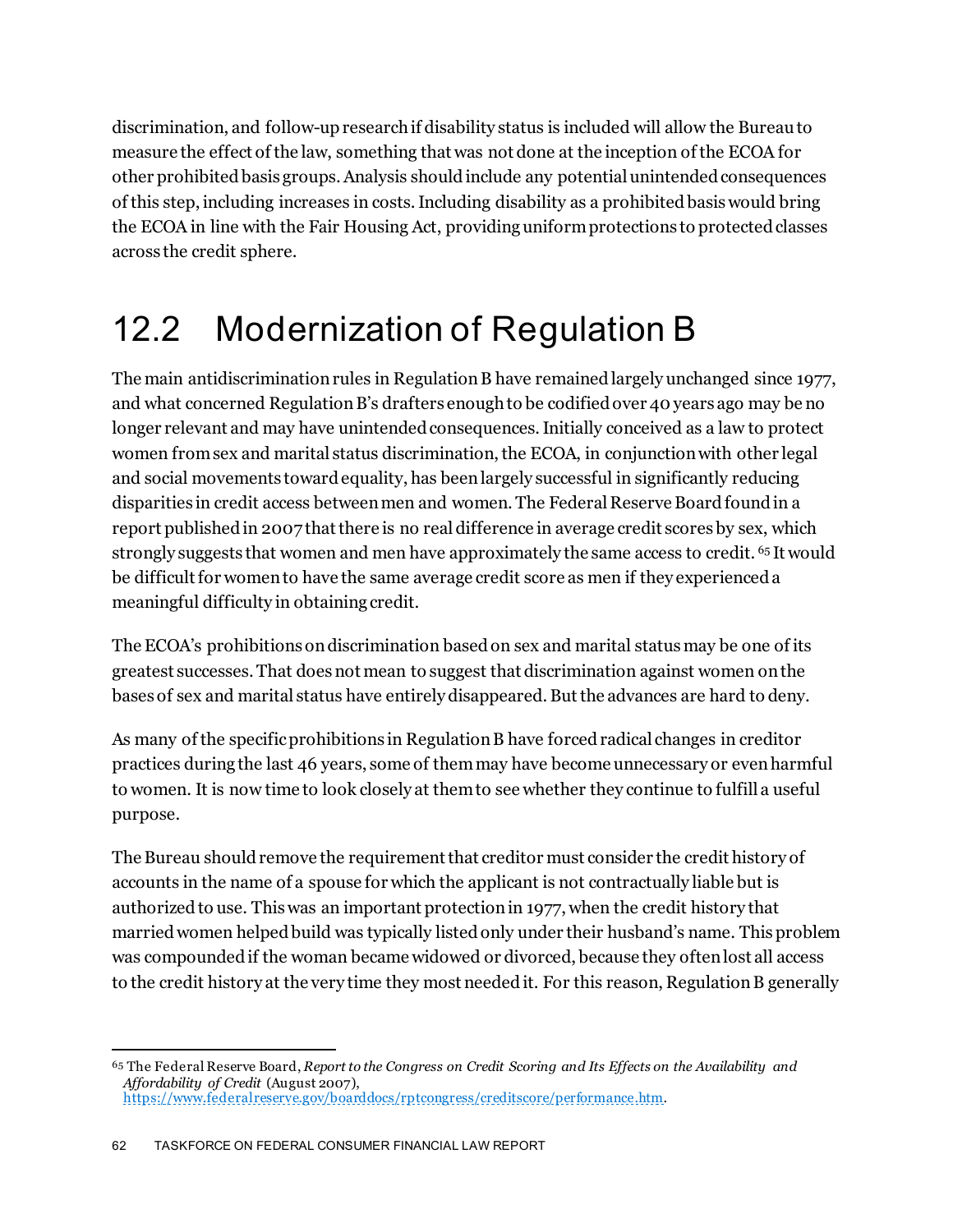discrimination, and follow-up research if disability status is included will allow the Bureau to measure the effect of the law, something that was not done at the inception of the ECOA for other prohibited basis groups. Analysis should include any potential unintended consequences of this step, including increases in costs. Including disability as a prohibited basis would bring the ECOA in line with the Fair Housing Act, providing uniform protections to protected classes across the credit sphere.

## 12.2 Modernization of Regulation B

The main antidiscrimination rules in Regulation B have remained largely unchanged since 1977, and what concerned Regulation B's drafters enough to be codified over 40 years ago may be no longer relevant and may have unintended consequences. Initially conceived as a law to protect women from sex and marital status discrimination, the ECOA, in conjunction with other legal and social movements toward equality, has been largely successful in significantly reducing disparities in credit access between men and women. The Federal Reserve Board found in a report published in 2007 that there is no real difference in average credit scores by sex, which strongly suggests that women and men have approximately the same access to credit.[65] It would be difficult for women to have the same average credit score as men if they experienced a meaningful difficulty in obtaining credit.

The ECOA's prohibitions on discrimination based on sex and marital status may be one of its greatest successes. That does not mean to suggest that discrimination against women on the bases of sex and marital status have entirely disappeared. But the advances are hard to deny.

As many of the specific prohibitions in Regulation B have forced radical changes in creditor practices during the last 46 years, some of them may have become unnecessary or even harmful to women. It is now time to look closely at them to see whether they continue to fulfill a useful purpose.

The Bureau should remove the requirement that creditor must consider the credit history of accounts in the name of a spouse for which the applicant is not contractually liable but is authorized to use. This was an important protection in 1977, when the credit history that married women helped build was typically listed only under their husband's name. This problem was compounded if the woman became widowed or divorced, because they often lost all access to the credit history at the very time they most needed it. For this reason, Regulation B generally

[65] The Federal Reserve Board, *Report to the Congress on Credit Scoring and Its Effects on the Availability and Affordability of Credit* (August 2007), https://www.federalreserve.gov/boarddocs/rptcongress/creditscore/performance.htm.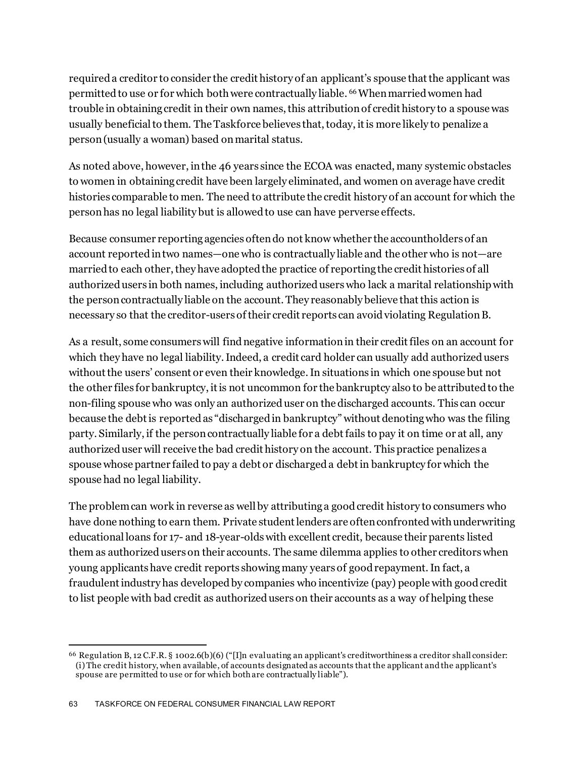required a creditor to consider the credit history of an applicant's spouse that the applicant was permitted to use or for which both were contractually liable.[66] When married women had trouble in obtaining credit in their own names, this attribution of credit history to a spouse was usually beneficial to them. The Taskforce believes that, today, it is more likely to penalize a person (usually a woman) based on marital status.

As noted above, however, in the 46 years since the ECOA was enacted, many systemic obstacles to women in obtaining credit have been largely eliminated, and women on average have credit histories comparable to men. The need to attribute the credit history of an account for which the person has no legal liability but is allowed to use can have perverse effects.

Because consumer reporting agencies often do not know whether the accountholders of an account reported in two names—one who is contractually liable and the other who is not—are married to each other, they have adopted the practice of reporting the credit histories of all authorized users in both names, including authorized users who lack a marital relationship with the person contractually liable on the account. They reasonably believe that this action is necessary so that the creditor-users of their credit reports can avoid violating Regulation B.

As a result, some consumers will find negative information in their credit files on an account for which they have no legal liability. Indeed, a credit card holder can usually add authorized users without the users' consent or even their knowledge. In situations in which one spouse but not the other files for bankruptcy, it is not uncommon for the bankruptcy also to be attributed to the non-filing spouse who was only an authorized user on the discharged accounts. This can occur because the debt is reported as "discharged in bankruptcy" without denoting who was the filing party. Similarly, if the person contractually liable for a debt fails to pay it on time or at all, any authorized user will receive the bad credit history on the account. This practice penalizes a spouse whose partner failed to pay a debt or discharged a debt in bankruptcy for which the spouse had no legal liability.

The problem can work in reverse as well by attributing a good credit history to consumers who have done nothing to earn them. Private student lenders are often confronted with underwriting educational loans for 17- and 18-year-olds with excellent credit, because their parents listed them as authorized users on their accounts. The same dilemma applies to other creditors when young applicants have credit reports showing many years of good repayment. In fact, a fraudulent industry has developed by companies who incentivize (pay) people with good credit to list people with bad credit as authorized users on their accounts as a way of helping these

---

[66] Regulation B, 12 C.F.R. § 1002.6(b)(6) ("[I]n evaluating an applicant's creditworthiness a creditor shall consider: (i) The credit history, when available, of accounts designated as accounts that the applicant and the applicant's spouse are permitted to use or for which both are contractually liable").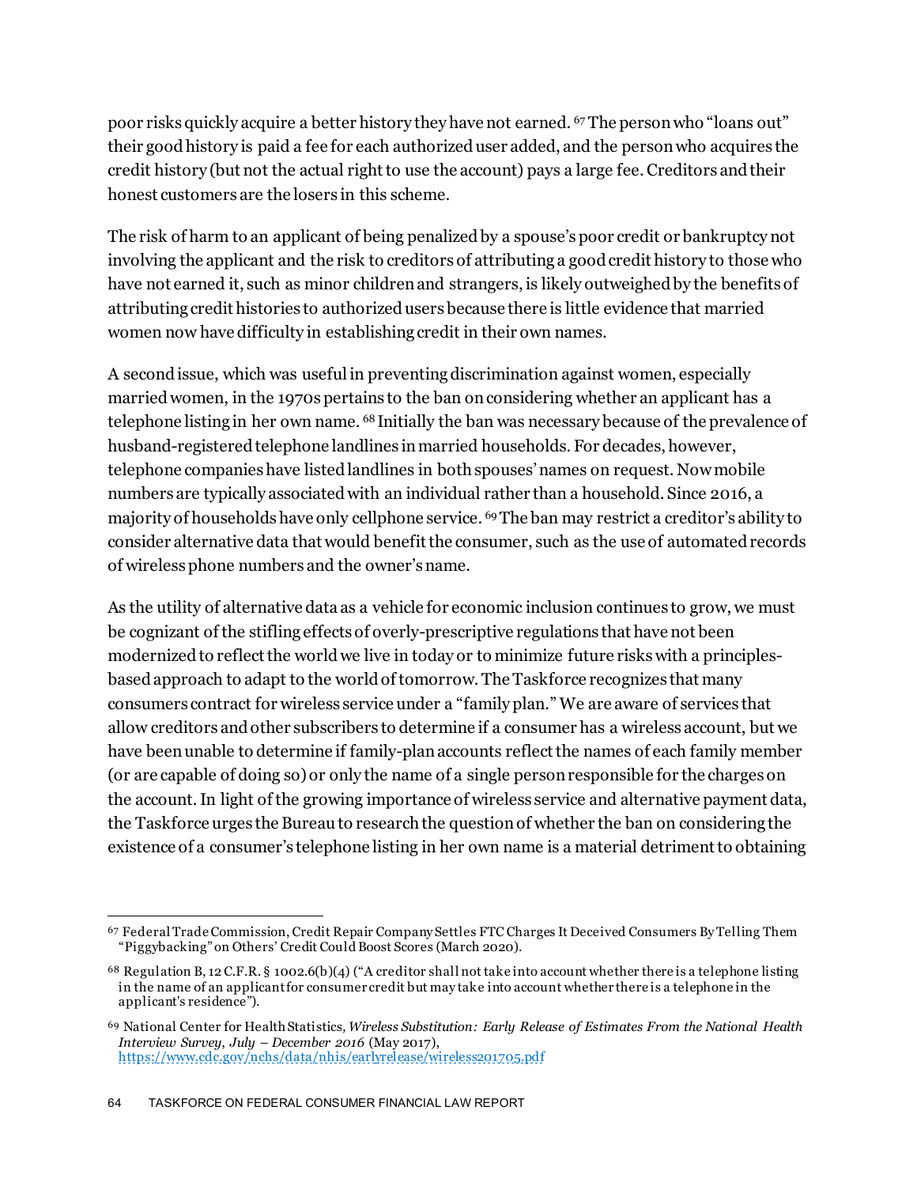poor risks quickly acquire a better history they have not earned. [67] The person who "loans out" their good history is paid a fee for each authorized user added, and the person who acquires the credit history (but not the actual right to use the account) pays a large fee. Creditors and their honest customers are the losers in this scheme.

The risk of harm to an applicant of being penalized by a spouse's poor credit or bankruptcy not involving the applicant and the risk to creditors of attributing a good credit history to those who have not earned it, such as minor children and strangers, is likely outweighed by the benefits of attributing credit histories to authorized users because there is little evidence that married women now have difficulty in establishing credit in their own names.

A second issue, which was useful in preventing discrimination against women, especially married women, in the 1970s pertains to the ban on considering whether an applicant has a telephone listing in her own name. [68] Initially the ban was necessary because of the prevalence of husband-registered telephone landlines in married households. For decades, however, telephone companies have listed landlines in both spouses' names on request. Now mobile numbers are typically associated with an individual rather than a household. Since 2016, a majority of households have only cellphone service. [69] The ban may restrict a creditor's ability to consider alternative data that would benefit the consumer, such as the use of automated records of wireless phone numbers and the owner's name.

As the utility of alternative data as a vehicle for economic inclusion continues to grow, we must be cognizant of the stifling effects of overly-prescriptive regulations that have not been modernized to reflect the world we live in today or to minimize future risks with a principles-based approach to adapt to the world of tomorrow. The Taskforce recognizes that many consumers contract for wireless service under a "family plan." We are aware of services that allow creditors and other subscribers to determine if a consumer has a wireless account, but we have been unable to determine if family-plan accounts reflect the names of each family member (or are capable of doing so) or only the name of a single person responsible for the charges on the account. In light of the growing importance of wireless service and alternative payment data, the Taskforce urges the Bureau to research the question of whether the ban on considering the existence of a consumer's telephone listing in her own name is a material detriment to obtaining

---

[67] Federal Trade Commission, Credit Repair Company Settles FTC Charges It Deceived Consumers By Telling Them "Piggybacking" on Others' Credit Could Boost Scores (March 2020).

[68] Regulation B, 12 C.F.R. § 1002.6(b)(4) ("A creditor shall not take into account whether there is a telephone listing in the name of an applicant for consumer credit but may take into account whether there is a telephone in the applicant's residence").

[69] National Center for Health Statistics, *Wireless Substitution: Early Release of Estimates From the National Health Interview Survey, July – December 2016* (May 2017), https://www.cdc.gov/nchs/data/nhis/earlyrelease/wireless201705.pdf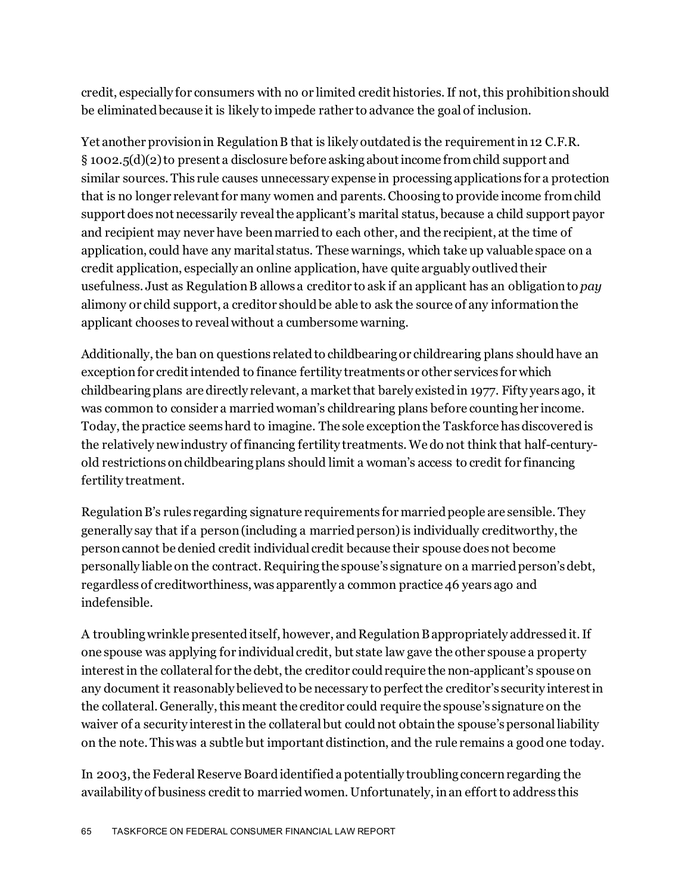credit, especially for consumers with no or limited credit histories. If not, this prohibition should be eliminated because it is likely to impede rather to advance the goal of inclusion.

Yet another provision in Regulation B that is likely outdated is the requirement in 12 C.F.R. § 1002.5(d)(2) to present a disclosure before asking about income from child support and similar sources. This rule causes unnecessary expense in processing applications for a protection that is no longer relevant for many women and parents. Choosing to provide income from child support does not necessarily reveal the applicant's marital status, because a child support payor and recipient may never have been married to each other, and the recipient, at the time of application, could have any marital status. These warnings, which take up valuable space on a credit application, especially an online application, have quite arguably outlived their usefulness. Just as Regulation B allows a creditor to ask if an applicant has an obligation to *pay* alimony or child support, a creditor should be able to ask the source of any information the applicant chooses to reveal without a cumbersome warning.

Additionally, the ban on questions related to childbearing or childrearing plans should have an exception for credit intended to finance fertility treatments or other services for which childbearing plans are directly relevant, a market that barely existed in 1977. Fifty years ago, it was common to consider a married woman's childrearing plans before counting her income. Today, the practice seems hard to imagine. The sole exception the Taskforce has discovered is the relatively new industry of financing fertility treatments. We do not think that half-century-old restrictions on childbearing plans should limit a woman's access to credit for financing fertility treatment.

Regulation B's rules regarding signature requirements for married people are sensible. They generally say that if a person (including a married person) is individually creditworthy, the person cannot be denied credit individual credit because their spouse does not become personally liable on the contract. Requiring the spouse's signature on a married person's debt, regardless of creditworthiness, was apparently a common practice 46 years ago and indefensible.

A troubling wrinkle presented itself, however, and Regulation B appropriately addressed it. If one spouse was applying for individual credit, but state law gave the other spouse a property interest in the collateral for the debt, the creditor could require the non-applicant's spouse on any document it reasonably believed to be necessary to perfect the creditor's security interest in the collateral. Generally, this meant the creditor could require the spouse's signature on the waiver of a security interest in the collateral but could not obtain the spouse's personal liability on the note. This was a subtle but important distinction, and the rule remains a good one today.

In 2003, the Federal Reserve Board identified a potentially troubling concern regarding the availability of business credit to married women. Unfortunately, in an effort to address this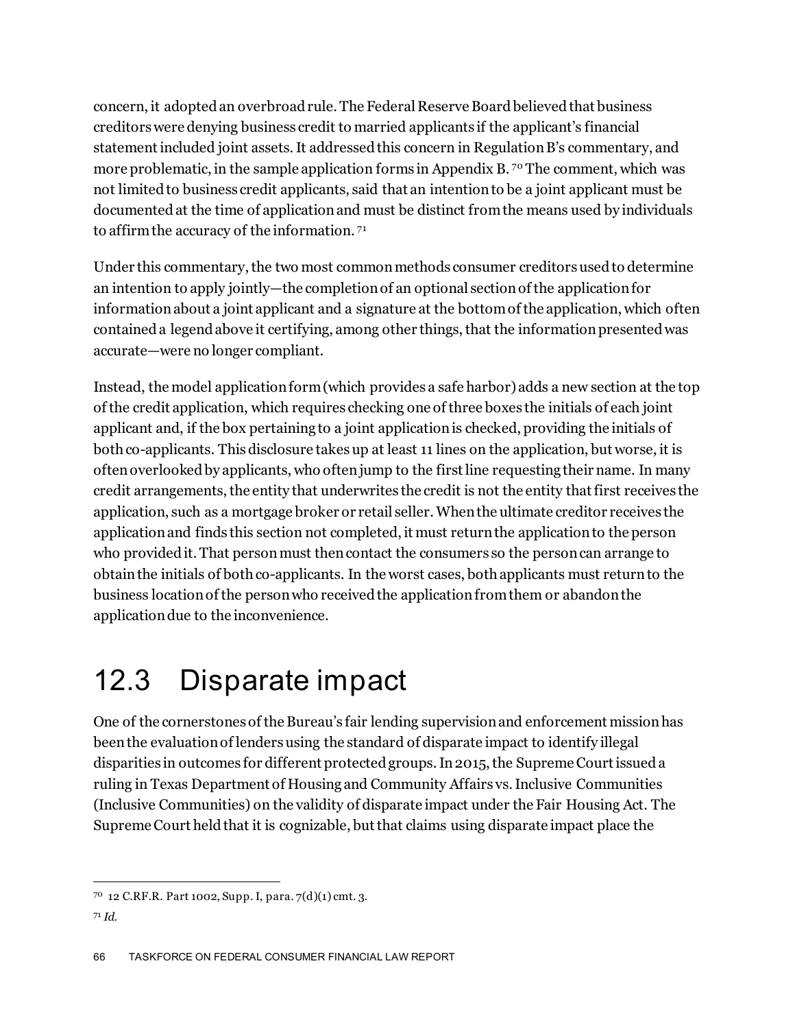concern, it adopted an overbroad rule. The Federal Reserve Board believed that business creditors were denying business credit to married applicants if the applicant's financial statement included joint assets. It addressed this concern in Regulation B's commentary, and more problematic, in the sample application forms in Appendix B.[70] The comment, which was not limited to business credit applicants, said that an intention to be a joint applicant must be documented at the time of application and must be distinct from the means used by individuals to affirm the accuracy of the information.[71]

Under this commentary, the two most common methods consumer creditors used to determine an intention to apply jointly—the completion of an optional section of the application for information about a joint applicant and a signature at the bottom of the application, which often contained a legend above it certifying, among other things, that the information presented was accurate—were no longer compliant.

Instead, the model application form (which provides a safe harbor) adds a new section at the top of the credit application, which requires checking one of three boxes the initials of each joint applicant and, if the box pertaining to a joint application is checked, providing the initials of both co-applicants. This disclosure takes up at least 11 lines on the application, but worse, it is often overlooked by applicants, who often jump to the first line requesting their name. In many credit arrangements, the entity that underwrites the credit is not the entity that first receives the application, such as a mortgage broker or retail seller. When the ultimate creditor receives the application and finds this section not completed, it must return the application to the person who provided it. That person must then contact the consumers so the person can arrange to obtain the initials of both co-applicants. In the worst cases, both applicants must return to the business location of the person who received the application from them or abandon the application due to the inconvenience.

## 12.3 Disparate impact

One of the cornerstones of the Bureau's fair lending supervision and enforcement mission has been the evaluation of lenders using the standard of disparate impact to identify illegal disparities in outcomes for different protected groups. In 2015, the Supreme Court issued a ruling in Texas Department of Housing and Community Affairs vs. Inclusive Communities (Inclusive Communities) on the validity of disparate impact under the Fair Housing Act. The Supreme Court held that it is cognizable, but that claims using disparate impact place the

---

[70] 12 C.RF.R. Part 1002, Supp. I, para. 7(d)(1) cmt. 3.

[71] *Id.*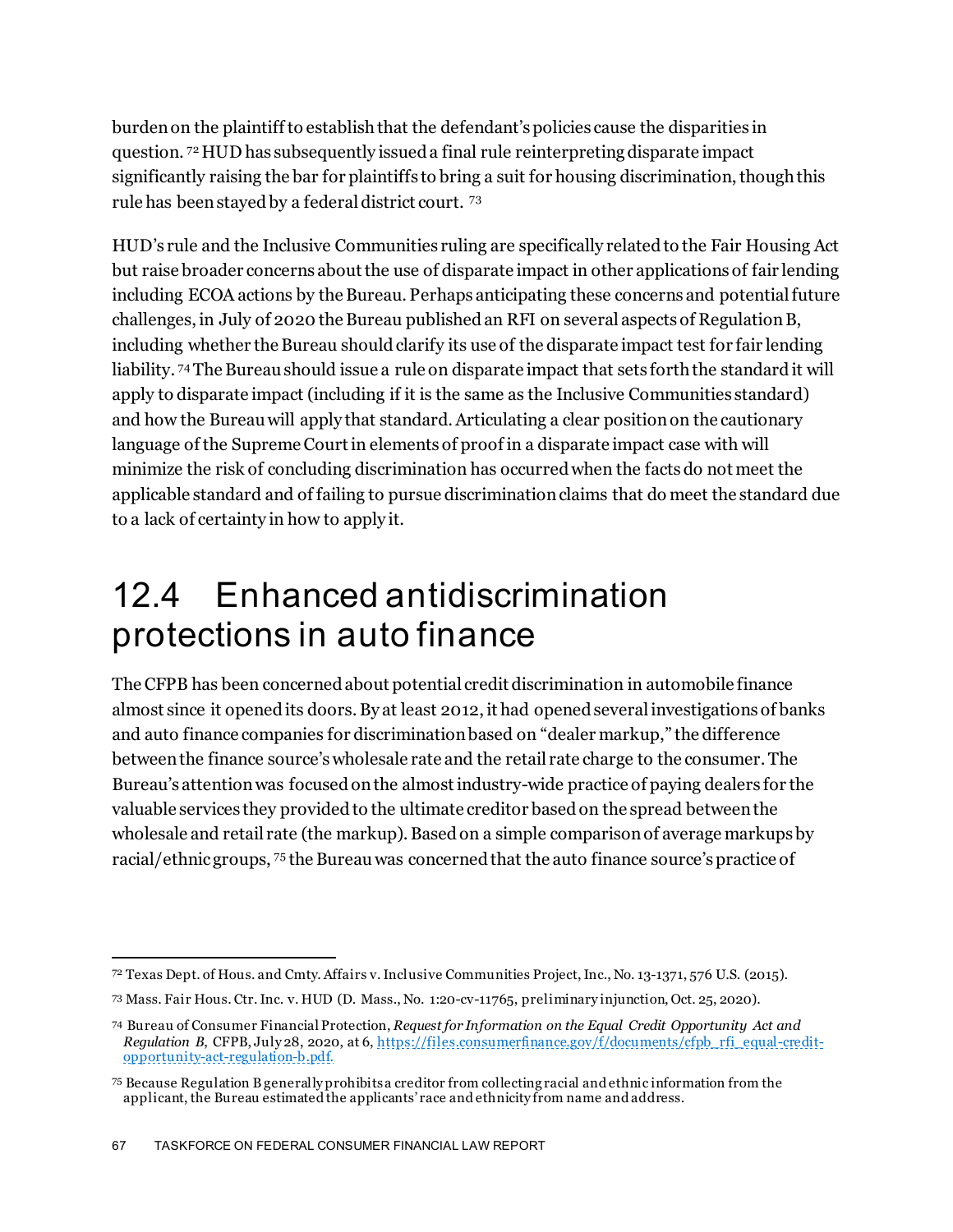burden on the plaintiff to establish that the defendant's policies cause the disparities in question.[72] HUD has subsequently issued a final rule reinterpreting disparate impact significantly raising the bar for plaintiffs to bring a suit for housing discrimination, though this rule has been stayed by a federal district court.[73]

HUD's rule and the Inclusive Communities ruling are specifically related to the Fair Housing Act but raise broader concerns about the use of disparate impact in other applications of fair lending including ECOA actions by the Bureau. Perhaps anticipating these concerns and potential future challenges, in July of 2020 the Bureau published an RFI on several aspects of Regulation B, including whether the Bureau should clarify its use of the disparate impact test for fair lending liability.[74] The Bureau should issue a rule on disparate impact that sets forth the standard it will apply to disparate impact (including if it is the same as the Inclusive Communities standard) and how the Bureau will apply that standard. Articulating a clear position on the cautionary language of the Supreme Court in elements of proof in a disparate impact case with will minimize the risk of concluding discrimination has occurred when the facts do not meet the applicable standard and of failing to pursue discrimination claims that do meet the standard due to a lack of certainty in how to apply it.

## 12.4 Enhanced antidiscrimination protections in auto finance

The CFPB has been concerned about potential credit discrimination in automobile finance almost since it opened its doors. By at least 2012, it had opened several investigations of banks and auto finance companies for discrimination based on "dealer markup," the difference between the finance source's wholesale rate and the retail rate charge to the consumer. The Bureau's attention was focused on the almost industry-wide practice of paying dealers for the valuable services they provided to the ultimate creditor based on the spread between the wholesale and retail rate (the markup). Based on a simple comparison of average markups by racial/ethnic groups,[75] the Bureau was concerned that the auto finance source's practice of

---

[72] Texas Dept. of Hous. and Cmty. Affairs v. Inclusive Communities Project, Inc., No. 13-1371, 576 U.S. (2015).

[73] Mass. Fair Hous. Ctr. Inc. v. HUD (D. Mass., No. 1:20-cv-11765, preliminary injunction, Oct. 25, 2020).

[74] Bureau of Consumer Financial Protection, *Request for Information on the Equal Credit Opportunity Act and Regulation B,* CFPB, July 28, 2020, at 6, https://files.consumerfinance.gov/f/documents/cfpb_rfi_equal-credit-opportunity-act-regulation-b.pdf.

[75] Because Regulation B generally prohibits a creditor from collecting racial and ethnic information from the applicant, the Bureau estimated the applicants' race and ethnicity from name and address.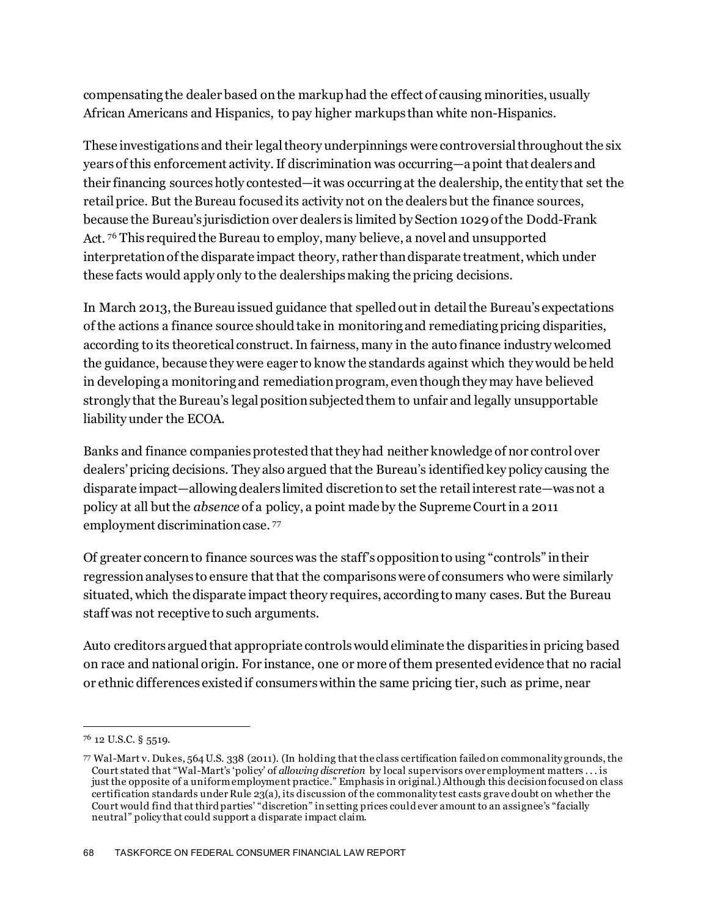compensating the dealer based on the markup had the effect of causing minorities, usually African Americans and Hispanics, to pay higher markups than white non-Hispanics.

These investigations and their legal theory underpinnings were controversial throughout the six years of this enforcement activity. If discrimination was occurring—a point that dealers and their financing sources hotly contested—it was occurring at the dealership, the entity that set the retail price. But the Bureau focused its activity not on the dealers but the finance sources, because the Bureau's jurisdiction over dealers is limited by Section 1029 of the Dodd-Frank Act.[76] This required the Bureau to employ, many believe, a novel and unsupported interpretation of the disparate impact theory, rather than disparate treatment, which under these facts would apply only to the dealerships making the pricing decisions.

In March 2013, the Bureau issued guidance that spelled out in detail the Bureau's expectations of the actions a finance source should take in monitoring and remediating pricing disparities, according to its theoretical construct. In fairness, many in the auto finance industry welcomed the guidance, because they were eager to know the standards against which they would be held in developing a monitoring and remediation program, even though they may have believed strongly that the Bureau's legal position subjected them to unfair and legally unsupportable liability under the ECOA.

Banks and finance companies protested that they had neither knowledge of nor control over dealers' pricing decisions. They also argued that the Bureau's identified key policy causing the disparate impact—allowing dealers limited discretion to set the retail interest rate—was not a policy at all but the *absence* of a policy, a point made by the Supreme Court in a 2011 employment discrimination case.[77]

Of greater concern to finance sources was the staff's opposition to using "controls" in their regression analyses to ensure that that the comparisons were of consumers who were similarly situated, which the disparate impact theory requires, according to many cases. But the Bureau staff was not receptive to such arguments.

Auto creditors argued that appropriate controls would eliminate the disparities in pricing based on race and national origin. For instance, one or more of them presented evidence that no racial or ethnic differences existed if consumers within the same pricing tier, such as prime, near

---

[76] 12 U.S.C. § 5519.

[77] Wal-Mart v. Dukes, 564 U.S. 338 (2011). (In holding that the class certification failed on commonality grounds, the Court stated that "Wal-Mart's 'policy' of *allowing discretion* by local supervisors over employment matters . . . is just the opposite of a uniform employment practice." Emphasis in original.) Although this decision focused on class certification standards under Rule 23(a), its discussion of the commonality test casts grave doubt on whether the Court would find that third parties' "discretion" in setting prices could ever amount to an assignee's "facially neutral" policy that could support a disparate impact claim.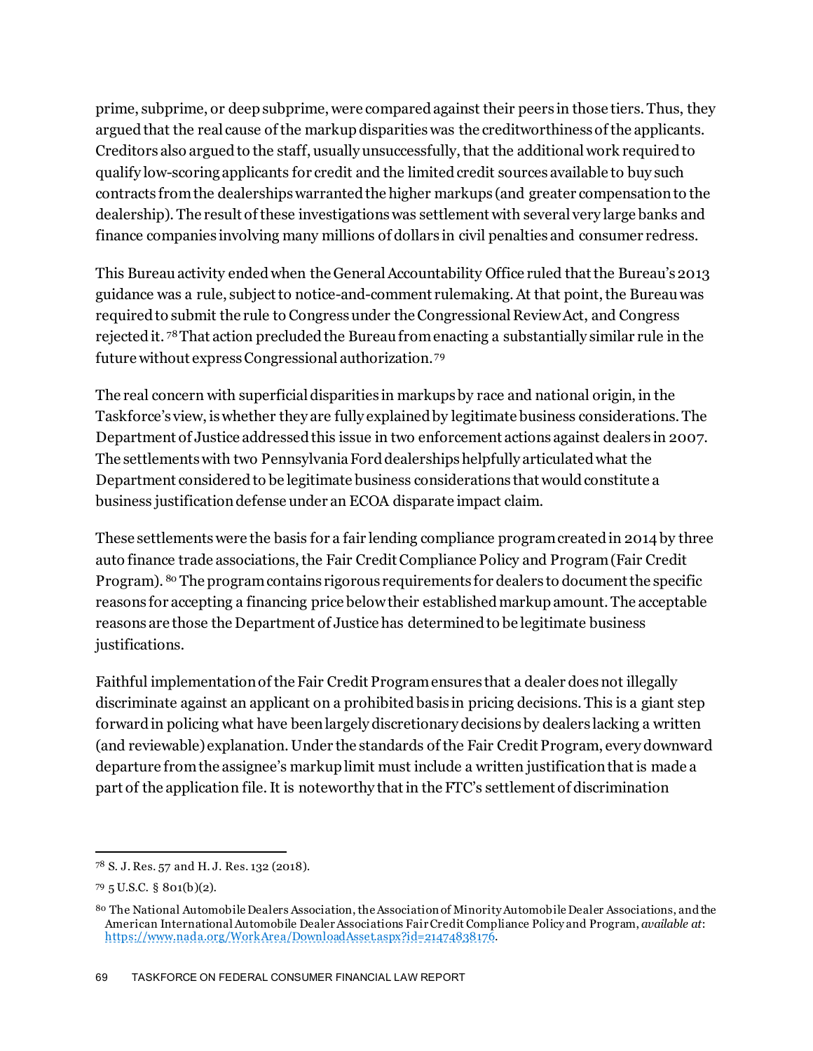prime, subprime, or deep subprime, were compared against their peers in those tiers. Thus, they argued that the real cause of the markup disparities was the creditworthiness of the applicants. Creditors also argued to the staff, usually unsuccessfully, that the additional work required to qualify low-scoring applicants for credit and the limited credit sources available to buy such contracts from the dealerships warranted the higher markups (and greater compensation to the dealership). The result of these investigations was settlement with several very large banks and finance companies involving many millions of dollars in civil penalties and consumer redress.

This Bureau activity ended when the General Accountability Office ruled that the Bureau's 2013 guidance was a rule, subject to notice-and-comment rulemaking. At that point, the Bureau was required to submit the rule to Congress under the Congressional Review Act, and Congress rejected it.[78] That action precluded the Bureau from enacting a substantially similar rule in the future without express Congressional authorization.[79]

The real concern with superficial disparities in markups by race and national origin, in the Taskforce's view, is whether they are fully explained by legitimate business considerations. The Department of Justice addressed this issue in two enforcement actions against dealers in 2007. The settlements with two Pennsylvania Ford dealerships helpfully articulated what the Department considered to be legitimate business considerations that would constitute a business justification defense under an ECOA disparate impact claim.

These settlements were the basis for a fair lending compliance program created in 2014 by three auto finance trade associations, the Fair Credit Compliance Policy and Program (Fair Credit Program).[80] The program contains rigorous requirements for dealers to document the specific reasons for accepting a financing price below their established markup amount. The acceptable reasons are those the Department of Justice has determined to be legitimate business justifications.

Faithful implementation of the Fair Credit Program ensures that a dealer does not illegally discriminate against an applicant on a prohibited basis in pricing decisions. This is a giant step forward in policing what have been largely discretionary decisions by dealers lacking a written (and reviewable) explanation. Under the standards of the Fair Credit Program, every downward departure from the assignee's markup limit must include a written justification that is made a part of the application file. It is noteworthy that in the FTC's settlement of discrimination

---

[78] S. J. Res. 57 and H. J. Res. 132 (2018).

[79] 5 U.S.C. § 801(b)(2).

[80] The National Automobile Dealers Association, the Association of Minority Automobile Dealer Associations, and the American International Automobile Dealer Associations Fair Credit Compliance Policy and Program, *available at*: https://www.nada.org/WorkArea/DownloadAsset.aspx?id=21474838176.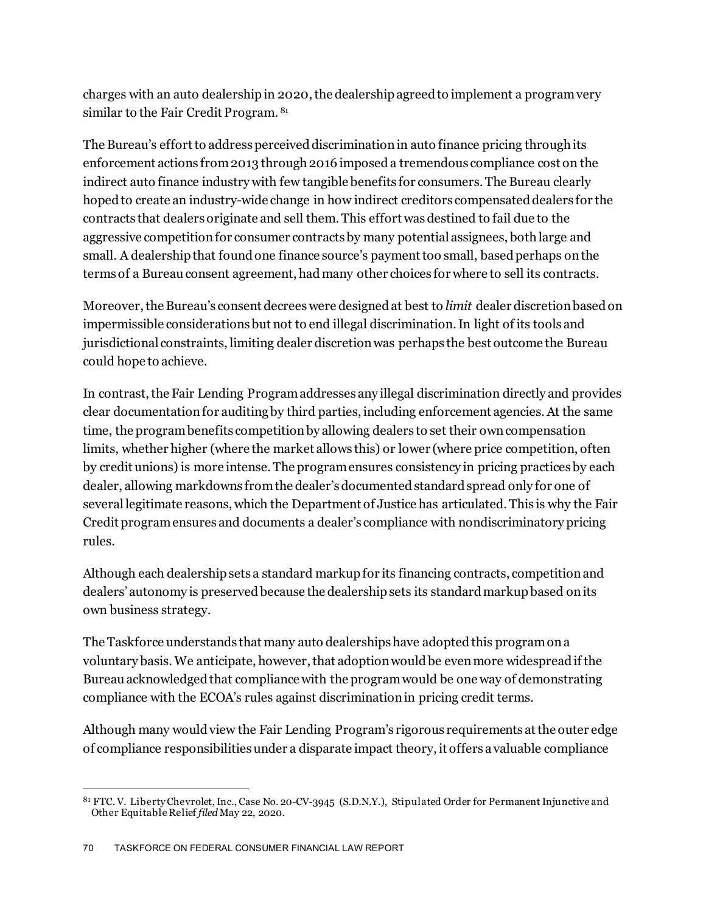charges with an auto dealership in 2020, the dealership agreed to implement a program very similar to the Fair Credit Program. [81]

The Bureau's effort to address perceived discrimination in auto finance pricing through its enforcement actions from 2013 through 2016 imposed a tremendous compliance cost on the indirect auto finance industry with few tangible benefits for consumers. The Bureau clearly hoped to create an industry-wide change in how indirect creditors compensated dealers for the contracts that dealers originate and sell them. This effort was destined to fail due to the aggressive competition for consumer contracts by many potential assignees, both large and small. A dealership that found one finance source's payment too small, based perhaps on the terms of a Bureau consent agreement, had many other choices for where to sell its contracts.

Moreover, the Bureau's consent decrees were designed at best to *limit* dealer discretion based on impermissible considerations but not to end illegal discrimination. In light of its tools and jurisdictional constraints, limiting dealer discretion was perhaps the best outcome the Bureau could hope to achieve.

In contrast, the Fair Lending Program addresses any illegal discrimination directly and provides clear documentation for auditing by third parties, including enforcement agencies. At the same time, the program benefits competition by allowing dealers to set their own compensation limits, whether higher (where the market allows this) or lower (where price competition, often by credit unions) is more intense. The program ensures consistency in pricing practices by each dealer, allowing markdowns from the dealer's documented standard spread only for one of several legitimate reasons, which the Department of Justice has articulated. This is why the Fair Credit program ensures and documents a dealer's compliance with nondiscriminatory pricing rules.

Although each dealership sets a standard markup for its financing contracts, competition and dealers' autonomy is preserved because the dealership sets its standard markup based on its own business strategy.

The Taskforce understands that many auto dealerships have adopted this program on a voluntary basis. We anticipate, however, that adoption would be even more widespread if the Bureau acknowledged that compliance with the program would be one way of demonstrating compliance with the ECOA's rules against discrimination in pricing credit terms.

Although many would view the Fair Lending Program's rigorous requirements at the outer edge of compliance responsibilities under a disparate impact theory, it offers a valuable compliance

---

[81] FTC. V. Liberty Chevrolet, Inc., Case No. 20-CV-3945 (S.D.N.Y.), Stipulated Order for Permanent Injunctive and Other Equitable Relief *filed* May 22, 2020.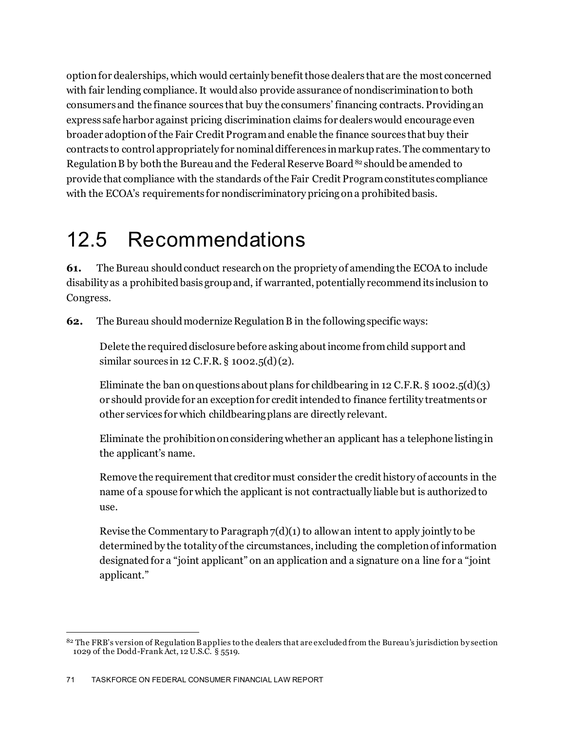option for dealerships, which would certainly benefit those dealers that are the most concerned with fair lending compliance. It would also provide assurance of nondiscrimination to both consumers and the finance sources that buy the consumers' financing contracts. Providing an express safe harbor against pricing discrimination claims for dealers would encourage even broader adoption of the Fair Credit Program and enable the finance sources that buy their contracts to control appropriately for nominal differences in markup rates. The commentary to Regulation B by both the Bureau and the Federal Reserve Board [82] should be amended to provide that compliance with the standards of the Fair Credit Program constitutes compliance with the ECOA's requirements for nondiscriminatory pricing on a prohibited basis.

# 12.5 Recommendations

**61.** The Bureau should conduct research on the propriety of amending the ECOA to include disability as a prohibited basis group and, if warranted, potentially recommend its inclusion to Congress.

**62.** The Bureau should modernize Regulation B in the following specific ways:

Delete the required disclosure before asking about income from child support and similar sources in 12 C.F.R. § 1002.5(d)(2).

Eliminate the ban on questions about plans for childbearing in 12 C.F.R. § 1002.5(d)(3) or should provide for an exception for credit intended to finance fertility treatments or other services for which childbearing plans are directly relevant.

Eliminate the prohibition on considering whether an applicant has a telephone listing in the applicant's name.

Remove the requirement that creditor must consider the credit history of accounts in the name of a spouse for which the applicant is not contractually liable but is authorized to use.

Revise the Commentary to Paragraph 7(d)(1) to allow an intent to apply jointly to be determined by the totality of the circumstances, including the completion of information designated for a "joint applicant" on an application and a signature on a line for a "joint applicant."

---

[82] The FRB's version of Regulation B applies to the dealers that are excluded from the Bureau's jurisdiction by section 1029 of the Dodd-Frank Act, 12 U.S.C. § 5519.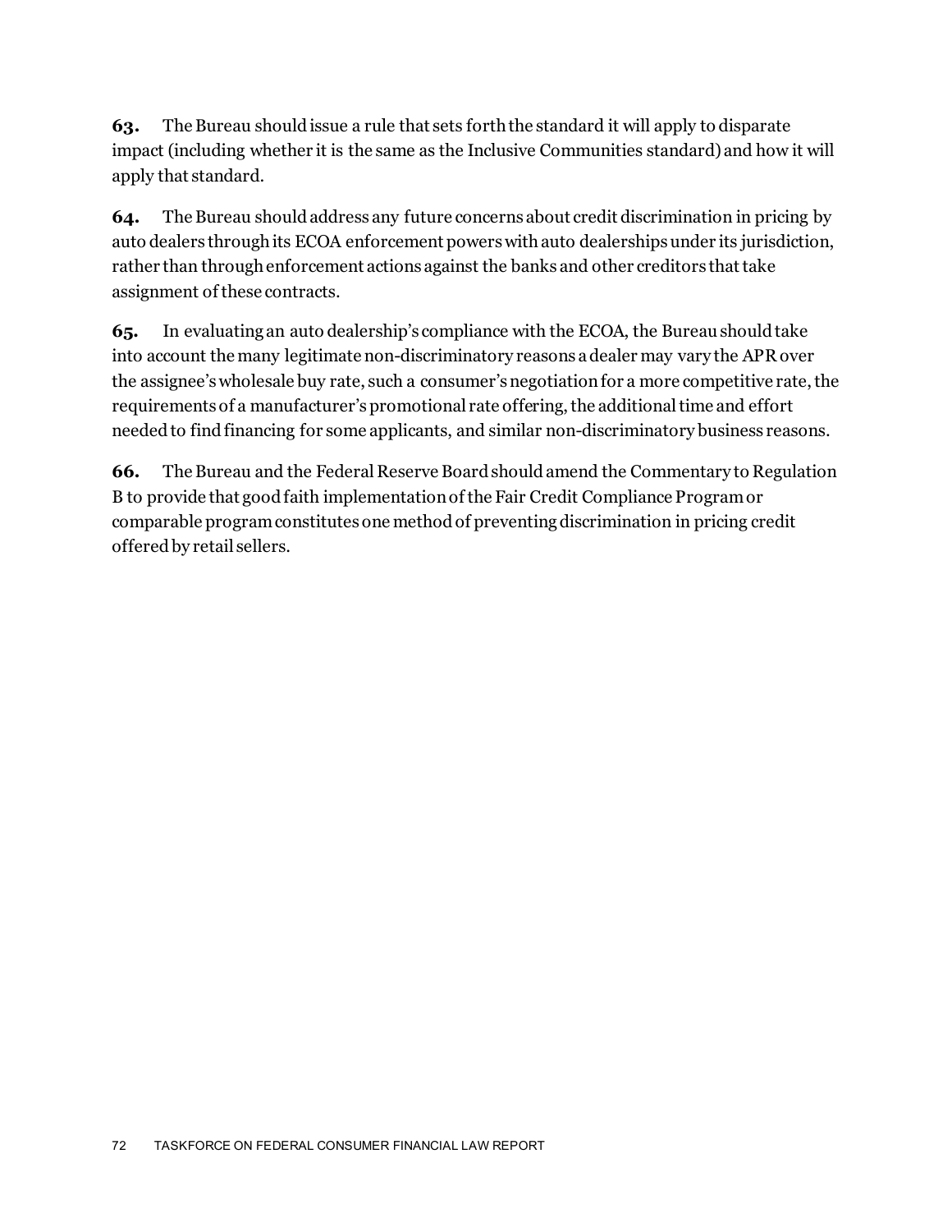**63.** The Bureau should issue a rule that sets forth the standard it will apply to disparate impact (including whether it is the same as the Inclusive Communities standard) and how it will apply that standard.

**64.** The Bureau should address any future concerns about credit discrimination in pricing by auto dealers through its ECOA enforcement powers with auto dealerships under its jurisdiction, rather than through enforcement actions against the banks and other creditors that take assignment of these contracts.

**65.** In evaluating an auto dealership's compliance with the ECOA, the Bureau should take into account the many legitimate non-discriminatory reasons a dealer may vary the APR over the assignee's wholesale buy rate, such a consumer's negotiation for a more competitive rate, the requirements of a manufacturer's promotional rate offering, the additional time and effort needed to find financing for some applicants, and similar non-discriminatory business reasons.

**66.** The Bureau and the Federal Reserve Board should amend the Commentary to Regulation B to provide that good faith implementation of the Fair Credit Compliance Program or comparable program constitutes one method of preventing discrimination in pricing credit offered by retail sellers.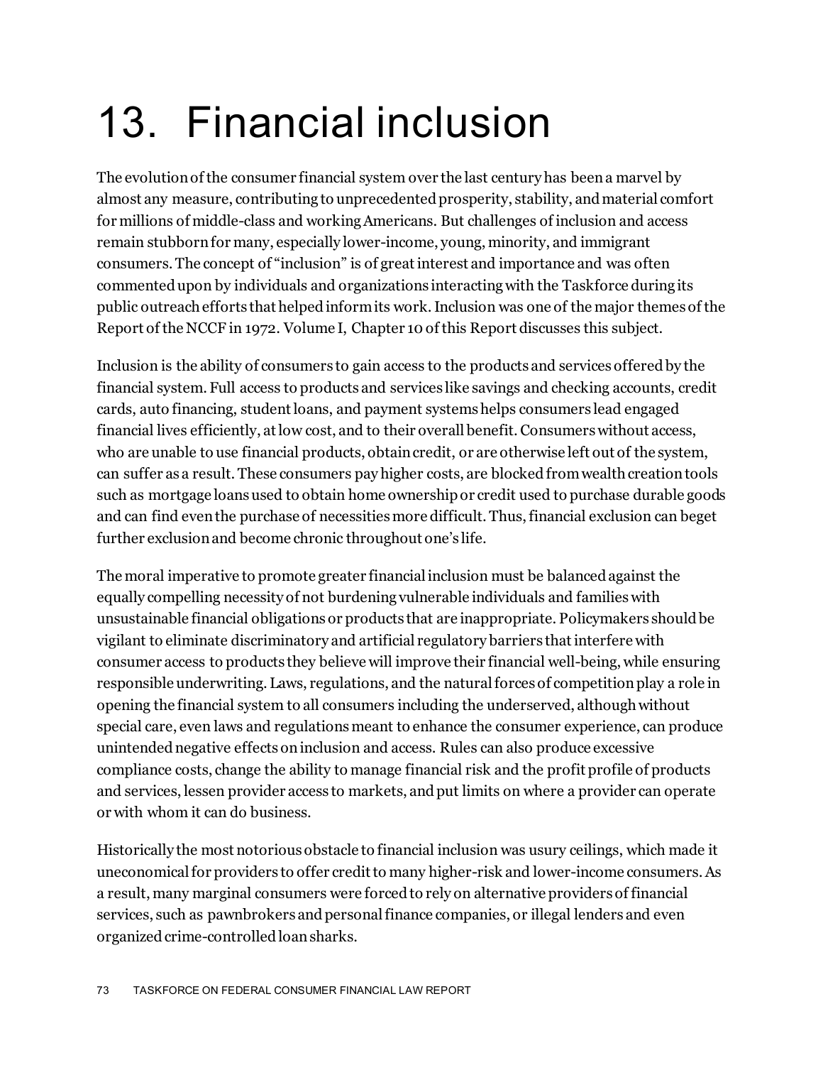# 13. Financial inclusion

The evolution of the consumer financial system over the last century has been a marvel by almost any measure, contributing to unprecedented prosperity, stability, and material comfort for millions of middle-class and working Americans. But challenges of inclusion and access remain stubborn for many, especially lower-income, young, minority, and immigrant consumers. The concept of "inclusion" is of great interest and importance and was often commented upon by individuals and organizations interacting with the Taskforce during its public outreach efforts that helped inform its work. Inclusion was one of the major themes of the Report of the NCCF in 1972. Volume I, Chapter 10 of this Report discusses this subject.

Inclusion is the ability of consumers to gain access to the products and services offered by the financial system. Full access to products and services like savings and checking accounts, credit cards, auto financing, student loans, and payment systems helps consumers lead engaged financial lives efficiently, at low cost, and to their overall benefit. Consumers without access, who are unable to use financial products, obtain credit, or are otherwise left out of the system, can suffer as a result. These consumers pay higher costs, are blocked from wealth creation tools such as mortgage loans used to obtain home ownership or credit used to purchase durable goods and can find even the purchase of necessities more difficult. Thus, financial exclusion can beget further exclusion and become chronic throughout one's life.

The moral imperative to promote greater financial inclusion must be balanced against the equally compelling necessity of not burdening vulnerable individuals and families with unsustainable financial obligations or products that are inappropriate. Policymakers should be vigilant to eliminate discriminatory and artificial regulatory barriers that interfere with consumer access to products they believe will improve their financial well-being, while ensuring responsible underwriting. Laws, regulations, and the natural forces of competition play a role in opening the financial system to all consumers including the underserved, although without special care, even laws and regulations meant to enhance the consumer experience, can produce unintended negative effects on inclusion and access. Rules can also produce excessive compliance costs, change the ability to manage financial risk and the profit profile of products and services, lessen provider access to markets, and put limits on where a provider can operate or with whom it can do business.

Historically the most notorious obstacle to financial inclusion was usury ceilings, which made it uneconomical for providers to offer credit to many higher-risk and lower-income consumers. As a result, many marginal consumers were forced to rely on alternative providers of financial services, such as pawnbrokers and personal finance companies, or illegal lenders and even organized crime-controlled loan sharks.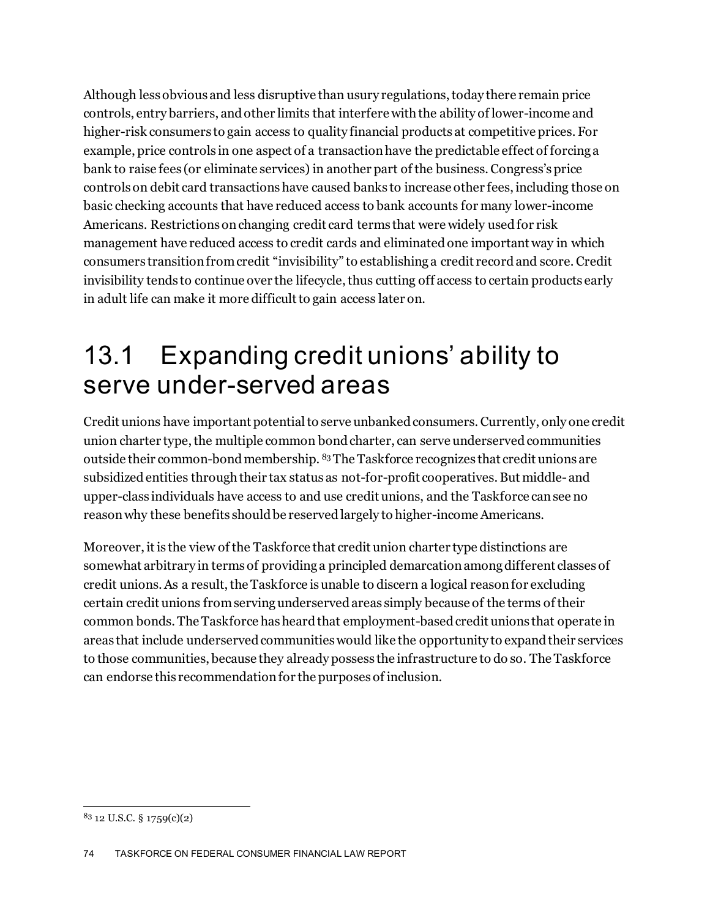Although less obvious and less disruptive than usury regulations, today there remain price controls, entry barriers, and other limits that interfere with the ability of lower-income and higher-risk consumers to gain access to quality financial products at competitive prices. For example, price controls in one aspect of a transaction have the predictable effect of forcing a bank to raise fees (or eliminate services) in another part of the business. Congress's price controls on debit card transactions have caused banks to increase other fees, including those on basic checking accounts that have reduced access to bank accounts for many lower-income Americans. Restrictions on changing credit card terms that were widely used for risk management have reduced access to credit cards and eliminated one important way in which consumers transition from credit "invisibility" to establishing a credit record and score. Credit invisibility tends to continue over the lifecycle, thus cutting off access to certain products early in adult life can make it more difficult to gain access later on.

## 13.1 Expanding credit unions' ability to serve under-served areas

Credit unions have important potential to serve unbanked consumers. Currently, only one credit union charter type, the multiple common bond charter, can serve underserved communities outside their common-bond membership. [83] The Taskforce recognizes that credit unions are subsidized entities through their tax status as not-for-profit cooperatives. But middle- and upper-class individuals have access to and use credit unions, and the Taskforce can see no reason why these benefits should be reserved largely to higher-income Americans.

Moreover, it is the view of the Taskforce that credit union charter type distinctions are somewhat arbitrary in terms of providing a principled demarcation among different classes of credit unions. As a result, the Taskforce is unable to discern a logical reason for excluding certain credit unions from serving underserved areas simply because of the terms of their common bonds. The Taskforce has heard that employment-based credit unions that operate in areas that include underserved communities would like the opportunity to expand their services to those communities, because they already possess the infrastructure to do so. The Taskforce can endorse this recommendation for the purposes of inclusion.

---

[83] 12 U.S.C. § 1759(c)(2)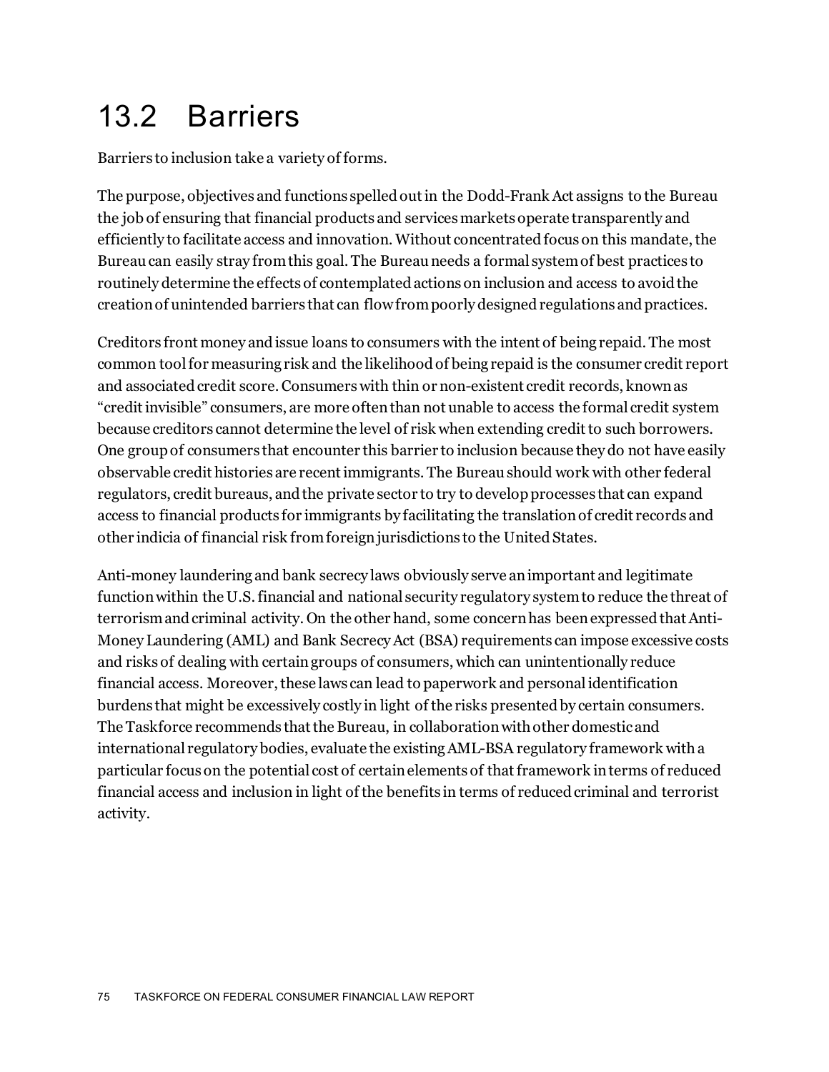## 13.2 Barriers

Barriers to inclusion take a variety of forms.

The purpose, objectives and functions spelled out in the Dodd-Frank Act assigns to the Bureau the job of ensuring that financial products and services markets operate transparently and efficiently to facilitate access and innovation. Without concentrated focus on this mandate, the Bureau can easily stray from this goal. The Bureau needs a formal system of best practices to routinely determine the effects of contemplated actions on inclusion and access to avoid the creation of unintended barriers that can flow from poorly designed regulations and practices.

Creditors front money and issue loans to consumers with the intent of being repaid. The most common tool for measuring risk and the likelihood of being repaid is the consumer credit report and associated credit score. Consumers with thin or non-existent credit records, known as "credit invisible" consumers, are more often than not unable to access the formal credit system because creditors cannot determine the level of risk when extending credit to such borrowers. One group of consumers that encounter this barrier to inclusion because they do not have easily observable credit histories are recent immigrants. The Bureau should work with other federal regulators, credit bureaus, and the private sector to try to develop processes that can expand access to financial products for immigrants by facilitating the translation of credit records and other indicia of financial risk from foreign jurisdictions to the United States.

Anti-money laundering and bank secrecy laws obviously serve an important and legitimate function within the U.S. financial and national security regulatory system to reduce the threat of terrorism and criminal activity. On the other hand, some concern has been expressed that Anti-Money Laundering (AML) and Bank Secrecy Act (BSA) requirements can impose excessive costs and risks of dealing with certain groups of consumers, which can unintentionally reduce financial access. Moreover, these laws can lead to paperwork and personal identification burdens that might be excessively costly in light of the risks presented by certain consumers. The Taskforce recommends that the Bureau, in collaboration with other domestic and international regulatory bodies, evaluate the existing AML-BSA regulatory framework with a particular focus on the potential cost of certain elements of that framework in terms of reduced financial access and inclusion in light of the benefits in terms of reduced criminal and terrorist activity.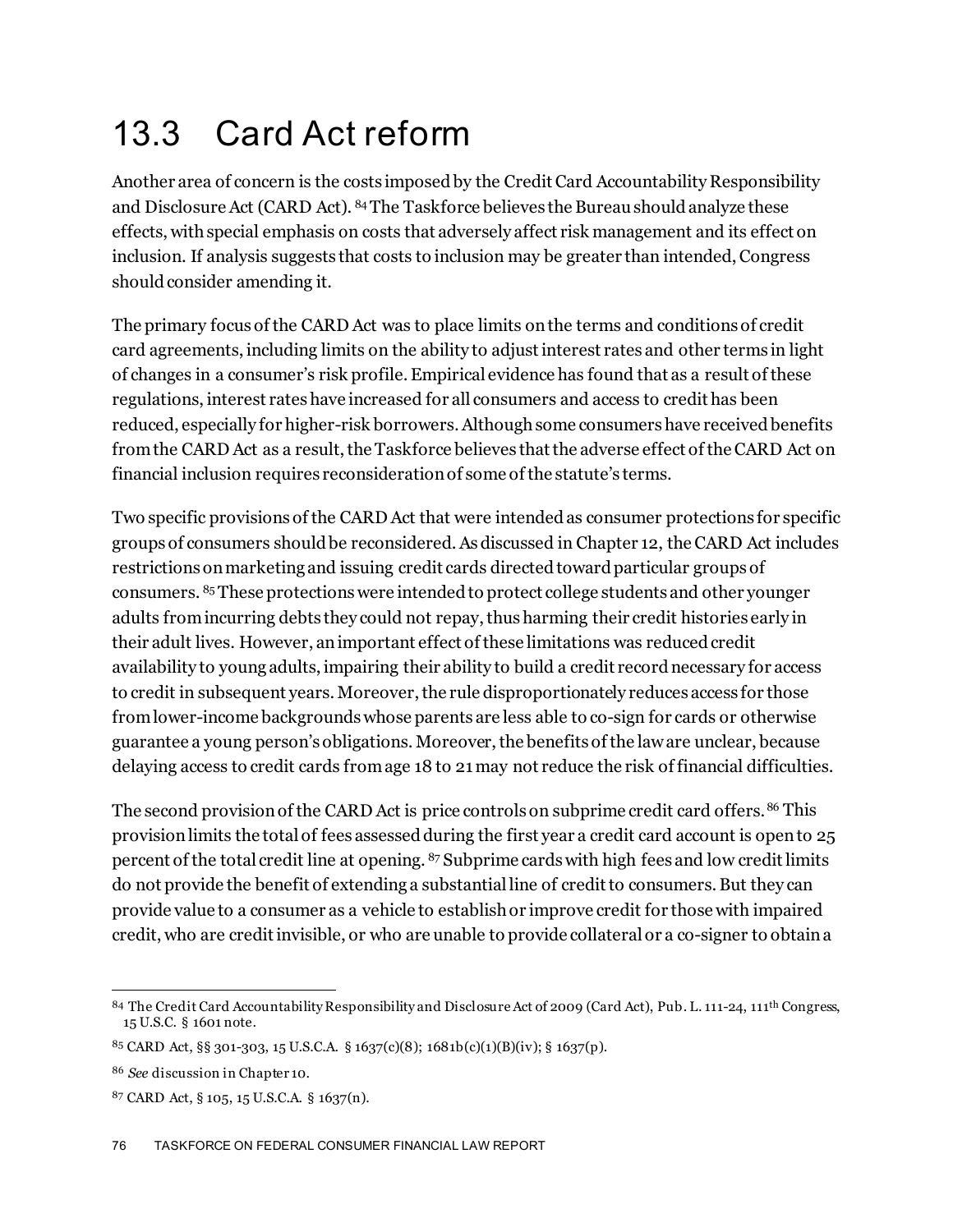# 13.3 Card Act reform

Another area of concern is the costs imposed by the Credit Card Accountability Responsibility and Disclosure Act (CARD Act). [84] The Taskforce believes the Bureau should analyze these effects, with special emphasis on costs that adversely affect risk management and its effect on inclusion. If analysis suggests that costs to inclusion may be greater than intended, Congress should consider amending it.

The primary focus of the CARD Act was to place limits on the terms and conditions of credit card agreements, including limits on the ability to adjust interest rates and other terms in light of changes in a consumer's risk profile. Empirical evidence has found that as a result of these regulations, interest rates have increased for all consumers and access to credit has been reduced, especially for higher-risk borrowers. Although some consumers have received benefits from the CARD Act as a result, the Taskforce believes that the adverse effect of the CARD Act on financial inclusion requires reconsideration of some of the statute's terms.

Two specific provisions of the CARD Act that were intended as consumer protections for specific groups of consumers should be reconsidered. As discussed in Chapter 12, the CARD Act includes restrictions on marketing and issuing credit cards directed toward particular groups of consumers. [85] These protections were intended to protect college students and other younger adults from incurring debts they could not repay, thus harming their credit histories early in their adult lives. However, an important effect of these limitations was reduced credit availability to young adults, impairing their ability to build a credit record necessary for access to credit in subsequent years. Moreover, the rule disproportionately reduces access for those from lower-income backgrounds whose parents are less able to co-sign for cards or otherwise guarantee a young person's obligations. Moreover, the benefits of the law are unclear, because delaying access to credit cards from age 18 to 21 may not reduce the risk of financial difficulties.

The second provision of the CARD Act is price controls on subprime credit card offers. [86] This provision limits the total of fees assessed during the first year a credit card account is open to 25 percent of the total credit line at opening. [87] Subprime cards with high fees and low credit limits do not provide the benefit of extending a substantial line of credit to consumers. But they can provide value to a consumer as a vehicle to establish or improve credit for those with impaired credit, who are credit invisible, or who are unable to provide collateral or a co-signer to obtain a

---

[84] The Credit Card Accountability Responsibility and Disclosure Act of 2009 (Card Act), Pub. L. 111-24, 111th Congress, 15 U.S.C. § 1601 note.

[85] CARD Act, §§ 301-303, 15 U.S.C.A. § 1637(c)(8); 1681b(c)(1)(B)(iv); § 1637(p).

[86] *See* discussion in Chapter 10.

[87] CARD Act, § 105, 15 U.S.C.A. § 1637(n).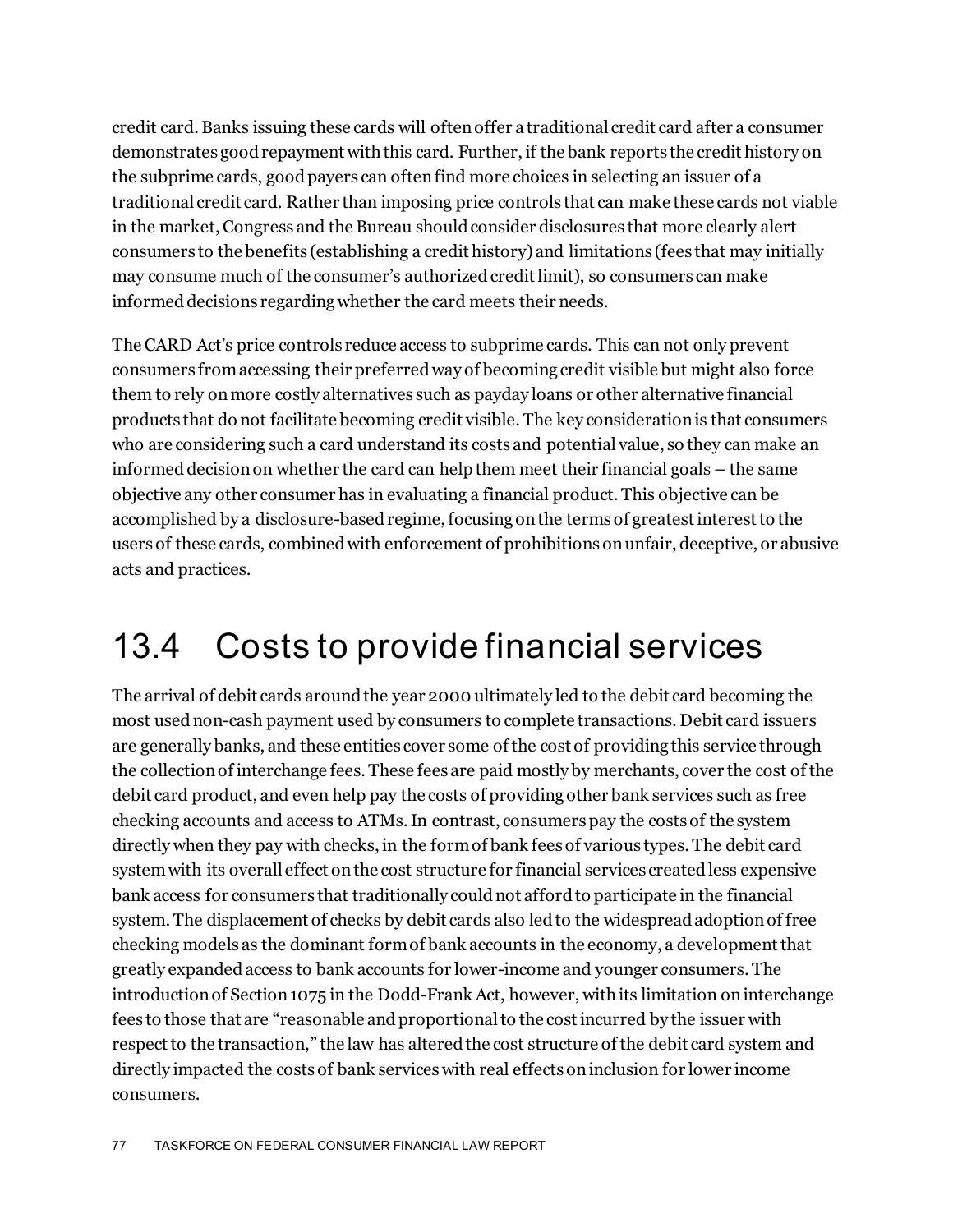credit card. Banks issuing these cards will often offer a traditional credit card after a consumer demonstrates good repayment with this card. Further, if the bank reports the credit history on the subprime cards, good payers can often find more choices in selecting an issuer of a traditional credit card. Rather than imposing price controls that can make these cards not viable in the market, Congress and the Bureau should consider disclosures that more clearly alert consumers to the benefits (establishing a credit history) and limitations (fees that may initially may consume much of the consumer's authorized credit limit), so consumers can make informed decisions regarding whether the card meets their needs.

The CARD Act's price controls reduce access to subprime cards. This can not only prevent consumers from accessing their preferred way of becoming credit visible but might also force them to rely on more costly alternatives such as payday loans or other alternative financial products that do not facilitate becoming credit visible. The key consideration is that consumers who are considering such a card understand its costs and potential value, so they can make an informed decision on whether the card can help them meet their financial goals – the same objective any other consumer has in evaluating a financial product. This objective can be accomplished by a disclosure-based regime, focusing on the terms of greatest interest to the users of these cards, combined with enforcement of prohibitions on unfair, deceptive, or abusive acts and practices.

## 13.4 Costs to provide financial services

The arrival of debit cards around the year 2000 ultimately led to the debit card becoming the most used non-cash payment used by consumers to complete transactions. Debit card issuers are generally banks, and these entities cover some of the cost of providing this service through the collection of interchange fees. These fees are paid mostly by merchants, cover the cost of the debit card product, and even help pay the costs of providing other bank services such as free checking accounts and access to ATMs. In contrast, consumers pay the costs of the system directly when they pay with checks, in the form of bank fees of various types. The debit card system with its overall effect on the cost structure for financial services created less expensive bank access for consumers that traditionally could not afford to participate in the financial system. The displacement of checks by debit cards also led to the widespread adoption of free checking models as the dominant form of bank accounts in the economy, a development that greatly expanded access to bank accounts for lower-income and younger consumers. The introduction of Section 1075 in the Dodd-Frank Act, however, with its limitation on interchange fees to those that are "reasonable and proportional to the cost incurred by the issuer with respect to the transaction," the law has altered the cost structure of the debit card system and directly impacted the costs of bank services with real effects on inclusion for lower income consumers.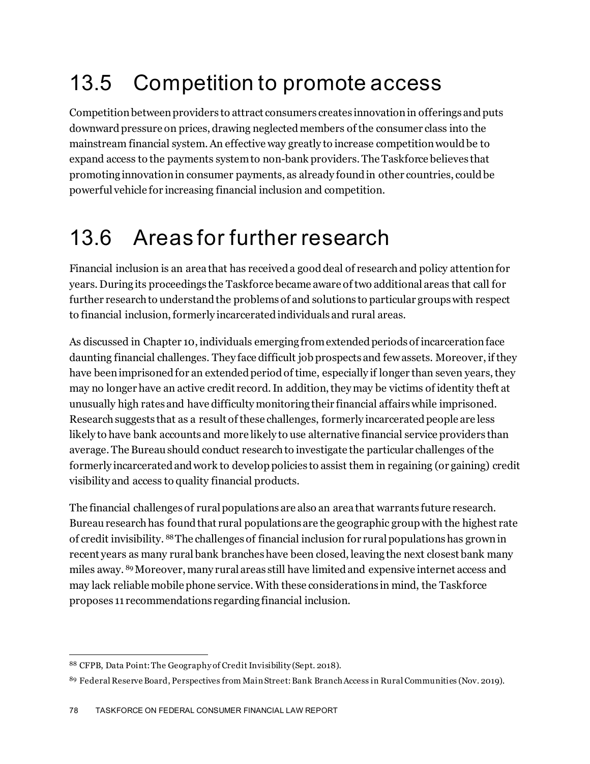# 13.5 Competition to promote access

Competition between providers to attract consumers creates innovation in offerings and puts downward pressure on prices, drawing neglected members of the consumer class into the mainstream financial system. An effective way greatly to increase competition would be to expand access to the payments system to non-bank providers. The Taskforce believes that promoting innovation in consumer payments, as already found in other countries, could be powerful vehicle for increasing financial inclusion and competition.

# 13.6 Areas for further research

Financial inclusion is an area that has received a good deal of research and policy attention for years. During its proceedings the Taskforce became aware of two additional areas that call for further research to understand the problems of and solutions to particular groups with respect to financial inclusion, formerly incarcerated individuals and rural areas.

As discussed in Chapter 10, individuals emerging from extended periods of incarceration face daunting financial challenges. They face difficult job prospects and few assets. Moreover, if they have been imprisoned for an extended period of time, especially if longer than seven years, they may no longer have an active credit record. In addition, they may be victims of identity theft at unusually high rates and have difficulty monitoring their financial affairs while imprisoned. Research suggests that as a result of these challenges, formerly incarcerated people are less likely to have bank accounts and more likely to use alternative financial service providers than average. The Bureau should conduct research to investigate the particular challenges of the formerly incarcerated and work to develop policies to assist them in regaining (or gaining) credit visibility and access to quality financial products.

The financial challenges of rural populations are also an area that warrants future research. Bureau research has found that rural populations are the geographic group with the highest rate of credit invisibility. [88] The challenges of financial inclusion for rural populations has grown in recent years as many rural bank branches have been closed, leaving the next closest bank many miles away. [89] Moreover, many rural areas still have limited and expensive internet access and may lack reliable mobile phone service. With these considerations in mind, the Taskforce proposes 11 recommendations regarding financial inclusion.

---

[88] CFPB, Data Point: The Geography of Credit Invisibility (Sept. 2018).

[89] Federal Reserve Board, Perspectives from Main Street: Bank Branch Access in Rural Communities (Nov. 2019).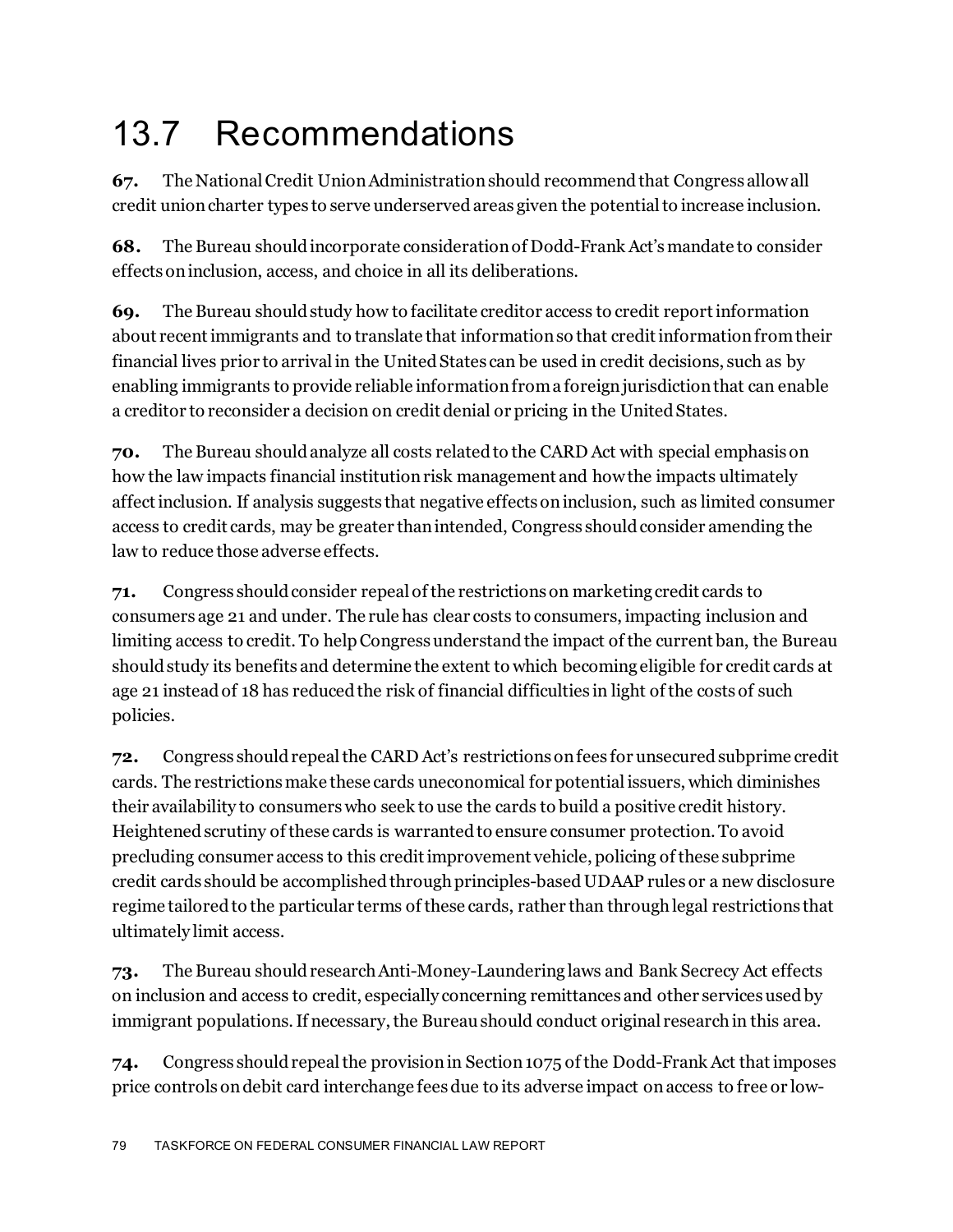# 13.7 Recommendations

**67.** The National Credit Union Administration should recommend that Congress allow all credit union charter types to serve underserved areas given the potential to increase inclusion.

**68.** The Bureau should incorporate consideration of Dodd-Frank Act's mandate to consider effects on inclusion, access, and choice in all its deliberations.

**69.** The Bureau should study how to facilitate creditor access to credit report information about recent immigrants and to translate that information so that credit information from their financial lives prior to arrival in the United States can be used in credit decisions, such as by enabling immigrants to provide reliable information from a foreign jurisdiction that can enable a creditor to reconsider a decision on credit denial or pricing in the United States.

**70.** The Bureau should analyze all costs related to the CARD Act with special emphasis on how the law impacts financial institution risk management and how the impacts ultimately affect inclusion. If analysis suggests that negative effects on inclusion, such as limited consumer access to credit cards, may be greater than intended, Congress should consider amending the law to reduce those adverse effects.

**71.** Congress should consider repeal of the restrictions on marketing credit cards to consumers age 21 and under. The rule has clear costs to consumers, impacting inclusion and limiting access to credit. To help Congress understand the impact of the current ban, the Bureau should study its benefits and determine the extent to which becoming eligible for credit cards at age 21 instead of 18 has reduced the risk of financial difficulties in light of the costs of such policies.

**72.** Congress should repeal the CARD Act's restrictions on fees for unsecured subprime credit cards. The restrictions make these cards uneconomical for potential issuers, which diminishes their availability to consumers who seek to use the cards to build a positive credit history. Heightened scrutiny of these cards is warranted to ensure consumer protection. To avoid precluding consumer access to this credit improvement vehicle, policing of these subprime credit cards should be accomplished through principles-based UDAAP rules or a new disclosure regime tailored to the particular terms of these cards, rather than through legal restrictions that ultimately limit access.

**73.** The Bureau should research Anti-Money-Laundering laws and Bank Secrecy Act effects on inclusion and access to credit, especially concerning remittances and other services used by immigrant populations. If necessary, the Bureau should conduct original research in this area.

**74.** Congress should repeal the provision in Section 1075 of the Dodd-Frank Act that imposes price controls on debit card interchange fees due to its adverse impact on access to free or low-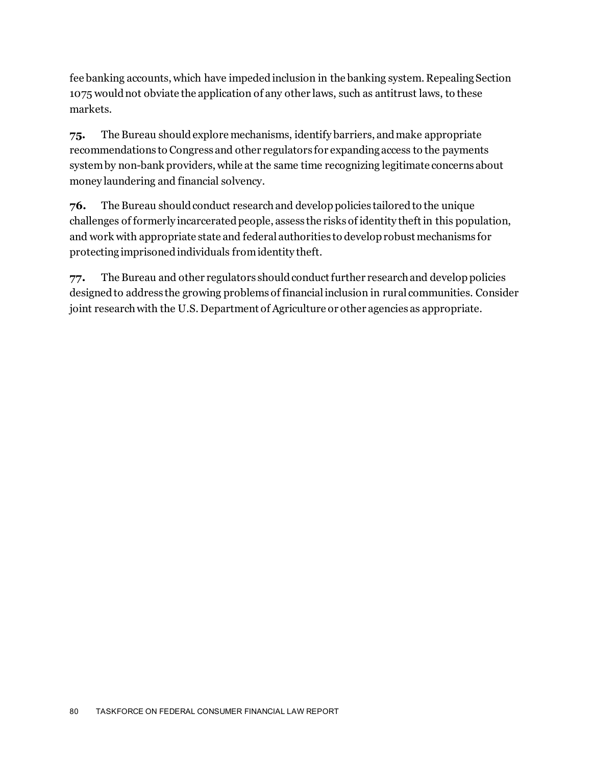fee banking accounts, which have impeded inclusion in the banking system. Repealing Section 1075 would not obviate the application of any other laws, such as antitrust laws, to these markets.

**75.** The Bureau should explore mechanisms, identify barriers, and make appropriate recommendations to Congress and other regulators for expanding access to the payments system by non-bank providers, while at the same time recognizing legitimate concerns about money laundering and financial solvency.

**76.** The Bureau should conduct research and develop policies tailored to the unique challenges of formerly incarcerated people, assess the risks of identity theft in this population, and work with appropriate state and federal authorities to develop robust mechanisms for protecting imprisoned individuals from identity theft.

**77.** The Bureau and other regulators should conduct further research and develop policies designed to address the growing problems of financial inclusion in rural communities. Consider joint research with the U.S. Department of Agriculture or other agencies as appropriate.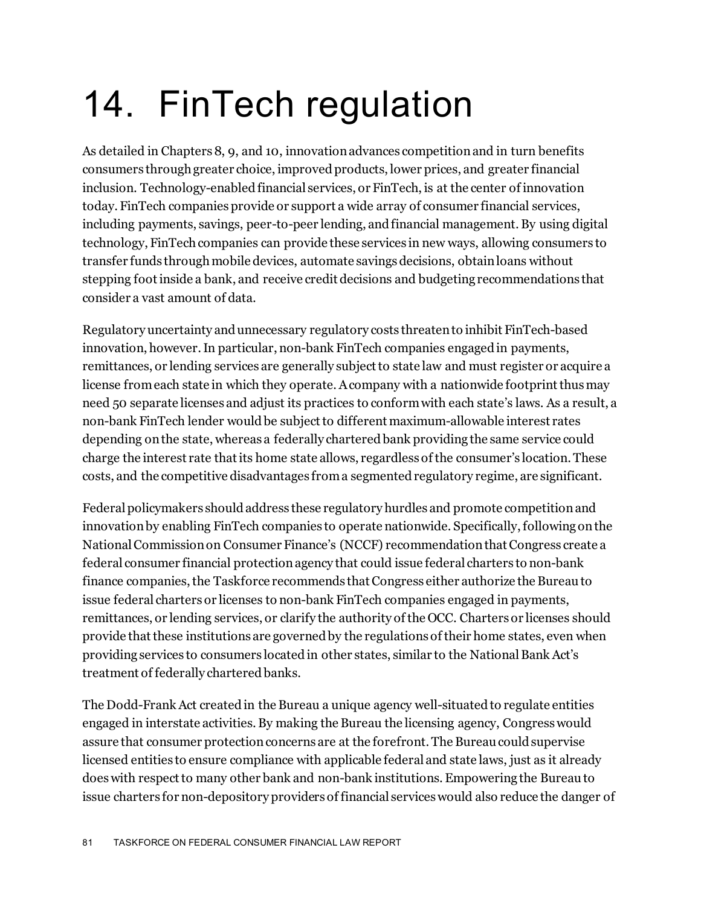# 14. FinTech regulation

As detailed in Chapters 8, 9, and 10, innovation advances competition and in turn benefits consumers through greater choice, improved products, lower prices, and greater financial inclusion. Technology-enabled financial services, or FinTech, is at the center of innovation today. FinTech companies provide or support a wide array of consumer financial services, including payments, savings, peer-to-peer lending, and financial management. By using digital technology, FinTech companies can provide these services in new ways, allowing consumers to transfer funds through mobile devices, automate savings decisions, obtain loans without stepping foot inside a bank, and receive credit decisions and budgeting recommendations that consider a vast amount of data.

Regulatory uncertainty and unnecessary regulatory costs threaten to inhibit FinTech-based innovation, however. In particular, non-bank FinTech companies engaged in payments, remittances, or lending services are generally subject to state law and must register or acquire a license from each state in which they operate. A company with a nationwide footprint thus may need 50 separate licenses and adjust its practices to conform with each state's laws. As a result, a non-bank FinTech lender would be subject to different maximum-allowable interest rates depending on the state, whereas a federally chartered bank providing the same service could charge the interest rate that its home state allows, regardless of the consumer's location. These costs, and the competitive disadvantages from a segmented regulatory regime, are significant.

Federal policymakers should address these regulatory hurdles and promote competition and innovation by enabling FinTech companies to operate nationwide. Specifically, following on the National Commission on Consumer Finance's (NCCF) recommendation that Congress create a federal consumer financial protection agency that could issue federal charters to non-bank finance companies, the Taskforce recommends that Congress either authorize the Bureau to issue federal charters or licenses to non-bank FinTech companies engaged in payments, remittances, or lending services, or clarify the authority of the OCC. Charters or licenses should provide that these institutions are governed by the regulations of their home states, even when providing services to consumers located in other states, similar to the National Bank Act's treatment of federally chartered banks.

The Dodd-Frank Act created in the Bureau a unique agency well-situated to regulate entities engaged in interstate activities. By making the Bureau the licensing agency, Congress would assure that consumer protection concerns are at the forefront. The Bureau could supervise licensed entities to ensure compliance with applicable federal and state laws, just as it already does with respect to many other bank and non-bank institutions. Empowering the Bureau to issue charters for non-depository providers of financial services would also reduce the danger of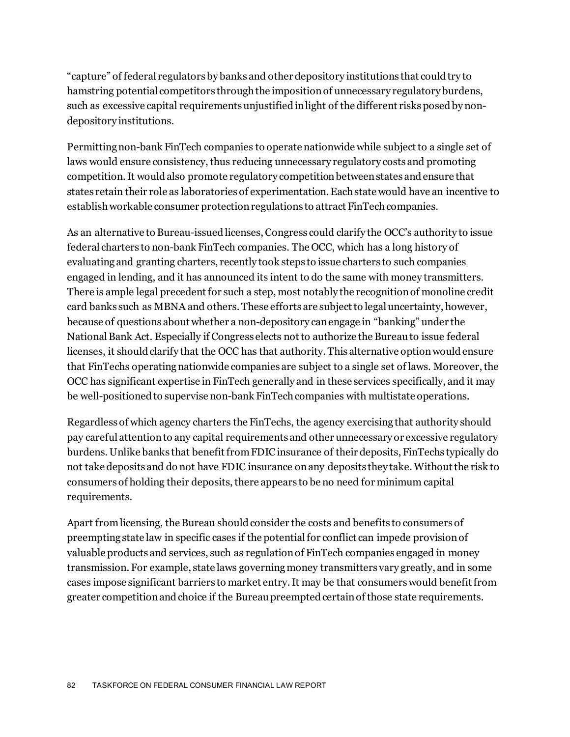"capture" of federal regulators by banks and other depository institutions that could try to hamstring potential competitors through the imposition of unnecessary regulatory burdens, such as excessive capital requirements unjustified in light of the different risks posed by non-depository institutions.

Permitting non-bank FinTech companies to operate nationwide while subject to a single set of laws would ensure consistency, thus reducing unnecessary regulatory costs and promoting competition. It would also promote regulatory competition between states and ensure that states retain their role as laboratories of experimentation. Each state would have an incentive to establish workable consumer protection regulations to attract FinTech companies.

As an alternative to Bureau-issued licenses, Congress could clarify the OCC's authority to issue federal charters to non-bank FinTech companies. The OCC, which has a long history of evaluating and granting charters, recently took steps to issue charters to such companies engaged in lending, and it has announced its intent to do the same with money transmitters. There is ample legal precedent for such a step, most notably the recognition of monoline credit card banks such as MBNA and others. These efforts are subject to legal uncertainty, however, because of questions about whether a non-depository can engage in "banking" under the National Bank Act. Especially if Congress elects not to authorize the Bureau to issue federal licenses, it should clarify that the OCC has that authority. This alternative option would ensure that FinTechs operating nationwide companies are subject to a single set of laws. Moreover, the OCC has significant expertise in FinTech generally and in these services specifically, and it may be well-positioned to supervise non-bank FinTech companies with multistate operations.

Regardless of which agency charters the FinTechs, the agency exercising that authority should pay careful attention to any capital requirements and other unnecessary or excessive regulatory burdens. Unlike banks that benefit from FDIC insurance of their deposits, FinTechs typically do not take deposits and do not have FDIC insurance on any deposits they take. Without the risk to consumers of holding their deposits, there appears to be no need for minimum capital requirements.

Apart from licensing, the Bureau should consider the costs and benefits to consumers of preempting state law in specific cases if the potential for conflict can impede provision of valuable products and services, such as regulation of FinTech companies engaged in money transmission. For example, state laws governing money transmitters vary greatly, and in some cases impose significant barriers to market entry. It may be that consumers would benefit from greater competition and choice if the Bureau preempted certain of those state requirements.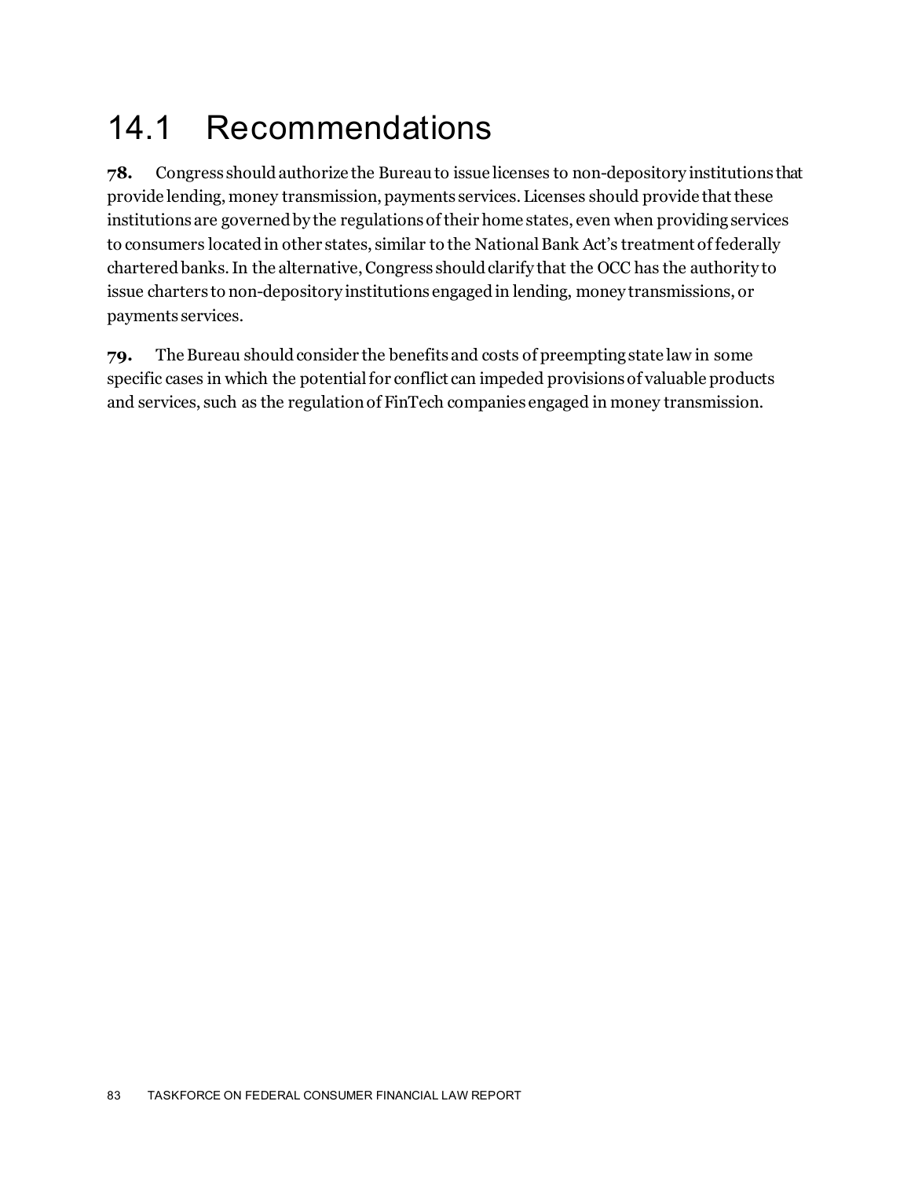## 14.1 Recommendations

**78.** Congress should authorize the Bureau to issue licenses to non-depository institutions that provide lending, money transmission, payments services. Licenses should provide that these institutions are governed by the regulations of their home states, even when providing services to consumers located in other states, similar to the National Bank Act's treatment of federally chartered banks. In the alternative, Congress should clarify that the OCC has the authority to issue charters to non-depository institutions engaged in lending, money transmissions, or payments services.

**79.** The Bureau should consider the benefits and costs of preempting state law in some specific cases in which the potential for conflict can impeded provisions of valuable products and services, such as the regulation of FinTech companies engaged in money transmission.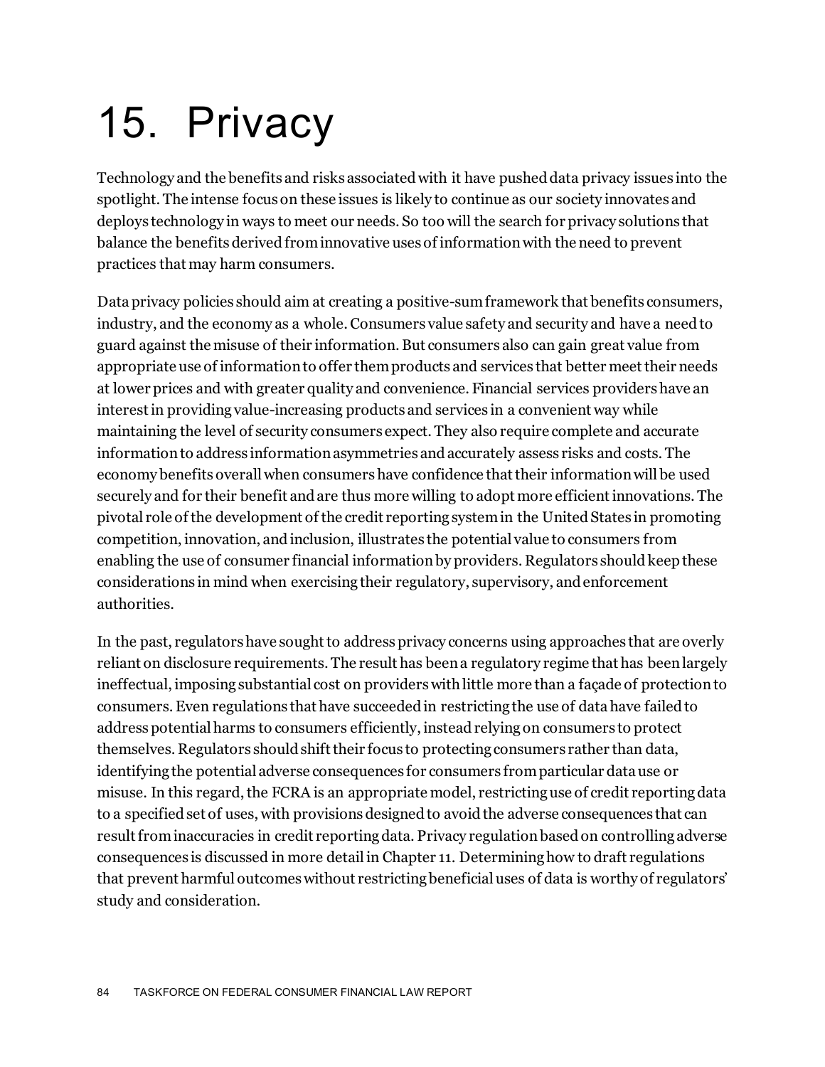# 15. Privacy

Technology and the benefits and risks associated with it have pushed data privacy issues into the spotlight. The intense focus on these issues is likely to continue as our society innovates and deploys technology in ways to meet our needs. So too will the search for privacy solutions that balance the benefits derived from innovative uses of information with the need to prevent practices that may harm consumers.

Data privacy policies should aim at creating a positive-sum framework that benefits consumers, industry, and the economy as a whole. Consumers value safety and security and have a need to guard against the misuse of their information. But consumers also can gain great value from appropriate use of information to offer them products and services that better meet their needs at lower prices and with greater quality and convenience. Financial services providers have an interest in providing value-increasing products and services in a convenient way while maintaining the level of security consumers expect. They also require complete and accurate information to address information asymmetries and accurately assess risks and costs. The economy benefits overall when consumers have confidence that their information will be used securely and for their benefit and are thus more willing to adopt more efficient innovations. The pivotal role of the development of the credit reporting system in the United States in promoting competition, innovation, and inclusion, illustrates the potential value to consumers from enabling the use of consumer financial information by providers. Regulators should keep these considerations in mind when exercising their regulatory, supervisory, and enforcement authorities.

In the past, regulators have sought to address privacy concerns using approaches that are overly reliant on disclosure requirements. The result has been a regulatory regime that has been largely ineffectual, imposing substantial cost on providers with little more than a façade of protection to consumers. Even regulations that have succeeded in restricting the use of data have failed to address potential harms to consumers efficiently, instead relying on consumers to protect themselves. Regulators should shift their focus to protecting consumers rather than data, identifying the potential adverse consequences for consumers from particular data use or misuse. In this regard, the FCRA is an appropriate model, restricting use of credit reporting data to a specified set of uses, with provisions designed to avoid the adverse consequences that can result from inaccuracies in credit reporting data. Privacy regulation based on controlling adverse consequences is discussed in more detail in Chapter 11. Determining how to draft regulations that prevent harmful outcomes without restricting beneficial uses of data is worthy of regulators' study and consideration.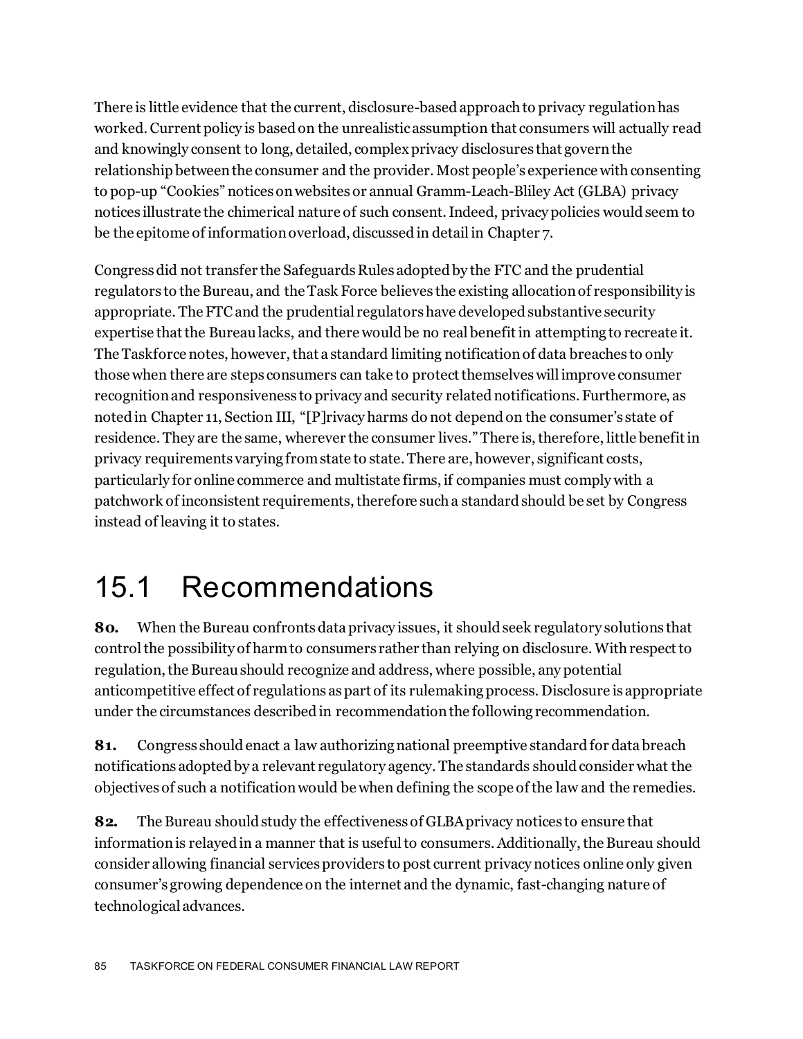There is little evidence that the current, disclosure-based approach to privacy regulation has worked. Current policy is based on the unrealistic assumption that consumers will actually read and knowingly consent to long, detailed, complex privacy disclosures that govern the relationship between the consumer and the provider. Most people's experience with consenting to pop-up "Cookies" notices on websites or annual Gramm-Leach-Bliley Act (GLBA) privacy notices illustrate the chimerical nature of such consent. Indeed, privacy policies would seem to be the epitome of information overload, discussed in detail in Chapter 7.

Congress did not transfer the Safeguards Rules adopted by the FTC and the prudential regulators to the Bureau, and the Task Force believes the existing allocation of responsibility is appropriate. The FTC and the prudential regulators have developed substantive security expertise that the Bureau lacks, and there would be no real benefit in attempting to recreate it. The Taskforce notes, however, that a standard limiting notification of data breaches to only those when there are steps consumers can take to protect themselves will improve consumer recognition and responsiveness to privacy and security related notifications. Furthermore, as noted in Chapter 11, Section III, "[P]rivacy harms do not depend on the consumer's state of residence. They are the same, wherever the consumer lives." There is, therefore, little benefit in privacy requirements varying from state to state. There are, however, significant costs, particularly for online commerce and multistate firms, if companies must comply with a patchwork of inconsistent requirements, therefore such a standard should be set by Congress instead of leaving it to states.

# 15.1 Recommendations

**80.** When the Bureau confronts data privacy issues, it should seek regulatory solutions that control the possibility of harm to consumers rather than relying on disclosure. With respect to regulation, the Bureau should recognize and address, where possible, any potential anticompetitive effect of regulations as part of its rulemaking process. Disclosure is appropriate under the circumstances described in recommendation the following recommendation.

**81.** Congress should enact a law authorizing national preemptive standard for data breach notifications adopted by a relevant regulatory agency. The standards should consider what the objectives of such a notification would be when defining the scope of the law and the remedies.

**82.** The Bureau should study the effectiveness of GLBA privacy notices to ensure that information is relayed in a manner that is useful to consumers. Additionally, the Bureau should consider allowing financial services providers to post current privacy notices online only given consumer's growing dependence on the internet and the dynamic, fast-changing nature of technological advances.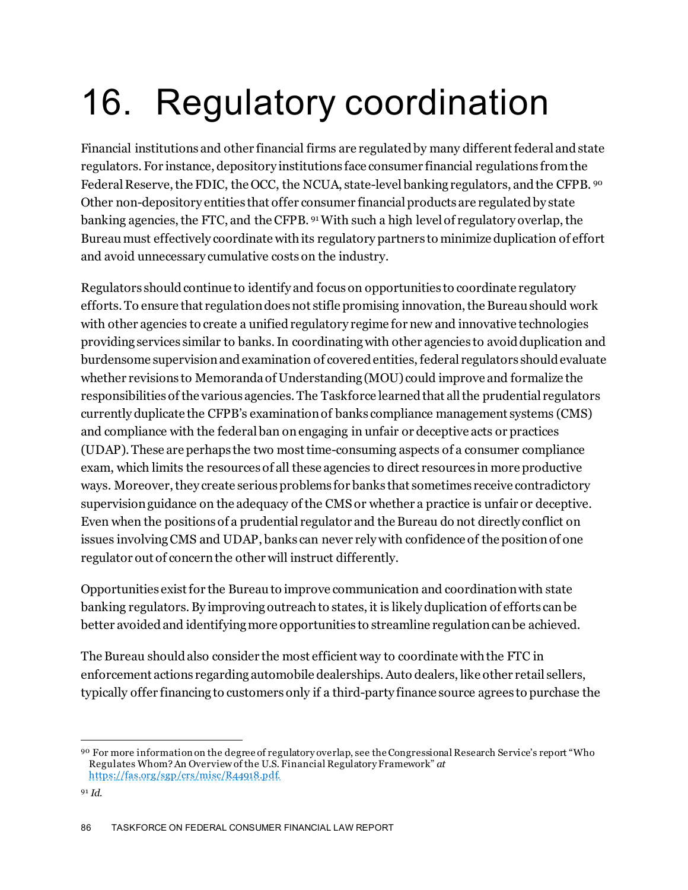# 16. Regulatory coordination

Financial institutions and other financial firms are regulated by many different federal and state regulators. For instance, depository institutions face consumer financial regulations from the Federal Reserve, the FDIC, the OCC, the NCUA, state-level banking regulators, and the CFPB. [90] Other non-depository entities that offer consumer financial products are regulated by state banking agencies, the FTC, and the CFPB. [91] With such a high level of regulatory overlap, the Bureau must effectively coordinate with its regulatory partners to minimize duplication of effort and avoid unnecessary cumulative costs on the industry.

Regulators should continue to identify and focus on opportunities to coordinate regulatory efforts. To ensure that regulation does not stifle promising innovation, the Bureau should work with other agencies to create a unified regulatory regime for new and innovative technologies providing services similar to banks. In coordinating with other agencies to avoid duplication and burdensome supervision and examination of covered entities, federal regulators should evaluate whether revisions to Memoranda of Understanding (MOU) could improve and formalize the responsibilities of the various agencies. The Taskforce learned that all the prudential regulators currently duplicate the CFPB's examination of banks compliance management systems (CMS) and compliance with the federal ban on engaging in unfair or deceptive acts or practices (UDAP). These are perhaps the two most time-consuming aspects of a consumer compliance exam, which limits the resources of all these agencies to direct resources in more productive ways. Moreover, they create serious problems for banks that sometimes receive contradictory supervision guidance on the adequacy of the CMS or whether a practice is unfair or deceptive. Even when the positions of a prudential regulator and the Bureau do not directly conflict on issues involving CMS and UDAP, banks can never rely with confidence of the position of one regulator out of concern the other will instruct differently.

Opportunities exist for the Bureau to improve communication and coordination with state banking regulators. By improving outreach to states, it is likely duplication of efforts can be better avoided and identifying more opportunities to streamline regulation can be achieved.

The Bureau should also consider the most efficient way to coordinate with the FTC in enforcement actions regarding automobile dealerships. Auto dealers, like other retail sellers, typically offer financing to customers only if a third-party finance source agrees to purchase the

---

[90] For more information on the degree of regulatory overlap, see the Congressional Research Service's report "Who Regulates Whom? An Overview of the U.S. Financial Regulatory Framework" *at* https://fas.org/sgp/crs/misc/R44918.pdf.

[91] *Id.*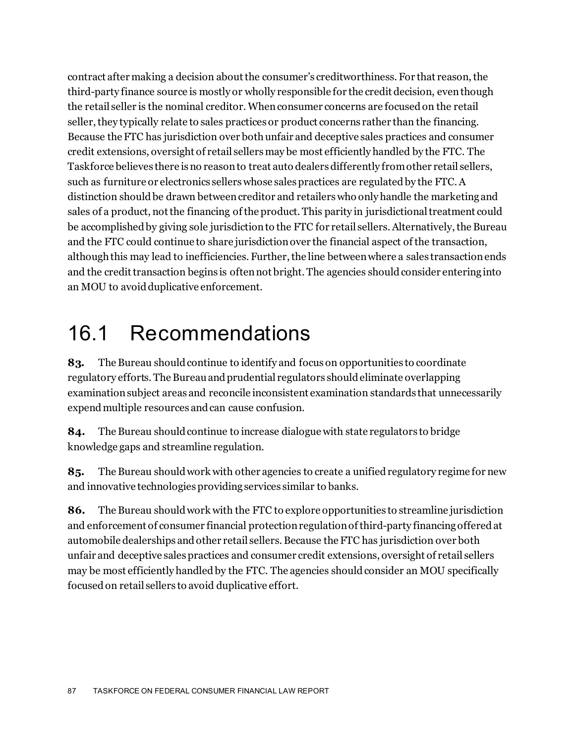contract after making a decision about the consumer's creditworthiness. For that reason, the third-party finance source is mostly or wholly responsible for the credit decision, even though the retail seller is the nominal creditor. When consumer concerns are focused on the retail seller, they typically relate to sales practices or product concerns rather than the financing. Because the FTC has jurisdiction over both unfair and deceptive sales practices and consumer credit extensions, oversight of retail sellers may be most efficiently handled by the FTC. The Taskforce believes there is no reason to treat auto dealers differently from other retail sellers, such as furniture or electronics sellers whose sales practices are regulated by the FTC. A distinction should be drawn between creditor and retailers who only handle the marketing and sales of a product, not the financing of the product. This parity in jurisdictional treatment could be accomplished by giving sole jurisdiction to the FTC for retail sellers. Alternatively, the Bureau and the FTC could continue to share jurisdiction over the financial aspect of the transaction, although this may lead to inefficiencies. Further, the line between where a sales transaction ends and the credit transaction begins is often not bright. The agencies should consider entering into an MOU to avoid duplicative enforcement.

## 16.1 Recommendations

**83.** The Bureau should continue to identify and focus on opportunities to coordinate regulatory efforts. The Bureau and prudential regulators should eliminate overlapping examination subject areas and reconcile inconsistent examination standards that unnecessarily expend multiple resources and can cause confusion.

**84.** The Bureau should continue to increase dialogue with state regulators to bridge knowledge gaps and streamline regulation.

**85.** The Bureau should work with other agencies to create a unified regulatory regime for new and innovative technologies providing services similar to banks.

**86.** The Bureau should work with the FTC to explore opportunities to streamline jurisdiction and enforcement of consumer financial protection regulation of third-party financing offered at automobile dealerships and other retail sellers. Because the FTC has jurisdiction over both unfair and deceptive sales practices and consumer credit extensions, oversight of retail sellers may be most efficiently handled by the FTC. The agencies should consider an MOU specifically focused on retail sellers to avoid duplicative effort.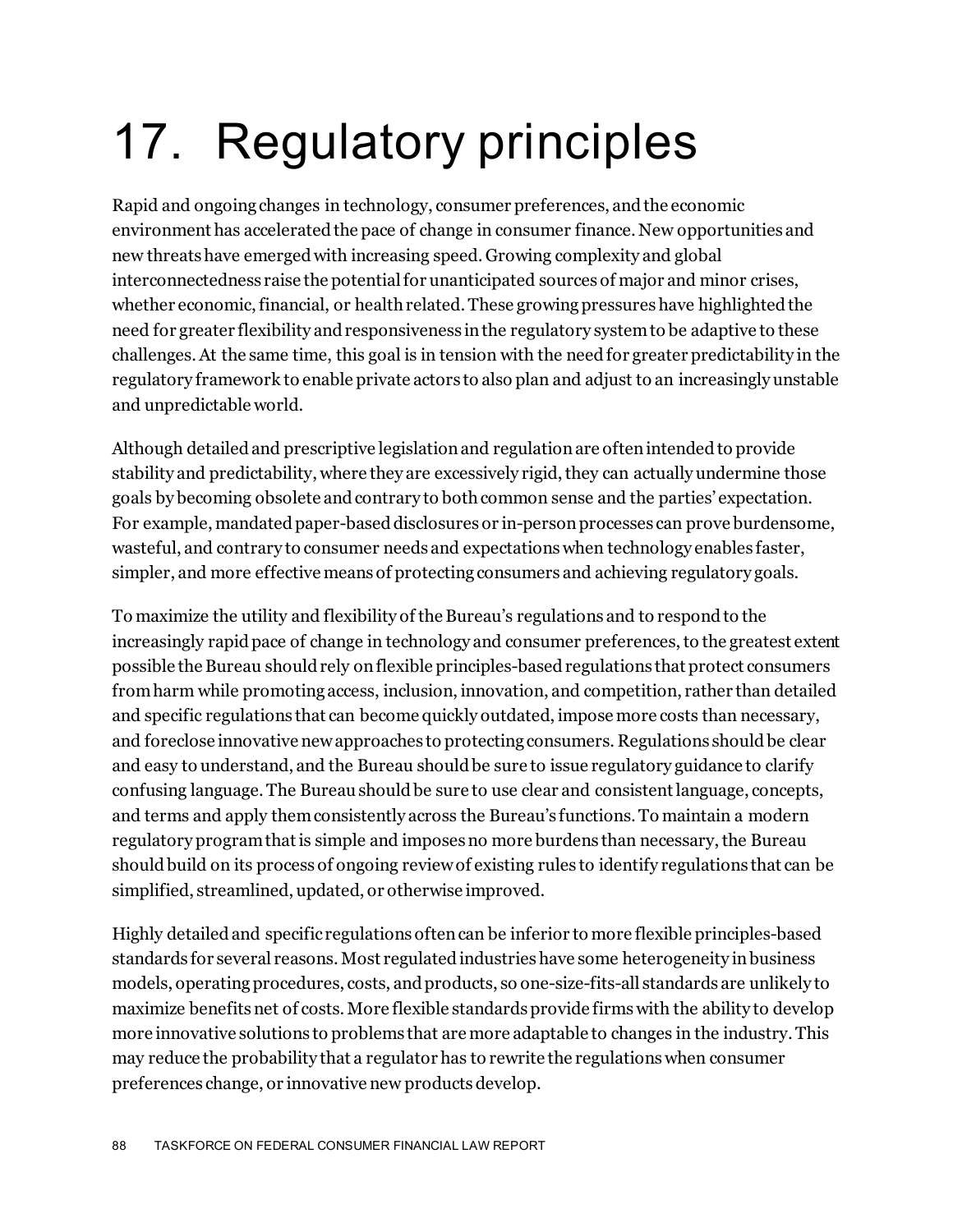# 17. Regulatory principles

Rapid and ongoing changes in technology, consumer preferences, and the economic environment has accelerated the pace of change in consumer finance. New opportunities and new threats have emerged with increasing speed. Growing complexity and global interconnectedness raise the potential for unanticipated sources of major and minor crises, whether economic, financial, or health related. These growing pressures have highlighted the need for greater flexibility and responsiveness in the regulatory system to be adaptive to these challenges. At the same time, this goal is in tension with the need for greater predictability in the regulatory framework to enable private actors to also plan and adjust to an increasingly unstable and unpredictable world.

Although detailed and prescriptive legislation and regulation are often intended to provide stability and predictability, where they are excessively rigid, they can actually undermine those goals by becoming obsolete and contrary to both common sense and the parties' expectation. For example, mandated paper-based disclosures or in-person processes can prove burdensome, wasteful, and contrary to consumer needs and expectations when technology enables faster, simpler, and more effective means of protecting consumers and achieving regulatory goals.

To maximize the utility and flexibility of the Bureau's regulations and to respond to the increasingly rapid pace of change in technology and consumer preferences, to the greatest extent possible the Bureau should rely on flexible principles-based regulations that protect consumers from harm while promoting access, inclusion, innovation, and competition, rather than detailed and specific regulations that can become quickly outdated, impose more costs than necessary, and foreclose innovative new approaches to protecting consumers. Regulations should be clear and easy to understand, and the Bureau should be sure to issue regulatory guidance to clarify confusing language. The Bureau should be sure to use clear and consistent language, concepts, and terms and apply them consistently across the Bureau's functions. To maintain a modern regulatory program that is simple and imposes no more burdens than necessary, the Bureau should build on its process of ongoing review of existing rules to identify regulations that can be simplified, streamlined, updated, or otherwise improved.

Highly detailed and specific regulations often can be inferior to more flexible principles-based standards for several reasons. Most regulated industries have some heterogeneity in business models, operating procedures, costs, and products, so one-size-fits-all standards are unlikely to maximize benefits net of costs. More flexible standards provide firms with the ability to develop more innovative solutions to problems that are more adaptable to changes in the industry. This may reduce the probability that a regulator has to rewrite the regulations when consumer preferences change, or innovative new products develop.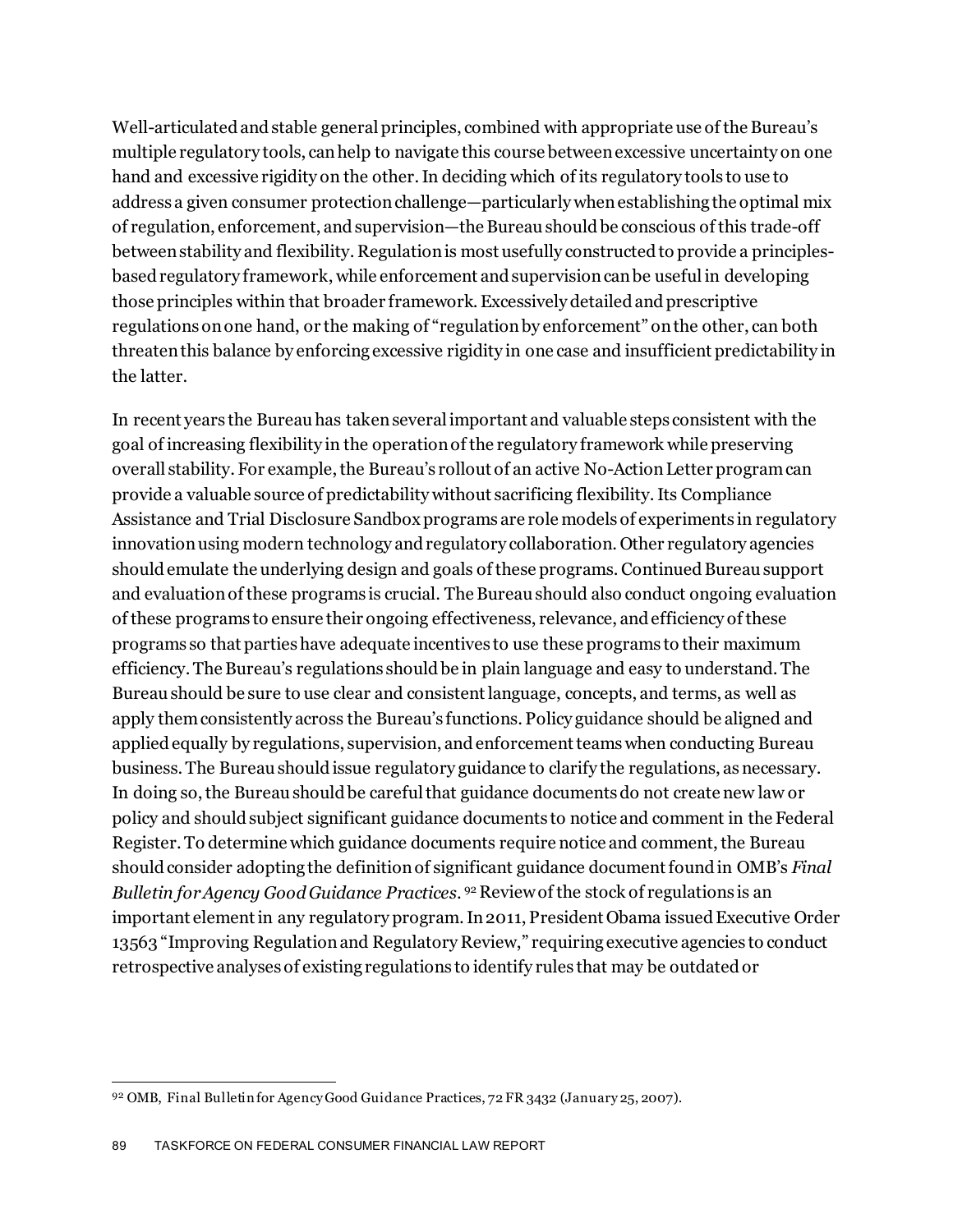Well-articulated and stable general principles, combined with appropriate use of the Bureau's multiple regulatory tools, can help to navigate this course between excessive uncertainty on one hand and excessive rigidity on the other. In deciding which of its regulatory tools to use to address a given consumer protection challenge—particularly when establishing the optimal mix of regulation, enforcement, and supervision—the Bureau should be conscious of this trade-off between stability and flexibility. Regulation is most usefully constructed to provide a principles-based regulatory framework, while enforcement and supervision can be useful in developing those principles within that broader framework. Excessively detailed and prescriptive regulations on one hand, or the making of "regulation by enforcement" on the other, can both threaten this balance by enforcing excessive rigidity in one case and insufficient predictability in the latter.

In recent years the Bureau has taken several important and valuable steps consistent with the goal of increasing flexibility in the operation of the regulatory framework while preserving overall stability. For example, the Bureau's rollout of an active No-Action Letter program can provide a valuable source of predictability without sacrificing flexibility. Its Compliance Assistance and Trial Disclosure Sandbox programs are role models of experiments in regulatory innovation using modern technology and regulatory collaboration. Other regulatory agencies should emulate the underlying design and goals of these programs. Continued Bureau support and evaluation of these programs is crucial. The Bureau should also conduct ongoing evaluation of these programs to ensure their ongoing effectiveness, relevance, and efficiency of these programs so that parties have adequate incentives to use these programs to their maximum efficiency. The Bureau's regulations should be in plain language and easy to understand. The Bureau should be sure to use clear and consistent language, concepts, and terms, as well as apply them consistently across the Bureau's functions. Policy guidance should be aligned and applied equally by regulations, supervision, and enforcement teams when conducting Bureau business. The Bureau should issue regulatory guidance to clarify the regulations, as necessary. In doing so, the Bureau should be careful that guidance documents do not create new law or policy and should subject significant guidance documents to notice and comment in the Federal Register. To determine which guidance documents require notice and comment, the Bureau should consider adopting the definition of significant guidance document found in OMB's *Final Bulletin for Agency Good Guidance Practices*.[92] Review of the stock of regulations is an important element in any regulatory program. In 2011, President Obama issued Executive Order 13563 "Improving Regulation and Regulatory Review," requiring executive agencies to conduct retrospective analyses of existing regulations to identify rules that may be outdated or

---

[92] OMB, Final Bulletin for Agency Good Guidance Practices, 72 FR 3432 (January 25, 2007).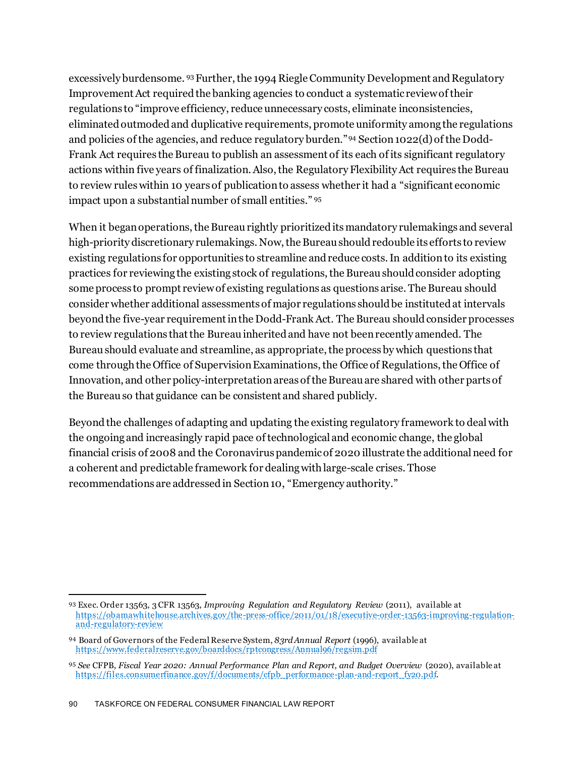excessively burdensome.[93] Further, the 1994 Riegle Community Development and Regulatory Improvement Act required the banking agencies to conduct a systematic review of their regulations to "improve efficiency, reduce unnecessary costs, eliminate inconsistencies, eliminated outmoded and duplicative requirements, promote uniformity among the regulations and policies of the agencies, and reduce regulatory burden."[94] Section 1022(d) of the Dodd-Frank Act requires the Bureau to publish an assessment of its each of its significant regulatory actions within five years of finalization. Also, the Regulatory Flexibility Act requires the Bureau to review rules within 10 years of publication to assess whether it had a "significant economic impact upon a substantial number of small entities."[95]

When it began operations, the Bureau rightly prioritized its mandatory rulemakings and several high-priority discretionary rulemakings. Now, the Bureau should redouble its efforts to review existing regulations for opportunities to streamline and reduce costs. In addition to its existing practices for reviewing the existing stock of regulations, the Bureau should consider adopting some process to prompt review of existing regulations as questions arise. The Bureau should consider whether additional assessments of major regulations should be instituted at intervals beyond the five-year requirement in the Dodd-Frank Act. The Bureau should consider processes to review regulations that the Bureau inherited and have not been recently amended. The Bureau should evaluate and streamline, as appropriate, the process by which questions that come through the Office of Supervision Examinations, the Office of Regulations, the Office of Innovation, and other policy-interpretation areas of the Bureau are shared with other parts of the Bureau so that guidance can be consistent and shared publicly.

Beyond the challenges of adapting and updating the existing regulatory framework to deal with the ongoing and increasingly rapid pace of technological and economic change, the global financial crisis of 2008 and the Coronavirus pandemic of 2020 illustrate the additional need for a coherent and predictable framework for dealing with large-scale crises. Those recommendations are addressed in Section 10, "Emergency authority."

---

[93] Exec. Order 13563, 3 CFR 13563, *Improving Regulation and Regulatory Review* (2011), available at https://obamawhitehouse.archives.gov/the-press-office/2011/01/18/executive-order-13563-improving-regulation-and-regulatory-review

[94] Board of Governors of the Federal Reserve System, *83rd Annual Report* (1996), available at https://www.federalreserve.gov/boarddocs/rptcongress/Annual96/regsim.pdf

[95] *See* CFPB, *Fiscal Year 2020: Annual Performance Plan and Report, and Budget Overview* (2020), available at https://files.consumerfinance.gov/f/documents/cfpb_performance-plan-and-report_fy20.pdf.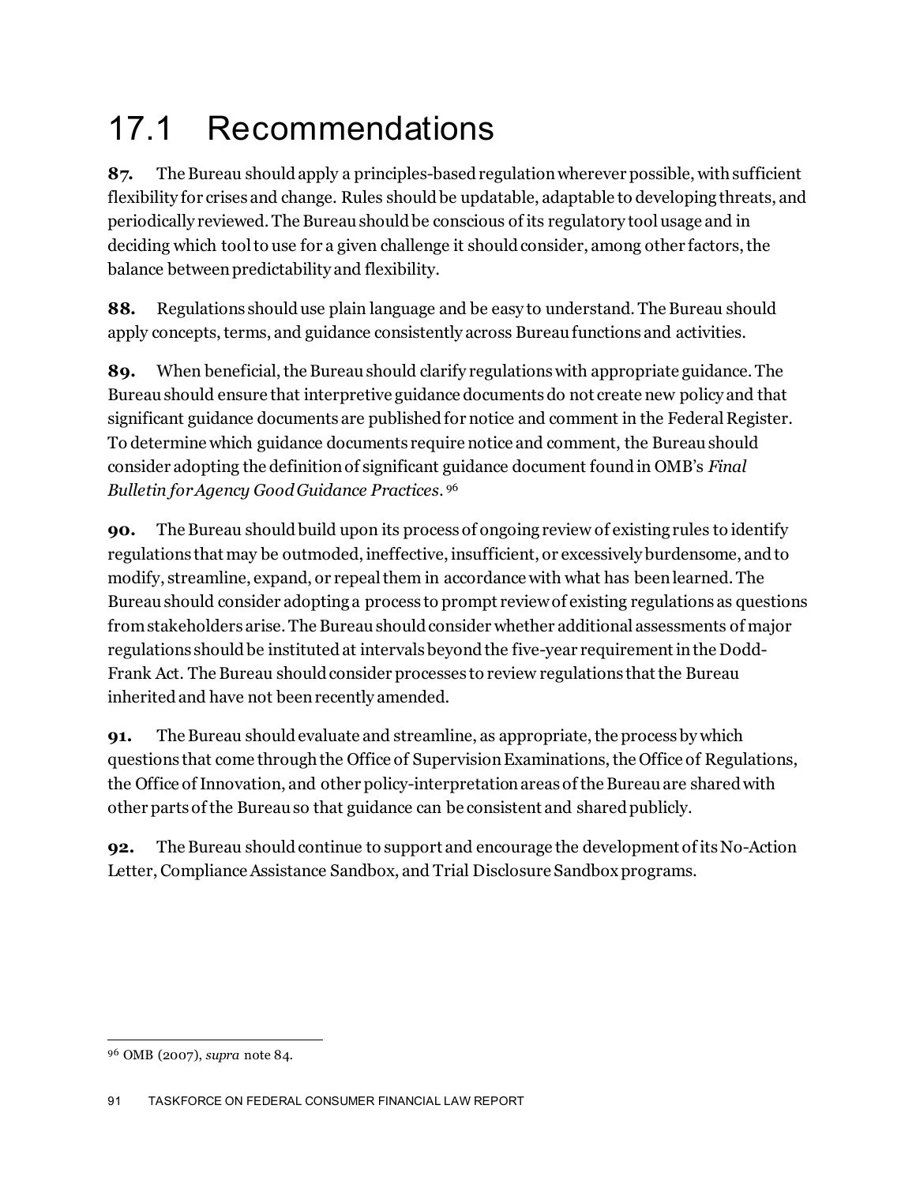# 17.1 Recommendations

**87.** The Bureau should apply a principles-based regulation wherever possible, with sufficient flexibility for crises and change. Rules should be updatable, adaptable to developing threats, and periodically reviewed. The Bureau should be conscious of its regulatory tool usage and in deciding which tool to use for a given challenge it should consider, among other factors, the balance between predictability and flexibility.

**88.** Regulations should use plain language and be easy to understand. The Bureau should apply concepts, terms, and guidance consistently across Bureau functions and activities.

**89.** When beneficial, the Bureau should clarify regulations with appropriate guidance. The Bureau should ensure that interpretive guidance documents do not create new policy and that significant guidance documents are published for notice and comment in the Federal Register. To determine which guidance documents require notice and comment, the Bureau should consider adopting the definition of significant guidance document found in OMB's *Final Bulletin for Agency Good Guidance Practices*.[96]

**90.** The Bureau should build upon its process of ongoing review of existing rules to identify regulations that may be outmoded, ineffective, insufficient, or excessively burdensome, and to modify, streamline, expand, or repeal them in accordance with what has been learned. The Bureau should consider adopting a process to prompt review of existing regulations as questions from stakeholders arise. The Bureau should consider whether additional assessments of major regulations should be instituted at intervals beyond the five-year requirement in the Dodd-Frank Act. The Bureau should consider processes to review regulations that the Bureau inherited and have not been recently amended.

**91.** The Bureau should evaluate and streamline, as appropriate, the process by which questions that come through the Office of Supervision Examinations, the Office of Regulations, the Office of Innovation, and other policy-interpretation areas of the Bureau are shared with other parts of the Bureau so that guidance can be consistent and shared publicly.

**92.** The Bureau should continue to support and encourage the development of its No-Action Letter, Compliance Assistance Sandbox, and Trial Disclosure Sandbox programs.

---

[96] OMB (2007), *supra* note 84.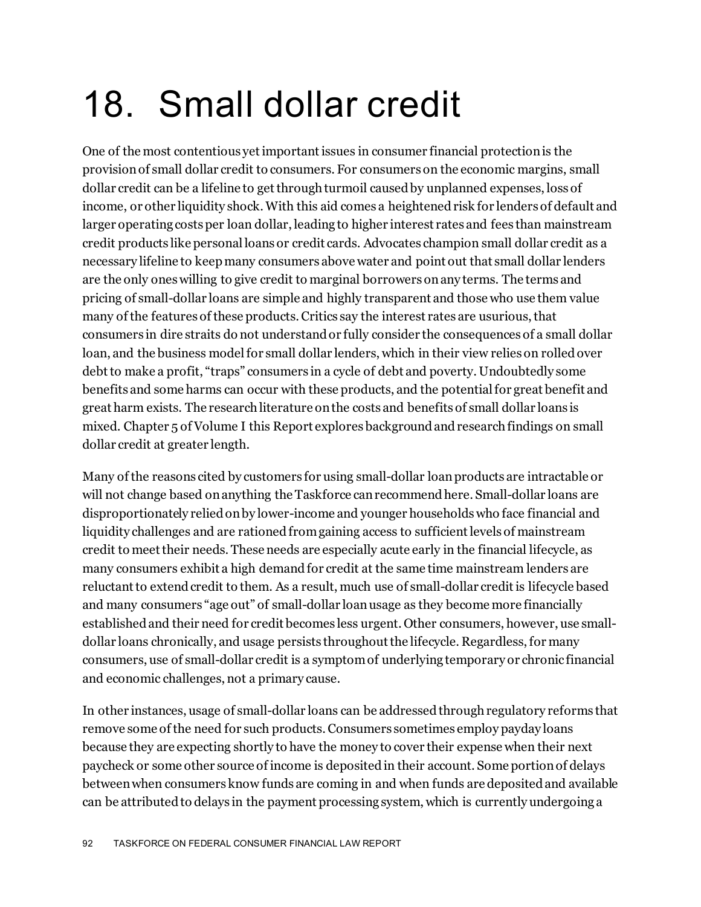# 18. Small dollar credit

One of the most contentious yet important issues in consumer financial protection is the provision of small dollar credit to consumers. For consumers on the economic margins, small dollar credit can be a lifeline to get through turmoil caused by unplanned expenses, loss of income, or other liquidity shock. With this aid comes a heightened risk for lenders of default and larger operating costs per loan dollar, leading to higher interest rates and fees than mainstream credit products like personal loans or credit cards. Advocates champion small dollar credit as a necessary lifeline to keep many consumers above water and point out that small dollar lenders are the only ones willing to give credit to marginal borrowers on any terms. The terms and pricing of small-dollar loans are simple and highly transparent and those who use them value many of the features of these products. Critics say the interest rates are usurious, that consumers in dire straits do not understand or fully consider the consequences of a small dollar loan, and the business model for small dollar lenders, which in their view relies on rolled over debt to make a profit, "traps" consumers in a cycle of debt and poverty. Undoubtedly some benefits and some harms can occur with these products, and the potential for great benefit and great harm exists. The research literature on the costs and benefits of small dollar loans is mixed. Chapter 5 of Volume I this Report explores background and research findings on small dollar credit at greater length.

Many of the reasons cited by customers for using small-dollar loan products are intractable or will not change based on anything the Taskforce can recommend here. Small-dollar loans are disproportionately relied on by lower-income and younger households who face financial and liquidity challenges and are rationed from gaining access to sufficient levels of mainstream credit to meet their needs. These needs are especially acute early in the financial lifecycle, as many consumers exhibit a high demand for credit at the same time mainstream lenders are reluctant to extend credit to them. As a result, much use of small-dollar credit is lifecycle based and many consumers "age out" of small-dollar loan usage as they become more financially established and their need for credit becomes less urgent. Other consumers, however, use small-dollar loans chronically, and usage persists throughout the lifecycle. Regardless, for many consumers, use of small-dollar credit is a symptom of underlying temporary or chronic financial and economic challenges, not a primary cause.

In other instances, usage of small-dollar loans can be addressed through regulatory reforms that remove some of the need for such products. Consumers sometimes employ payday loans because they are expecting shortly to have the money to cover their expense when their next paycheck or some other source of income is deposited in their account. Some portion of delays between when consumers know funds are coming in and when funds are deposited and available can be attributed to delays in the payment processing system, which is currently undergoing a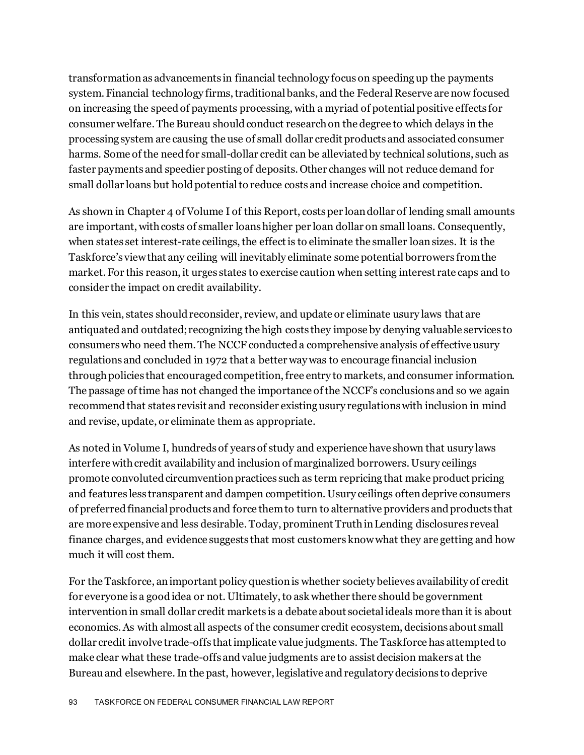transformation as advancements in financial technology focus on speeding up the payments system. Financial technology firms, traditional banks, and the Federal Reserve are now focused on increasing the speed of payments processing, with a myriad of potential positive effects for consumer welfare. The Bureau should conduct research on the degree to which delays in the processing system are causing the use of small dollar credit products and associated consumer harms. Some of the need for small-dollar credit can be alleviated by technical solutions, such as faster payments and speedier posting of deposits. Other changes will not reduce demand for small dollar loans but hold potential to reduce costs and increase choice and competition.

As shown in Chapter 4 of Volume I of this Report, costs per loan dollar of lending small amounts are important, with costs of smaller loans higher per loan dollar on small loans. Consequently, when states set interest-rate ceilings, the effect is to eliminate the smaller loan sizes. It is the Taskforce's view that any ceiling will inevitably eliminate some potential borrowers from the market. For this reason, it urges states to exercise caution when setting interest rate caps and to consider the impact on credit availability.

In this vein, states should reconsider, review, and update or eliminate usury laws that are antiquated and outdated; recognizing the high costs they impose by denying valuable services to consumers who need them. The NCCF conducted a comprehensive analysis of effective usury regulations and concluded in 1972 that a better way was to encourage financial inclusion through policies that encouraged competition, free entry to markets, and consumer information. The passage of time has not changed the importance of the NCCF's conclusions and so we again recommend that states revisit and reconsider existing usury regulations with inclusion in mind and revise, update, or eliminate them as appropriate.

As noted in Volume I, hundreds of years of study and experience have shown that usury laws interfere with credit availability and inclusion of marginalized borrowers. Usury ceilings promote convoluted circumvention practices such as term repricing that make product pricing and features less transparent and dampen competition. Usury ceilings often deprive consumers of preferred financial products and force them to turn to alternative providers and products that are more expensive and less desirable. Today, prominent Truth in Lending disclosures reveal finance charges, and evidence suggests that most customers know what they are getting and how much it will cost them.

For the Taskforce, an important policy question is whether society believes availability of credit for everyone is a good idea or not. Ultimately, to ask whether there should be government intervention in small dollar credit markets is a debate about societal ideals more than it is about economics. As with almost all aspects of the consumer credit ecosystem, decisions about small dollar credit involve trade-offs that implicate value judgments. The Taskforce has attempted to make clear what these trade-offs and value judgments are to assist decision makers at the Bureau and elsewhere. In the past, however, legislative and regulatory decisions to deprive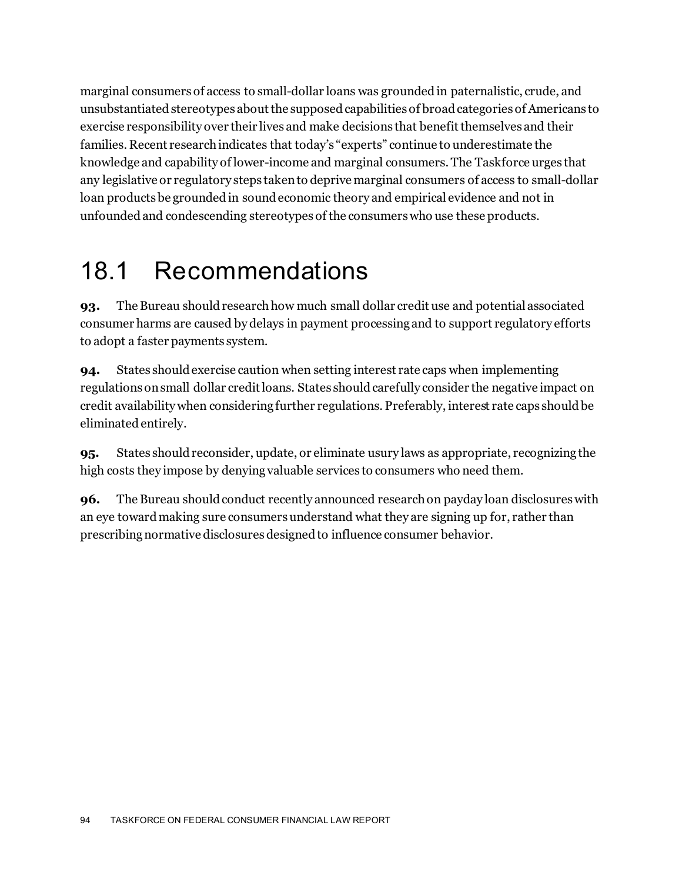marginal consumers of access to small-dollar loans was grounded in paternalistic, crude, and unsubstantiated stereotypes about the supposed capabilities of broad categories of Americans to exercise responsibility over their lives and make decisions that benefit themselves and their families. Recent research indicates that today's "experts" continue to underestimate the knowledge and capability of lower-income and marginal consumers. The Taskforce urges that any legislative or regulatory steps taken to deprive marginal consumers of access to small-dollar loan products be grounded in sound economic theory and empirical evidence and not in unfounded and condescending stereotypes of the consumers who use these products.

## 18.1 Recommendations

**93.** The Bureau should research how much small dollar credit use and potential associated consumer harms are caused by delays in payment processing and to support regulatory efforts to adopt a faster payments system.

**94.** States should exercise caution when setting interest rate caps when implementing regulations on small dollar credit loans. States should carefully consider the negative impact on credit availability when considering further regulations. Preferably, interest rate caps should be eliminated entirely.

**95.** States should reconsider, update, or eliminate usury laws as appropriate, recognizing the high costs they impose by denying valuable services to consumers who need them.

**96.** The Bureau should conduct recently announced research on payday loan disclosures with an eye toward making sure consumers understand what they are signing up for, rather than prescribing normative disclosures designed to influence consumer behavior.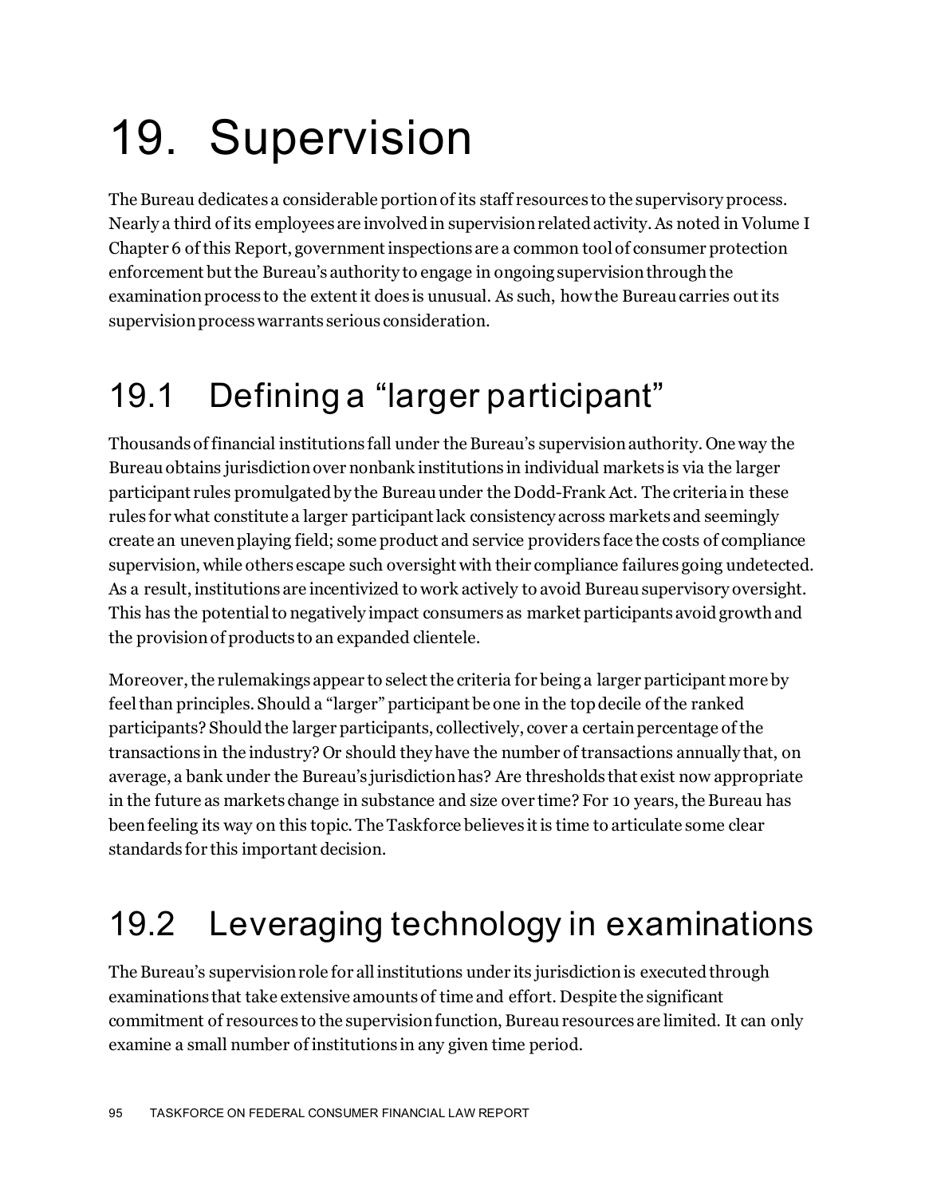# 19. Supervision

The Bureau dedicates a considerable portion of its staff resources to the supervisory process. Nearly a third of its employees are involved in supervision related activity. As noted in Volume I Chapter 6 of this Report, government inspections are a common tool of consumer protection enforcement but the Bureau's authority to engage in ongoing supervision through the examination process to the extent it does is unusual. As such, how the Bureau carries out its supervision process warrants serious consideration.

## 19.1 Defining a "larger participant"

Thousands of financial institutions fall under the Bureau's supervision authority. One way the Bureau obtains jurisdiction over nonbank institutions in individual markets is via the larger participant rules promulgated by the Bureau under the Dodd-Frank Act. The criteria in these rules for what constitute a larger participant lack consistency across markets and seemingly create an uneven playing field; some product and service providers face the costs of compliance supervision, while others escape such oversight with their compliance failures going undetected. As a result, institutions are incentivized to work actively to avoid Bureau supervisory oversight. This has the potential to negatively impact consumers as market participants avoid growth and the provision of products to an expanded clientele.

Moreover, the rulemakings appear to select the criteria for being a larger participant more by feel than principles. Should a "larger" participant be one in the top decile of the ranked participants? Should the larger participants, collectively, cover a certain percentage of the transactions in the industry? Or should they have the number of transactions annually that, on average, a bank under the Bureau's jurisdiction has? Are thresholds that exist now appropriate in the future as markets change in substance and size over time? For 10 years, the Bureau has been feeling its way on this topic. The Taskforce believes it is time to articulate some clear standards for this important decision.

## 19.2 Leveraging technology in examinations

The Bureau's supervision role for all institutions under its jurisdiction is executed through examinations that take extensive amounts of time and effort. Despite the significant commitment of resources to the supervision function, Bureau resources are limited. It can only examine a small number of institutions in any given time period.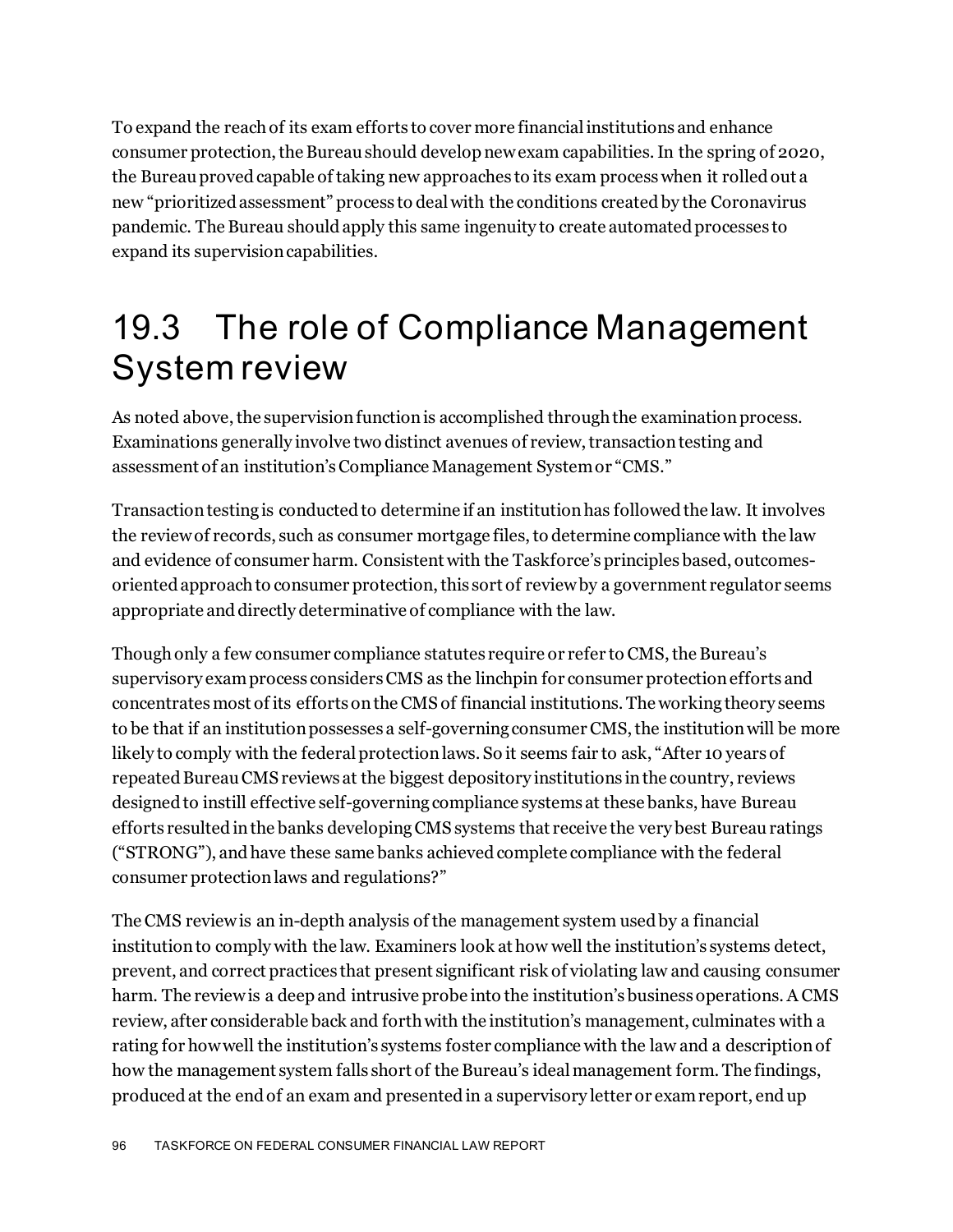To expand the reach of its exam efforts to cover more financial institutions and enhance consumer protection, the Bureau should develop new exam capabilities. In the spring of 2020, the Bureau proved capable of taking new approaches to its exam process when it rolled out a new "prioritized assessment" process to deal with the conditions created by the Coronavirus pandemic. The Bureau should apply this same ingenuity to create automated processes to expand its supervision capabilities.

## 19.3 The role of Compliance Management System review

As noted above, the supervision function is accomplished through the examination process. Examinations generally involve two distinct avenues of review, transaction testing and assessment of an institution's Compliance Management System or "CMS."

Transaction testing is conducted to determine if an institution has followed the law. It involves the review of records, such as consumer mortgage files, to determine compliance with the law and evidence of consumer harm. Consistent with the Taskforce's principles based, outcomes-oriented approach to consumer protection, this sort of review by a government regulator seems appropriate and directly determinative of compliance with the law.

Though only a few consumer compliance statutes require or refer to CMS, the Bureau's supervisory exam process considers CMS as the linchpin for consumer protection efforts and concentrates most of its efforts on the CMS of financial institutions. The working theory seems to be that if an institution possesses a self-governing consumer CMS, the institution will be more likely to comply with the federal protection laws. So it seems fair to ask, "After 10 years of repeated Bureau CMS reviews at the biggest depository institutions in the country, reviews designed to instill effective self-governing compliance systems at these banks, have Bureau efforts resulted in the banks developing CMS systems that receive the very best Bureau ratings ("STRONG"), and have these same banks achieved complete compliance with the federal consumer protection laws and regulations?"

The CMS review is an in-depth analysis of the management system used by a financial institution to comply with the law. Examiners look at how well the institution's systems detect, prevent, and correct practices that present significant risk of violating law and causing consumer harm. The review is a deep and intrusive probe into the institution's business operations. A CMS review, after considerable back and forth with the institution's management, culminates with a rating for how well the institution's systems foster compliance with the law and a description of how the management system falls short of the Bureau's ideal management form. The findings, produced at the end of an exam and presented in a supervisory letter or exam report, end up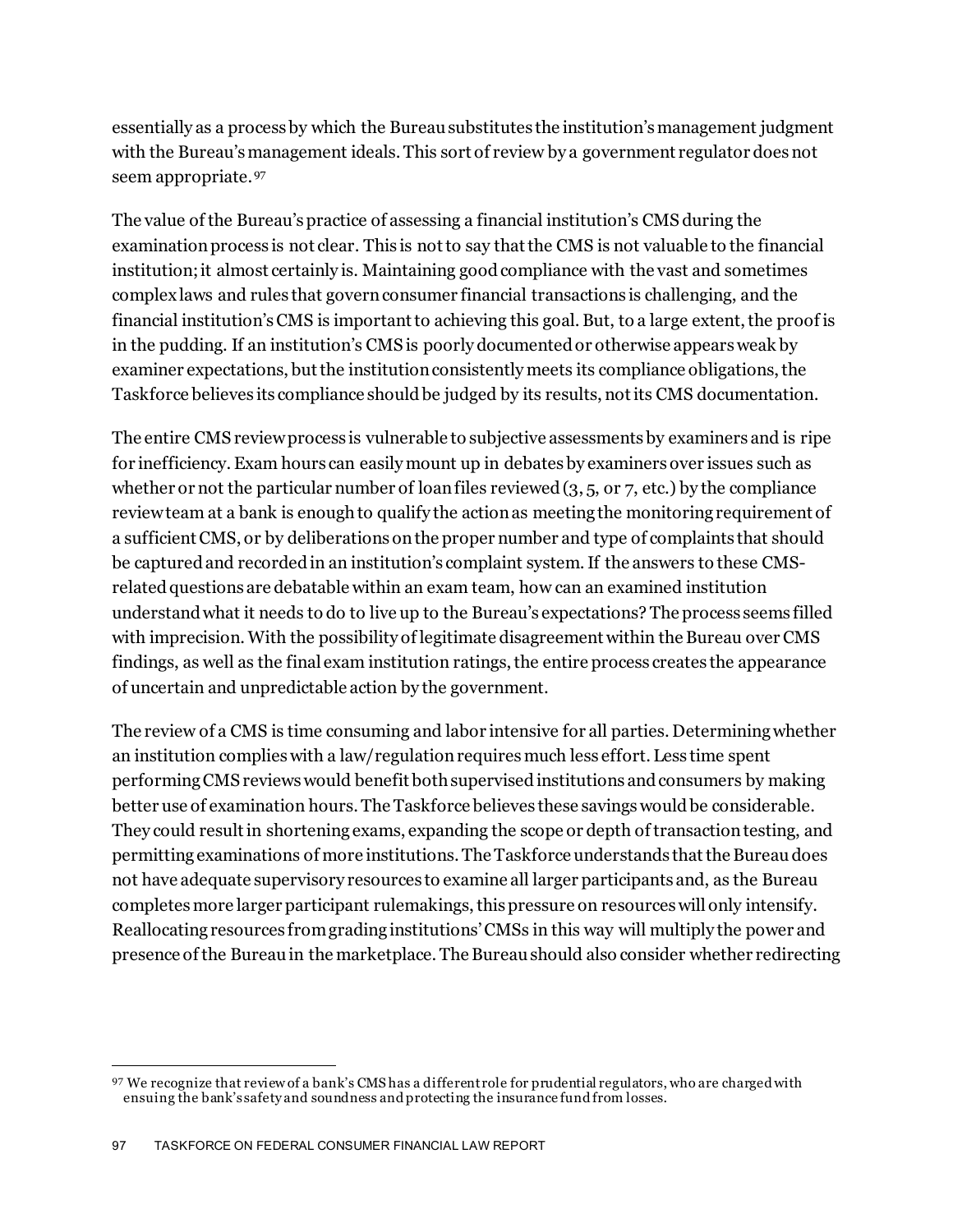essentially as a process by which the Bureau substitutes the institution's management judgment with the Bureau's management ideals. This sort of review by a government regulator does not seem appropriate.[97]

The value of the Bureau's practice of assessing a financial institution's CMS during the examination process is not clear. This is not to say that the CMS is not valuable to the financial institution; it almost certainly is. Maintaining good compliance with the vast and sometimes complex laws and rules that govern consumer financial transactions is challenging, and the financial institution's CMS is important to achieving this goal. But, to a large extent, the proof is in the pudding. If an institution's CMS is poorly documented or otherwise appears weak by examiner expectations, but the institution consistently meets its compliance obligations, the Taskforce believes its compliance should be judged by its results, not its CMS documentation.

The entire CMS review process is vulnerable to subjective assessments by examiners and is ripe for inefficiency. Exam hours can easily mount up in debates by examiners over issues such as whether or not the particular number of loan files reviewed (3, 5, or 7, etc.) by the compliance review team at a bank is enough to qualify the action as meeting the monitoring requirement of a sufficient CMS, or by deliberations on the proper number and type of complaints that should be captured and recorded in an institution's complaint system. If the answers to these CMS-related questions are debatable within an exam team, how can an examined institution understand what it needs to do to live up to the Bureau's expectations? The process seems filled with imprecision. With the possibility of legitimate disagreement within the Bureau over CMS findings, as well as the final exam institution ratings, the entire process creates the appearance of uncertain and unpredictable action by the government.

The review of a CMS is time consuming and labor intensive for all parties. Determining whether an institution complies with a law/regulation requires much less effort. Less time spent performing CMS reviews would benefit both supervised institutions and consumers by making better use of examination hours. The Taskforce believes these savings would be considerable. They could result in shortening exams, expanding the scope or depth of transaction testing, and permitting examinations of more institutions. The Taskforce understands that the Bureau does not have adequate supervisory resources to examine all larger participants and, as the Bureau completes more larger participant rulemakings, this pressure on resources will only intensify. Reallocating resources from grading institutions' CMSs in this way will multiply the power and presence of the Bureau in the marketplace. The Bureau should also consider whether redirecting

[97] We recognize that review of a bank's CMS has a different role for prudential regulators, who are charged with ensuing the bank's safety and soundness and protecting the insurance fund from losses.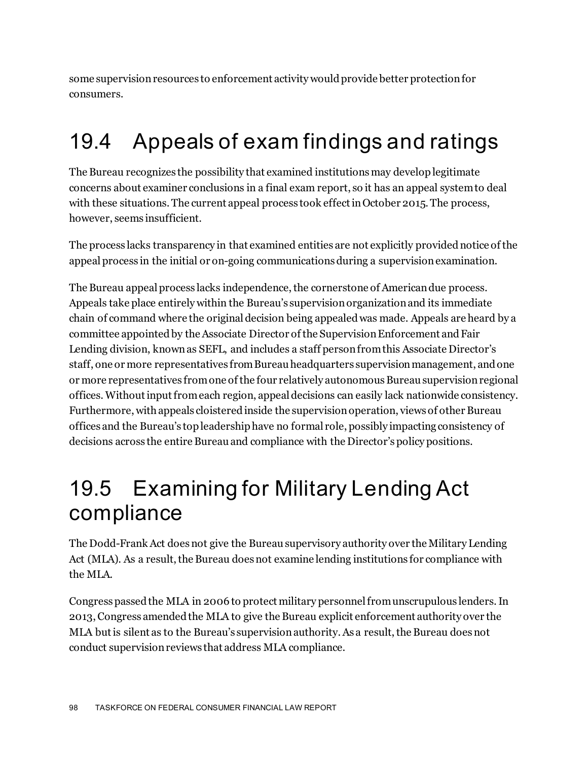some supervision resources to enforcement activity would provide better protection for consumers.

## 19.4 Appeals of exam findings and ratings

The Bureau recognizes the possibility that examined institutions may develop legitimate concerns about examiner conclusions in a final exam report, so it has an appeal system to deal with these situations. The current appeal process took effect in October 2015. The process, however, seems insufficient.

The process lacks transparency in that examined entities are not explicitly provided notice of the appeal process in the initial or on-going communications during a supervision examination.

The Bureau appeal process lacks independence, the cornerstone of American due process. Appeals take place entirely within the Bureau's supervision organization and its immediate chain of command where the original decision being appealed was made. Appeals are heard by a committee appointed by the Associate Director of the Supervision Enforcement and Fair Lending division, known as SEFL, and includes a staff person from this Associate Director's staff, one or more representatives from Bureau headquarters supervision management, and one or more representatives from one of the four relatively autonomous Bureau supervision regional offices. Without input from each region, appeal decisions can easily lack nationwide consistency. Furthermore, with appeals cloistered inside the supervision operation, views of other Bureau offices and the Bureau's top leadership have no formal role, possibly impacting consistency of decisions across the entire Bureau and compliance with the Director's policy positions.

## 19.5 Examining for Military Lending Act compliance

The Dodd-Frank Act does not give the Bureau supervisory authority over the Military Lending Act (MLA). As a result, the Bureau does not examine lending institutions for compliance with the MLA.

Congress passed the MLA in 2006 to protect military personnel from unscrupulous lenders. In 2013, Congress amended the MLA to give the Bureau explicit enforcement authority over the MLA but is silent as to the Bureau's supervision authority. As a result, the Bureau does not conduct supervision reviews that address MLA compliance.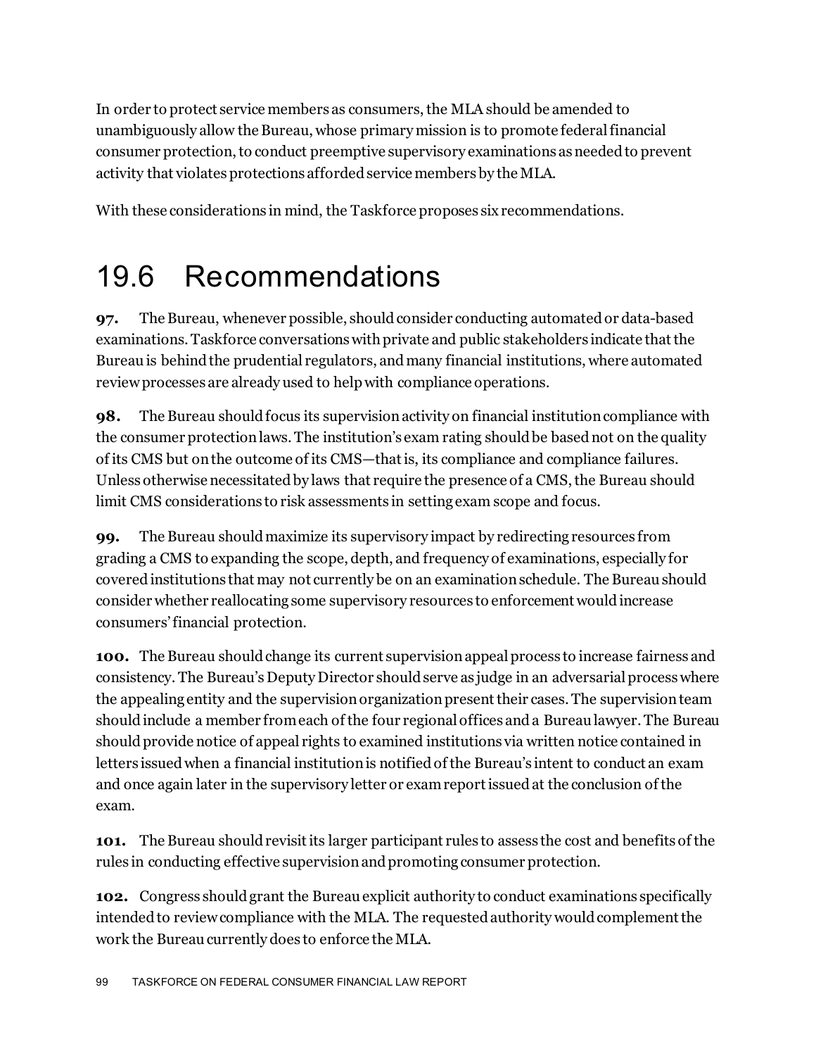In order to protect service members as consumers, the MLA should be amended to unambiguously allow the Bureau, whose primary mission is to promote federal financial consumer protection, to conduct preemptive supervisory examinations as needed to prevent activity that violates protections afforded service members by the MLA.

With these considerations in mind, the Taskforce proposes six recommendations.

## 19.6 Recommendations

**97.** The Bureau, whenever possible, should consider conducting automated or data-based examinations. Taskforce conversations with private and public stakeholders indicate that the Bureau is behind the prudential regulators, and many financial institutions, where automated review processes are already used to help with compliance operations.

**98.** The Bureau should focus its supervision activity on financial institution compliance with the consumer protection laws. The institution's exam rating should be based not on the quality of its CMS but on the outcome of its CMS—that is, its compliance and compliance failures. Unless otherwise necessitated by laws that require the presence of a CMS, the Bureau should limit CMS considerations to risk assessments in setting exam scope and focus.

**99.** The Bureau should maximize its supervisory impact by redirecting resources from grading a CMS to expanding the scope, depth, and frequency of examinations, especially for covered institutions that may not currently be on an examination schedule. The Bureau should consider whether reallocating some supervisory resources to enforcement would increase consumers' financial protection.

**100.** The Bureau should change its current supervision appeal process to increase fairness and consistency. The Bureau's Deputy Director should serve as judge in an adversarial process where the appealing entity and the supervision organization present their cases. The supervision team should include a member from each of the four regional offices and a Bureau lawyer. The Bureau should provide notice of appeal rights to examined institutions via written notice contained in letters issued when a financial institution is notified of the Bureau's intent to conduct an exam and once again later in the supervisory letter or exam report issued at the conclusion of the exam.

**101.** The Bureau should revisit its larger participant rules to assess the cost and benefits of the rules in conducting effective supervision and promoting consumer protection.

**102.** Congress should grant the Bureau explicit authority to conduct examinations specifically intended to review compliance with the MLA. The requested authority would complement the work the Bureau currently does to enforce the MLA.